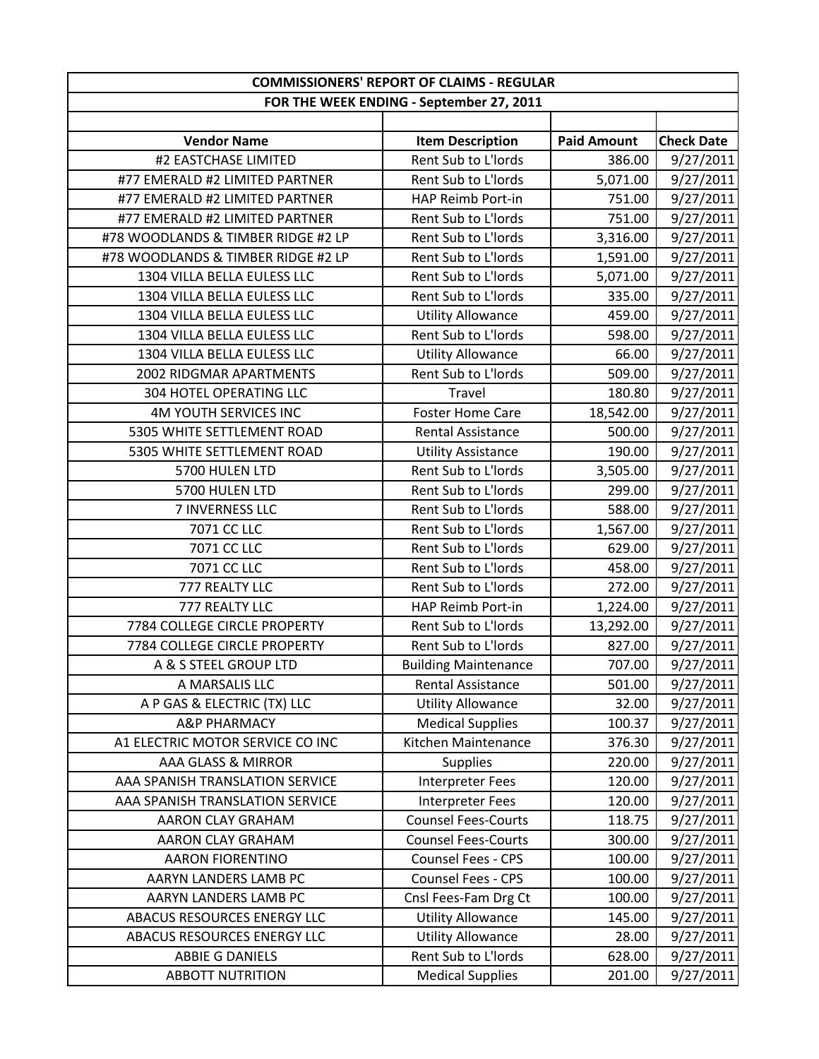| COMMISSIONERS' REPORT OF CLAIMS - REGULAR | | | |
|---|---|---|---|
| FOR THE WEEK ENDING - September 27, 2011 | | | |
| | | | |
| **Vendor Name** | **Item Description** | **Paid Amount** | **Check Date** |
| #2 EASTCHASE LIMITED | Rent Sub to L'lords | 386.00 | 9/27/2011 |
| #77 EMERALD #2 LIMITED PARTNER | Rent Sub to L'lords | 5,071.00 | 9/27/2011 |
| #77 EMERALD #2 LIMITED PARTNER | HAP Reimb Port-in | 751.00 | 9/27/2011 |
| #77 EMERALD #2 LIMITED PARTNER | Rent Sub to L'lords | 751.00 | 9/27/2011 |
| #78 WOODLANDS & TIMBER RIDGE #2 LP | Rent Sub to L'lords | 3,316.00 | 9/27/2011 |
| #78 WOODLANDS & TIMBER RIDGE #2 LP | Rent Sub to L'lords | 1,591.00 | 9/27/2011 |
| 1304 VILLA BELLA EULESS LLC | Rent Sub to L'lords | 5,071.00 | 9/27/2011 |
| 1304 VILLA BELLA EULESS LLC | Rent Sub to L'lords | 335.00 | 9/27/2011 |
| 1304 VILLA BELLA EULESS LLC | Utility Allowance | 459.00 | 9/27/2011 |
| 1304 VILLA BELLA EULESS LLC | Rent Sub to L'lords | 598.00 | 9/27/2011 |
| 1304 VILLA BELLA EULESS LLC | Utility Allowance | 66.00 | 9/27/2011 |
| 2002 RIDGMAR APARTMENTS | Rent Sub to L'lords | 509.00 | 9/27/2011 |
| 304 HOTEL OPERATING LLC | Travel | 180.80 | 9/27/2011 |
| 4M YOUTH SERVICES INC | Foster Home Care | 18,542.00 | 9/27/2011 |
| 5305 WHITE SETTLEMENT ROAD | Rental Assistance | 500.00 | 9/27/2011 |
| 5305 WHITE SETTLEMENT ROAD | Utility Assistance | 190.00 | 9/27/2011 |
| 5700 HULEN LTD | Rent Sub to L'lords | 3,505.00 | 9/27/2011 |
| 5700 HULEN LTD | Rent Sub to L'lords | 299.00 | 9/27/2011 |
| 7 INVERNESS LLC | Rent Sub to L'lords | 588.00 | 9/27/2011 |
| 7071 CC LLC | Rent Sub to L'lords | 1,567.00 | 9/27/2011 |
| 7071 CC LLC | Rent Sub to L'lords | 629.00 | 9/27/2011 |
| 7071 CC LLC | Rent Sub to L'lords | 458.00 | 9/27/2011 |
| 777 REALTY LLC | Rent Sub to L'lords | 272.00 | 9/27/2011 |
| 777 REALTY LLC | HAP Reimb Port-in | 1,224.00 | 9/27/2011 |
| 7784 COLLEGE CIRCLE PROPERTY | Rent Sub to L'lords | 13,292.00 | 9/27/2011 |
| 7784 COLLEGE CIRCLE PROPERTY | Rent Sub to L'lords | 827.00 | 9/27/2011 |
| A & S STEEL GROUP LTD | Building Maintenance | 707.00 | 9/27/2011 |
| A MARSALIS LLC | Rental Assistance | 501.00 | 9/27/2011 |
| A P GAS & ELECTRIC (TX) LLC | Utility Allowance | 32.00 | 9/27/2011 |
| A&P PHARMACY | Medical Supplies | 100.37 | 9/27/2011 |
| A1 ELECTRIC MOTOR SERVICE CO INC | Kitchen Maintenance | 376.30 | 9/27/2011 |
| AAA GLASS & MIRROR | Supplies | 220.00 | 9/27/2011 |
| AAA SPANISH TRANSLATION SERVICE | Interpreter Fees | 120.00 | 9/27/2011 |
| AAA SPANISH TRANSLATION SERVICE | Interpreter Fees | 120.00 | 9/27/2011 |
| AARON CLAY GRAHAM | Counsel Fees-Courts | 118.75 | 9/27/2011 |
| AARON CLAY GRAHAM | Counsel Fees-Courts | 300.00 | 9/27/2011 |
| AARON FIORENTINO | Counsel Fees - CPS | 100.00 | 9/27/2011 |
| AARYN LANDERS LAMB PC | Counsel Fees - CPS | 100.00 | 9/27/2011 |
| AARYN LANDERS LAMB PC | Cnsl Fees-Fam Drg Ct | 100.00 | 9/27/2011 |
| ABACUS RESOURCES ENERGY LLC | Utility Allowance | 145.00 | 9/27/2011 |
| ABACUS RESOURCES ENERGY LLC | Utility Allowance | 28.00 | 9/27/2011 |
| ABBIE G DANIELS | Rent Sub to L'lords | 628.00 | 9/27/2011 |
| ABBOTT NUTRITION | Medical Supplies | 201.00 | 9/27/2011 |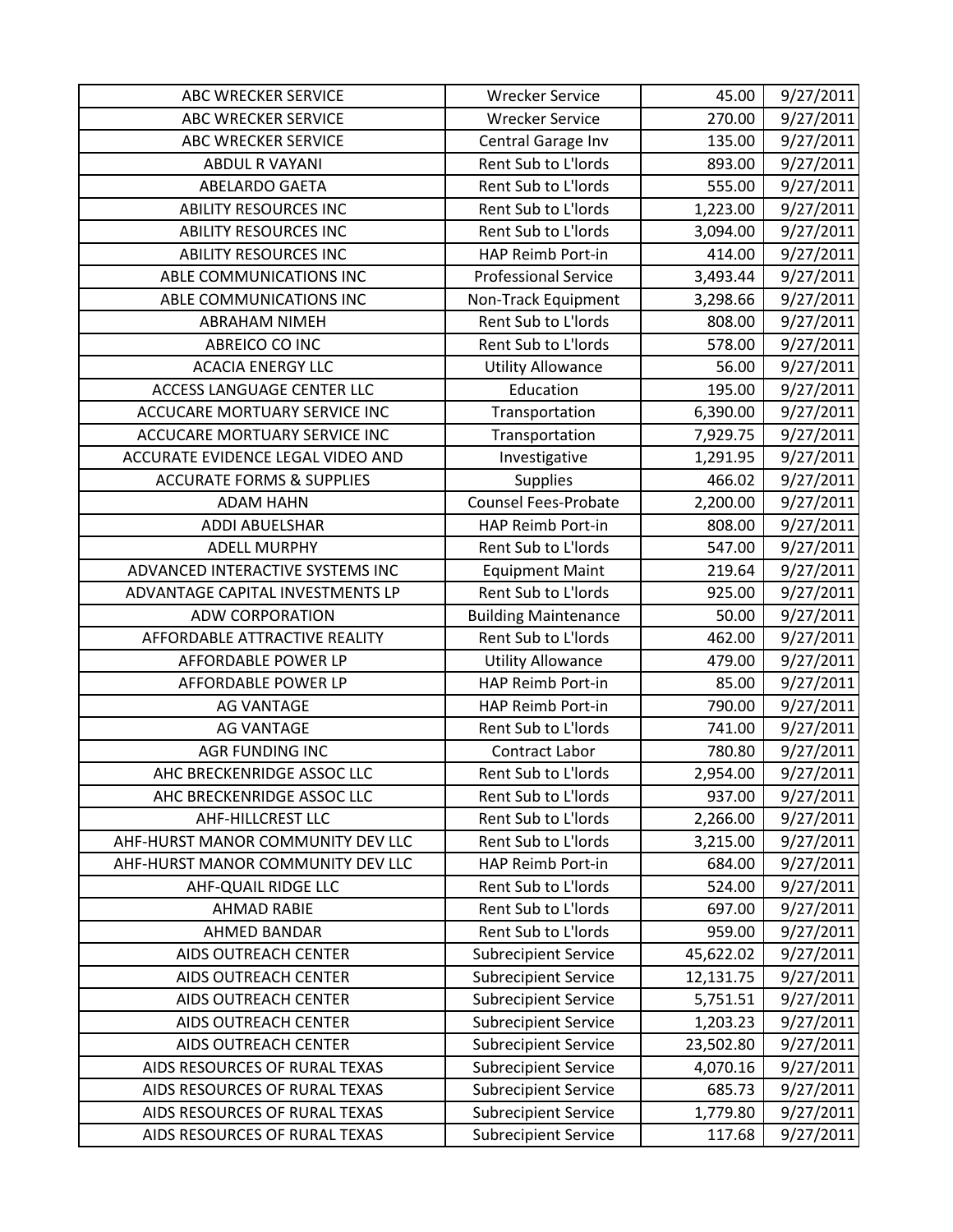| | | | |
|---|---|---|---|
| ABC WRECKER SERVICE | Wrecker Service | 45.00 | 9/27/2011 |
| ABC WRECKER SERVICE | Wrecker Service | 270.00 | 9/27/2011 |
| ABC WRECKER SERVICE | Central Garage Inv | 135.00 | 9/27/2011 |
| ABDUL R VAYANI | Rent Sub to L'lords | 893.00 | 9/27/2011 |
| ABELARDO GAETA | Rent Sub to L'lords | 555.00 | 9/27/2011 |
| ABILITY RESOURCES INC | Rent Sub to L'lords | 1,223.00 | 9/27/2011 |
| ABILITY RESOURCES INC | Rent Sub to L'lords | 3,094.00 | 9/27/2011 |
| ABILITY RESOURCES INC | HAP Reimb Port-in | 414.00 | 9/27/2011 |
| ABLE COMMUNICATIONS INC | Professional Service | 3,493.44 | 9/27/2011 |
| ABLE COMMUNICATIONS INC | Non-Track Equipment | 3,298.66 | 9/27/2011 |
| ABRAHAM NIMEH | Rent Sub to L'lords | 808.00 | 9/27/2011 |
| ABREICO CO INC | Rent Sub to L'lords | 578.00 | 9/27/2011 |
| ACACIA ENERGY LLC | Utility Allowance | 56.00 | 9/27/2011 |
| ACCESS LANGUAGE CENTER LLC | Education | 195.00 | 9/27/2011 |
| ACCUCARE MORTUARY SERVICE INC | Transportation | 6,390.00 | 9/27/2011 |
| ACCUCARE MORTUARY SERVICE INC | Transportation | 7,929.75 | 9/27/2011 |
| ACCURATE EVIDENCE LEGAL VIDEO AND | Investigative | 1,291.95 | 9/27/2011 |
| ACCURATE FORMS & SUPPLIES | Supplies | 466.02 | 9/27/2011 |
| ADAM HAHN | Counsel Fees-Probate | 2,200.00 | 9/27/2011 |
| ADDI ABUELSHAR | HAP Reimb Port-in | 808.00 | 9/27/2011 |
| ADELL MURPHY | Rent Sub to L'lords | 547.00 | 9/27/2011 |
| ADVANCED INTERACTIVE SYSTEMS INC | Equipment Maint | 219.64 | 9/27/2011 |
| ADVANTAGE CAPITAL INVESTMENTS LP | Rent Sub to L'lords | 925.00 | 9/27/2011 |
| ADW CORPORATION | Building Maintenance | 50.00 | 9/27/2011 |
| AFFORDABLE ATTRACTIVE REALITY | Rent Sub to L'lords | 462.00 | 9/27/2011 |
| AFFORDABLE POWER LP | Utility Allowance | 479.00 | 9/27/2011 |
| AFFORDABLE POWER LP | HAP Reimb Port-in | 85.00 | 9/27/2011 |
| AG VANTAGE | HAP Reimb Port-in | 790.00 | 9/27/2011 |
| AG VANTAGE | Rent Sub to L'lords | 741.00 | 9/27/2011 |
| AGR FUNDING INC | Contract Labor | 780.80 | 9/27/2011 |
| AHC BRECKENRIDGE ASSOC LLC | Rent Sub to L'lords | 2,954.00 | 9/27/2011 |
| AHC BRECKENRIDGE ASSOC LLC | Rent Sub to L'lords | 937.00 | 9/27/2011 |
| AHF-HILLCREST LLC | Rent Sub to L'lords | 2,266.00 | 9/27/2011 |
| AHF-HURST MANOR COMMUNITY DEV LLC | Rent Sub to L'lords | 3,215.00 | 9/27/2011 |
| AHF-HURST MANOR COMMUNITY DEV LLC | HAP Reimb Port-in | 684.00 | 9/27/2011 |
| AHF-QUAIL RIDGE LLC | Rent Sub to L'lords | 524.00 | 9/27/2011 |
| AHMAD RABIE | Rent Sub to L'lords | 697.00 | 9/27/2011 |
| AHMED BANDAR | Rent Sub to L'lords | 959.00 | 9/27/2011 |
| AIDS OUTREACH CENTER | Subrecipient Service | 45,622.02 | 9/27/2011 |
| AIDS OUTREACH CENTER | Subrecipient Service | 12,131.75 | 9/27/2011 |
| AIDS OUTREACH CENTER | Subrecipient Service | 5,751.51 | 9/27/2011 |
| AIDS OUTREACH CENTER | Subrecipient Service | 1,203.23 | 9/27/2011 |
| AIDS OUTREACH CENTER | Subrecipient Service | 23,502.80 | 9/27/2011 |
| AIDS RESOURCES OF RURAL TEXAS | Subrecipient Service | 4,070.16 | 9/27/2011 |
| AIDS RESOURCES OF RURAL TEXAS | Subrecipient Service | 685.73 | 9/27/2011 |
| AIDS RESOURCES OF RURAL TEXAS | Subrecipient Service | 1,779.80 | 9/27/2011 |
| AIDS RESOURCES OF RURAL TEXAS | Subrecipient Service | 117.68 | 9/27/2011 |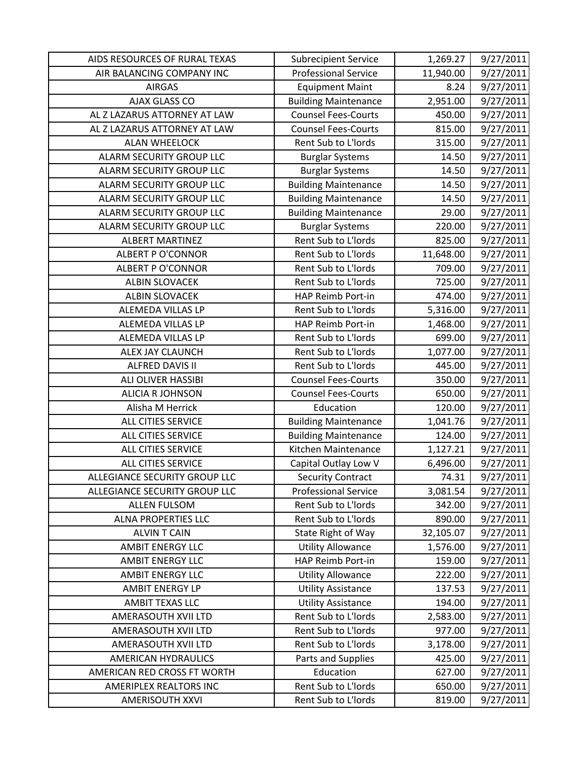| | | | |
|---|---|---|---|
| AIDS RESOURCES OF RURAL TEXAS | Subrecipient Service | 1,269.27 | 9/27/2011 |
| AIR BALANCING COMPANY INC | Professional Service | 11,940.00 | 9/27/2011 |
| AIRGAS | Equipment Maint | 8.24 | 9/27/2011 |
| AJAX GLASS CO | Building Maintenance | 2,951.00 | 9/27/2011 |
| AL Z LAZARUS ATTORNEY AT LAW | Counsel Fees-Courts | 450.00 | 9/27/2011 |
| AL Z LAZARUS ATTORNEY AT LAW | Counsel Fees-Courts | 815.00 | 9/27/2011 |
| ALAN WHEELOCK | Rent Sub to L'lords | 315.00 | 9/27/2011 |
| ALARM SECURITY GROUP LLC | Burglar Systems | 14.50 | 9/27/2011 |
| ALARM SECURITY GROUP LLC | Burglar Systems | 14.50 | 9/27/2011 |
| ALARM SECURITY GROUP LLC | Building Maintenance | 14.50 | 9/27/2011 |
| ALARM SECURITY GROUP LLC | Building Maintenance | 14.50 | 9/27/2011 |
| ALARM SECURITY GROUP LLC | Building Maintenance | 29.00 | 9/27/2011 |
| ALARM SECURITY GROUP LLC | Burglar Systems | 220.00 | 9/27/2011 |
| ALBERT MARTINEZ | Rent Sub to L'lords | 825.00 | 9/27/2011 |
| ALBERT P O'CONNOR | Rent Sub to L'lords | 11,648.00 | 9/27/2011 |
| ALBERT P O'CONNOR | Rent Sub to L'lords | 709.00 | 9/27/2011 |
| ALBIN SLOVACEK | Rent Sub to L'lords | 725.00 | 9/27/2011 |
| ALBIN SLOVACEK | HAP Reimb Port-in | 474.00 | 9/27/2011 |
| ALEMEDA VILLAS LP | Rent Sub to L'lords | 5,316.00 | 9/27/2011 |
| ALEMEDA VILLAS LP | HAP Reimb Port-in | 1,468.00 | 9/27/2011 |
| ALEMEDA VILLAS LP | Rent Sub to L'lords | 699.00 | 9/27/2011 |
| ALEX JAY CLAUNCH | Rent Sub to L'lords | 1,077.00 | 9/27/2011 |
| ALFRED DAVIS II | Rent Sub to L'lords | 445.00 | 9/27/2011 |
| ALI OLIVER HASSIBI | Counsel Fees-Courts | 350.00 | 9/27/2011 |
| ALICIA R JOHNSON | Counsel Fees-Courts | 650.00 | 9/27/2011 |
| Alisha M Herrick | Education | 120.00 | 9/27/2011 |
| ALL CITIES SERVICE | Building Maintenance | 1,041.76 | 9/27/2011 |
| ALL CITIES SERVICE | Building Maintenance | 124.00 | 9/27/2011 |
| ALL CITIES SERVICE | Kitchen Maintenance | 1,127.21 | 9/27/2011 |
| ALL CITIES SERVICE | Capital Outlay Low V | 6,496.00 | 9/27/2011 |
| ALLEGIANCE SECURITY GROUP LLC | Security Contract | 74.31 | 9/27/2011 |
| ALLEGIANCE SECURITY GROUP LLC | Professional Service | 3,081.54 | 9/27/2011 |
| ALLEN FULSOM | Rent Sub to L'lords | 342.00 | 9/27/2011 |
| ALNA PROPERTIES LLC | Rent Sub to L'lords | 890.00 | 9/27/2011 |
| ALVIN T CAIN | State Right of Way | 32,105.07 | 9/27/2011 |
| AMBIT ENERGY LLC | Utility Allowance | 1,576.00 | 9/27/2011 |
| AMBIT ENERGY LLC | HAP Reimb Port-in | 159.00 | 9/27/2011 |
| AMBIT ENERGY LLC | Utility Allowance | 222.00 | 9/27/2011 |
| AMBIT ENERGY LP | Utility Assistance | 137.53 | 9/27/2011 |
| AMBIT TEXAS LLC | Utility Assistance | 194.00 | 9/27/2011 |
| AMERASOUTH XVII LTD | Rent Sub to L'lords | 2,583.00 | 9/27/2011 |
| AMERASOUTH XVII LTD | Rent Sub to L'lords | 977.00 | 9/27/2011 |
| AMERASOUTH XVII LTD | Rent Sub to L'lords | 3,178.00 | 9/27/2011 |
| AMERICAN HYDRAULICS | Parts and Supplies | 425.00 | 9/27/2011 |
| AMERICAN RED CROSS FT WORTH | Education | 627.00 | 9/27/2011 |
| AMERIPLEX REALTORS INC | Rent Sub to L'lords | 650.00 | 9/27/2011 |
| AMERISOUTH XXVI | Rent Sub to L'lords | 819.00 | 9/27/2011 |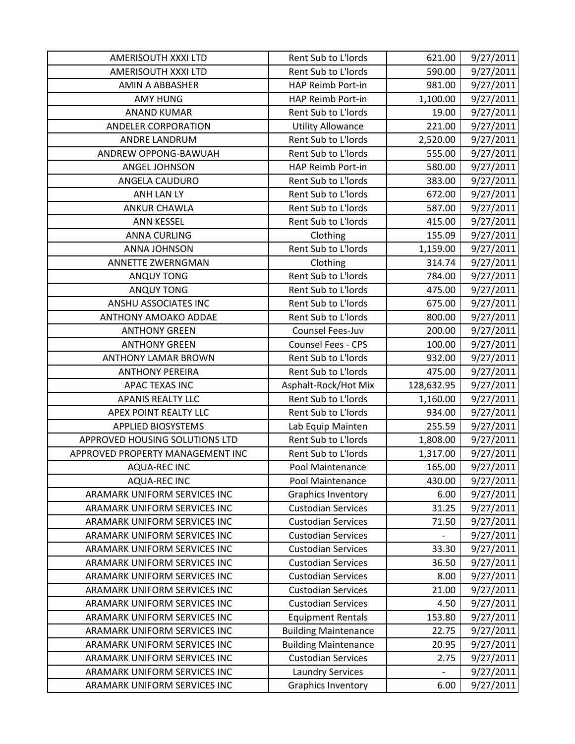| | | | |
|---|---|---|---|
| AMERISOUTH XXXI LTD | Rent Sub to L'lords | 621.00 | 9/27/2011 |
| AMERISOUTH XXXI LTD | Rent Sub to L'lords | 590.00 | 9/27/2011 |
| AMIN A ABBASHER | HAP Reimb Port-in | 981.00 | 9/27/2011 |
| AMY HUNG | HAP Reimb Port-in | 1,100.00 | 9/27/2011 |
| ANAND KUMAR | Rent Sub to L'lords | 19.00 | 9/27/2011 |
| ANDELER CORPORATION | Utility Allowance | 221.00 | 9/27/2011 |
| ANDRE LANDRUM | Rent Sub to L'lords | 2,520.00 | 9/27/2011 |
| ANDREW OPPONG-BAWUAH | Rent Sub to L'lords | 555.00 | 9/27/2011 |
| ANGEL JOHNSON | HAP Reimb Port-in | 580.00 | 9/27/2011 |
| ANGELA CAUDURO | Rent Sub to L'lords | 383.00 | 9/27/2011 |
| ANH LAN LY | Rent Sub to L'lords | 672.00 | 9/27/2011 |
| ANKUR CHAWLA | Rent Sub to L'lords | 587.00 | 9/27/2011 |
| ANN KESSEL | Rent Sub to L'lords | 415.00 | 9/27/2011 |
| ANNA CURLING | Clothing | 155.09 | 9/27/2011 |
| ANNA JOHNSON | Rent Sub to L'lords | 1,159.00 | 9/27/2011 |
| ANNETTE ZWERNGMAN | Clothing | 314.74 | 9/27/2011 |
| ANQUY TONG | Rent Sub to L'lords | 784.00 | 9/27/2011 |
| ANQUY TONG | Rent Sub to L'lords | 475.00 | 9/27/2011 |
| ANSHU ASSOCIATES INC | Rent Sub to L'lords | 675.00 | 9/27/2011 |
| ANTHONY AMOAKO ADDAE | Rent Sub to L'lords | 800.00 | 9/27/2011 |
| ANTHONY GREEN | Counsel Fees-Juv | 200.00 | 9/27/2011 |
| ANTHONY GREEN | Counsel Fees - CPS | 100.00 | 9/27/2011 |
| ANTHONY LAMAR BROWN | Rent Sub to L'lords | 932.00 | 9/27/2011 |
| ANTHONY PEREIRA | Rent Sub to L'lords | 475.00 | 9/27/2011 |
| APAC TEXAS INC | Asphalt-Rock/Hot Mix | 128,632.95 | 9/27/2011 |
| APANIS REALTY LLC | Rent Sub to L'lords | 1,160.00 | 9/27/2011 |
| APEX POINT REALTY LLC | Rent Sub to L'lords | 934.00 | 9/27/2011 |
| APPLIED BIOSYSTEMS | Lab Equip Mainten | 255.59 | 9/27/2011 |
| APPROVED HOUSING SOLUTIONS LTD | Rent Sub to L'lords | 1,808.00 | 9/27/2011 |
| APPROVED PROPERTY MANAGEMENT INC | Rent Sub to L'lords | 1,317.00 | 9/27/2011 |
| AQUA-REC INC | Pool Maintenance | 165.00 | 9/27/2011 |
| AQUA-REC INC | Pool Maintenance | 430.00 | 9/27/2011 |
| ARAMARK UNIFORM SERVICES INC | Graphics Inventory | 6.00 | 9/27/2011 |
| ARAMARK UNIFORM SERVICES INC | Custodian Services | 31.25 | 9/27/2011 |
| ARAMARK UNIFORM SERVICES INC | Custodian Services | 71.50 | 9/27/2011 |
| ARAMARK UNIFORM SERVICES INC | Custodian Services | - | 9/27/2011 |
| ARAMARK UNIFORM SERVICES INC | Custodian Services | 33.30 | 9/27/2011 |
| ARAMARK UNIFORM SERVICES INC | Custodian Services | 36.50 | 9/27/2011 |
| ARAMARK UNIFORM SERVICES INC | Custodian Services | 8.00 | 9/27/2011 |
| ARAMARK UNIFORM SERVICES INC | Custodian Services | 21.00 | 9/27/2011 |
| ARAMARK UNIFORM SERVICES INC | Custodian Services | 4.50 | 9/27/2011 |
| ARAMARK UNIFORM SERVICES INC | Equipment Rentals | 153.80 | 9/27/2011 |
| ARAMARK UNIFORM SERVICES INC | Building Maintenance | 22.75 | 9/27/2011 |
| ARAMARK UNIFORM SERVICES INC | Building Maintenance | 20.95 | 9/27/2011 |
| ARAMARK UNIFORM SERVICES INC | Custodian Services | 2.75 | 9/27/2011 |
| ARAMARK UNIFORM SERVICES INC | Laundry Services | - | 9/27/2011 |
| ARAMARK UNIFORM SERVICES INC | Graphics Inventory | 6.00 | 9/27/2011 |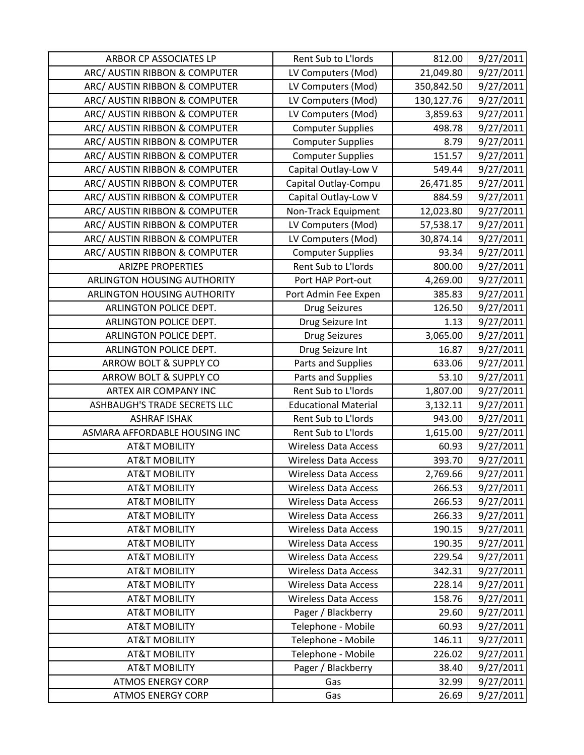| ARBOR CP ASSOCIATES LP | Rent Sub to L'lords | 812.00 | 9/27/2011 |
|---|---|---|---|
| ARC/ AUSTIN RIBBON & COMPUTER | LV Computers (Mod) | 21,049.80 | 9/27/2011 |
| ARC/ AUSTIN RIBBON & COMPUTER | LV Computers (Mod) | 350,842.50 | 9/27/2011 |
| ARC/ AUSTIN RIBBON & COMPUTER | LV Computers (Mod) | 130,127.76 | 9/27/2011 |
| ARC/ AUSTIN RIBBON & COMPUTER | LV Computers (Mod) | 3,859.63 | 9/27/2011 |
| ARC/ AUSTIN RIBBON & COMPUTER | Computer Supplies | 498.78 | 9/27/2011 |
| ARC/ AUSTIN RIBBON & COMPUTER | Computer Supplies | 8.79 | 9/27/2011 |
| ARC/ AUSTIN RIBBON & COMPUTER | Computer Supplies | 151.57 | 9/27/2011 |
| ARC/ AUSTIN RIBBON & COMPUTER | Capital Outlay-Low V | 549.44 | 9/27/2011 |
| ARC/ AUSTIN RIBBON & COMPUTER | Capital Outlay-Compu | 26,471.85 | 9/27/2011 |
| ARC/ AUSTIN RIBBON & COMPUTER | Capital Outlay-Low V | 884.59 | 9/27/2011 |
| ARC/ AUSTIN RIBBON & COMPUTER | Non-Track Equipment | 12,023.80 | 9/27/2011 |
| ARC/ AUSTIN RIBBON & COMPUTER | LV Computers (Mod) | 57,538.17 | 9/27/2011 |
| ARC/ AUSTIN RIBBON & COMPUTER | LV Computers (Mod) | 30,874.14 | 9/27/2011 |
| ARC/ AUSTIN RIBBON & COMPUTER | Computer Supplies | 93.34 | 9/27/2011 |
| ARIZPE PROPERTIES | Rent Sub to L'lords | 800.00 | 9/27/2011 |
| ARLINGTON HOUSING AUTHORITY | Port HAP Port-out | 4,269.00 | 9/27/2011 |
| ARLINGTON HOUSING AUTHORITY | Port Admin Fee Expen | 385.83 | 9/27/2011 |
| ARLINGTON POLICE DEPT. | Drug Seizures | 126.50 | 9/27/2011 |
| ARLINGTON POLICE DEPT. | Drug Seizure Int | 1.13 | 9/27/2011 |
| ARLINGTON POLICE DEPT. | Drug Seizures | 3,065.00 | 9/27/2011 |
| ARLINGTON POLICE DEPT. | Drug Seizure Int | 16.87 | 9/27/2011 |
| ARROW BOLT & SUPPLY CO | Parts and Supplies | 633.06 | 9/27/2011 |
| ARROW BOLT & SUPPLY CO | Parts and Supplies | 53.10 | 9/27/2011 |
| ARTEX AIR COMPANY INC | Rent Sub to L'lords | 1,807.00 | 9/27/2011 |
| ASHBAUGH'S TRADE SECRETS LLC | Educational Material | 3,132.11 | 9/27/2011 |
| ASHRAF ISHAK | Rent Sub to L'lords | 943.00 | 9/27/2011 |
| ASMARA AFFORDABLE HOUSING INC | Rent Sub to L'lords | 1,615.00 | 9/27/2011 |
| AT&T MOBILITY | Wireless Data Access | 60.93 | 9/27/2011 |
| AT&T MOBILITY | Wireless Data Access | 393.70 | 9/27/2011 |
| AT&T MOBILITY | Wireless Data Access | 2,769.66 | 9/27/2011 |
| AT&T MOBILITY | Wireless Data Access | 266.53 | 9/27/2011 |
| AT&T MOBILITY | Wireless Data Access | 266.53 | 9/27/2011 |
| AT&T MOBILITY | Wireless Data Access | 266.33 | 9/27/2011 |
| AT&T MOBILITY | Wireless Data Access | 190.15 | 9/27/2011 |
| AT&T MOBILITY | Wireless Data Access | 190.35 | 9/27/2011 |
| AT&T MOBILITY | Wireless Data Access | 229.54 | 9/27/2011 |
| AT&T MOBILITY | Wireless Data Access | 342.31 | 9/27/2011 |
| AT&T MOBILITY | Wireless Data Access | 228.14 | 9/27/2011 |
| AT&T MOBILITY | Wireless Data Access | 158.76 | 9/27/2011 |
| AT&T MOBILITY | Pager / Blackberry | 29.60 | 9/27/2011 |
| AT&T MOBILITY | Telephone - Mobile | 60.93 | 9/27/2011 |
| AT&T MOBILITY | Telephone - Mobile | 146.11 | 9/27/2011 |
| AT&T MOBILITY | Telephone - Mobile | 226.02 | 9/27/2011 |
| AT&T MOBILITY | Pager / Blackberry | 38.40 | 9/27/2011 |
| ATMOS ENERGY CORP | Gas | 32.99 | 9/27/2011 |
| ATMOS ENERGY CORP | Gas | 26.69 | 9/27/2011 |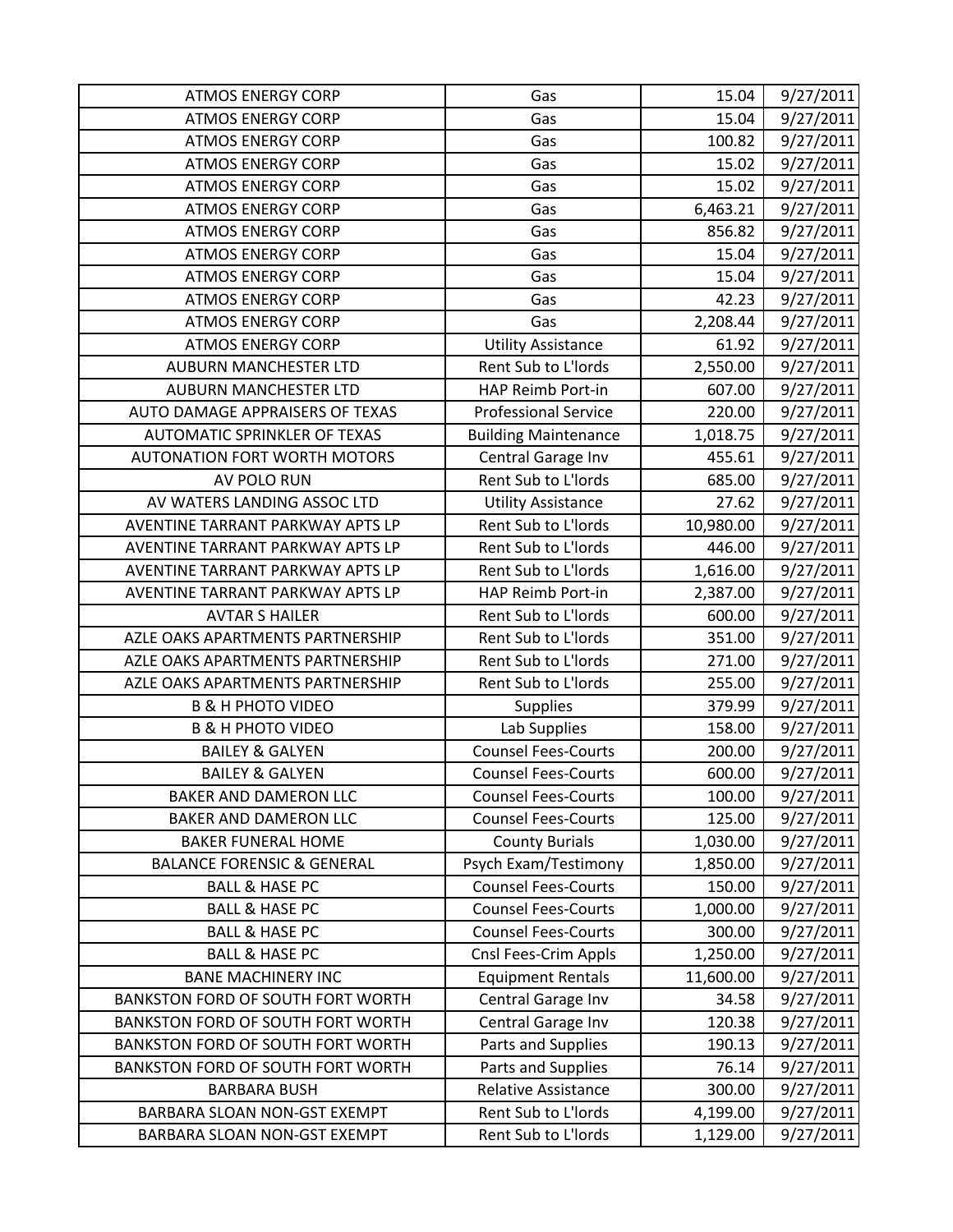| | | | |
|---|---|---|---|
| ATMOS ENERGY CORP | Gas | 15.04 | 9/27/2011 |
| ATMOS ENERGY CORP | Gas | 15.04 | 9/27/2011 |
| ATMOS ENERGY CORP | Gas | 100.82 | 9/27/2011 |
| ATMOS ENERGY CORP | Gas | 15.02 | 9/27/2011 |
| ATMOS ENERGY CORP | Gas | 15.02 | 9/27/2011 |
| ATMOS ENERGY CORP | Gas | 6,463.21 | 9/27/2011 |
| ATMOS ENERGY CORP | Gas | 856.82 | 9/27/2011 |
| ATMOS ENERGY CORP | Gas | 15.04 | 9/27/2011 |
| ATMOS ENERGY CORP | Gas | 15.04 | 9/27/2011 |
| ATMOS ENERGY CORP | Gas | 42.23 | 9/27/2011 |
| ATMOS ENERGY CORP | Gas | 2,208.44 | 9/27/2011 |
| ATMOS ENERGY CORP | Utility Assistance | 61.92 | 9/27/2011 |
| AUBURN MANCHESTER LTD | Rent Sub to L'lords | 2,550.00 | 9/27/2011 |
| AUBURN MANCHESTER LTD | HAP Reimb Port-in | 607.00 | 9/27/2011 |
| AUTO DAMAGE APPRAISERS OF TEXAS | Professional Service | 220.00 | 9/27/2011 |
| AUTOMATIC SPRINKLER OF TEXAS | Building Maintenance | 1,018.75 | 9/27/2011 |
| AUTONATION FORT WORTH MOTORS | Central Garage Inv | 455.61 | 9/27/2011 |
| AV POLO RUN | Rent Sub to L'lords | 685.00 | 9/27/2011 |
| AV WATERS LANDING ASSOC LTD | Utility Assistance | 27.62 | 9/27/2011 |
| AVENTINE TARRANT PARKWAY APTS LP | Rent Sub to L'lords | 10,980.00 | 9/27/2011 |
| AVENTINE TARRANT PARKWAY APTS LP | Rent Sub to L'lords | 446.00 | 9/27/2011 |
| AVENTINE TARRANT PARKWAY APTS LP | Rent Sub to L'lords | 1,616.00 | 9/27/2011 |
| AVENTINE TARRANT PARKWAY APTS LP | HAP Reimb Port-in | 2,387.00 | 9/27/2011 |
| AVTAR S HAILER | Rent Sub to L'lords | 600.00 | 9/27/2011 |
| AZLE OAKS APARTMENTS PARTNERSHIP | Rent Sub to L'lords | 351.00 | 9/27/2011 |
| AZLE OAKS APARTMENTS PARTNERSHIP | Rent Sub to L'lords | 271.00 | 9/27/2011 |
| AZLE OAKS APARTMENTS PARTNERSHIP | Rent Sub to L'lords | 255.00 | 9/27/2011 |
| B & H PHOTO VIDEO | Supplies | 379.99 | 9/27/2011 |
| B & H PHOTO VIDEO | Lab Supplies | 158.00 | 9/27/2011 |
| BAILEY & GALYEN | Counsel Fees-Courts | 200.00 | 9/27/2011 |
| BAILEY & GALYEN | Counsel Fees-Courts | 600.00 | 9/27/2011 |
| BAKER AND DAMERON LLC | Counsel Fees-Courts | 100.00 | 9/27/2011 |
| BAKER AND DAMERON LLC | Counsel Fees-Courts | 125.00 | 9/27/2011 |
| BAKER FUNERAL HOME | County Burials | 1,030.00 | 9/27/2011 |
| BALANCE FORENSIC & GENERAL | Psych Exam/Testimony | 1,850.00 | 9/27/2011 |
| BALL & HASE PC | Counsel Fees-Courts | 150.00 | 9/27/2011 |
| BALL & HASE PC | Counsel Fees-Courts | 1,000.00 | 9/27/2011 |
| BALL & HASE PC | Counsel Fees-Courts | 300.00 | 9/27/2011 |
| BALL & HASE PC | Cnsl Fees-Crim Appls | 1,250.00 | 9/27/2011 |
| BANE MACHINERY INC | Equipment Rentals | 11,600.00 | 9/27/2011 |
| BANKSTON FORD OF SOUTH FORT WORTH | Central Garage Inv | 34.58 | 9/27/2011 |
| BANKSTON FORD OF SOUTH FORT WORTH | Central Garage Inv | 120.38 | 9/27/2011 |
| BANKSTON FORD OF SOUTH FORT WORTH | Parts and Supplies | 190.13 | 9/27/2011 |
| BANKSTON FORD OF SOUTH FORT WORTH | Parts and Supplies | 76.14 | 9/27/2011 |
| BARBARA BUSH | Relative Assistance | 300.00 | 9/27/2011 |
| BARBARA SLOAN NON-GST EXEMPT | Rent Sub to L'lords | 4,199.00 | 9/27/2011 |
| BARBARA SLOAN NON-GST EXEMPT | Rent Sub to L'lords | 1,129.00 | 9/27/2011 |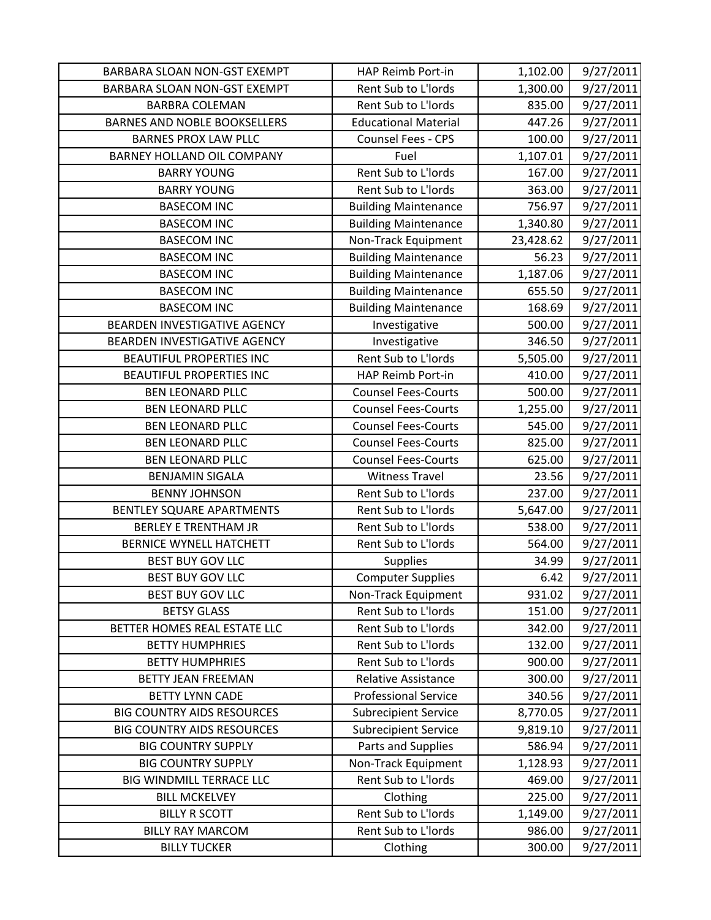| | | | |
|---|---|---|---|
| BARBARA SLOAN NON-GST EXEMPT | HAP Reimb Port-in | 1,102.00 | 9/27/2011 |
| BARBARA SLOAN NON-GST EXEMPT | Rent Sub to L'lords | 1,300.00 | 9/27/2011 |
| BARBRA COLEMAN | Rent Sub to L'lords | 835.00 | 9/27/2011 |
| BARNES AND NOBLE BOOKSELLERS | Educational Material | 447.26 | 9/27/2011 |
| BARNES PROX LAW PLLC | Counsel Fees - CPS | 100.00 | 9/27/2011 |
| BARNEY HOLLAND OIL COMPANY | Fuel | 1,107.01 | 9/27/2011 |
| BARRY YOUNG | Rent Sub to L'lords | 167.00 | 9/27/2011 |
| BARRY YOUNG | Rent Sub to L'lords | 363.00 | 9/27/2011 |
| BASECOM INC | Building Maintenance | 756.97 | 9/27/2011 |
| BASECOM INC | Building Maintenance | 1,340.80 | 9/27/2011 |
| BASECOM INC | Non-Track Equipment | 23,428.62 | 9/27/2011 |
| BASECOM INC | Building Maintenance | 56.23 | 9/27/2011 |
| BASECOM INC | Building Maintenance | 1,187.06 | 9/27/2011 |
| BASECOM INC | Building Maintenance | 655.50 | 9/27/2011 |
| BASECOM INC | Building Maintenance | 168.69 | 9/27/2011 |
| BEARDEN INVESTIGATIVE AGENCY | Investigative | 500.00 | 9/27/2011 |
| BEARDEN INVESTIGATIVE AGENCY | Investigative | 346.50 | 9/27/2011 |
| BEAUTIFUL PROPERTIES INC | Rent Sub to L'lords | 5,505.00 | 9/27/2011 |
| BEAUTIFUL PROPERTIES INC | HAP Reimb Port-in | 410.00 | 9/27/2011 |
| BEN LEONARD PLLC | Counsel Fees-Courts | 500.00 | 9/27/2011 |
| BEN LEONARD PLLC | Counsel Fees-Courts | 1,255.00 | 9/27/2011 |
| BEN LEONARD PLLC | Counsel Fees-Courts | 545.00 | 9/27/2011 |
| BEN LEONARD PLLC | Counsel Fees-Courts | 825.00 | 9/27/2011 |
| BEN LEONARD PLLC | Counsel Fees-Courts | 625.00 | 9/27/2011 |
| BENJAMIN SIGALA | Witness Travel | 23.56 | 9/27/2011 |
| BENNY JOHNSON | Rent Sub to L'lords | 237.00 | 9/27/2011 |
| BENTLEY SQUARE APARTMENTS | Rent Sub to L'lords | 5,647.00 | 9/27/2011 |
| BERLEY E TRENTHAM JR | Rent Sub to L'lords | 538.00 | 9/27/2011 |
| BERNICE WYNELL HATCHETT | Rent Sub to L'lords | 564.00 | 9/27/2011 |
| BEST BUY GOV LLC | Supplies | 34.99 | 9/27/2011 |
| BEST BUY GOV LLC | Computer Supplies | 6.42 | 9/27/2011 |
| BEST BUY GOV LLC | Non-Track Equipment | 931.02 | 9/27/2011 |
| BETSY GLASS | Rent Sub to L'lords | 151.00 | 9/27/2011 |
| BETTER HOMES REAL ESTATE LLC | Rent Sub to L'lords | 342.00 | 9/27/2011 |
| BETTY HUMPHRIES | Rent Sub to L'lords | 132.00 | 9/27/2011 |
| BETTY HUMPHRIES | Rent Sub to L'lords | 900.00 | 9/27/2011 |
| BETTY JEAN FREEMAN | Relative Assistance | 300.00 | 9/27/2011 |
| BETTY LYNN CADE | Professional Service | 340.56 | 9/27/2011 |
| BIG COUNTRY AIDS RESOURCES | Subrecipient Service | 8,770.05 | 9/27/2011 |
| BIG COUNTRY AIDS RESOURCES | Subrecipient Service | 9,819.10 | 9/27/2011 |
| BIG COUNTRY SUPPLY | Parts and Supplies | 586.94 | 9/27/2011 |
| BIG COUNTRY SUPPLY | Non-Track Equipment | 1,128.93 | 9/27/2011 |
| BIG WINDMILL TERRACE LLC | Rent Sub to L'lords | 469.00 | 9/27/2011 |
| BILL MCKELVEY | Clothing | 225.00 | 9/27/2011 |
| BILLY R SCOTT | Rent Sub to L'lords | 1,149.00 | 9/27/2011 |
| BILLY RAY MARCOM | Rent Sub to L'lords | 986.00 | 9/27/2011 |
| BILLY TUCKER | Clothing | 300.00 | 9/27/2011 |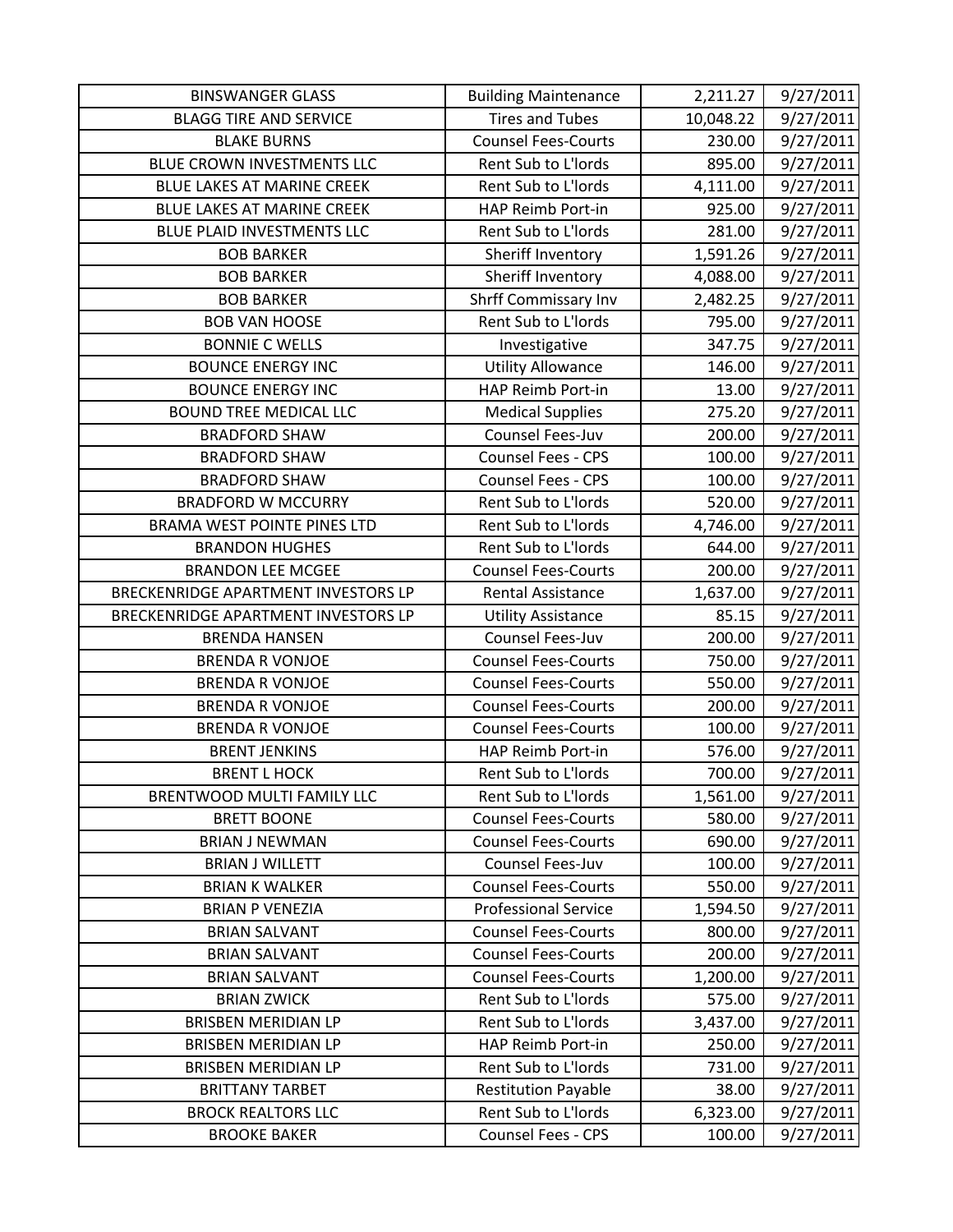| BINSWANGER GLASS | Building Maintenance | 2,211.27 | 9/27/2011 |
|---|---|---|---|
| BLAGG TIRE AND SERVICE | Tires and Tubes | 10,048.22 | 9/27/2011 |
| BLAKE BURNS | Counsel Fees-Courts | 230.00 | 9/27/2011 |
| BLUE CROWN INVESTMENTS LLC | Rent Sub to L'lords | 895.00 | 9/27/2011 |
| BLUE LAKES AT MARINE CREEK | Rent Sub to L'lords | 4,111.00 | 9/27/2011 |
| BLUE LAKES AT MARINE CREEK | HAP Reimb Port-in | 925.00 | 9/27/2011 |
| BLUE PLAID INVESTMENTS LLC | Rent Sub to L'lords | 281.00 | 9/27/2011 |
| BOB BARKER | Sheriff Inventory | 1,591.26 | 9/27/2011 |
| BOB BARKER | Sheriff Inventory | 4,088.00 | 9/27/2011 |
| BOB BARKER | Shrff Commissary Inv | 2,482.25 | 9/27/2011 |
| BOB VAN HOOSE | Rent Sub to L'lords | 795.00 | 9/27/2011 |
| BONNIE C WELLS | Investigative | 347.75 | 9/27/2011 |
| BOUNCE ENERGY INC | Utility Allowance | 146.00 | 9/27/2011 |
| BOUNCE ENERGY INC | HAP Reimb Port-in | 13.00 | 9/27/2011 |
| BOUND TREE MEDICAL LLC | Medical Supplies | 275.20 | 9/27/2011 |
| BRADFORD SHAW | Counsel Fees-Juv | 200.00 | 9/27/2011 |
| BRADFORD SHAW | Counsel Fees - CPS | 100.00 | 9/27/2011 |
| BRADFORD SHAW | Counsel Fees - CPS | 100.00 | 9/27/2011 |
| BRADFORD W MCCURRY | Rent Sub to L'lords | 520.00 | 9/27/2011 |
| BRAMA WEST POINTE PINES LTD | Rent Sub to L'lords | 4,746.00 | 9/27/2011 |
| BRANDON HUGHES | Rent Sub to L'lords | 644.00 | 9/27/2011 |
| BRANDON LEE MCGEE | Counsel Fees-Courts | 200.00 | 9/27/2011 |
| BRECKENRIDGE APARTMENT INVESTORS LP | Rental Assistance | 1,637.00 | 9/27/2011 |
| BRECKENRIDGE APARTMENT INVESTORS LP | Utility Assistance | 85.15 | 9/27/2011 |
| BRENDA HANSEN | Counsel Fees-Juv | 200.00 | 9/27/2011 |
| BRENDA R VONJOE | Counsel Fees-Courts | 750.00 | 9/27/2011 |
| BRENDA R VONJOE | Counsel Fees-Courts | 550.00 | 9/27/2011 |
| BRENDA R VONJOE | Counsel Fees-Courts | 200.00 | 9/27/2011 |
| BRENDA R VONJOE | Counsel Fees-Courts | 100.00 | 9/27/2011 |
| BRENT JENKINS | HAP Reimb Port-in | 576.00 | 9/27/2011 |
| BRENT L HOCK | Rent Sub to L'lords | 700.00 | 9/27/2011 |
| BRENTWOOD MULTI FAMILY LLC | Rent Sub to L'lords | 1,561.00 | 9/27/2011 |
| BRETT BOONE | Counsel Fees-Courts | 580.00 | 9/27/2011 |
| BRIAN J NEWMAN | Counsel Fees-Courts | 690.00 | 9/27/2011 |
| BRIAN J WILLETT | Counsel Fees-Juv | 100.00 | 9/27/2011 |
| BRIAN K WALKER | Counsel Fees-Courts | 550.00 | 9/27/2011 |
| BRIAN P VENEZIA | Professional Service | 1,594.50 | 9/27/2011 |
| BRIAN SALVANT | Counsel Fees-Courts | 800.00 | 9/27/2011 |
| BRIAN SALVANT | Counsel Fees-Courts | 200.00 | 9/27/2011 |
| BRIAN SALVANT | Counsel Fees-Courts | 1,200.00 | 9/27/2011 |
| BRIAN ZWICK | Rent Sub to L'lords | 575.00 | 9/27/2011 |
| BRISBEN MERIDIAN LP | Rent Sub to L'lords | 3,437.00 | 9/27/2011 |
| BRISBEN MERIDIAN LP | HAP Reimb Port-in | 250.00 | 9/27/2011 |
| BRISBEN MERIDIAN LP | Rent Sub to L'lords | 731.00 | 9/27/2011 |
| BRITTANY TARBET | Restitution Payable | 38.00 | 9/27/2011 |
| BROCK REALTORS LLC | Rent Sub to L'lords | 6,323.00 | 9/27/2011 |
| BROOKE BAKER | Counsel Fees - CPS | 100.00 | 9/27/2011 |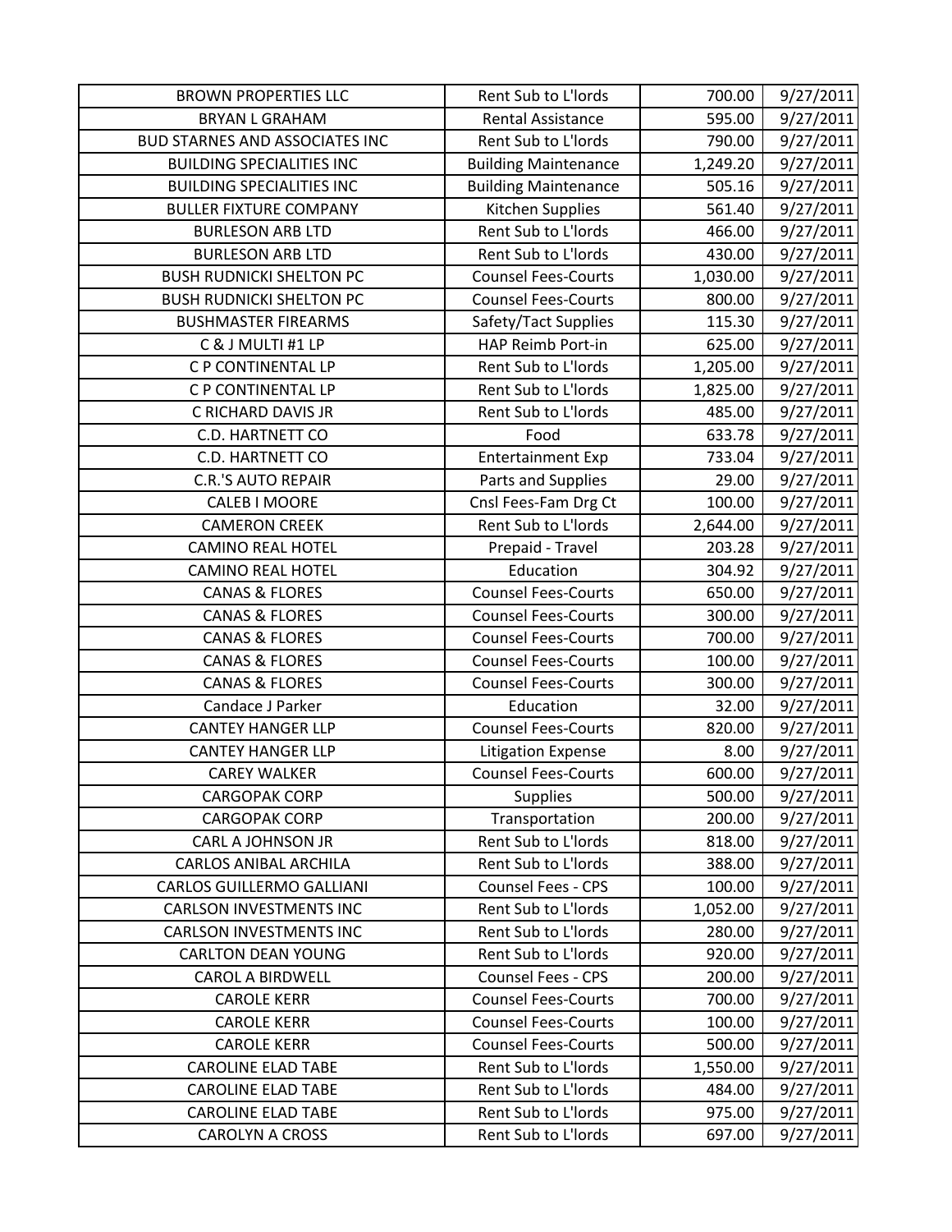| BROWN PROPERTIES LLC | Rent Sub to L'lords | 700.00 | 9/27/2011 |
|---|---|---|---|
| BRYAN L GRAHAM | Rental Assistance | 595.00 | 9/27/2011 |
| BUD STARNES AND ASSOCIATES INC | Rent Sub to L'lords | 790.00 | 9/27/2011 |
| BUILDING SPECIALITIES INC | Building Maintenance | 1,249.20 | 9/27/2011 |
| BUILDING SPECIALITIES INC | Building Maintenance | 505.16 | 9/27/2011 |
| BULLER FIXTURE COMPANY | Kitchen Supplies | 561.40 | 9/27/2011 |
| BURLESON ARB LTD | Rent Sub to L'lords | 466.00 | 9/27/2011 |
| BURLESON ARB LTD | Rent Sub to L'lords | 430.00 | 9/27/2011 |
| BUSH RUDNICKI SHELTON PC | Counsel Fees-Courts | 1,030.00 | 9/27/2011 |
| BUSH RUDNICKI SHELTON PC | Counsel Fees-Courts | 800.00 | 9/27/2011 |
| BUSHMASTER FIREARMS | Safety/Tact Supplies | 115.30 | 9/27/2011 |
| C & J MULTI #1 LP | HAP Reimb Port-in | 625.00 | 9/27/2011 |
| C P CONTINENTAL LP | Rent Sub to L'lords | 1,205.00 | 9/27/2011 |
| C P CONTINENTAL LP | Rent Sub to L'lords | 1,825.00 | 9/27/2011 |
| C RICHARD DAVIS JR | Rent Sub to L'lords | 485.00 | 9/27/2011 |
| C.D. HARTNETT CO | Food | 633.78 | 9/27/2011 |
| C.D. HARTNETT CO | Entertainment Exp | 733.04 | 9/27/2011 |
| C.R.'S AUTO REPAIR | Parts and Supplies | 29.00 | 9/27/2011 |
| CALEB I MOORE | Cnsl Fees-Fam Drg Ct | 100.00 | 9/27/2011 |
| CAMERON CREEK | Rent Sub to L'lords | 2,644.00 | 9/27/2011 |
| CAMINO REAL HOTEL | Prepaid - Travel | 203.28 | 9/27/2011 |
| CAMINO REAL HOTEL | Education | 304.92 | 9/27/2011 |
| CANAS & FLORES | Counsel Fees-Courts | 650.00 | 9/27/2011 |
| CANAS & FLORES | Counsel Fees-Courts | 300.00 | 9/27/2011 |
| CANAS & FLORES | Counsel Fees-Courts | 700.00 | 9/27/2011 |
| CANAS & FLORES | Counsel Fees-Courts | 100.00 | 9/27/2011 |
| CANAS & FLORES | Counsel Fees-Courts | 300.00 | 9/27/2011 |
| Candace J Parker | Education | 32.00 | 9/27/2011 |
| CANTEY HANGER LLP | Counsel Fees-Courts | 820.00 | 9/27/2011 |
| CANTEY HANGER LLP | Litigation Expense | 8.00 | 9/27/2011 |
| CAREY WALKER | Counsel Fees-Courts | 600.00 | 9/27/2011 |
| CARGOPAK CORP | Supplies | 500.00 | 9/27/2011 |
| CARGOPAK CORP | Transportation | 200.00 | 9/27/2011 |
| CARL A JOHNSON JR | Rent Sub to L'lords | 818.00 | 9/27/2011 |
| CARLOS ANIBAL ARCHILA | Rent Sub to L'lords | 388.00 | 9/27/2011 |
| CARLOS GUILLERMO GALLIANI | Counsel Fees - CPS | 100.00 | 9/27/2011 |
| CARLSON INVESTMENTS INC | Rent Sub to L'lords | 1,052.00 | 9/27/2011 |
| CARLSON INVESTMENTS INC | Rent Sub to L'lords | 280.00 | 9/27/2011 |
| CARLTON DEAN YOUNG | Rent Sub to L'lords | 920.00 | 9/27/2011 |
| CAROL A BIRDWELL | Counsel Fees - CPS | 200.00 | 9/27/2011 |
| CAROLE KERR | Counsel Fees-Courts | 700.00 | 9/27/2011 |
| CAROLE KERR | Counsel Fees-Courts | 100.00 | 9/27/2011 |
| CAROLE KERR | Counsel Fees-Courts | 500.00 | 9/27/2011 |
| CAROLINE ELAD TABE | Rent Sub to L'lords | 1,550.00 | 9/27/2011 |
| CAROLINE ELAD TABE | Rent Sub to L'lords | 484.00 | 9/27/2011 |
| CAROLINE ELAD TABE | Rent Sub to L'lords | 975.00 | 9/27/2011 |
| CAROLYN A CROSS | Rent Sub to L'lords | 697.00 | 9/27/2011 |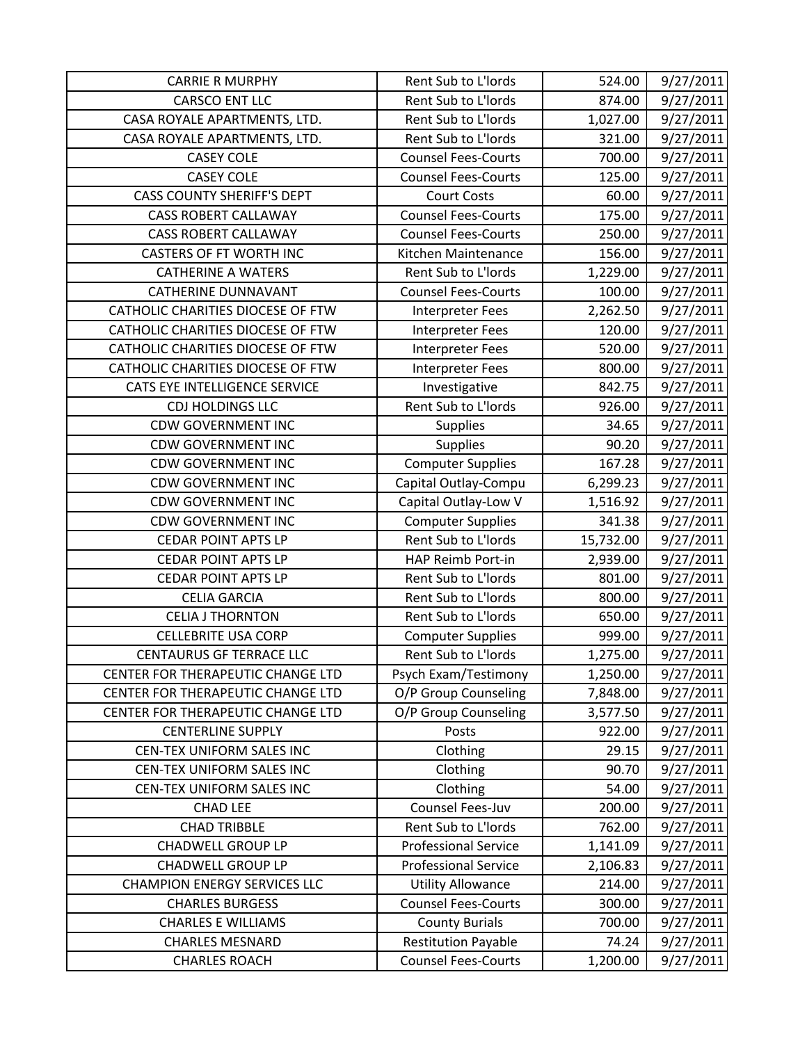| CARRIE R MURPHY | Rent Sub to L'lords | 524.00 | 9/27/2011 |
|---|---|---|---|
| CARSCO ENT LLC | Rent Sub to L'lords | 874.00 | 9/27/2011 |
| CASA ROYALE APARTMENTS, LTD. | Rent Sub to L'lords | 1,027.00 | 9/27/2011 |
| CASA ROYALE APARTMENTS, LTD. | Rent Sub to L'lords | 321.00 | 9/27/2011 |
| CASEY COLE | Counsel Fees-Courts | 700.00 | 9/27/2011 |
| CASEY COLE | Counsel Fees-Courts | 125.00 | 9/27/2011 |
| CASS COUNTY SHERIFF'S DEPT | Court Costs | 60.00 | 9/27/2011 |
| CASS ROBERT CALLAWAY | Counsel Fees-Courts | 175.00 | 9/27/2011 |
| CASS ROBERT CALLAWAY | Counsel Fees-Courts | 250.00 | 9/27/2011 |
| CASTERS OF FT WORTH INC | Kitchen Maintenance | 156.00 | 9/27/2011 |
| CATHERINE A WATERS | Rent Sub to L'lords | 1,229.00 | 9/27/2011 |
| CATHERINE DUNNAVANT | Counsel Fees-Courts | 100.00 | 9/27/2011 |
| CATHOLIC CHARITIES DIOCESE OF FTW | Interpreter Fees | 2,262.50 | 9/27/2011 |
| CATHOLIC CHARITIES DIOCESE OF FTW | Interpreter Fees | 120.00 | 9/27/2011 |
| CATHOLIC CHARITIES DIOCESE OF FTW | Interpreter Fees | 520.00 | 9/27/2011 |
| CATHOLIC CHARITIES DIOCESE OF FTW | Interpreter Fees | 800.00 | 9/27/2011 |
| CATS EYE INTELLIGENCE SERVICE | Investigative | 842.75 | 9/27/2011 |
| CDJ HOLDINGS LLC | Rent Sub to L'lords | 926.00 | 9/27/2011 |
| CDW GOVERNMENT INC | Supplies | 34.65 | 9/27/2011 |
| CDW GOVERNMENT INC | Supplies | 90.20 | 9/27/2011 |
| CDW GOVERNMENT INC | Computer Supplies | 167.28 | 9/27/2011 |
| CDW GOVERNMENT INC | Capital Outlay-Compu | 6,299.23 | 9/27/2011 |
| CDW GOVERNMENT INC | Capital Outlay-Low V | 1,516.92 | 9/27/2011 |
| CDW GOVERNMENT INC | Computer Supplies | 341.38 | 9/27/2011 |
| CEDAR POINT APTS LP | Rent Sub to L'lords | 15,732.00 | 9/27/2011 |
| CEDAR POINT APTS LP | HAP Reimb Port-in | 2,939.00 | 9/27/2011 |
| CEDAR POINT APTS LP | Rent Sub to L'lords | 801.00 | 9/27/2011 |
| CELIA GARCIA | Rent Sub to L'lords | 800.00 | 9/27/2011 |
| CELIA J THORNTON | Rent Sub to L'lords | 650.00 | 9/27/2011 |
| CELLEBRITE USA CORP | Computer Supplies | 999.00 | 9/27/2011 |
| CENTAURUS GF TERRACE LLC | Rent Sub to L'lords | 1,275.00 | 9/27/2011 |
| CENTER FOR THERAPEUTIC CHANGE LTD | Psych Exam/Testimony | 1,250.00 | 9/27/2011 |
| CENTER FOR THERAPEUTIC CHANGE LTD | O/P Group Counseling | 7,848.00 | 9/27/2011 |
| CENTER FOR THERAPEUTIC CHANGE LTD | O/P Group Counseling | 3,577.50 | 9/27/2011 |
| CENTERLINE SUPPLY | Posts | 922.00 | 9/27/2011 |
| CEN-TEX UNIFORM SALES INC | Clothing | 29.15 | 9/27/2011 |
| CEN-TEX UNIFORM SALES INC | Clothing | 90.70 | 9/27/2011 |
| CEN-TEX UNIFORM SALES INC | Clothing | 54.00 | 9/27/2011 |
| CHAD LEE | Counsel Fees-Juv | 200.00 | 9/27/2011 |
| CHAD TRIBBLE | Rent Sub to L'lords | 762.00 | 9/27/2011 |
| CHADWELL GROUP LP | Professional Service | 1,141.09 | 9/27/2011 |
| CHADWELL GROUP LP | Professional Service | 2,106.83 | 9/27/2011 |
| CHAMPION ENERGY SERVICES LLC | Utility Allowance | 214.00 | 9/27/2011 |
| CHARLES BURGESS | Counsel Fees-Courts | 300.00 | 9/27/2011 |
| CHARLES E WILLIAMS | County Burials | 700.00 | 9/27/2011 |
| CHARLES MESNARD | Restitution Payable | 74.24 | 9/27/2011 |
| CHARLES ROACH | Counsel Fees-Courts | 1,200.00 | 9/27/2011 |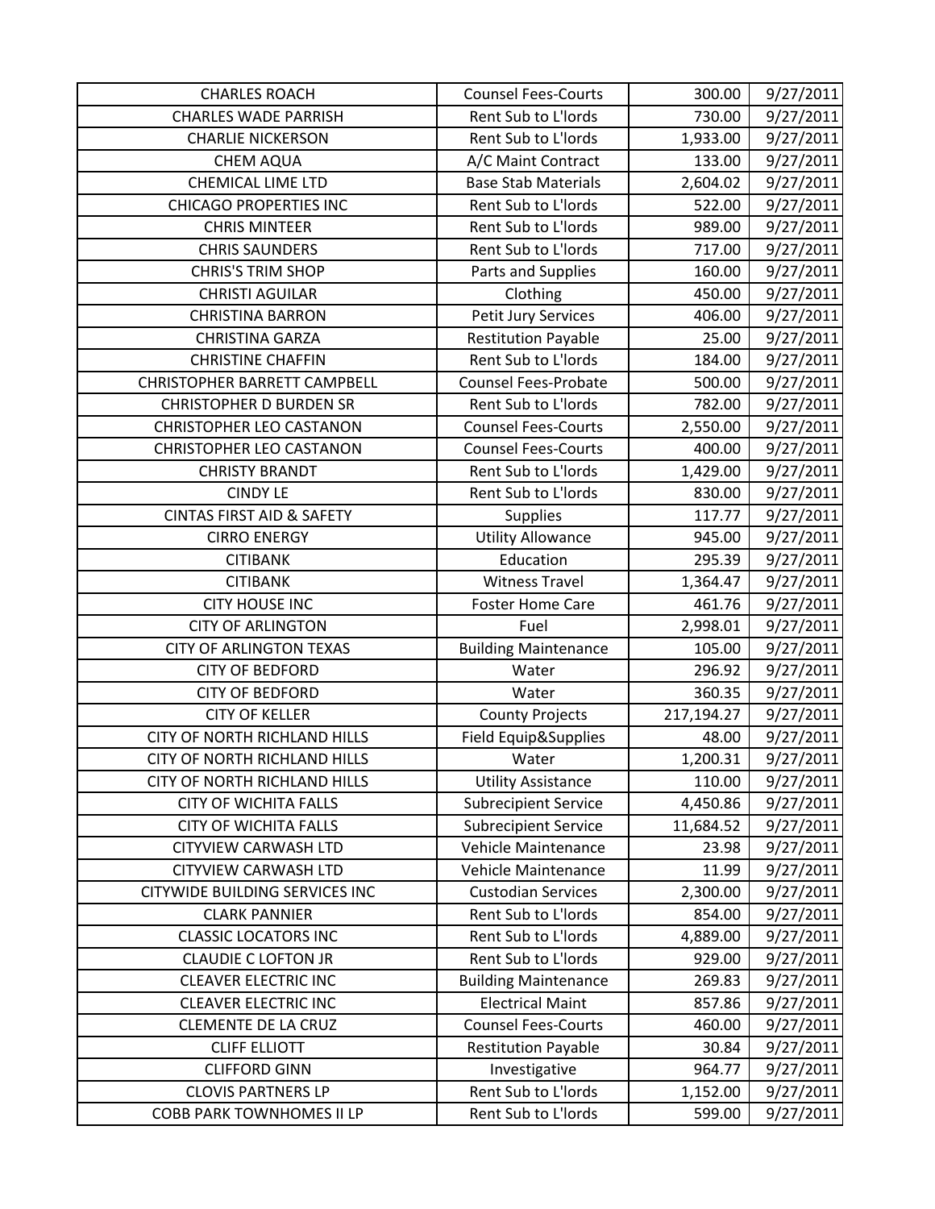| CHARLES ROACH | Counsel Fees-Courts | 300.00 | 9/27/2011 |
|---|---|---|---|
| CHARLES WADE PARRISH | Rent Sub to L'lords | 730.00 | 9/27/2011 |
| CHARLIE NICKERSON | Rent Sub to L'lords | 1,933.00 | 9/27/2011 |
| CHEM AQUA | A/C Maint Contract | 133.00 | 9/27/2011 |
| CHEMICAL LIME LTD | Base Stab Materials | 2,604.02 | 9/27/2011 |
| CHICAGO PROPERTIES INC | Rent Sub to L'lords | 522.00 | 9/27/2011 |
| CHRIS MINTEER | Rent Sub to L'lords | 989.00 | 9/27/2011 |
| CHRIS SAUNDERS | Rent Sub to L'lords | 717.00 | 9/27/2011 |
| CHRIS'S TRIM SHOP | Parts and Supplies | 160.00 | 9/27/2011 |
| CHRISTI AGUILAR | Clothing | 450.00 | 9/27/2011 |
| CHRISTINA BARRON | Petit Jury Services | 406.00 | 9/27/2011 |
| CHRISTINA GARZA | Restitution Payable | 25.00 | 9/27/2011 |
| CHRISTINE CHAFFIN | Rent Sub to L'lords | 184.00 | 9/27/2011 |
| CHRISTOPHER BARRETT CAMPBELL | Counsel Fees-Probate | 500.00 | 9/27/2011 |
| CHRISTOPHER D BURDEN SR | Rent Sub to L'lords | 782.00 | 9/27/2011 |
| CHRISTOPHER LEO CASTANON | Counsel Fees-Courts | 2,550.00 | 9/27/2011 |
| CHRISTOPHER LEO CASTANON | Counsel Fees-Courts | 400.00 | 9/27/2011 |
| CHRISTY BRANDT | Rent Sub to L'lords | 1,429.00 | 9/27/2011 |
| CINDY LE | Rent Sub to L'lords | 830.00 | 9/27/2011 |
| CINTAS FIRST AID & SAFETY | Supplies | 117.77 | 9/27/2011 |
| CIRRO ENERGY | Utility Allowance | 945.00 | 9/27/2011 |
| CITIBANK | Education | 295.39 | 9/27/2011 |
| CITIBANK | Witness Travel | 1,364.47 | 9/27/2011 |
| CITY HOUSE INC | Foster Home Care | 461.76 | 9/27/2011 |
| CITY OF ARLINGTON | Fuel | 2,998.01 | 9/27/2011 |
| CITY OF ARLINGTON TEXAS | Building Maintenance | 105.00 | 9/27/2011 |
| CITY OF BEDFORD | Water | 296.92 | 9/27/2011 |
| CITY OF BEDFORD | Water | 360.35 | 9/27/2011 |
| CITY OF KELLER | County Projects | 217,194.27 | 9/27/2011 |
| CITY OF NORTH RICHLAND HILLS | Field Equip&Supplies | 48.00 | 9/27/2011 |
| CITY OF NORTH RICHLAND HILLS | Water | 1,200.31 | 9/27/2011 |
| CITY OF NORTH RICHLAND HILLS | Utility Assistance | 110.00 | 9/27/2011 |
| CITY OF WICHITA FALLS | Subrecipient Service | 4,450.86 | 9/27/2011 |
| CITY OF WICHITA FALLS | Subrecipient Service | 11,684.52 | 9/27/2011 |
| CITYVIEW CARWASH LTD | Vehicle Maintenance | 23.98 | 9/27/2011 |
| CITYVIEW CARWASH LTD | Vehicle Maintenance | 11.99 | 9/27/2011 |
| CITYWIDE BUILDING SERVICES INC | Custodian Services | 2,300.00 | 9/27/2011 |
| CLARK PANNIER | Rent Sub to L'lords | 854.00 | 9/27/2011 |
| CLASSIC LOCATORS INC | Rent Sub to L'lords | 4,889.00 | 9/27/2011 |
| CLAUDIE C LOFTON JR | Rent Sub to L'lords | 929.00 | 9/27/2011 |
| CLEAVER ELECTRIC INC | Building Maintenance | 269.83 | 9/27/2011 |
| CLEAVER ELECTRIC INC | Electrical Maint | 857.86 | 9/27/2011 |
| CLEMENTE DE LA CRUZ | Counsel Fees-Courts | 460.00 | 9/27/2011 |
| CLIFF ELLIOTT | Restitution Payable | 30.84 | 9/27/2011 |
| CLIFFORD GINN | Investigative | 964.77 | 9/27/2011 |
| CLOVIS PARTNERS LP | Rent Sub to L'lords | 1,152.00 | 9/27/2011 |
| COBB PARK TOWNHOMES II LP | Rent Sub to L'lords | 599.00 | 9/27/2011 |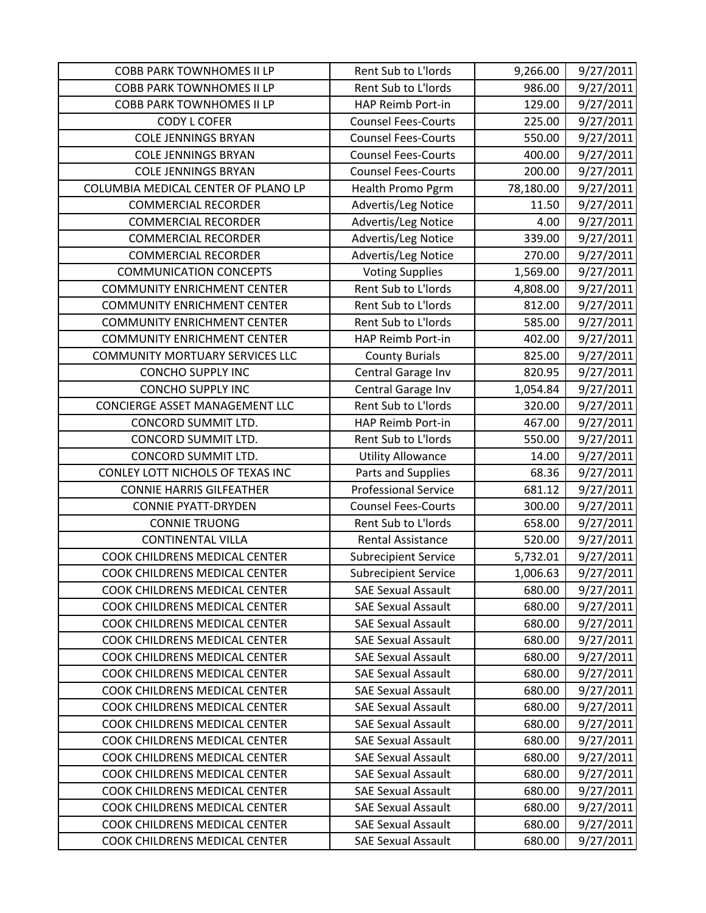| | | | |
|---|---|---|---|
| COBB PARK TOWNHOMES II LP | Rent Sub to L'lords | 9,266.00 | 9/27/2011 |
| COBB PARK TOWNHOMES II LP | Rent Sub to L'lords | 986.00 | 9/27/2011 |
| COBB PARK TOWNHOMES II LP | HAP Reimb Port-in | 129.00 | 9/27/2011 |
| CODY L COFER | Counsel Fees-Courts | 225.00 | 9/27/2011 |
| COLE JENNINGS BRYAN | Counsel Fees-Courts | 550.00 | 9/27/2011 |
| COLE JENNINGS BRYAN | Counsel Fees-Courts | 400.00 | 9/27/2011 |
| COLE JENNINGS BRYAN | Counsel Fees-Courts | 200.00 | 9/27/2011 |
| COLUMBIA MEDICAL CENTER OF PLANO LP | Health Promo Pgrm | 78,180.00 | 9/27/2011 |
| COMMERCIAL RECORDER | Advertis/Leg Notice | 11.50 | 9/27/2011 |
| COMMERCIAL RECORDER | Advertis/Leg Notice | 4.00 | 9/27/2011 |
| COMMERCIAL RECORDER | Advertis/Leg Notice | 339.00 | 9/27/2011 |
| COMMERCIAL RECORDER | Advertis/Leg Notice | 270.00 | 9/27/2011 |
| COMMUNICATION CONCEPTS | Voting Supplies | 1,569.00 | 9/27/2011 |
| COMMUNITY ENRICHMENT CENTER | Rent Sub to L'lords | 4,808.00 | 9/27/2011 |
| COMMUNITY ENRICHMENT CENTER | Rent Sub to L'lords | 812.00 | 9/27/2011 |
| COMMUNITY ENRICHMENT CENTER | Rent Sub to L'lords | 585.00 | 9/27/2011 |
| COMMUNITY ENRICHMENT CENTER | HAP Reimb Port-in | 402.00 | 9/27/2011 |
| COMMUNITY MORTUARY SERVICES LLC | County Burials | 825.00 | 9/27/2011 |
| CONCHO SUPPLY INC | Central Garage Inv | 820.95 | 9/27/2011 |
| CONCHO SUPPLY INC | Central Garage Inv | 1,054.84 | 9/27/2011 |
| CONCIERGE ASSET MANAGEMENT LLC | Rent Sub to L'lords | 320.00 | 9/27/2011 |
| CONCORD SUMMIT LTD. | HAP Reimb Port-in | 467.00 | 9/27/2011 |
| CONCORD SUMMIT LTD. | Rent Sub to L'lords | 550.00 | 9/27/2011 |
| CONCORD SUMMIT LTD. | Utility Allowance | 14.00 | 9/27/2011 |
| CONLEY LOTT NICHOLS OF TEXAS INC | Parts and Supplies | 68.36 | 9/27/2011 |
| CONNIE HARRIS GILFEATHER | Professional Service | 681.12 | 9/27/2011 |
| CONNIE PYATT-DRYDEN | Counsel Fees-Courts | 300.00 | 9/27/2011 |
| CONNIE TRUONG | Rent Sub to L'lords | 658.00 | 9/27/2011 |
| CONTINENTAL VILLA | Rental Assistance | 520.00 | 9/27/2011 |
| COOK CHILDRENS MEDICAL CENTER | Subrecipient Service | 5,732.01 | 9/27/2011 |
| COOK CHILDRENS MEDICAL CENTER | Subrecipient Service | 1,006.63 | 9/27/2011 |
| COOK CHILDRENS MEDICAL CENTER | SAE Sexual Assault | 680.00 | 9/27/2011 |
| COOK CHILDRENS MEDICAL CENTER | SAE Sexual Assault | 680.00 | 9/27/2011 |
| COOK CHILDRENS MEDICAL CENTER | SAE Sexual Assault | 680.00 | 9/27/2011 |
| COOK CHILDRENS MEDICAL CENTER | SAE Sexual Assault | 680.00 | 9/27/2011 |
| COOK CHILDRENS MEDICAL CENTER | SAE Sexual Assault | 680.00 | 9/27/2011 |
| COOK CHILDRENS MEDICAL CENTER | SAE Sexual Assault | 680.00 | 9/27/2011 |
| COOK CHILDRENS MEDICAL CENTER | SAE Sexual Assault | 680.00 | 9/27/2011 |
| COOK CHILDRENS MEDICAL CENTER | SAE Sexual Assault | 680.00 | 9/27/2011 |
| COOK CHILDRENS MEDICAL CENTER | SAE Sexual Assault | 680.00 | 9/27/2011 |
| COOK CHILDRENS MEDICAL CENTER | SAE Sexual Assault | 680.00 | 9/27/2011 |
| COOK CHILDRENS MEDICAL CENTER | SAE Sexual Assault | 680.00 | 9/27/2011 |
| COOK CHILDRENS MEDICAL CENTER | SAE Sexual Assault | 680.00 | 9/27/2011 |
| COOK CHILDRENS MEDICAL CENTER | SAE Sexual Assault | 680.00 | 9/27/2011 |
| COOK CHILDRENS MEDICAL CENTER | SAE Sexual Assault | 680.00 | 9/27/2011 |
| COOK CHILDRENS MEDICAL CENTER | SAE Sexual Assault | 680.00 | 9/27/2011 |
| COOK CHILDRENS MEDICAL CENTER | SAE Sexual Assault | 680.00 | 9/27/2011 |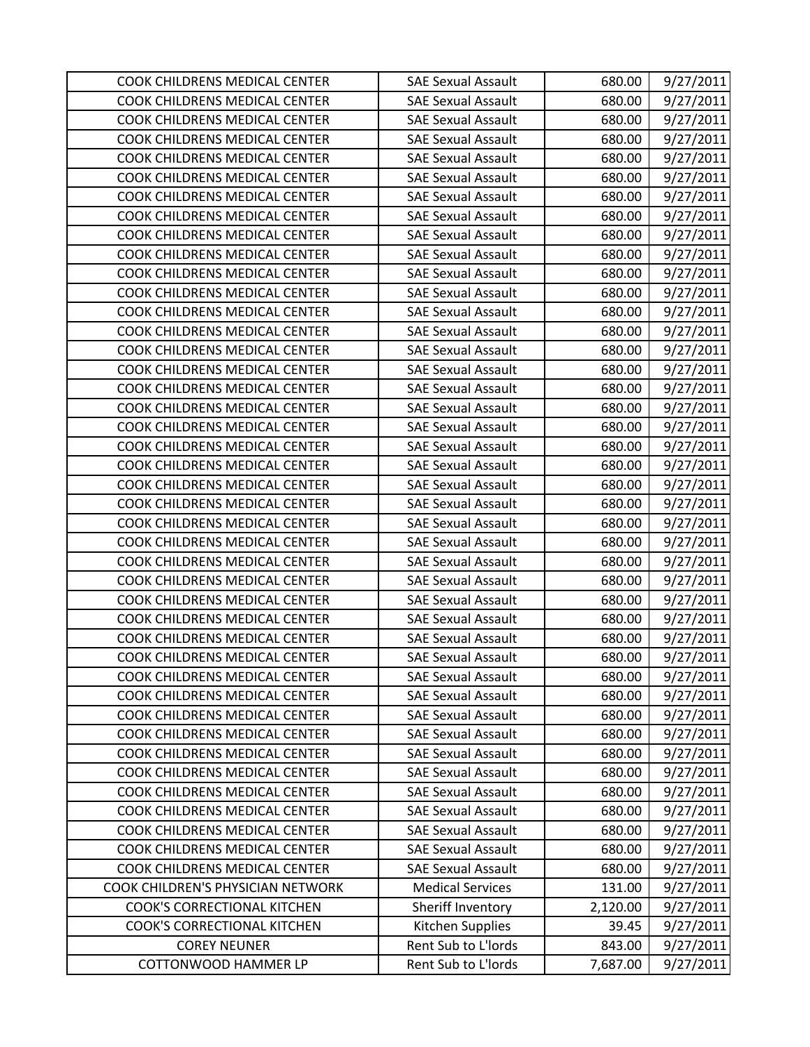| COOK CHILDRENS MEDICAL CENTER | SAE Sexual Assault | 680.00 | 9/27/2011 |
|---|---|---|---|
| COOK CHILDRENS MEDICAL CENTER | SAE Sexual Assault | 680.00 | 9/27/2011 |
| COOK CHILDRENS MEDICAL CENTER | SAE Sexual Assault | 680.00 | 9/27/2011 |
| COOK CHILDRENS MEDICAL CENTER | SAE Sexual Assault | 680.00 | 9/27/2011 |
| COOK CHILDRENS MEDICAL CENTER | SAE Sexual Assault | 680.00 | 9/27/2011 |
| COOK CHILDRENS MEDICAL CENTER | SAE Sexual Assault | 680.00 | 9/27/2011 |
| COOK CHILDRENS MEDICAL CENTER | SAE Sexual Assault | 680.00 | 9/27/2011 |
| COOK CHILDRENS MEDICAL CENTER | SAE Sexual Assault | 680.00 | 9/27/2011 |
| COOK CHILDRENS MEDICAL CENTER | SAE Sexual Assault | 680.00 | 9/27/2011 |
| COOK CHILDRENS MEDICAL CENTER | SAE Sexual Assault | 680.00 | 9/27/2011 |
| COOK CHILDRENS MEDICAL CENTER | SAE Sexual Assault | 680.00 | 9/27/2011 |
| COOK CHILDRENS MEDICAL CENTER | SAE Sexual Assault | 680.00 | 9/27/2011 |
| COOK CHILDRENS MEDICAL CENTER | SAE Sexual Assault | 680.00 | 9/27/2011 |
| COOK CHILDRENS MEDICAL CENTER | SAE Sexual Assault | 680.00 | 9/27/2011 |
| COOK CHILDRENS MEDICAL CENTER | SAE Sexual Assault | 680.00 | 9/27/2011 |
| COOK CHILDRENS MEDICAL CENTER | SAE Sexual Assault | 680.00 | 9/27/2011 |
| COOK CHILDRENS MEDICAL CENTER | SAE Sexual Assault | 680.00 | 9/27/2011 |
| COOK CHILDRENS MEDICAL CENTER | SAE Sexual Assault | 680.00 | 9/27/2011 |
| COOK CHILDRENS MEDICAL CENTER | SAE Sexual Assault | 680.00 | 9/27/2011 |
| COOK CHILDRENS MEDICAL CENTER | SAE Sexual Assault | 680.00 | 9/27/2011 |
| COOK CHILDRENS MEDICAL CENTER | SAE Sexual Assault | 680.00 | 9/27/2011 |
| COOK CHILDRENS MEDICAL CENTER | SAE Sexual Assault | 680.00 | 9/27/2011 |
| COOK CHILDRENS MEDICAL CENTER | SAE Sexual Assault | 680.00 | 9/27/2011 |
| COOK CHILDRENS MEDICAL CENTER | SAE Sexual Assault | 680.00 | 9/27/2011 |
| COOK CHILDRENS MEDICAL CENTER | SAE Sexual Assault | 680.00 | 9/27/2011 |
| COOK CHILDRENS MEDICAL CENTER | SAE Sexual Assault | 680.00 | 9/27/2011 |
| COOK CHILDRENS MEDICAL CENTER | SAE Sexual Assault | 680.00 | 9/27/2011 |
| COOK CHILDRENS MEDICAL CENTER | SAE Sexual Assault | 680.00 | 9/27/2011 |
| COOK CHILDRENS MEDICAL CENTER | SAE Sexual Assault | 680.00 | 9/27/2011 |
| COOK CHILDRENS MEDICAL CENTER | SAE Sexual Assault | 680.00 | 9/27/2011 |
| COOK CHILDRENS MEDICAL CENTER | SAE Sexual Assault | 680.00 | 9/27/2011 |
| COOK CHILDRENS MEDICAL CENTER | SAE Sexual Assault | 680.00 | 9/27/2011 |
| COOK CHILDRENS MEDICAL CENTER | SAE Sexual Assault | 680.00 | 9/27/2011 |
| COOK CHILDRENS MEDICAL CENTER | SAE Sexual Assault | 680.00 | 9/27/2011 |
| COOK CHILDRENS MEDICAL CENTER | SAE Sexual Assault | 680.00 | 9/27/2011 |
| COOK CHILDRENS MEDICAL CENTER | SAE Sexual Assault | 680.00 | 9/27/2011 |
| COOK CHILDRENS MEDICAL CENTER | SAE Sexual Assault | 680.00 | 9/27/2011 |
| COOK CHILDRENS MEDICAL CENTER | SAE Sexual Assault | 680.00 | 9/27/2011 |
| COOK CHILDRENS MEDICAL CENTER | SAE Sexual Assault | 680.00 | 9/27/2011 |
| COOK CHILDRENS MEDICAL CENTER | SAE Sexual Assault | 680.00 | 9/27/2011 |
| COOK CHILDRENS MEDICAL CENTER | SAE Sexual Assault | 680.00 | 9/27/2011 |
| COOK CHILDRENS MEDICAL CENTER | SAE Sexual Assault | 680.00 | 9/27/2011 |
| COOK CHILDREN'S PHYSICIAN NETWORK | Medical Services | 131.00 | 9/27/2011 |
| COOK'S CORRECTIONAL KITCHEN | Sheriff Inventory | 2,120.00 | 9/27/2011 |
| COOK'S CORRECTIONAL KITCHEN | Kitchen Supplies | 39.45 | 9/27/2011 |
| COREY NEUNER | Rent Sub to L'lords | 843.00 | 9/27/2011 |
| COTTONWOOD HAMMER LP | Rent Sub to L'lords | 7,687.00 | 9/27/2011 |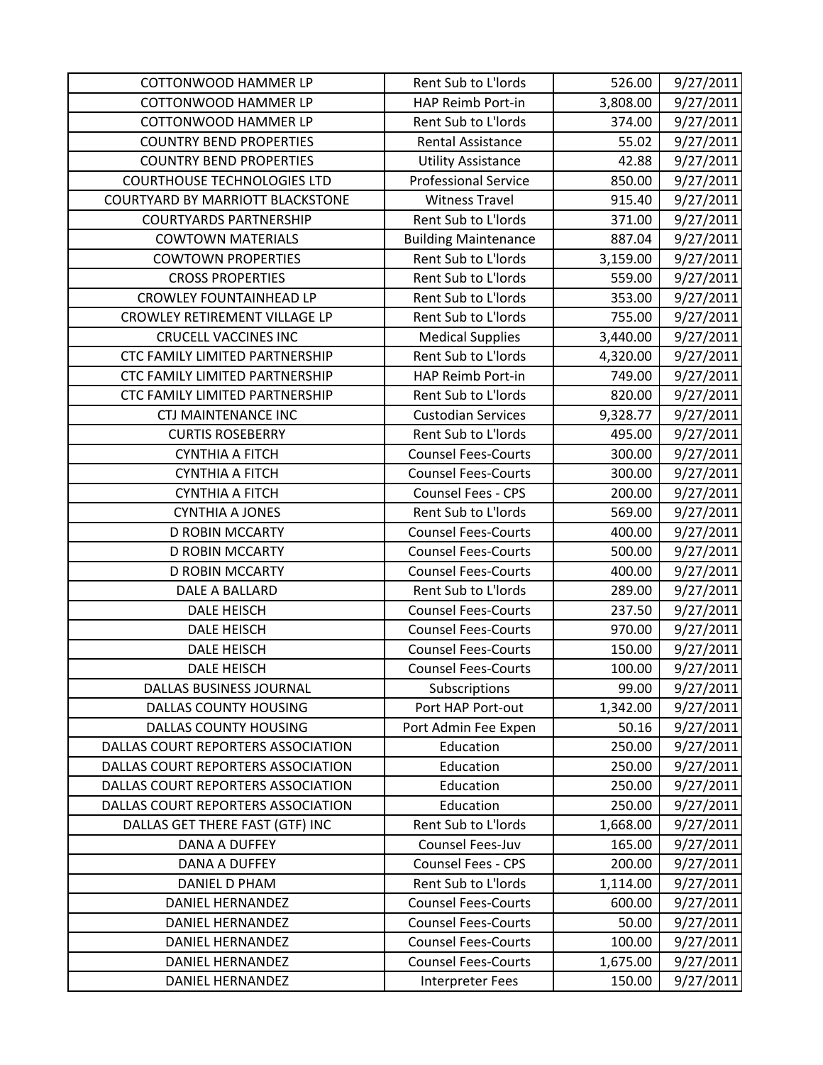| | | | |
|---|---|---|---|
| COTTONWOOD HAMMER LP | Rent Sub to L'lords | 526.00 | 9/27/2011 |
| COTTONWOOD HAMMER LP | HAP Reimb Port-in | 3,808.00 | 9/27/2011 |
| COTTONWOOD HAMMER LP | Rent Sub to L'lords | 374.00 | 9/27/2011 |
| COUNTRY BEND PROPERTIES | Rental Assistance | 55.02 | 9/27/2011 |
| COUNTRY BEND PROPERTIES | Utility Assistance | 42.88 | 9/27/2011 |
| COURTHOUSE TECHNOLOGIES LTD | Professional Service | 850.00 | 9/27/2011 |
| COURTYARD BY MARRIOTT BLACKSTONE | Witness Travel | 915.40 | 9/27/2011 |
| COURTYARDS PARTNERSHIP | Rent Sub to L'lords | 371.00 | 9/27/2011 |
| COWTOWN MATERIALS | Building Maintenance | 887.04 | 9/27/2011 |
| COWTOWN PROPERTIES | Rent Sub to L'lords | 3,159.00 | 9/27/2011 |
| CROSS PROPERTIES | Rent Sub to L'lords | 559.00 | 9/27/2011 |
| CROWLEY FOUNTAINHEAD LP | Rent Sub to L'lords | 353.00 | 9/27/2011 |
| CROWLEY RETIREMENT VILLAGE LP | Rent Sub to L'lords | 755.00 | 9/27/2011 |
| CRUCELL VACCINES INC | Medical Supplies | 3,440.00 | 9/27/2011 |
| CTC FAMILY LIMITED PARTNERSHIP | Rent Sub to L'lords | 4,320.00 | 9/27/2011 |
| CTC FAMILY LIMITED PARTNERSHIP | HAP Reimb Port-in | 749.00 | 9/27/2011 |
| CTC FAMILY LIMITED PARTNERSHIP | Rent Sub to L'lords | 820.00 | 9/27/2011 |
| CTJ MAINTENANCE INC | Custodian Services | 9,328.77 | 9/27/2011 |
| CURTIS ROSEBERRY | Rent Sub to L'lords | 495.00 | 9/27/2011 |
| CYNTHIA A FITCH | Counsel Fees-Courts | 300.00 | 9/27/2011 |
| CYNTHIA A FITCH | Counsel Fees-Courts | 300.00 | 9/27/2011 |
| CYNTHIA A FITCH | Counsel Fees - CPS | 200.00 | 9/27/2011 |
| CYNTHIA A JONES | Rent Sub to L'lords | 569.00 | 9/27/2011 |
| D ROBIN MCCARTY | Counsel Fees-Courts | 400.00 | 9/27/2011 |
| D ROBIN MCCARTY | Counsel Fees-Courts | 500.00 | 9/27/2011 |
| D ROBIN MCCARTY | Counsel Fees-Courts | 400.00 | 9/27/2011 |
| DALE A BALLARD | Rent Sub to L'lords | 289.00 | 9/27/2011 |
| DALE HEISCH | Counsel Fees-Courts | 237.50 | 9/27/2011 |
| DALE HEISCH | Counsel Fees-Courts | 970.00 | 9/27/2011 |
| DALE HEISCH | Counsel Fees-Courts | 150.00 | 9/27/2011 |
| DALE HEISCH | Counsel Fees-Courts | 100.00 | 9/27/2011 |
| DALLAS BUSINESS JOURNAL | Subscriptions | 99.00 | 9/27/2011 |
| DALLAS COUNTY HOUSING | Port HAP Port-out | 1,342.00 | 9/27/2011 |
| DALLAS COUNTY HOUSING | Port Admin Fee Expen | 50.16 | 9/27/2011 |
| DALLAS COURT REPORTERS ASSOCIATION | Education | 250.00 | 9/27/2011 |
| DALLAS COURT REPORTERS ASSOCIATION | Education | 250.00 | 9/27/2011 |
| DALLAS COURT REPORTERS ASSOCIATION | Education | 250.00 | 9/27/2011 |
| DALLAS COURT REPORTERS ASSOCIATION | Education | 250.00 | 9/27/2011 |
| DALLAS GET THERE FAST (GTF) INC | Rent Sub to L'lords | 1,668.00 | 9/27/2011 |
| DANA A DUFFEY | Counsel Fees-Juv | 165.00 | 9/27/2011 |
| DANA A DUFFEY | Counsel Fees - CPS | 200.00 | 9/27/2011 |
| DANIEL D PHAM | Rent Sub to L'lords | 1,114.00 | 9/27/2011 |
| DANIEL HERNANDEZ | Counsel Fees-Courts | 600.00 | 9/27/2011 |
| DANIEL HERNANDEZ | Counsel Fees-Courts | 50.00 | 9/27/2011 |
| DANIEL HERNANDEZ | Counsel Fees-Courts | 100.00 | 9/27/2011 |
| DANIEL HERNANDEZ | Counsel Fees-Courts | 1,675.00 | 9/27/2011 |
| DANIEL HERNANDEZ | Interpreter Fees | 150.00 | 9/27/2011 |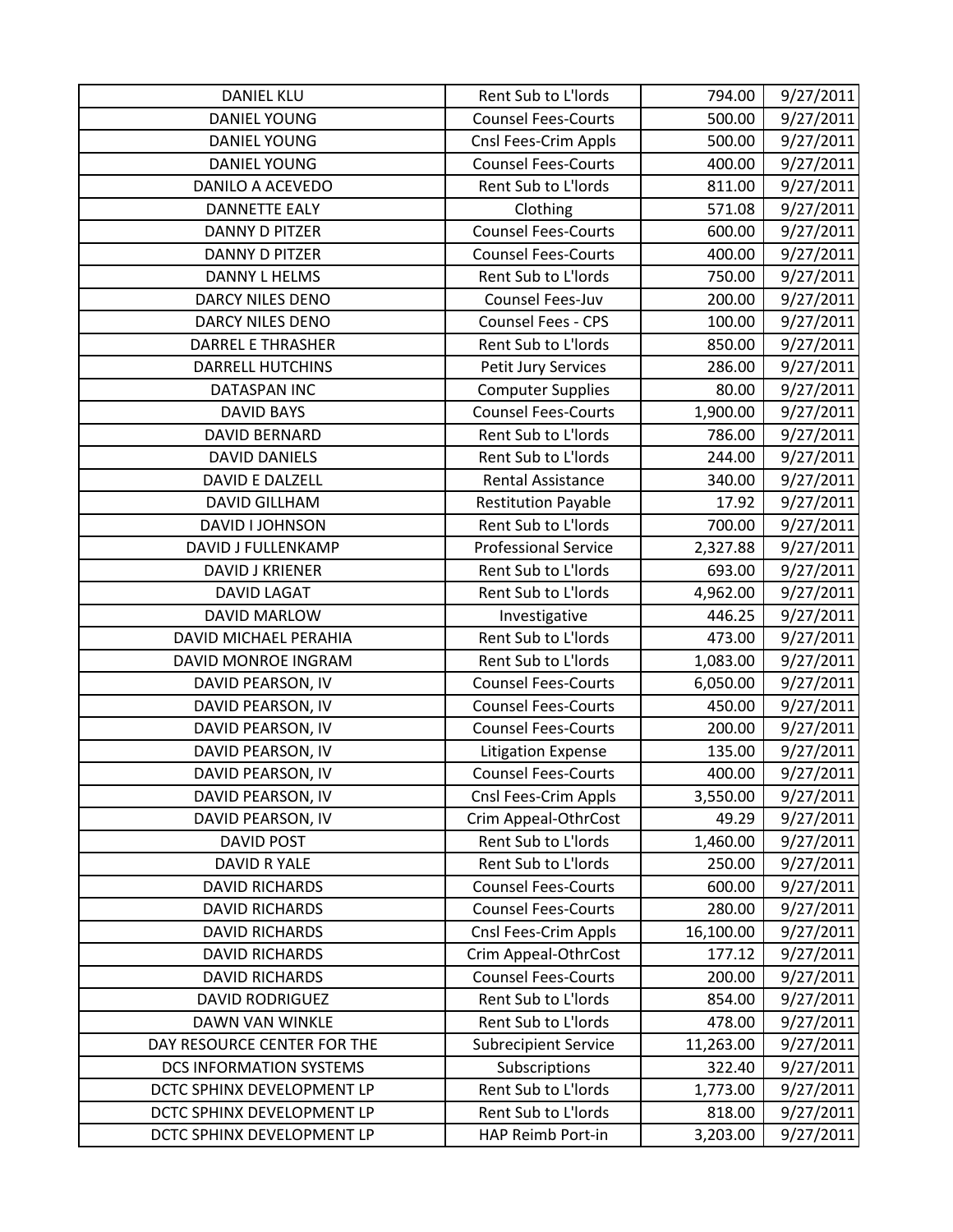| | | | |
|---|---|---|---|
| DANIEL KLU | Rent Sub to L'lords | 794.00 | 9/27/2011 |
| DANIEL YOUNG | Counsel Fees-Courts | 500.00 | 9/27/2011 |
| DANIEL YOUNG | Cnsl Fees-Crim Appls | 500.00 | 9/27/2011 |
| DANIEL YOUNG | Counsel Fees-Courts | 400.00 | 9/27/2011 |
| DANILO A ACEVEDO | Rent Sub to L'lords | 811.00 | 9/27/2011 |
| DANNETTE EALY | Clothing | 571.08 | 9/27/2011 |
| DANNY D PITZER | Counsel Fees-Courts | 600.00 | 9/27/2011 |
| DANNY D PITZER | Counsel Fees-Courts | 400.00 | 9/27/2011 |
| DANNY L HELMS | Rent Sub to L'lords | 750.00 | 9/27/2011 |
| DARCY NILES DENO | Counsel Fees-Juv | 200.00 | 9/27/2011 |
| DARCY NILES DENO | Counsel Fees - CPS | 100.00 | 9/27/2011 |
| DARREL E THRASHER | Rent Sub to L'lords | 850.00 | 9/27/2011 |
| DARRELL HUTCHINS | Petit Jury Services | 286.00 | 9/27/2011 |
| DATASPAN INC | Computer Supplies | 80.00 | 9/27/2011 |
| DAVID BAYS | Counsel Fees-Courts | 1,900.00 | 9/27/2011 |
| DAVID BERNARD | Rent Sub to L'lords | 786.00 | 9/27/2011 |
| DAVID DANIELS | Rent Sub to L'lords | 244.00 | 9/27/2011 |
| DAVID E DALZELL | Rental Assistance | 340.00 | 9/27/2011 |
| DAVID GILLHAM | Restitution Payable | 17.92 | 9/27/2011 |
| DAVID I JOHNSON | Rent Sub to L'lords | 700.00 | 9/27/2011 |
| DAVID J FULLENKAMP | Professional Service | 2,327.88 | 9/27/2011 |
| DAVID J KRIENER | Rent Sub to L'lords | 693.00 | 9/27/2011 |
| DAVID LAGAT | Rent Sub to L'lords | 4,962.00 | 9/27/2011 |
| DAVID MARLOW | Investigative | 446.25 | 9/27/2011 |
| DAVID MICHAEL PERAHIA | Rent Sub to L'lords | 473.00 | 9/27/2011 |
| DAVID MONROE INGRAM | Rent Sub to L'lords | 1,083.00 | 9/27/2011 |
| DAVID PEARSON, IV | Counsel Fees-Courts | 6,050.00 | 9/27/2011 |
| DAVID PEARSON, IV | Counsel Fees-Courts | 450.00 | 9/27/2011 |
| DAVID PEARSON, IV | Counsel Fees-Courts | 200.00 | 9/27/2011 |
| DAVID PEARSON, IV | Litigation Expense | 135.00 | 9/27/2011 |
| DAVID PEARSON, IV | Counsel Fees-Courts | 400.00 | 9/27/2011 |
| DAVID PEARSON, IV | Cnsl Fees-Crim Appls | 3,550.00 | 9/27/2011 |
| DAVID PEARSON, IV | Crim Appeal-OthrCost | 49.29 | 9/27/2011 |
| DAVID POST | Rent Sub to L'lords | 1,460.00 | 9/27/2011 |
| DAVID R YALE | Rent Sub to L'lords | 250.00 | 9/27/2011 |
| DAVID RICHARDS | Counsel Fees-Courts | 600.00 | 9/27/2011 |
| DAVID RICHARDS | Counsel Fees-Courts | 280.00 | 9/27/2011 |
| DAVID RICHARDS | Cnsl Fees-Crim Appls | 16,100.00 | 9/27/2011 |
| DAVID RICHARDS | Crim Appeal-OthrCost | 177.12 | 9/27/2011 |
| DAVID RICHARDS | Counsel Fees-Courts | 200.00 | 9/27/2011 |
| DAVID RODRIGUEZ | Rent Sub to L'lords | 854.00 | 9/27/2011 |
| DAWN VAN WINKLE | Rent Sub to L'lords | 478.00 | 9/27/2011 |
| DAY RESOURCE CENTER FOR THE | Subrecipient Service | 11,263.00 | 9/27/2011 |
| DCS INFORMATION SYSTEMS | Subscriptions | 322.40 | 9/27/2011 |
| DCTC SPHINX DEVELOPMENT LP | Rent Sub to L'lords | 1,773.00 | 9/27/2011 |
| DCTC SPHINX DEVELOPMENT LP | Rent Sub to L'lords | 818.00 | 9/27/2011 |
| DCTC SPHINX DEVELOPMENT LP | HAP Reimb Port-in | 3,203.00 | 9/27/2011 |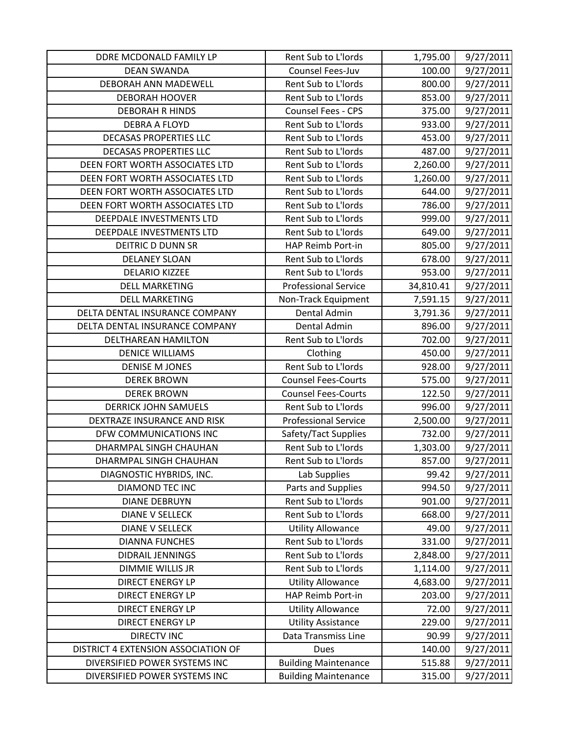| | | | |
|---|---|---|---|
| DDRE MCDONALD FAMILY LP | Rent Sub to L'lords | 1,795.00 | 9/27/2011 |
| DEAN SWANDA | Counsel Fees-Juv | 100.00 | 9/27/2011 |
| DEBORAH ANN MADEWELL | Rent Sub to L'lords | 800.00 | 9/27/2011 |
| DEBORAH HOOVER | Rent Sub to L'lords | 853.00 | 9/27/2011 |
| DEBORAH R HINDS | Counsel Fees - CPS | 375.00 | 9/27/2011 |
| DEBRA A FLOYD | Rent Sub to L'lords | 933.00 | 9/27/2011 |
| DECASAS PROPERTIES LLC | Rent Sub to L'lords | 453.00 | 9/27/2011 |
| DECASAS PROPERTIES LLC | Rent Sub to L'lords | 487.00 | 9/27/2011 |
| DEEN FORT WORTH ASSOCIATES LTD | Rent Sub to L'lords | 2,260.00 | 9/27/2011 |
| DEEN FORT WORTH ASSOCIATES LTD | Rent Sub to L'lords | 1,260.00 | 9/27/2011 |
| DEEN FORT WORTH ASSOCIATES LTD | Rent Sub to L'lords | 644.00 | 9/27/2011 |
| DEEN FORT WORTH ASSOCIATES LTD | Rent Sub to L'lords | 786.00 | 9/27/2011 |
| DEEPDALE INVESTMENTS LTD | Rent Sub to L'lords | 999.00 | 9/27/2011 |
| DEEPDALE INVESTMENTS LTD | Rent Sub to L'lords | 649.00 | 9/27/2011 |
| DEITRIC D DUNN SR | HAP Reimb Port-in | 805.00 | 9/27/2011 |
| DELANEY SLOAN | Rent Sub to L'lords | 678.00 | 9/27/2011 |
| DELARIO KIZZEE | Rent Sub to L'lords | 953.00 | 9/27/2011 |
| DELL MARKETING | Professional Service | 34,810.41 | 9/27/2011 |
| DELL MARKETING | Non-Track Equipment | 7,591.15 | 9/27/2011 |
| DELTA DENTAL INSURANCE COMPANY | Dental Admin | 3,791.36 | 9/27/2011 |
| DELTA DENTAL INSURANCE COMPANY | Dental Admin | 896.00 | 9/27/2011 |
| DELTHAREAN HAMILTON | Rent Sub to L'lords | 702.00 | 9/27/2011 |
| DENICE WILLIAMS | Clothing | 450.00 | 9/27/2011 |
| DENISE M JONES | Rent Sub to L'lords | 928.00 | 9/27/2011 |
| DEREK BROWN | Counsel Fees-Courts | 575.00 | 9/27/2011 |
| DEREK BROWN | Counsel Fees-Courts | 122.50 | 9/27/2011 |
| DERRICK JOHN SAMUELS | Rent Sub to L'lords | 996.00 | 9/27/2011 |
| DEXTRAZE INSURANCE AND RISK | Professional Service | 2,500.00 | 9/27/2011 |
| DFW COMMUNICATIONS INC | Safety/Tact Supplies | 732.00 | 9/27/2011 |
| DHARMPAL SINGH CHAUHAN | Rent Sub to L'lords | 1,303.00 | 9/27/2011 |
| DHARMPAL SINGH CHAUHAN | Rent Sub to L'lords | 857.00 | 9/27/2011 |
| DIAGNOSTIC HYBRIDS, INC. | Lab Supplies | 99.42 | 9/27/2011 |
| DIAMOND TEC INC | Parts and Supplies | 994.50 | 9/27/2011 |
| DIANE DEBRUYN | Rent Sub to L'lords | 901.00 | 9/27/2011 |
| DIANE V SELLECK | Rent Sub to L'lords | 668.00 | 9/27/2011 |
| DIANE V SELLECK | Utility Allowance | 49.00 | 9/27/2011 |
| DIANNA FUNCHES | Rent Sub to L'lords | 331.00 | 9/27/2011 |
| DIDRAIL JENNINGS | Rent Sub to L'lords | 2,848.00 | 9/27/2011 |
| DIMMIE WILLIS JR | Rent Sub to L'lords | 1,114.00 | 9/27/2011 |
| DIRECT ENERGY LP | Utility Allowance | 4,683.00 | 9/27/2011 |
| DIRECT ENERGY LP | HAP Reimb Port-in | 203.00 | 9/27/2011 |
| DIRECT ENERGY LP | Utility Allowance | 72.00 | 9/27/2011 |
| DIRECT ENERGY LP | Utility Assistance | 229.00 | 9/27/2011 |
| DIRECTV INC | Data Transmiss Line | 90.99 | 9/27/2011 |
| DISTRICT 4 EXTENSION ASSOCIATION OF | Dues | 140.00 | 9/27/2011 |
| DIVERSIFIED POWER SYSTEMS INC | Building Maintenance | 515.88 | 9/27/2011 |
| DIVERSIFIED POWER SYSTEMS INC | Building Maintenance | 315.00 | 9/27/2011 |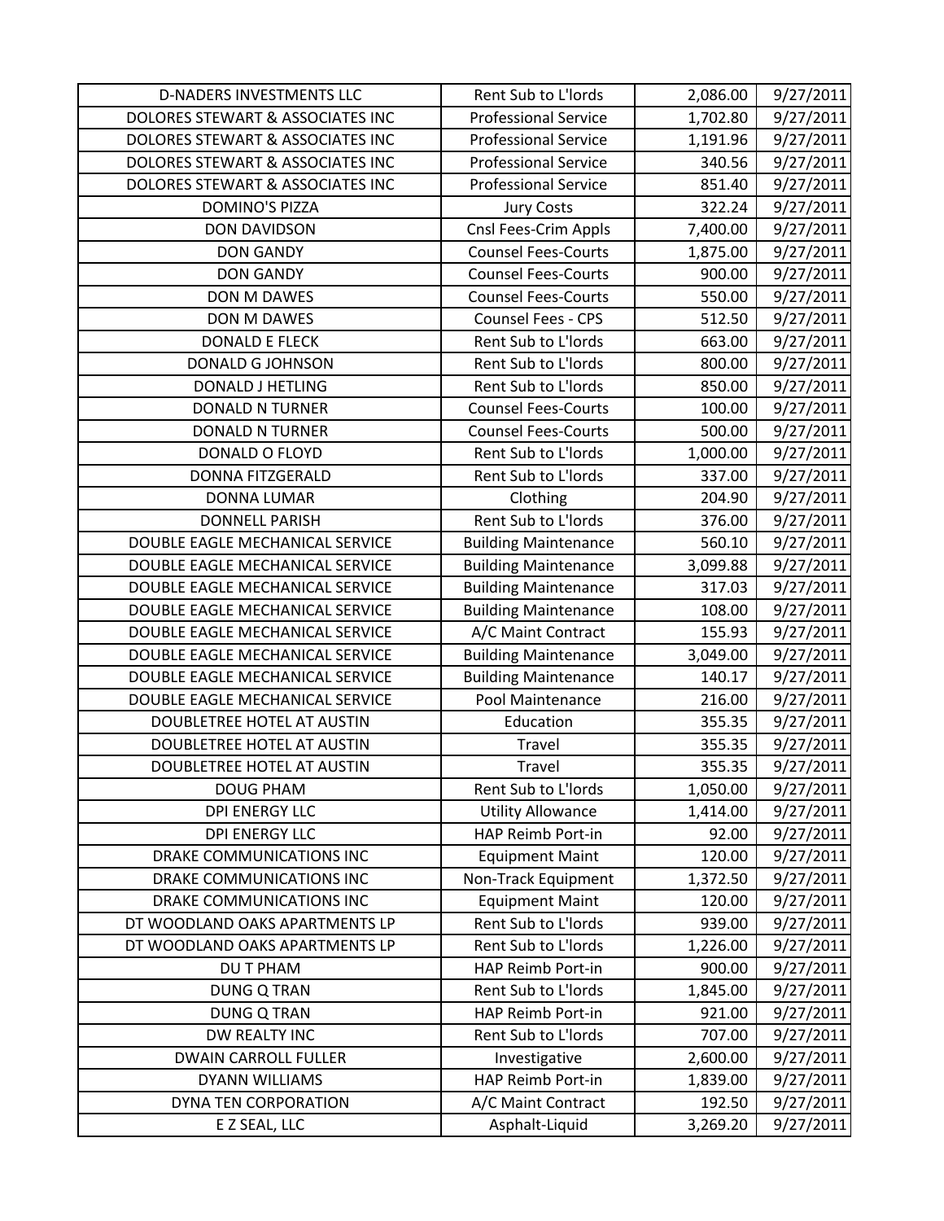| D-NADERS INVESTMENTS LLC | Rent Sub to L'lords | 2,086.00 | 9/27/2011 |
|---|---|---|---|
| DOLORES STEWART & ASSOCIATES INC | Professional Service | 1,702.80 | 9/27/2011 |
| DOLORES STEWART & ASSOCIATES INC | Professional Service | 1,191.96 | 9/27/2011 |
| DOLORES STEWART & ASSOCIATES INC | Professional Service | 340.56 | 9/27/2011 |
| DOLORES STEWART & ASSOCIATES INC | Professional Service | 851.40 | 9/27/2011 |
| DOMINO'S PIZZA | Jury Costs | 322.24 | 9/27/2011 |
| DON DAVIDSON | Cnsl Fees-Crim Appls | 7,400.00 | 9/27/2011 |
| DON GANDY | Counsel Fees-Courts | 1,875.00 | 9/27/2011 |
| DON GANDY | Counsel Fees-Courts | 900.00 | 9/27/2011 |
| DON M DAWES | Counsel Fees-Courts | 550.00 | 9/27/2011 |
| DON M DAWES | Counsel Fees - CPS | 512.50 | 9/27/2011 |
| DONALD E FLECK | Rent Sub to L'lords | 663.00 | 9/27/2011 |
| DONALD G JOHNSON | Rent Sub to L'lords | 800.00 | 9/27/2011 |
| DONALD J HETLING | Rent Sub to L'lords | 850.00 | 9/27/2011 |
| DONALD N TURNER | Counsel Fees-Courts | 100.00 | 9/27/2011 |
| DONALD N TURNER | Counsel Fees-Courts | 500.00 | 9/27/2011 |
| DONALD O FLOYD | Rent Sub to L'lords | 1,000.00 | 9/27/2011 |
| DONNA FITZGERALD | Rent Sub to L'lords | 337.00 | 9/27/2011 |
| DONNA LUMAR | Clothing | 204.90 | 9/27/2011 |
| DONNELL PARISH | Rent Sub to L'lords | 376.00 | 9/27/2011 |
| DOUBLE EAGLE MECHANICAL SERVICE | Building Maintenance | 560.10 | 9/27/2011 |
| DOUBLE EAGLE MECHANICAL SERVICE | Building Maintenance | 3,099.88 | 9/27/2011 |
| DOUBLE EAGLE MECHANICAL SERVICE | Building Maintenance | 317.03 | 9/27/2011 |
| DOUBLE EAGLE MECHANICAL SERVICE | Building Maintenance | 108.00 | 9/27/2011 |
| DOUBLE EAGLE MECHANICAL SERVICE | A/C Maint Contract | 155.93 | 9/27/2011 |
| DOUBLE EAGLE MECHANICAL SERVICE | Building Maintenance | 3,049.00 | 9/27/2011 |
| DOUBLE EAGLE MECHANICAL SERVICE | Building Maintenance | 140.17 | 9/27/2011 |
| DOUBLE EAGLE MECHANICAL SERVICE | Pool Maintenance | 216.00 | 9/27/2011 |
| DOUBLETREE HOTEL AT AUSTIN | Education | 355.35 | 9/27/2011 |
| DOUBLETREE HOTEL AT AUSTIN | Travel | 355.35 | 9/27/2011 |
| DOUBLETREE HOTEL AT AUSTIN | Travel | 355.35 | 9/27/2011 |
| DOUG PHAM | Rent Sub to L'lords | 1,050.00 | 9/27/2011 |
| DPI ENERGY LLC | Utility Allowance | 1,414.00 | 9/27/2011 |
| DPI ENERGY LLC | HAP Reimb Port-in | 92.00 | 9/27/2011 |
| DRAKE COMMUNICATIONS INC | Equipment Maint | 120.00 | 9/27/2011 |
| DRAKE COMMUNICATIONS INC | Non-Track Equipment | 1,372.50 | 9/27/2011 |
| DRAKE COMMUNICATIONS INC | Equipment Maint | 120.00 | 9/27/2011 |
| DT WOODLAND OAKS APARTMENTS LP | Rent Sub to L'lords | 939.00 | 9/27/2011 |
| DT WOODLAND OAKS APARTMENTS LP | Rent Sub to L'lords | 1,226.00 | 9/27/2011 |
| DU T PHAM | HAP Reimb Port-in | 900.00 | 9/27/2011 |
| DUNG Q TRAN | Rent Sub to L'lords | 1,845.00 | 9/27/2011 |
| DUNG Q TRAN | HAP Reimb Port-in | 921.00 | 9/27/2011 |
| DW REALTY INC | Rent Sub to L'lords | 707.00 | 9/27/2011 |
| DWAIN CARROLL FULLER | Investigative | 2,600.00 | 9/27/2011 |
| DYANN WILLIAMS | HAP Reimb Port-in | 1,839.00 | 9/27/2011 |
| DYNA TEN CORPORATION | A/C Maint Contract | 192.50 | 9/27/2011 |
| E Z SEAL, LLC | Asphalt-Liquid | 3,269.20 | 9/27/2011 |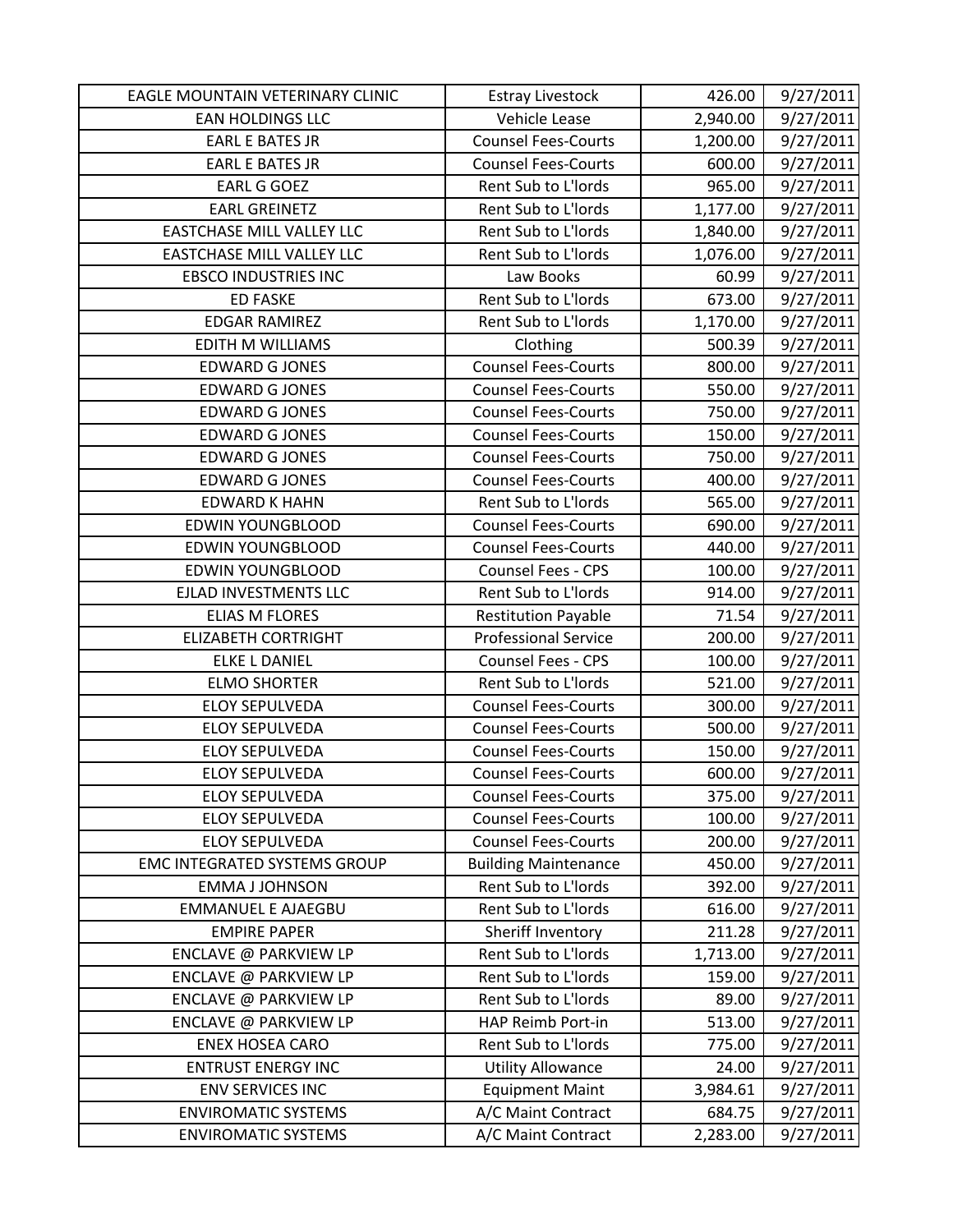| | | | |
|---|---|---|---|
| EAGLE MOUNTAIN VETERINARY CLINIC | Estray Livestock | 426.00 | 9/27/2011 |
| EAN HOLDINGS LLC | Vehicle Lease | 2,940.00 | 9/27/2011 |
| EARL E BATES JR | Counsel Fees-Courts | 1,200.00 | 9/27/2011 |
| EARL E BATES JR | Counsel Fees-Courts | 600.00 | 9/27/2011 |
| EARL G GOEZ | Rent Sub to L'lords | 965.00 | 9/27/2011 |
| EARL GREINETZ | Rent Sub to L'lords | 1,177.00 | 9/27/2011 |
| EASTCHASE MILL VALLEY LLC | Rent Sub to L'lords | 1,840.00 | 9/27/2011 |
| EASTCHASE MILL VALLEY LLC | Rent Sub to L'lords | 1,076.00 | 9/27/2011 |
| EBSCO INDUSTRIES INC | Law Books | 60.99 | 9/27/2011 |
| ED FASKE | Rent Sub to L'lords | 673.00 | 9/27/2011 |
| EDGAR RAMIREZ | Rent Sub to L'lords | 1,170.00 | 9/27/2011 |
| EDITH M WILLIAMS | Clothing | 500.39 | 9/27/2011 |
| EDWARD G JONES | Counsel Fees-Courts | 800.00 | 9/27/2011 |
| EDWARD G JONES | Counsel Fees-Courts | 550.00 | 9/27/2011 |
| EDWARD G JONES | Counsel Fees-Courts | 750.00 | 9/27/2011 |
| EDWARD G JONES | Counsel Fees-Courts | 150.00 | 9/27/2011 |
| EDWARD G JONES | Counsel Fees-Courts | 750.00 | 9/27/2011 |
| EDWARD G JONES | Counsel Fees-Courts | 400.00 | 9/27/2011 |
| EDWARD K HAHN | Rent Sub to L'lords | 565.00 | 9/27/2011 |
| EDWIN YOUNGBLOOD | Counsel Fees-Courts | 690.00 | 9/27/2011 |
| EDWIN YOUNGBLOOD | Counsel Fees-Courts | 440.00 | 9/27/2011 |
| EDWIN YOUNGBLOOD | Counsel Fees - CPS | 100.00 | 9/27/2011 |
| EJLAD INVESTMENTS LLC | Rent Sub to L'lords | 914.00 | 9/27/2011 |
| ELIAS M FLORES | Restitution Payable | 71.54 | 9/27/2011 |
| ELIZABETH CORTRIGHT | Professional Service | 200.00 | 9/27/2011 |
| ELKE L DANIEL | Counsel Fees - CPS | 100.00 | 9/27/2011 |
| ELMO SHORTER | Rent Sub to L'lords | 521.00 | 9/27/2011 |
| ELOY SEPULVEDA | Counsel Fees-Courts | 300.00 | 9/27/2011 |
| ELOY SEPULVEDA | Counsel Fees-Courts | 500.00 | 9/27/2011 |
| ELOY SEPULVEDA | Counsel Fees-Courts | 150.00 | 9/27/2011 |
| ELOY SEPULVEDA | Counsel Fees-Courts | 600.00 | 9/27/2011 |
| ELOY SEPULVEDA | Counsel Fees-Courts | 375.00 | 9/27/2011 |
| ELOY SEPULVEDA | Counsel Fees-Courts | 100.00 | 9/27/2011 |
| ELOY SEPULVEDA | Counsel Fees-Courts | 200.00 | 9/27/2011 |
| EMC INTEGRATED SYSTEMS GROUP | Building Maintenance | 450.00 | 9/27/2011 |
| EMMA J JOHNSON | Rent Sub to L'lords | 392.00 | 9/27/2011 |
| EMMANUEL E AJAEGBU | Rent Sub to L'lords | 616.00 | 9/27/2011 |
| EMPIRE PAPER | Sheriff Inventory | 211.28 | 9/27/2011 |
| ENCLAVE @ PARKVIEW LP | Rent Sub to L'lords | 1,713.00 | 9/27/2011 |
| ENCLAVE @ PARKVIEW LP | Rent Sub to L'lords | 159.00 | 9/27/2011 |
| ENCLAVE @ PARKVIEW LP | Rent Sub to L'lords | 89.00 | 9/27/2011 |
| ENCLAVE @ PARKVIEW LP | HAP Reimb Port-in | 513.00 | 9/27/2011 |
| ENEX HOSEA CARO | Rent Sub to L'lords | 775.00 | 9/27/2011 |
| ENTRUST ENERGY INC | Utility Allowance | 24.00 | 9/27/2011 |
| ENV SERVICES INC | Equipment Maint | 3,984.61 | 9/27/2011 |
| ENVIROMATIC SYSTEMS | A/C Maint Contract | 684.75 | 9/27/2011 |
| ENVIROMATIC SYSTEMS | A/C Maint Contract | 2,283.00 | 9/27/2011 |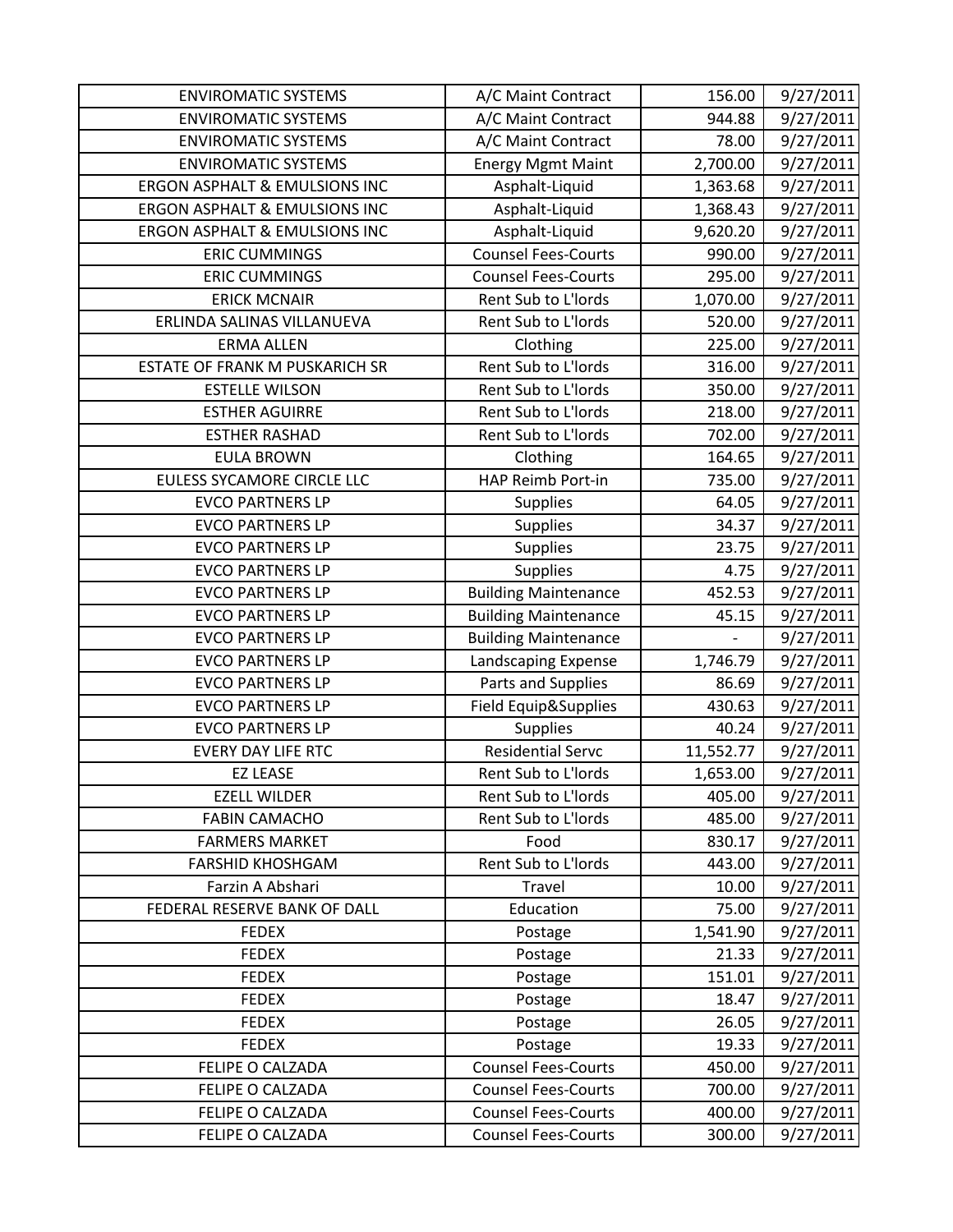| | | | |
|---|---|---|---|
| ENVIROMATIC SYSTEMS | A/C Maint Contract | 156.00 | 9/27/2011 |
| ENVIROMATIC SYSTEMS | A/C Maint Contract | 944.88 | 9/27/2011 |
| ENVIROMATIC SYSTEMS | A/C Maint Contract | 78.00 | 9/27/2011 |
| ENVIROMATIC SYSTEMS | Energy Mgmt Maint | 2,700.00 | 9/27/2011 |
| ERGON ASPHALT & EMULSIONS INC | Asphalt-Liquid | 1,363.68 | 9/27/2011 |
| ERGON ASPHALT & EMULSIONS INC | Asphalt-Liquid | 1,368.43 | 9/27/2011 |
| ERGON ASPHALT & EMULSIONS INC | Asphalt-Liquid | 9,620.20 | 9/27/2011 |
| ERIC CUMMINGS | Counsel Fees-Courts | 990.00 | 9/27/2011 |
| ERIC CUMMINGS | Counsel Fees-Courts | 295.00 | 9/27/2011 |
| ERICK MCNAIR | Rent Sub to L'lords | 1,070.00 | 9/27/2011 |
| ERLINDA SALINAS VILLANUEVA | Rent Sub to L'lords | 520.00 | 9/27/2011 |
| ERMA ALLEN | Clothing | 225.00 | 9/27/2011 |
| ESTATE OF FRANK M PUSKARICH SR | Rent Sub to L'lords | 316.00 | 9/27/2011 |
| ESTELLE WILSON | Rent Sub to L'lords | 350.00 | 9/27/2011 |
| ESTHER AGUIRRE | Rent Sub to L'lords | 218.00 | 9/27/2011 |
| ESTHER RASHAD | Rent Sub to L'lords | 702.00 | 9/27/2011 |
| EULA BROWN | Clothing | 164.65 | 9/27/2011 |
| EULESS SYCAMORE CIRCLE LLC | HAP Reimb Port-in | 735.00 | 9/27/2011 |
| EVCO PARTNERS LP | Supplies | 64.05 | 9/27/2011 |
| EVCO PARTNERS LP | Supplies | 34.37 | 9/27/2011 |
| EVCO PARTNERS LP | Supplies | 23.75 | 9/27/2011 |
| EVCO PARTNERS LP | Supplies | 4.75 | 9/27/2011 |
| EVCO PARTNERS LP | Building Maintenance | 452.53 | 9/27/2011 |
| EVCO PARTNERS LP | Building Maintenance | 45.15 | 9/27/2011 |
| EVCO PARTNERS LP | Building Maintenance | - | 9/27/2011 |
| EVCO PARTNERS LP | Landscaping Expense | 1,746.79 | 9/27/2011 |
| EVCO PARTNERS LP | Parts and Supplies | 86.69 | 9/27/2011 |
| EVCO PARTNERS LP | Field Equip&Supplies | 430.63 | 9/27/2011 |
| EVCO PARTNERS LP | Supplies | 40.24 | 9/27/2011 |
| EVERY DAY LIFE RTC | Residential Servc | 11,552.77 | 9/27/2011 |
| EZ LEASE | Rent Sub to L'lords | 1,653.00 | 9/27/2011 |
| EZELL WILDER | Rent Sub to L'lords | 405.00 | 9/27/2011 |
| FABIN CAMACHO | Rent Sub to L'lords | 485.00 | 9/27/2011 |
| FARMERS MARKET | Food | 830.17 | 9/27/2011 |
| FARSHID KHOSHGAM | Rent Sub to L'lords | 443.00 | 9/27/2011 |
| Farzin A Abshari | Travel | 10.00 | 9/27/2011 |
| FEDERAL RESERVE BANK OF DALL | Education | 75.00 | 9/27/2011 |
| FEDEX | Postage | 1,541.90 | 9/27/2011 |
| FEDEX | Postage | 21.33 | 9/27/2011 |
| FEDEX | Postage | 151.01 | 9/27/2011 |
| FEDEX | Postage | 18.47 | 9/27/2011 |
| FEDEX | Postage | 26.05 | 9/27/2011 |
| FEDEX | Postage | 19.33 | 9/27/2011 |
| FELIPE O CALZADA | Counsel Fees-Courts | 450.00 | 9/27/2011 |
| FELIPE O CALZADA | Counsel Fees-Courts | 700.00 | 9/27/2011 |
| FELIPE O CALZADA | Counsel Fees-Courts | 400.00 | 9/27/2011 |
| FELIPE O CALZADA | Counsel Fees-Courts | 300.00 | 9/27/2011 |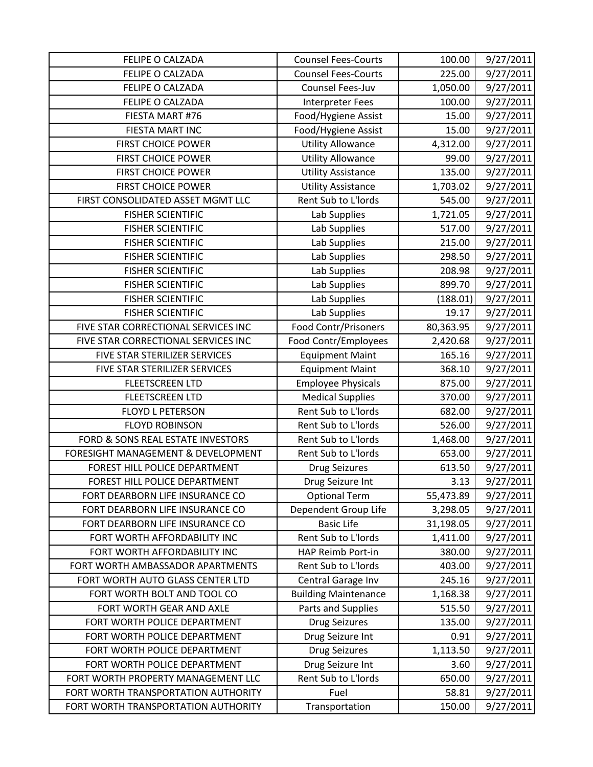| | | | |
|---|---|---|---|
| FELIPE O CALZADA | Counsel Fees-Courts | 100.00 | 9/27/2011 |
| FELIPE O CALZADA | Counsel Fees-Courts | 225.00 | 9/27/2011 |
| FELIPE O CALZADA | Counsel Fees-Juv | 1,050.00 | 9/27/2011 |
| FELIPE O CALZADA | Interpreter Fees | 100.00 | 9/27/2011 |
| FIESTA MART #76 | Food/Hygiene Assist | 15.00 | 9/27/2011 |
| FIESTA MART INC | Food/Hygiene Assist | 15.00 | 9/27/2011 |
| FIRST CHOICE POWER | Utility Allowance | 4,312.00 | 9/27/2011 |
| FIRST CHOICE POWER | Utility Allowance | 99.00 | 9/27/2011 |
| FIRST CHOICE POWER | Utility Assistance | 135.00 | 9/27/2011 |
| FIRST CHOICE POWER | Utility Assistance | 1,703.02 | 9/27/2011 |
| FIRST CONSOLIDATED ASSET MGMT LLC | Rent Sub to L'lords | 545.00 | 9/27/2011 |
| FISHER SCIENTIFIC | Lab Supplies | 1,721.05 | 9/27/2011 |
| FISHER SCIENTIFIC | Lab Supplies | 517.00 | 9/27/2011 |
| FISHER SCIENTIFIC | Lab Supplies | 215.00 | 9/27/2011 |
| FISHER SCIENTIFIC | Lab Supplies | 298.50 | 9/27/2011 |
| FISHER SCIENTIFIC | Lab Supplies | 208.98 | 9/27/2011 |
| FISHER SCIENTIFIC | Lab Supplies | 899.70 | 9/27/2011 |
| FISHER SCIENTIFIC | Lab Supplies | (188.01) | 9/27/2011 |
| FISHER SCIENTIFIC | Lab Supplies | 19.17 | 9/27/2011 |
| FIVE STAR CORRECTIONAL SERVICES INC | Food Contr/Prisoners | 80,363.95 | 9/27/2011 |
| FIVE STAR CORRECTIONAL SERVICES INC | Food Contr/Employees | 2,420.68 | 9/27/2011 |
| FIVE STAR STERILIZER SERVICES | Equipment Maint | 165.16 | 9/27/2011 |
| FIVE STAR STERILIZER SERVICES | Equipment Maint | 368.10 | 9/27/2011 |
| FLEETSCREEN LTD | Employee Physicals | 875.00 | 9/27/2011 |
| FLEETSCREEN LTD | Medical Supplies | 370.00 | 9/27/2011 |
| FLOYD L PETERSON | Rent Sub to L'lords | 682.00 | 9/27/2011 |
| FLOYD ROBINSON | Rent Sub to L'lords | 526.00 | 9/27/2011 |
| FORD & SONS REAL ESTATE INVESTORS | Rent Sub to L'lords | 1,468.00 | 9/27/2011 |
| FORESIGHT MANAGEMENT & DEVELOPMENT | Rent Sub to L'lords | 653.00 | 9/27/2011 |
| FOREST HILL POLICE DEPARTMENT | Drug Seizures | 613.50 | 9/27/2011 |
| FOREST HILL POLICE DEPARTMENT | Drug Seizure Int | 3.13 | 9/27/2011 |
| FORT DEARBORN LIFE INSURANCE CO | Optional Term | 55,473.89 | 9/27/2011 |
| FORT DEARBORN LIFE INSURANCE CO | Dependent Group Life | 3,298.05 | 9/27/2011 |
| FORT DEARBORN LIFE INSURANCE CO | Basic Life | 31,198.05 | 9/27/2011 |
| FORT WORTH AFFORDABILITY INC | Rent Sub to L'lords | 1,411.00 | 9/27/2011 |
| FORT WORTH AFFORDABILITY INC | HAP Reimb Port-in | 380.00 | 9/27/2011 |
| FORT WORTH AMBASSADOR APARTMENTS | Rent Sub to L'lords | 403.00 | 9/27/2011 |
| FORT WORTH AUTO GLASS CENTER LTD | Central Garage Inv | 245.16 | 9/27/2011 |
| FORT WORTH BOLT AND TOOL CO | Building Maintenance | 1,168.38 | 9/27/2011 |
| FORT WORTH GEAR AND AXLE | Parts and Supplies | 515.50 | 9/27/2011 |
| FORT WORTH POLICE DEPARTMENT | Drug Seizures | 135.00 | 9/27/2011 |
| FORT WORTH POLICE DEPARTMENT | Drug Seizure Int | 0.91 | 9/27/2011 |
| FORT WORTH POLICE DEPARTMENT | Drug Seizures | 1,113.50 | 9/27/2011 |
| FORT WORTH POLICE DEPARTMENT | Drug Seizure Int | 3.60 | 9/27/2011 |
| FORT WORTH PROPERTY MANAGEMENT LLC | Rent Sub to L'lords | 650.00 | 9/27/2011 |
| FORT WORTH TRANSPORTATION AUTHORITY | Fuel | 58.81 | 9/27/2011 |
| FORT WORTH TRANSPORTATION AUTHORITY | Transportation | 150.00 | 9/27/2011 |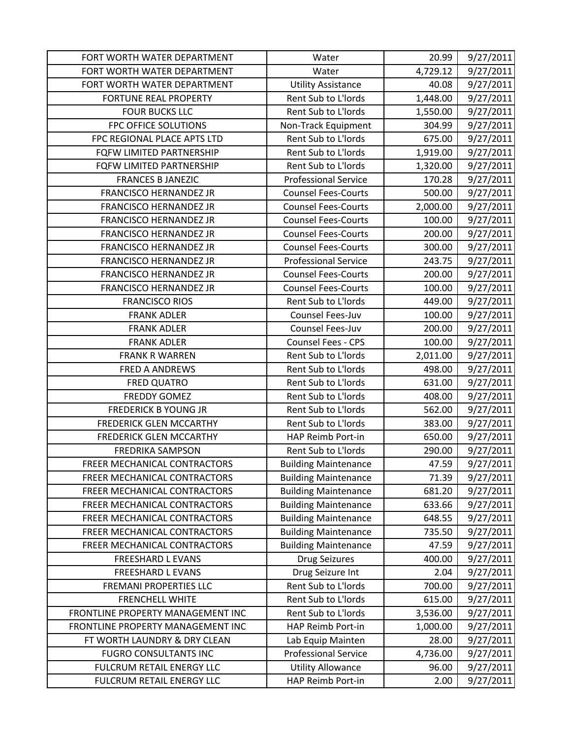| | | | |
|---|---|---|---|
| FORT WORTH WATER DEPARTMENT | Water | 20.99 | 9/27/2011 |
| FORT WORTH WATER DEPARTMENT | Water | 4,729.12 | 9/27/2011 |
| FORT WORTH WATER DEPARTMENT | Utility Assistance | 40.08 | 9/27/2011 |
| FORTUNE REAL PROPERTY | Rent Sub to L'lords | 1,448.00 | 9/27/2011 |
| FOUR BUCKS LLC | Rent Sub to L'lords | 1,550.00 | 9/27/2011 |
| FPC OFFICE SOLUTIONS | Non-Track Equipment | 304.99 | 9/27/2011 |
| FPC REGIONAL PLACE APTS LTD | Rent Sub to L'lords | 675.00 | 9/27/2011 |
| FQFW LIMITED PARTNERSHIP | Rent Sub to L'lords | 1,919.00 | 9/27/2011 |
| FQFW LIMITED PARTNERSHIP | Rent Sub to L'lords | 1,320.00 | 9/27/2011 |
| FRANCES B JANEZIC | Professional Service | 170.28 | 9/27/2011 |
| FRANCISCO HERNANDEZ JR | Counsel Fees-Courts | 500.00 | 9/27/2011 |
| FRANCISCO HERNANDEZ JR | Counsel Fees-Courts | 2,000.00 | 9/27/2011 |
| FRANCISCO HERNANDEZ JR | Counsel Fees-Courts | 100.00 | 9/27/2011 |
| FRANCISCO HERNANDEZ JR | Counsel Fees-Courts | 200.00 | 9/27/2011 |
| FRANCISCO HERNANDEZ JR | Counsel Fees-Courts | 300.00 | 9/27/2011 |
| FRANCISCO HERNANDEZ JR | Professional Service | 243.75 | 9/27/2011 |
| FRANCISCO HERNANDEZ JR | Counsel Fees-Courts | 200.00 | 9/27/2011 |
| FRANCISCO HERNANDEZ JR | Counsel Fees-Courts | 100.00 | 9/27/2011 |
| FRANCISCO RIOS | Rent Sub to L'lords | 449.00 | 9/27/2011 |
| FRANK ADLER | Counsel Fees-Juv | 100.00 | 9/27/2011 |
| FRANK ADLER | Counsel Fees-Juv | 200.00 | 9/27/2011 |
| FRANK ADLER | Counsel Fees - CPS | 100.00 | 9/27/2011 |
| FRANK R WARREN | Rent Sub to L'lords | 2,011.00 | 9/27/2011 |
| FRED A ANDREWS | Rent Sub to L'lords | 498.00 | 9/27/2011 |
| FRED QUATRO | Rent Sub to L'lords | 631.00 | 9/27/2011 |
| FREDDY GOMEZ | Rent Sub to L'lords | 408.00 | 9/27/2011 |
| FREDERICK B YOUNG JR | Rent Sub to L'lords | 562.00 | 9/27/2011 |
| FREDERICK GLEN MCCARTHY | Rent Sub to L'lords | 383.00 | 9/27/2011 |
| FREDERICK GLEN MCCARTHY | HAP Reimb Port-in | 650.00 | 9/27/2011 |
| FREDRIKA SAMPSON | Rent Sub to L'lords | 290.00 | 9/27/2011 |
| FREER MECHANICAL CONTRACTORS | Building Maintenance | 47.59 | 9/27/2011 |
| FREER MECHANICAL CONTRACTORS | Building Maintenance | 71.39 | 9/27/2011 |
| FREER MECHANICAL CONTRACTORS | Building Maintenance | 681.20 | 9/27/2011 |
| FREER MECHANICAL CONTRACTORS | Building Maintenance | 633.66 | 9/27/2011 |
| FREER MECHANICAL CONTRACTORS | Building Maintenance | 648.55 | 9/27/2011 |
| FREER MECHANICAL CONTRACTORS | Building Maintenance | 735.50 | 9/27/2011 |
| FREER MECHANICAL CONTRACTORS | Building Maintenance | 47.59 | 9/27/2011 |
| FREESHARD L EVANS | Drug Seizures | 400.00 | 9/27/2011 |
| FREESHARD L EVANS | Drug Seizure Int | 2.04 | 9/27/2011 |
| FREMANI PROPERTIES LLC | Rent Sub to L'lords | 700.00 | 9/27/2011 |
| FRENCHELL WHITE | Rent Sub to L'lords | 615.00 | 9/27/2011 |
| FRONTLINE PROPERTY MANAGEMENT INC | Rent Sub to L'lords | 3,536.00 | 9/27/2011 |
| FRONTLINE PROPERTY MANAGEMENT INC | HAP Reimb Port-in | 1,000.00 | 9/27/2011 |
| FT WORTH LAUNDRY & DRY CLEAN | Lab Equip Mainten | 28.00 | 9/27/2011 |
| FUGRO CONSULTANTS INC | Professional Service | 4,736.00 | 9/27/2011 |
| FULCRUM RETAIL ENERGY LLC | Utility Allowance | 96.00 | 9/27/2011 |
| FULCRUM RETAIL ENERGY LLC | HAP Reimb Port-in | 2.00 | 9/27/2011 |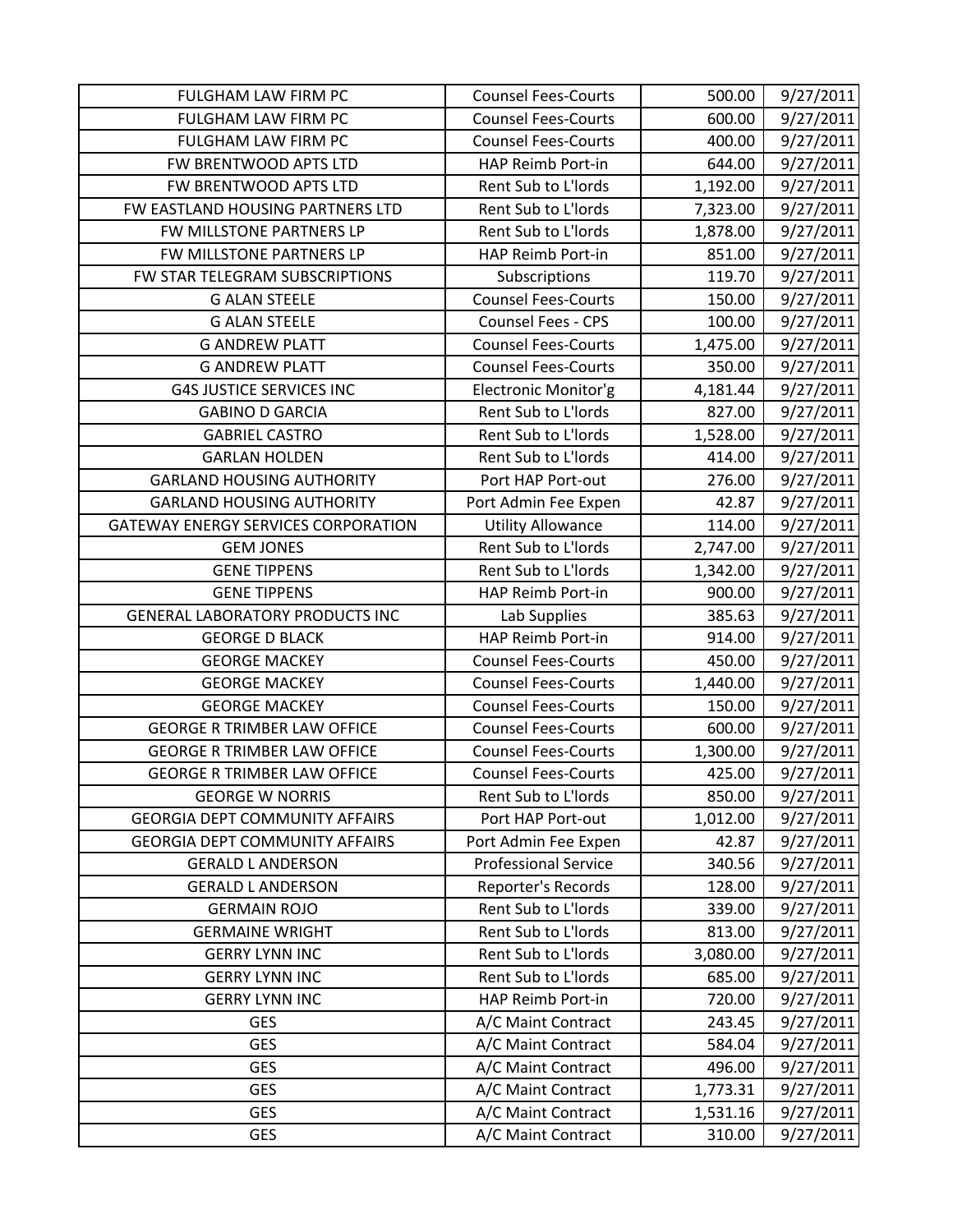| | | | |
|---|---|---|---|
| FULGHAM LAW FIRM PC | Counsel Fees-Courts | 500.00 | 9/27/2011 |
| FULGHAM LAW FIRM PC | Counsel Fees-Courts | 600.00 | 9/27/2011 |
| FULGHAM LAW FIRM PC | Counsel Fees-Courts | 400.00 | 9/27/2011 |
| FW BRENTWOOD APTS LTD | HAP Reimb Port-in | 644.00 | 9/27/2011 |
| FW BRENTWOOD APTS LTD | Rent Sub to L'lords | 1,192.00 | 9/27/2011 |
| FW EASTLAND HOUSING PARTNERS LTD | Rent Sub to L'lords | 7,323.00 | 9/27/2011 |
| FW MILLSTONE PARTNERS LP | Rent Sub to L'lords | 1,878.00 | 9/27/2011 |
| FW MILLSTONE PARTNERS LP | HAP Reimb Port-in | 851.00 | 9/27/2011 |
| FW STAR TELEGRAM SUBSCRIPTIONS | Subscriptions | 119.70 | 9/27/2011 |
| G ALAN STEELE | Counsel Fees-Courts | 150.00 | 9/27/2011 |
| G ALAN STEELE | Counsel Fees - CPS | 100.00 | 9/27/2011 |
| G ANDREW PLATT | Counsel Fees-Courts | 1,475.00 | 9/27/2011 |
| G ANDREW PLATT | Counsel Fees-Courts | 350.00 | 9/27/2011 |
| G4S JUSTICE SERVICES INC | Electronic Monitor'g | 4,181.44 | 9/27/2011 |
| GABINO D GARCIA | Rent Sub to L'lords | 827.00 | 9/27/2011 |
| GABRIEL CASTRO | Rent Sub to L'lords | 1,528.00 | 9/27/2011 |
| GARLAN HOLDEN | Rent Sub to L'lords | 414.00 | 9/27/2011 |
| GARLAND HOUSING AUTHORITY | Port HAP Port-out | 276.00 | 9/27/2011 |
| GARLAND HOUSING AUTHORITY | Port Admin Fee Expen | 42.87 | 9/27/2011 |
| GATEWAY ENERGY SERVICES CORPORATION | Utility Allowance | 114.00 | 9/27/2011 |
| GEM JONES | Rent Sub to L'lords | 2,747.00 | 9/27/2011 |
| GENE TIPPENS | Rent Sub to L'lords | 1,342.00 | 9/27/2011 |
| GENE TIPPENS | HAP Reimb Port-in | 900.00 | 9/27/2011 |
| GENERAL LABORATORY PRODUCTS INC | Lab Supplies | 385.63 | 9/27/2011 |
| GEORGE D BLACK | HAP Reimb Port-in | 914.00 | 9/27/2011 |
| GEORGE MACKEY | Counsel Fees-Courts | 450.00 | 9/27/2011 |
| GEORGE MACKEY | Counsel Fees-Courts | 1,440.00 | 9/27/2011 |
| GEORGE MACKEY | Counsel Fees-Courts | 150.00 | 9/27/2011 |
| GEORGE R TRIMBER LAW OFFICE | Counsel Fees-Courts | 600.00 | 9/27/2011 |
| GEORGE R TRIMBER LAW OFFICE | Counsel Fees-Courts | 1,300.00 | 9/27/2011 |
| GEORGE R TRIMBER LAW OFFICE | Counsel Fees-Courts | 425.00 | 9/27/2011 |
| GEORGE W NORRIS | Rent Sub to L'lords | 850.00 | 9/27/2011 |
| GEORGIA DEPT COMMUNITY AFFAIRS | Port HAP Port-out | 1,012.00 | 9/27/2011 |
| GEORGIA DEPT COMMUNITY AFFAIRS | Port Admin Fee Expen | 42.87 | 9/27/2011 |
| GERALD L ANDERSON | Professional Service | 340.56 | 9/27/2011 |
| GERALD L ANDERSON | Reporter's Records | 128.00 | 9/27/2011 |
| GERMAIN ROJO | Rent Sub to L'lords | 339.00 | 9/27/2011 |
| GERMAINE WRIGHT | Rent Sub to L'lords | 813.00 | 9/27/2011 |
| GERRY LYNN INC | Rent Sub to L'lords | 3,080.00 | 9/27/2011 |
| GERRY LYNN INC | Rent Sub to L'lords | 685.00 | 9/27/2011 |
| GERRY LYNN INC | HAP Reimb Port-in | 720.00 | 9/27/2011 |
| GES | A/C Maint Contract | 243.45 | 9/27/2011 |
| GES | A/C Maint Contract | 584.04 | 9/27/2011 |
| GES | A/C Maint Contract | 496.00 | 9/27/2011 |
| GES | A/C Maint Contract | 1,773.31 | 9/27/2011 |
| GES | A/C Maint Contract | 1,531.16 | 9/27/2011 |
| GES | A/C Maint Contract | 310.00 | 9/27/2011 |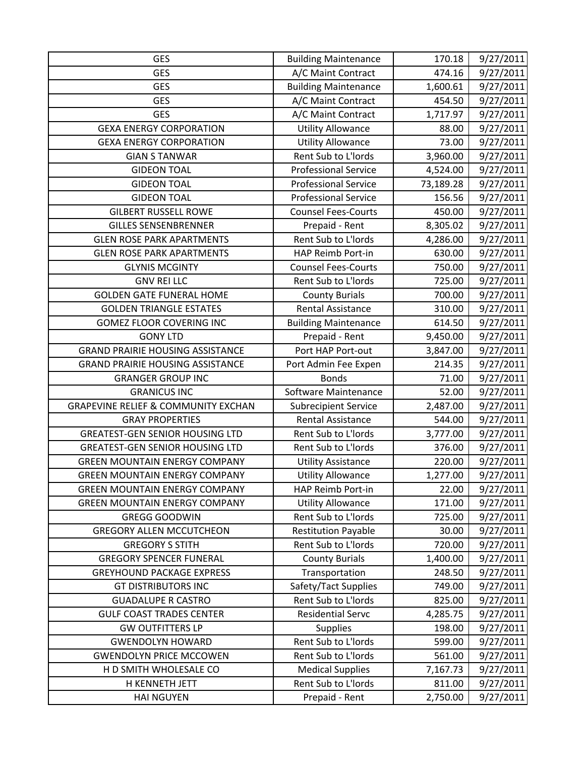| GES | Building Maintenance | 170.18 | 9/27/2011 |
|---|---|---|---|
| GES | A/C Maint Contract | 474.16 | 9/27/2011 |
| GES | Building Maintenance | 1,600.61 | 9/27/2011 |
| GES | A/C Maint Contract | 454.50 | 9/27/2011 |
| GES | A/C Maint Contract | 1,717.97 | 9/27/2011 |
| GEXA ENERGY CORPORATION | Utility Allowance | 88.00 | 9/27/2011 |
| GEXA ENERGY CORPORATION | Utility Allowance | 73.00 | 9/27/2011 |
| GIAN S TANWAR | Rent Sub to L'lords | 3,960.00 | 9/27/2011 |
| GIDEON TOAL | Professional Service | 4,524.00 | 9/27/2011 |
| GIDEON TOAL | Professional Service | 73,189.28 | 9/27/2011 |
| GIDEON TOAL | Professional Service | 156.56 | 9/27/2011 |
| GILBERT RUSSELL ROWE | Counsel Fees-Courts | 450.00 | 9/27/2011 |
| GILLES SENSENBRENNER | Prepaid - Rent | 8,305.02 | 9/27/2011 |
| GLEN ROSE PARK APARTMENTS | Rent Sub to L'lords | 4,286.00 | 9/27/2011 |
| GLEN ROSE PARK APARTMENTS | HAP Reimb Port-in | 630.00 | 9/27/2011 |
| GLYNIS MCGINTY | Counsel Fees-Courts | 750.00 | 9/27/2011 |
| GNV REI LLC | Rent Sub to L'lords | 725.00 | 9/27/2011 |
| GOLDEN GATE FUNERAL HOME | County Burials | 700.00 | 9/27/2011 |
| GOLDEN TRIANGLE ESTATES | Rental Assistance | 310.00 | 9/27/2011 |
| GOMEZ FLOOR COVERING INC | Building Maintenance | 614.50 | 9/27/2011 |
| GONY LTD | Prepaid - Rent | 9,450.00 | 9/27/2011 |
| GRAND PRAIRIE HOUSING ASSISTANCE | Port HAP Port-out | 3,847.00 | 9/27/2011 |
| GRAND PRAIRIE HOUSING ASSISTANCE | Port Admin Fee Expen | 214.35 | 9/27/2011 |
| GRANGER GROUP INC | Bonds | 71.00 | 9/27/2011 |
| GRANICUS INC | Software Maintenance | 52.00 | 9/27/2011 |
| GRAPEVINE RELIEF & COMMUNITY EXCHAN | Subrecipient Service | 2,487.00 | 9/27/2011 |
| GRAY PROPERTIES | Rental Assistance | 544.00 | 9/27/2011 |
| GREATEST-GEN SENIOR HOUSING LTD | Rent Sub to L'lords | 3,777.00 | 9/27/2011 |
| GREATEST-GEN SENIOR HOUSING LTD | Rent Sub to L'lords | 376.00 | 9/27/2011 |
| GREEN MOUNTAIN ENERGY COMPANY | Utility Assistance | 220.00 | 9/27/2011 |
| GREEN MOUNTAIN ENERGY COMPANY | Utility Allowance | 1,277.00 | 9/27/2011 |
| GREEN MOUNTAIN ENERGY COMPANY | HAP Reimb Port-in | 22.00 | 9/27/2011 |
| GREEN MOUNTAIN ENERGY COMPANY | Utility Allowance | 171.00 | 9/27/2011 |
| GREGG GOODWIN | Rent Sub to L'lords | 725.00 | 9/27/2011 |
| GREGORY ALLEN MCCUTCHEON | Restitution Payable | 30.00 | 9/27/2011 |
| GREGORY S STITH | Rent Sub to L'lords | 720.00 | 9/27/2011 |
| GREGORY SPENCER FUNERAL | County Burials | 1,400.00 | 9/27/2011 |
| GREYHOUND PACKAGE EXPRESS | Transportation | 248.50 | 9/27/2011 |
| GT DISTRIBUTORS INC | Safety/Tact Supplies | 749.00 | 9/27/2011 |
| GUADALUPE R CASTRO | Rent Sub to L'lords | 825.00 | 9/27/2011 |
| GULF COAST TRADES CENTER | Residential Servc | 4,285.75 | 9/27/2011 |
| GW OUTFITTERS LP | Supplies | 198.00 | 9/27/2011 |
| GWENDOLYN HOWARD | Rent Sub to L'lords | 599.00 | 9/27/2011 |
| GWENDOLYN PRICE MCCOWEN | Rent Sub to L'lords | 561.00 | 9/27/2011 |
| H D SMITH WHOLESALE CO | Medical Supplies | 7,167.73 | 9/27/2011 |
| H KENNETH JETT | Rent Sub to L'lords | 811.00 | 9/27/2011 |
| HAI NGUYEN | Prepaid - Rent | 2,750.00 | 9/27/2011 |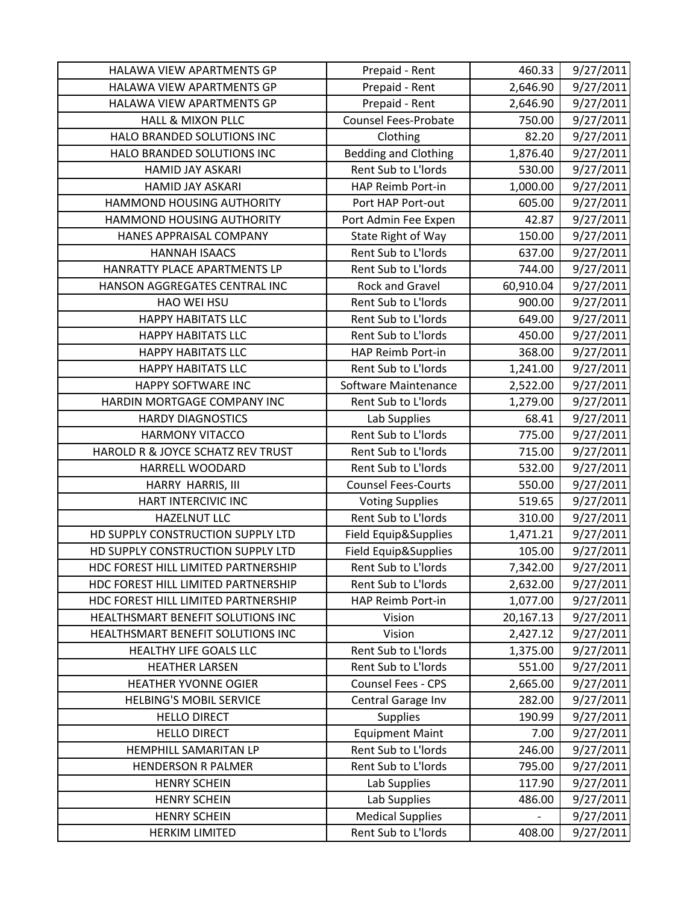| | | | |
|---|---|---|---|
| HALAWA VIEW APARTMENTS GP | Prepaid - Rent | 460.33 | 9/27/2011 |
| HALAWA VIEW APARTMENTS GP | Prepaid - Rent | 2,646.90 | 9/27/2011 |
| HALAWA VIEW APARTMENTS GP | Prepaid - Rent | 2,646.90 | 9/27/2011 |
| HALL & MIXON PLLC | Counsel Fees-Probate | 750.00 | 9/27/2011 |
| HALO BRANDED SOLUTIONS INC | Clothing | 82.20 | 9/27/2011 |
| HALO BRANDED SOLUTIONS INC | Bedding and Clothing | 1,876.40 | 9/27/2011 |
| HAMID JAY ASKARI | Rent Sub to L'lords | 530.00 | 9/27/2011 |
| HAMID JAY ASKARI | HAP Reimb Port-in | 1,000.00 | 9/27/2011 |
| HAMMOND HOUSING AUTHORITY | Port HAP Port-out | 605.00 | 9/27/2011 |
| HAMMOND HOUSING AUTHORITY | Port Admin Fee Expen | 42.87 | 9/27/2011 |
| HANES APPRAISAL COMPANY | State Right of Way | 150.00 | 9/27/2011 |
| HANNAH ISAACS | Rent Sub to L'lords | 637.00 | 9/27/2011 |
| HANRATTY PLACE APARTMENTS LP | Rent Sub to L'lords | 744.00 | 9/27/2011 |
| HANSON AGGREGATES CENTRAL INC | Rock and Gravel | 60,910.04 | 9/27/2011 |
| HAO WEI HSU | Rent Sub to L'lords | 900.00 | 9/27/2011 |
| HAPPY HABITATS LLC | Rent Sub to L'lords | 649.00 | 9/27/2011 |
| HAPPY HABITATS LLC | Rent Sub to L'lords | 450.00 | 9/27/2011 |
| HAPPY HABITATS LLC | HAP Reimb Port-in | 368.00 | 9/27/2011 |
| HAPPY HABITATS LLC | Rent Sub to L'lords | 1,241.00 | 9/27/2011 |
| HAPPY SOFTWARE INC | Software Maintenance | 2,522.00 | 9/27/2011 |
| HARDIN MORTGAGE COMPANY INC | Rent Sub to L'lords | 1,279.00 | 9/27/2011 |
| HARDY DIAGNOSTICS | Lab Supplies | 68.41 | 9/27/2011 |
| HARMONY VITACCO | Rent Sub to L'lords | 775.00 | 9/27/2011 |
| HAROLD R & JOYCE SCHATZ REV TRUST | Rent Sub to L'lords | 715.00 | 9/27/2011 |
| HARRELL WOODARD | Rent Sub to L'lords | 532.00 | 9/27/2011 |
| HARRY HARRIS, III | Counsel Fees-Courts | 550.00 | 9/27/2011 |
| HART INTERCIVIC INC | Voting Supplies | 519.65 | 9/27/2011 |
| HAZELNUT LLC | Rent Sub to L'lords | 310.00 | 9/27/2011 |
| HD SUPPLY CONSTRUCTION SUPPLY LTD | Field Equip&Supplies | 1,471.21 | 9/27/2011 |
| HD SUPPLY CONSTRUCTION SUPPLY LTD | Field Equip&Supplies | 105.00 | 9/27/2011 |
| HDC FOREST HILL LIMITED PARTNERSHIP | Rent Sub to L'lords | 7,342.00 | 9/27/2011 |
| HDC FOREST HILL LIMITED PARTNERSHIP | Rent Sub to L'lords | 2,632.00 | 9/27/2011 |
| HDC FOREST HILL LIMITED PARTNERSHIP | HAP Reimb Port-in | 1,077.00 | 9/27/2011 |
| HEALTHSMART BENEFIT SOLUTIONS INC | Vision | 20,167.13 | 9/27/2011 |
| HEALTHSMART BENEFIT SOLUTIONS INC | Vision | 2,427.12 | 9/27/2011 |
| HEALTHY LIFE GOALS LLC | Rent Sub to L'lords | 1,375.00 | 9/27/2011 |
| HEATHER LARSEN | Rent Sub to L'lords | 551.00 | 9/27/2011 |
| HEATHER YVONNE OGIER | Counsel Fees - CPS | 2,665.00 | 9/27/2011 |
| HELBING'S MOBIL SERVICE | Central Garage Inv | 282.00 | 9/27/2011 |
| HELLO DIRECT | Supplies | 190.99 | 9/27/2011 |
| HELLO DIRECT | Equipment Maint | 7.00 | 9/27/2011 |
| HEMPHILL SAMARITAN LP | Rent Sub to L'lords | 246.00 | 9/27/2011 |
| HENDERSON R PALMER | Rent Sub to L'lords | 795.00 | 9/27/2011 |
| HENRY SCHEIN | Lab Supplies | 117.90 | 9/27/2011 |
| HENRY SCHEIN | Lab Supplies | 486.00 | 9/27/2011 |
| HENRY SCHEIN | Medical Supplies | - | 9/27/2011 |
| HERKIM LIMITED | Rent Sub to L'lords | 408.00 | 9/27/2011 |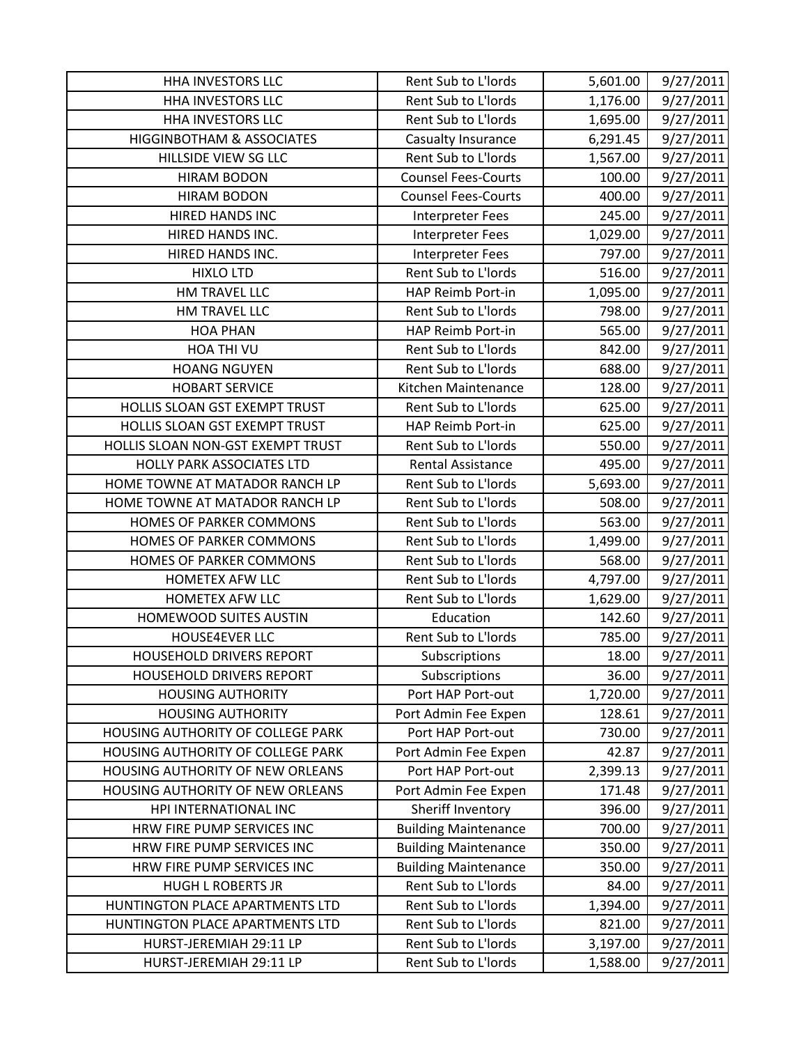| | | | |
|---|---|---|---|
| HHA INVESTORS LLC | Rent Sub to L'lords | 5,601.00 | 9/27/2011 |
| HHA INVESTORS LLC | Rent Sub to L'lords | 1,176.00 | 9/27/2011 |
| HHA INVESTORS LLC | Rent Sub to L'lords | 1,695.00 | 9/27/2011 |
| HIGGINBOTHAM & ASSOCIATES | Casualty Insurance | 6,291.45 | 9/27/2011 |
| HILLSIDE VIEW SG LLC | Rent Sub to L'lords | 1,567.00 | 9/27/2011 |
| HIRAM BODON | Counsel Fees-Courts | 100.00 | 9/27/2011 |
| HIRAM BODON | Counsel Fees-Courts | 400.00 | 9/27/2011 |
| HIRED HANDS INC | Interpreter Fees | 245.00 | 9/27/2011 |
| HIRED HANDS INC. | Interpreter Fees | 1,029.00 | 9/27/2011 |
| HIRED HANDS INC. | Interpreter Fees | 797.00 | 9/27/2011 |
| HIXLO LTD | Rent Sub to L'lords | 516.00 | 9/27/2011 |
| HM TRAVEL LLC | HAP Reimb Port-in | 1,095.00 | 9/27/2011 |
| HM TRAVEL LLC | Rent Sub to L'lords | 798.00 | 9/27/2011 |
| HOA PHAN | HAP Reimb Port-in | 565.00 | 9/27/2011 |
| HOA THI VU | Rent Sub to L'lords | 842.00 | 9/27/2011 |
| HOANG NGUYEN | Rent Sub to L'lords | 688.00 | 9/27/2011 |
| HOBART SERVICE | Kitchen Maintenance | 128.00 | 9/27/2011 |
| HOLLIS SLOAN GST EXEMPT TRUST | Rent Sub to L'lords | 625.00 | 9/27/2011 |
| HOLLIS SLOAN GST EXEMPT TRUST | HAP Reimb Port-in | 625.00 | 9/27/2011 |
| HOLLIS SLOAN NON-GST EXEMPT TRUST | Rent Sub to L'lords | 550.00 | 9/27/2011 |
| HOLLY PARK ASSOCIATES LTD | Rental Assistance | 495.00 | 9/27/2011 |
| HOME TOWNE AT MATADOR RANCH LP | Rent Sub to L'lords | 5,693.00 | 9/27/2011 |
| HOME TOWNE AT MATADOR RANCH LP | Rent Sub to L'lords | 508.00 | 9/27/2011 |
| HOMES OF PARKER COMMONS | Rent Sub to L'lords | 563.00 | 9/27/2011 |
| HOMES OF PARKER COMMONS | Rent Sub to L'lords | 1,499.00 | 9/27/2011 |
| HOMES OF PARKER COMMONS | Rent Sub to L'lords | 568.00 | 9/27/2011 |
| HOMETEX AFW LLC | Rent Sub to L'lords | 4,797.00 | 9/27/2011 |
| HOMETEX AFW LLC | Rent Sub to L'lords | 1,629.00 | 9/27/2011 |
| HOMEWOOD SUITES AUSTIN | Education | 142.60 | 9/27/2011 |
| HOUSE4EVER LLC | Rent Sub to L'lords | 785.00 | 9/27/2011 |
| HOUSEHOLD DRIVERS REPORT | Subscriptions | 18.00 | 9/27/2011 |
| HOUSEHOLD DRIVERS REPORT | Subscriptions | 36.00 | 9/27/2011 |
| HOUSING AUTHORITY | Port HAP Port-out | 1,720.00 | 9/27/2011 |
| HOUSING AUTHORITY | Port Admin Fee Expen | 128.61 | 9/27/2011 |
| HOUSING AUTHORITY OF COLLEGE PARK | Port HAP Port-out | 730.00 | 9/27/2011 |
| HOUSING AUTHORITY OF COLLEGE PARK | Port Admin Fee Expen | 42.87 | 9/27/2011 |
| HOUSING AUTHORITY OF NEW ORLEANS | Port HAP Port-out | 2,399.13 | 9/27/2011 |
| HOUSING AUTHORITY OF NEW ORLEANS | Port Admin Fee Expen | 171.48 | 9/27/2011 |
| HPI INTERNATIONAL INC | Sheriff Inventory | 396.00 | 9/27/2011 |
| HRW FIRE PUMP SERVICES INC | Building Maintenance | 700.00 | 9/27/2011 |
| HRW FIRE PUMP SERVICES INC | Building Maintenance | 350.00 | 9/27/2011 |
| HRW FIRE PUMP SERVICES INC | Building Maintenance | 350.00 | 9/27/2011 |
| HUGH L ROBERTS JR | Rent Sub to L'lords | 84.00 | 9/27/2011 |
| HUNTINGTON PLACE APARTMENTS LTD | Rent Sub to L'lords | 1,394.00 | 9/27/2011 |
| HUNTINGTON PLACE APARTMENTS LTD | Rent Sub to L'lords | 821.00 | 9/27/2011 |
| HURST-JEREMIAH 29:11 LP | Rent Sub to L'lords | 3,197.00 | 9/27/2011 |
| HURST-JEREMIAH 29:11 LP | Rent Sub to L'lords | 1,588.00 | 9/27/2011 |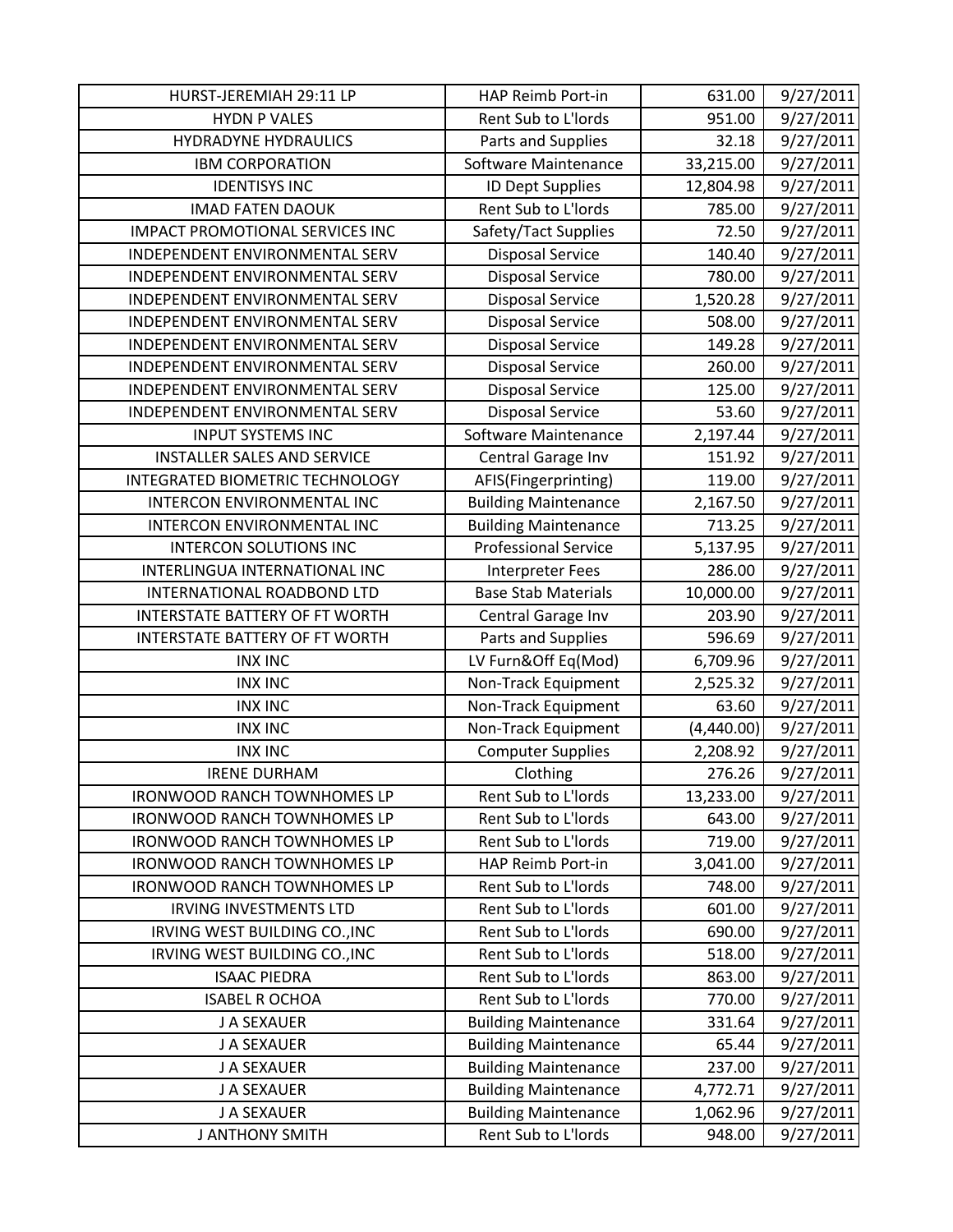| | | | |
|---|---|---|---|
| HURST-JEREMIAH 29:11 LP | HAP Reimb Port-in | 631.00 | 9/27/2011 |
| HYDN P VALES | Rent Sub to L'lords | 951.00 | 9/27/2011 |
| HYDRADYNE HYDRAULICS | Parts and Supplies | 32.18 | 9/27/2011 |
| IBM CORPORATION | Software Maintenance | 33,215.00 | 9/27/2011 |
| IDENTISYS INC | ID Dept Supplies | 12,804.98 | 9/27/2011 |
| IMAD FATEN DAOUK | Rent Sub to L'lords | 785.00 | 9/27/2011 |
| IMPACT PROMOTIONAL SERVICES INC | Safety/Tact Supplies | 72.50 | 9/27/2011 |
| INDEPENDENT ENVIRONMENTAL SERV | Disposal Service | 140.40 | 9/27/2011 |
| INDEPENDENT ENVIRONMENTAL SERV | Disposal Service | 780.00 | 9/27/2011 |
| INDEPENDENT ENVIRONMENTAL SERV | Disposal Service | 1,520.28 | 9/27/2011 |
| INDEPENDENT ENVIRONMENTAL SERV | Disposal Service | 508.00 | 9/27/2011 |
| INDEPENDENT ENVIRONMENTAL SERV | Disposal Service | 149.28 | 9/27/2011 |
| INDEPENDENT ENVIRONMENTAL SERV | Disposal Service | 260.00 | 9/27/2011 |
| INDEPENDENT ENVIRONMENTAL SERV | Disposal Service | 125.00 | 9/27/2011 |
| INDEPENDENT ENVIRONMENTAL SERV | Disposal Service | 53.60 | 9/27/2011 |
| INPUT SYSTEMS INC | Software Maintenance | 2,197.44 | 9/27/2011 |
| INSTALLER SALES AND SERVICE | Central Garage Inv | 151.92 | 9/27/2011 |
| INTEGRATED BIOMETRIC TECHNOLOGY | AFIS(Fingerprinting) | 119.00 | 9/27/2011 |
| INTERCON ENVIRONMENTAL INC | Building Maintenance | 2,167.50 | 9/27/2011 |
| INTERCON ENVIRONMENTAL INC | Building Maintenance | 713.25 | 9/27/2011 |
| INTERCON SOLUTIONS INC | Professional Service | 5,137.95 | 9/27/2011 |
| INTERLINGUA INTERNATIONAL INC | Interpreter Fees | 286.00 | 9/27/2011 |
| INTERNATIONAL ROADBOND LTD | Base Stab Materials | 10,000.00 | 9/27/2011 |
| INTERSTATE BATTERY OF FT WORTH | Central Garage Inv | 203.90 | 9/27/2011 |
| INTERSTATE BATTERY OF FT WORTH | Parts and Supplies | 596.69 | 9/27/2011 |
| INX INC | LV Furn&Off Eq(Mod) | 6,709.96 | 9/27/2011 |
| INX INC | Non-Track Equipment | 2,525.32 | 9/27/2011 |
| INX INC | Non-Track Equipment | 63.60 | 9/27/2011 |
| INX INC | Non-Track Equipment | (4,440.00) | 9/27/2011 |
| INX INC | Computer Supplies | 2,208.92 | 9/27/2011 |
| IRENE DURHAM | Clothing | 276.26 | 9/27/2011 |
| IRONWOOD RANCH TOWNHOMES LP | Rent Sub to L'lords | 13,233.00 | 9/27/2011 |
| IRONWOOD RANCH TOWNHOMES LP | Rent Sub to L'lords | 643.00 | 9/27/2011 |
| IRONWOOD RANCH TOWNHOMES LP | Rent Sub to L'lords | 719.00 | 9/27/2011 |
| IRONWOOD RANCH TOWNHOMES LP | HAP Reimb Port-in | 3,041.00 | 9/27/2011 |
| IRONWOOD RANCH TOWNHOMES LP | Rent Sub to L'lords | 748.00 | 9/27/2011 |
| IRVING INVESTMENTS LTD | Rent Sub to L'lords | 601.00 | 9/27/2011 |
| IRVING WEST BUILDING CO.,INC | Rent Sub to L'lords | 690.00 | 9/27/2011 |
| IRVING WEST BUILDING CO.,INC | Rent Sub to L'lords | 518.00 | 9/27/2011 |
| ISAAC PIEDRA | Rent Sub to L'lords | 863.00 | 9/27/2011 |
| ISABEL R OCHOA | Rent Sub to L'lords | 770.00 | 9/27/2011 |
| J A SEXAUER | Building Maintenance | 331.64 | 9/27/2011 |
| J A SEXAUER | Building Maintenance | 65.44 | 9/27/2011 |
| J A SEXAUER | Building Maintenance | 237.00 | 9/27/2011 |
| J A SEXAUER | Building Maintenance | 4,772.71 | 9/27/2011 |
| J A SEXAUER | Building Maintenance | 1,062.96 | 9/27/2011 |
| J ANTHONY SMITH | Rent Sub to L'lords | 948.00 | 9/27/2011 |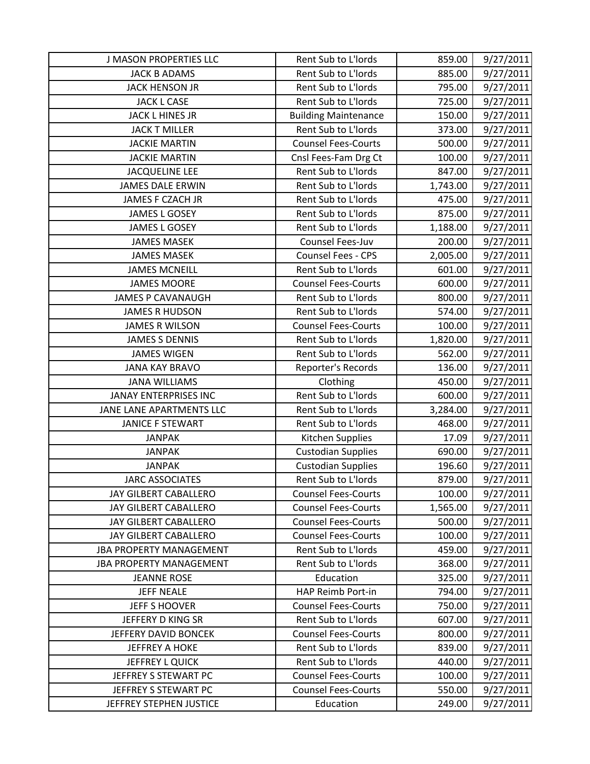| J MASON PROPERTIES LLC | Rent Sub to L'lords | 859.00 | 9/27/2011 |
|---|---|---|---|
| JACK B ADAMS | Rent Sub to L'lords | 885.00 | 9/27/2011 |
| JACK HENSON JR | Rent Sub to L'lords | 795.00 | 9/27/2011 |
| JACK L CASE | Rent Sub to L'lords | 725.00 | 9/27/2011 |
| JACK L HINES JR | Building Maintenance | 150.00 | 9/27/2011 |
| JACK T MILLER | Rent Sub to L'lords | 373.00 | 9/27/2011 |
| JACKIE MARTIN | Counsel Fees-Courts | 500.00 | 9/27/2011 |
| JACKIE MARTIN | Cnsl Fees-Fam Drg Ct | 100.00 | 9/27/2011 |
| JACQUELINE LEE | Rent Sub to L'lords | 847.00 | 9/27/2011 |
| JAMES DALE ERWIN | Rent Sub to L'lords | 1,743.00 | 9/27/2011 |
| JAMES F CZACH JR | Rent Sub to L'lords | 475.00 | 9/27/2011 |
| JAMES L GOSEY | Rent Sub to L'lords | 875.00 | 9/27/2011 |
| JAMES L GOSEY | Rent Sub to L'lords | 1,188.00 | 9/27/2011 |
| JAMES MASEK | Counsel Fees-Juv | 200.00 | 9/27/2011 |
| JAMES MASEK | Counsel Fees - CPS | 2,005.00 | 9/27/2011 |
| JAMES MCNEILL | Rent Sub to L'lords | 601.00 | 9/27/2011 |
| JAMES MOORE | Counsel Fees-Courts | 600.00 | 9/27/2011 |
| JAMES P CAVANAUGH | Rent Sub to L'lords | 800.00 | 9/27/2011 |
| JAMES R HUDSON | Rent Sub to L'lords | 574.00 | 9/27/2011 |
| JAMES R WILSON | Counsel Fees-Courts | 100.00 | 9/27/2011 |
| JAMES S DENNIS | Rent Sub to L'lords | 1,820.00 | 9/27/2011 |
| JAMES WIGEN | Rent Sub to L'lords | 562.00 | 9/27/2011 |
| JANA KAY BRAVO | Reporter's Records | 136.00 | 9/27/2011 |
| JANA WILLIAMS | Clothing | 450.00 | 9/27/2011 |
| JANAY ENTERPRISES INC | Rent Sub to L'lords | 600.00 | 9/27/2011 |
| JANE LANE APARTMENTS LLC | Rent Sub to L'lords | 3,284.00 | 9/27/2011 |
| JANICE F STEWART | Rent Sub to L'lords | 468.00 | 9/27/2011 |
| JANPAK | Kitchen Supplies | 17.09 | 9/27/2011 |
| JANPAK | Custodian Supplies | 690.00 | 9/27/2011 |
| JANPAK | Custodian Supplies | 196.60 | 9/27/2011 |
| JARC ASSOCIATES | Rent Sub to L'lords | 879.00 | 9/27/2011 |
| JAY GILBERT CABALLERO | Counsel Fees-Courts | 100.00 | 9/27/2011 |
| JAY GILBERT CABALLERO | Counsel Fees-Courts | 1,565.00 | 9/27/2011 |
| JAY GILBERT CABALLERO | Counsel Fees-Courts | 500.00 | 9/27/2011 |
| JAY GILBERT CABALLERO | Counsel Fees-Courts | 100.00 | 9/27/2011 |
| JBA PROPERTY MANAGEMENT | Rent Sub to L'lords | 459.00 | 9/27/2011 |
| JBA PROPERTY MANAGEMENT | Rent Sub to L'lords | 368.00 | 9/27/2011 |
| JEANNE ROSE | Education | 325.00 | 9/27/2011 |
| JEFF NEALE | HAP Reimb Port-in | 794.00 | 9/27/2011 |
| JEFF S HOOVER | Counsel Fees-Courts | 750.00 | 9/27/2011 |
| JEFFERY D KING SR | Rent Sub to L'lords | 607.00 | 9/27/2011 |
| JEFFERY DAVID BONCEK | Counsel Fees-Courts | 800.00 | 9/27/2011 |
| JEFFREY A HOKE | Rent Sub to L'lords | 839.00 | 9/27/2011 |
| JEFFREY L QUICK | Rent Sub to L'lords | 440.00 | 9/27/2011 |
| JEFFREY S STEWART PC | Counsel Fees-Courts | 100.00 | 9/27/2011 |
| JEFFREY S STEWART PC | Counsel Fees-Courts | 550.00 | 9/27/2011 |
| JEFFREY STEPHEN JUSTICE | Education | 249.00 | 9/27/2011 |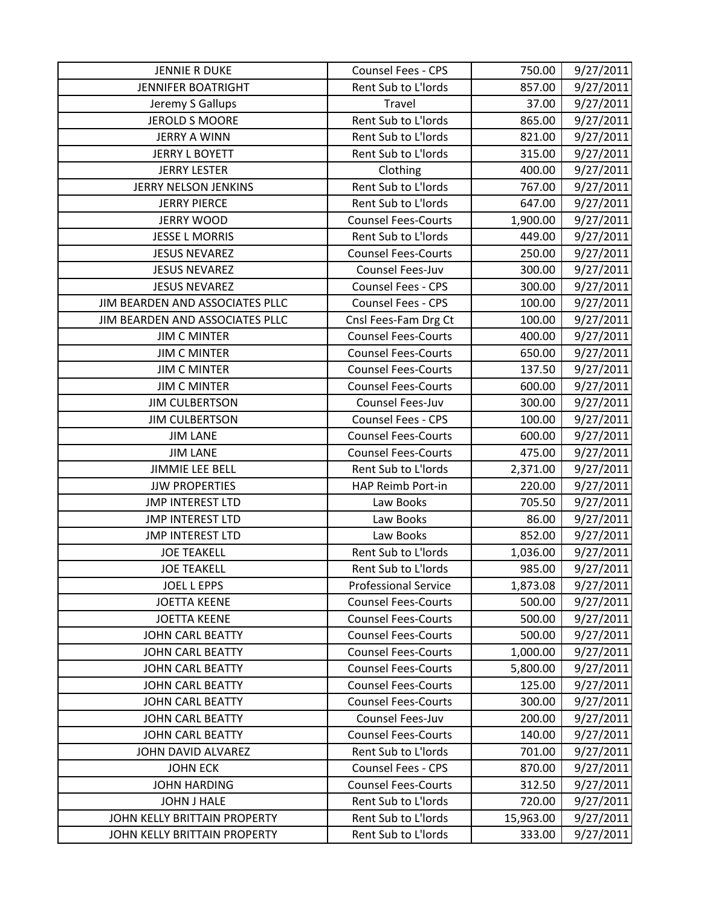| JENNIE R DUKE | Counsel Fees - CPS | 750.00 | 9/27/2011 |
|---|---|---|---|
| JENNIFER BOATRIGHT | Rent Sub to L'lords | 857.00 | 9/27/2011 |
| Jeremy S Gallups | Travel | 37.00 | 9/27/2011 |
| JEROLD S MOORE | Rent Sub to L'lords | 865.00 | 9/27/2011 |
| JERRY A WINN | Rent Sub to L'lords | 821.00 | 9/27/2011 |
| JERRY L BOYETT | Rent Sub to L'lords | 315.00 | 9/27/2011 |
| JERRY LESTER | Clothing | 400.00 | 9/27/2011 |
| JERRY NELSON JENKINS | Rent Sub to L'lords | 767.00 | 9/27/2011 |
| JERRY PIERCE | Rent Sub to L'lords | 647.00 | 9/27/2011 |
| JERRY WOOD | Counsel Fees-Courts | 1,900.00 | 9/27/2011 |
| JESSE L MORRIS | Rent Sub to L'lords | 449.00 | 9/27/2011 |
| JESUS NEVAREZ | Counsel Fees-Courts | 250.00 | 9/27/2011 |
| JESUS NEVAREZ | Counsel Fees-Juv | 300.00 | 9/27/2011 |
| JESUS NEVAREZ | Counsel Fees - CPS | 300.00 | 9/27/2011 |
| JIM BEARDEN AND ASSOCIATES PLLC | Counsel Fees - CPS | 100.00 | 9/27/2011 |
| JIM BEARDEN AND ASSOCIATES PLLC | Cnsl Fees-Fam Drg Ct | 100.00 | 9/27/2011 |
| JIM C MINTER | Counsel Fees-Courts | 400.00 | 9/27/2011 |
| JIM C MINTER | Counsel Fees-Courts | 650.00 | 9/27/2011 |
| JIM C MINTER | Counsel Fees-Courts | 137.50 | 9/27/2011 |
| JIM C MINTER | Counsel Fees-Courts | 600.00 | 9/27/2011 |
| JIM CULBERTSON | Counsel Fees-Juv | 300.00 | 9/27/2011 |
| JIM CULBERTSON | Counsel Fees - CPS | 100.00 | 9/27/2011 |
| JIM LANE | Counsel Fees-Courts | 600.00 | 9/27/2011 |
| JIM LANE | Counsel Fees-Courts | 475.00 | 9/27/2011 |
| JIMMIE LEE BELL | Rent Sub to L'lords | 2,371.00 | 9/27/2011 |
| JJW PROPERTIES | HAP Reimb Port-in | 220.00 | 9/27/2011 |
| JMP INTEREST LTD | Law Books | 705.50 | 9/27/2011 |
| JMP INTEREST LTD | Law Books | 86.00 | 9/27/2011 |
| JMP INTEREST LTD | Law Books | 852.00 | 9/27/2011 |
| JOE TEAKELL | Rent Sub to L'lords | 1,036.00 | 9/27/2011 |
| JOE TEAKELL | Rent Sub to L'lords | 985.00 | 9/27/2011 |
| JOEL L EPPS | Professional Service | 1,873.08 | 9/27/2011 |
| JOETTA KEENE | Counsel Fees-Courts | 500.00 | 9/27/2011 |
| JOETTA KEENE | Counsel Fees-Courts | 500.00 | 9/27/2011 |
| JOHN CARL BEATTY | Counsel Fees-Courts | 500.00 | 9/27/2011 |
| JOHN CARL BEATTY | Counsel Fees-Courts | 1,000.00 | 9/27/2011 |
| JOHN CARL BEATTY | Counsel Fees-Courts | 5,800.00 | 9/27/2011 |
| JOHN CARL BEATTY | Counsel Fees-Courts | 125.00 | 9/27/2011 |
| JOHN CARL BEATTY | Counsel Fees-Courts | 300.00 | 9/27/2011 |
| JOHN CARL BEATTY | Counsel Fees-Juv | 200.00 | 9/27/2011 |
| JOHN CARL BEATTY | Counsel Fees-Courts | 140.00 | 9/27/2011 |
| JOHN DAVID ALVAREZ | Rent Sub to L'lords | 701.00 | 9/27/2011 |
| JOHN ECK | Counsel Fees - CPS | 870.00 | 9/27/2011 |
| JOHN HARDING | Counsel Fees-Courts | 312.50 | 9/27/2011 |
| JOHN J HALE | Rent Sub to L'lords | 720.00 | 9/27/2011 |
| JOHN KELLY BRITTAIN PROPERTY | Rent Sub to L'lords | 15,963.00 | 9/27/2011 |
| JOHN KELLY BRITTAIN PROPERTY | Rent Sub to L'lords | 333.00 | 9/27/2011 |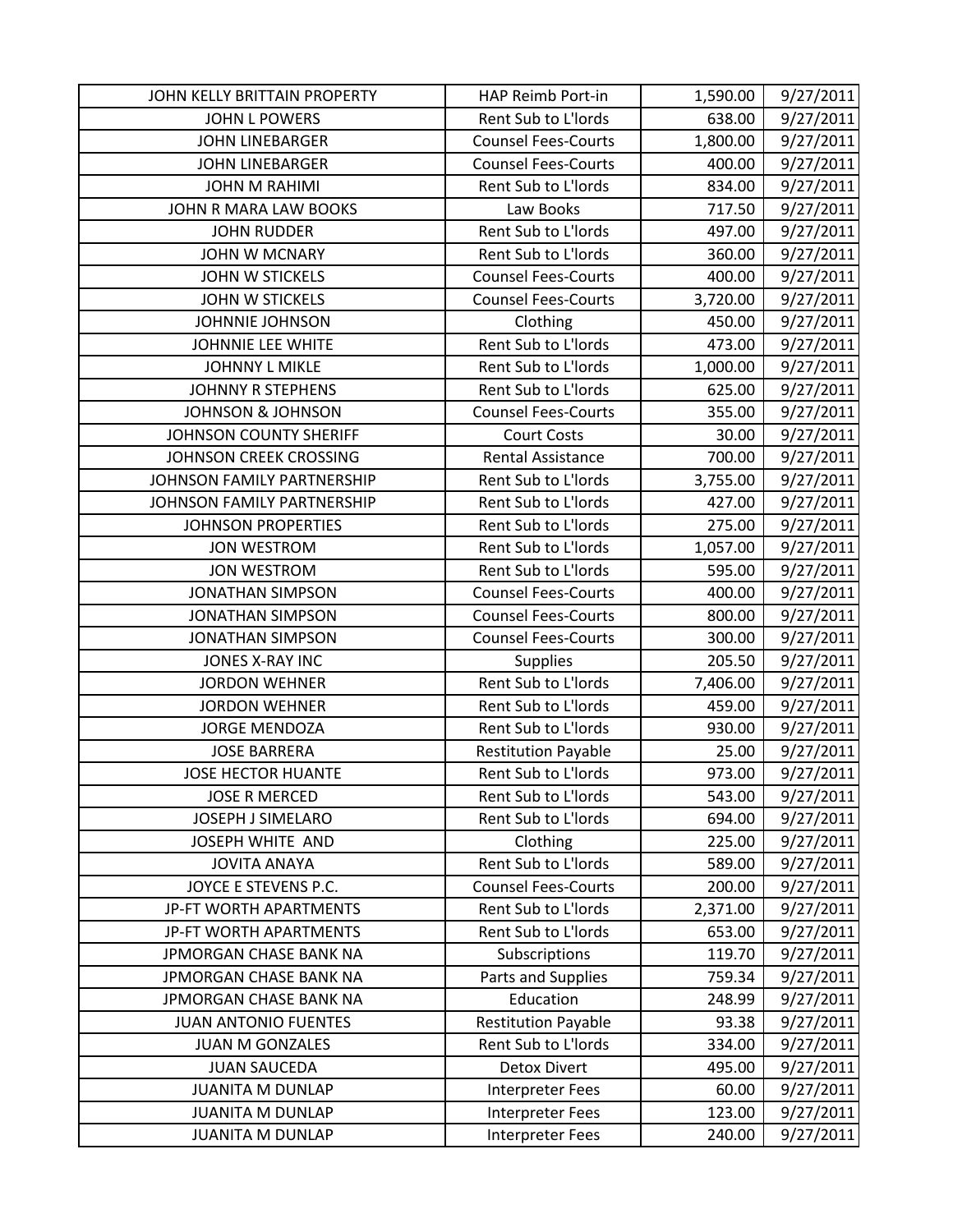| | | | |
|---|---|---|---|
| JOHN KELLY BRITTAIN PROPERTY | HAP Reimb Port-in | 1,590.00 | 9/27/2011 |
| JOHN L POWERS | Rent Sub to L'lords | 638.00 | 9/27/2011 |
| JOHN LINEBARGER | Counsel Fees-Courts | 1,800.00 | 9/27/2011 |
| JOHN LINEBARGER | Counsel Fees-Courts | 400.00 | 9/27/2011 |
| JOHN M RAHIMI | Rent Sub to L'lords | 834.00 | 9/27/2011 |
| JOHN R MARA LAW BOOKS | Law Books | 717.50 | 9/27/2011 |
| JOHN RUDDER | Rent Sub to L'lords | 497.00 | 9/27/2011 |
| JOHN W MCNARY | Rent Sub to L'lords | 360.00 | 9/27/2011 |
| JOHN W STICKELS | Counsel Fees-Courts | 400.00 | 9/27/2011 |
| JOHN W STICKELS | Counsel Fees-Courts | 3,720.00 | 9/27/2011 |
| JOHNNIE JOHNSON | Clothing | 450.00 | 9/27/2011 |
| JOHNNIE LEE WHITE | Rent Sub to L'lords | 473.00 | 9/27/2011 |
| JOHNNY L MIKLE | Rent Sub to L'lords | 1,000.00 | 9/27/2011 |
| JOHNNY R STEPHENS | Rent Sub to L'lords | 625.00 | 9/27/2011 |
| JOHNSON & JOHNSON | Counsel Fees-Courts | 355.00 | 9/27/2011 |
| JOHNSON COUNTY SHERIFF | Court Costs | 30.00 | 9/27/2011 |
| JOHNSON CREEK CROSSING | Rental Assistance | 700.00 | 9/27/2011 |
| JOHNSON FAMILY PARTNERSHIP | Rent Sub to L'lords | 3,755.00 | 9/27/2011 |
| JOHNSON FAMILY PARTNERSHIP | Rent Sub to L'lords | 427.00 | 9/27/2011 |
| JOHNSON PROPERTIES | Rent Sub to L'lords | 275.00 | 9/27/2011 |
| JON WESTROM | Rent Sub to L'lords | 1,057.00 | 9/27/2011 |
| JON WESTROM | Rent Sub to L'lords | 595.00 | 9/27/2011 |
| JONATHAN SIMPSON | Counsel Fees-Courts | 400.00 | 9/27/2011 |
| JONATHAN SIMPSON | Counsel Fees-Courts | 800.00 | 9/27/2011 |
| JONATHAN SIMPSON | Counsel Fees-Courts | 300.00 | 9/27/2011 |
| JONES X-RAY INC | Supplies | 205.50 | 9/27/2011 |
| JORDON WEHNER | Rent Sub to L'lords | 7,406.00 | 9/27/2011 |
| JORDON WEHNER | Rent Sub to L'lords | 459.00 | 9/27/2011 |
| JORGE MENDOZA | Rent Sub to L'lords | 930.00 | 9/27/2011 |
| JOSE BARRERA | Restitution Payable | 25.00 | 9/27/2011 |
| JOSE HECTOR HUANTE | Rent Sub to L'lords | 973.00 | 9/27/2011 |
| JOSE R MERCED | Rent Sub to L'lords | 543.00 | 9/27/2011 |
| JOSEPH J SIMELARO | Rent Sub to L'lords | 694.00 | 9/27/2011 |
| JOSEPH WHITE AND | Clothing | 225.00 | 9/27/2011 |
| JOVITA ANAYA | Rent Sub to L'lords | 589.00 | 9/27/2011 |
| JOYCE E STEVENS P.C. | Counsel Fees-Courts | 200.00 | 9/27/2011 |
| JP-FT WORTH APARTMENTS | Rent Sub to L'lords | 2,371.00 | 9/27/2011 |
| JP-FT WORTH APARTMENTS | Rent Sub to L'lords | 653.00 | 9/27/2011 |
| JPMORGAN CHASE BANK NA | Subscriptions | 119.70 | 9/27/2011 |
| JPMORGAN CHASE BANK NA | Parts and Supplies | 759.34 | 9/27/2011 |
| JPMORGAN CHASE BANK NA | Education | 248.99 | 9/27/2011 |
| JUAN ANTONIO FUENTES | Restitution Payable | 93.38 | 9/27/2011 |
| JUAN M GONZALES | Rent Sub to L'lords | 334.00 | 9/27/2011 |
| JUAN SAUCEDA | Detox Divert | 495.00 | 9/27/2011 |
| JUANITA M DUNLAP | Interpreter Fees | 60.00 | 9/27/2011 |
| JUANITA M DUNLAP | Interpreter Fees | 123.00 | 9/27/2011 |
| JUANITA M DUNLAP | Interpreter Fees | 240.00 | 9/27/2011 |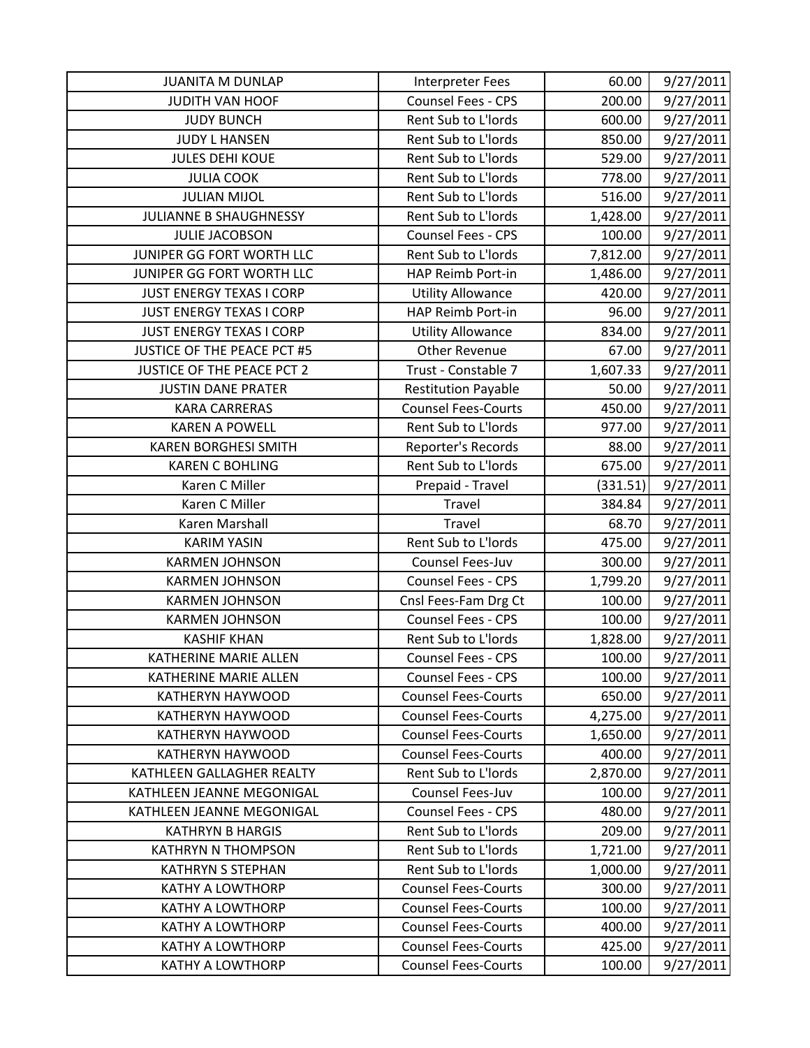| | | | |
|---|---|---|---|
| JUANITA M DUNLAP | Interpreter Fees | 60.00 | 9/27/2011 |
| JUDITH VAN HOOF | Counsel Fees - CPS | 200.00 | 9/27/2011 |
| JUDY BUNCH | Rent Sub to L'lords | 600.00 | 9/27/2011 |
| JUDY L HANSEN | Rent Sub to L'lords | 850.00 | 9/27/2011 |
| JULES DEHI KOUE | Rent Sub to L'lords | 529.00 | 9/27/2011 |
| JULIA COOK | Rent Sub to L'lords | 778.00 | 9/27/2011 |
| JULIAN MIJOL | Rent Sub to L'lords | 516.00 | 9/27/2011 |
| JULIANNE B SHAUGHNESSY | Rent Sub to L'lords | 1,428.00 | 9/27/2011 |
| JULIE JACOBSON | Counsel Fees - CPS | 100.00 | 9/27/2011 |
| JUNIPER GG FORT WORTH LLC | Rent Sub to L'lords | 7,812.00 | 9/27/2011 |
| JUNIPER GG FORT WORTH LLC | HAP Reimb Port-in | 1,486.00 | 9/27/2011 |
| JUST ENERGY TEXAS I CORP | Utility Allowance | 420.00 | 9/27/2011 |
| JUST ENERGY TEXAS I CORP | HAP Reimb Port-in | 96.00 | 9/27/2011 |
| JUST ENERGY TEXAS I CORP | Utility Allowance | 834.00 | 9/27/2011 |
| JUSTICE OF THE PEACE PCT #5 | Other Revenue | 67.00 | 9/27/2011 |
| JUSTICE OF THE PEACE PCT 2 | Trust - Constable 7 | 1,607.33 | 9/27/2011 |
| JUSTIN DANE PRATER | Restitution Payable | 50.00 | 9/27/2011 |
| KARA CARRERAS | Counsel Fees-Courts | 450.00 | 9/27/2011 |
| KAREN A POWELL | Rent Sub to L'lords | 977.00 | 9/27/2011 |
| KAREN BORGHESI SMITH | Reporter's Records | 88.00 | 9/27/2011 |
| KAREN C BOHLING | Rent Sub to L'lords | 675.00 | 9/27/2011 |
| Karen C Miller | Prepaid - Travel | (331.51) | 9/27/2011 |
| Karen C Miller | Travel | 384.84 | 9/27/2011 |
| Karen Marshall | Travel | 68.70 | 9/27/2011 |
| KARIM YASIN | Rent Sub to L'lords | 475.00 | 9/27/2011 |
| KARMEN JOHNSON | Counsel Fees-Juv | 300.00 | 9/27/2011 |
| KARMEN JOHNSON | Counsel Fees - CPS | 1,799.20 | 9/27/2011 |
| KARMEN JOHNSON | Cnsl Fees-Fam Drg Ct | 100.00 | 9/27/2011 |
| KARMEN JOHNSON | Counsel Fees - CPS | 100.00 | 9/27/2011 |
| KASHIF KHAN | Rent Sub to L'lords | 1,828.00 | 9/27/2011 |
| KATHERINE MARIE ALLEN | Counsel Fees - CPS | 100.00 | 9/27/2011 |
| KATHERINE MARIE ALLEN | Counsel Fees - CPS | 100.00 | 9/27/2011 |
| KATHERYN HAYWOOD | Counsel Fees-Courts | 650.00 | 9/27/2011 |
| KATHERYN HAYWOOD | Counsel Fees-Courts | 4,275.00 | 9/27/2011 |
| KATHERYN HAYWOOD | Counsel Fees-Courts | 1,650.00 | 9/27/2011 |
| KATHERYN HAYWOOD | Counsel Fees-Courts | 400.00 | 9/27/2011 |
| KATHLEEN GALLAGHER REALTY | Rent Sub to L'lords | 2,870.00 | 9/27/2011 |
| KATHLEEN JEANNE MEGONIGAL | Counsel Fees-Juv | 100.00 | 9/27/2011 |
| KATHLEEN JEANNE MEGONIGAL | Counsel Fees - CPS | 480.00 | 9/27/2011 |
| KATHRYN B HARGIS | Rent Sub to L'lords | 209.00 | 9/27/2011 |
| KATHRYN N THOMPSON | Rent Sub to L'lords | 1,721.00 | 9/27/2011 |
| KATHRYN S STEPHAN | Rent Sub to L'lords | 1,000.00 | 9/27/2011 |
| KATHY A LOWTHORP | Counsel Fees-Courts | 300.00 | 9/27/2011 |
| KATHY A LOWTHORP | Counsel Fees-Courts | 100.00 | 9/27/2011 |
| KATHY A LOWTHORP | Counsel Fees-Courts | 400.00 | 9/27/2011 |
| KATHY A LOWTHORP | Counsel Fees-Courts | 425.00 | 9/27/2011 |
| KATHY A LOWTHORP | Counsel Fees-Courts | 100.00 | 9/27/2011 |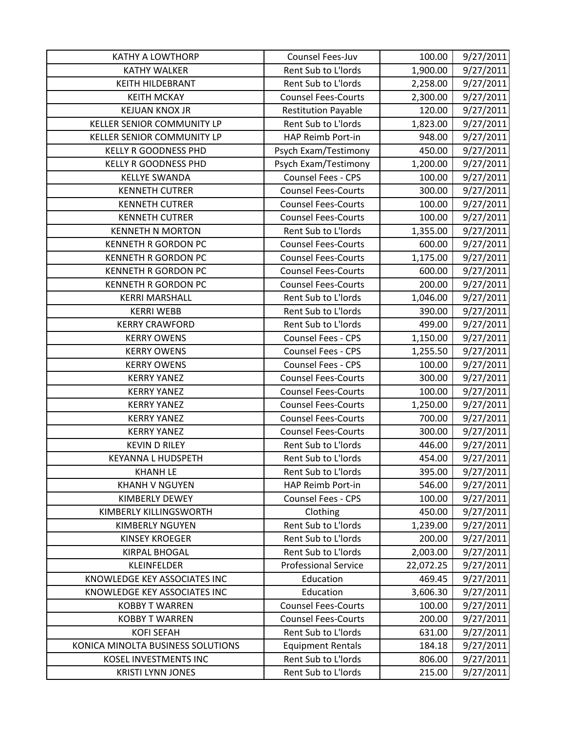| KATHY A LOWTHORP | Counsel Fees-Juv | 100.00 | 9/27/2011 |
|---|---|---|---|
| KATHY WALKER | Rent Sub to L'lords | 1,900.00 | 9/27/2011 |
| KEITH HILDEBRANT | Rent Sub to L'lords | 2,258.00 | 9/27/2011 |
| KEITH MCKAY | Counsel Fees-Courts | 2,300.00 | 9/27/2011 |
| KEJUAN KNOX JR | Restitution Payable | 120.00 | 9/27/2011 |
| KELLER SENIOR COMMUNITY LP | Rent Sub to L'lords | 1,823.00 | 9/27/2011 |
| KELLER SENIOR COMMUNITY LP | HAP Reimb Port-in | 948.00 | 9/27/2011 |
| KELLY R GOODNESS PHD | Psych Exam/Testimony | 450.00 | 9/27/2011 |
| KELLY R GOODNESS PHD | Psych Exam/Testimony | 1,200.00 | 9/27/2011 |
| KELLYE SWANDA | Counsel Fees - CPS | 100.00 | 9/27/2011 |
| KENNETH CUTRER | Counsel Fees-Courts | 300.00 | 9/27/2011 |
| KENNETH CUTRER | Counsel Fees-Courts | 100.00 | 9/27/2011 |
| KENNETH CUTRER | Counsel Fees-Courts | 100.00 | 9/27/2011 |
| KENNETH N MORTON | Rent Sub to L'lords | 1,355.00 | 9/27/2011 |
| KENNETH R GORDON PC | Counsel Fees-Courts | 600.00 | 9/27/2011 |
| KENNETH R GORDON PC | Counsel Fees-Courts | 1,175.00 | 9/27/2011 |
| KENNETH R GORDON PC | Counsel Fees-Courts | 600.00 | 9/27/2011 |
| KENNETH R GORDON PC | Counsel Fees-Courts | 200.00 | 9/27/2011 |
| KERRI MARSHALL | Rent Sub to L'lords | 1,046.00 | 9/27/2011 |
| KERRI WEBB | Rent Sub to L'lords | 390.00 | 9/27/2011 |
| KERRY CRAWFORD | Rent Sub to L'lords | 499.00 | 9/27/2011 |
| KERRY OWENS | Counsel Fees - CPS | 1,150.00 | 9/27/2011 |
| KERRY OWENS | Counsel Fees - CPS | 1,255.50 | 9/27/2011 |
| KERRY OWENS | Counsel Fees - CPS | 100.00 | 9/27/2011 |
| KERRY YANEZ | Counsel Fees-Courts | 300.00 | 9/27/2011 |
| KERRY YANEZ | Counsel Fees-Courts | 100.00 | 9/27/2011 |
| KERRY YANEZ | Counsel Fees-Courts | 1,250.00 | 9/27/2011 |
| KERRY YANEZ | Counsel Fees-Courts | 700.00 | 9/27/2011 |
| KERRY YANEZ | Counsel Fees-Courts | 300.00 | 9/27/2011 |
| KEVIN D RILEY | Rent Sub to L'lords | 446.00 | 9/27/2011 |
| KEYANNA L HUDSPETH | Rent Sub to L'lords | 454.00 | 9/27/2011 |
| KHANH LE | Rent Sub to L'lords | 395.00 | 9/27/2011 |
| KHANH V NGUYEN | HAP Reimb Port-in | 546.00 | 9/27/2011 |
| KIMBERLY DEWEY | Counsel Fees - CPS | 100.00 | 9/27/2011 |
| KIMBERLY KILLINGSWORTH | Clothing | 450.00 | 9/27/2011 |
| KIMBERLY NGUYEN | Rent Sub to L'lords | 1,239.00 | 9/27/2011 |
| KINSEY KROEGER | Rent Sub to L'lords | 200.00 | 9/27/2011 |
| KIRPAL BHOGAL | Rent Sub to L'lords | 2,003.00 | 9/27/2011 |
| KLEINFELDER | Professional Service | 22,072.25 | 9/27/2011 |
| KNOWLEDGE KEY ASSOCIATES INC | Education | 469.45 | 9/27/2011 |
| KNOWLEDGE KEY ASSOCIATES INC | Education | 3,606.30 | 9/27/2011 |
| KOBBY T WARREN | Counsel Fees-Courts | 100.00 | 9/27/2011 |
| KOBBY T WARREN | Counsel Fees-Courts | 200.00 | 9/27/2011 |
| KOFI SEFAH | Rent Sub to L'lords | 631.00 | 9/27/2011 |
| KONICA MINOLTA BUSINESS SOLUTIONS | Equipment Rentals | 184.18 | 9/27/2011 |
| KOSEL INVESTMENTS INC | Rent Sub to L'lords | 806.00 | 9/27/2011 |
| KRISTI LYNN JONES | Rent Sub to L'lords | 215.00 | 9/27/2011 |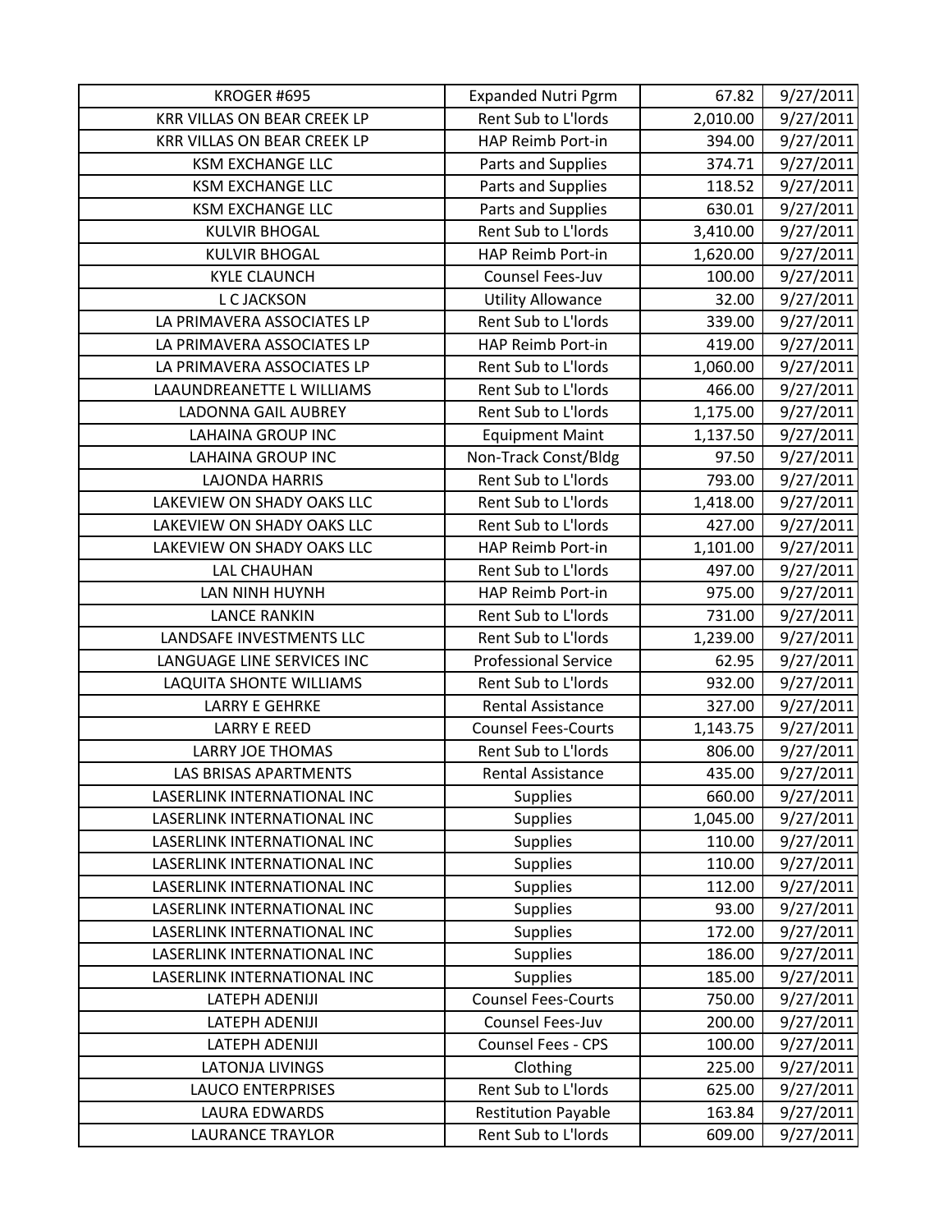| | | | |
|---|---|---|---|
| KROGER #695 | Expanded Nutri Pgrm | 67.82 | 9/27/2011 |
| KRR VILLAS ON BEAR CREEK LP | Rent Sub to L'lords | 2,010.00 | 9/27/2011 |
| KRR VILLAS ON BEAR CREEK LP | HAP Reimb Port-in | 394.00 | 9/27/2011 |
| KSM EXCHANGE LLC | Parts and Supplies | 374.71 | 9/27/2011 |
| KSM EXCHANGE LLC | Parts and Supplies | 118.52 | 9/27/2011 |
| KSM EXCHANGE LLC | Parts and Supplies | 630.01 | 9/27/2011 |
| KULVIR BHOGAL | Rent Sub to L'lords | 3,410.00 | 9/27/2011 |
| KULVIR BHOGAL | HAP Reimb Port-in | 1,620.00 | 9/27/2011 |
| KYLE CLAUNCH | Counsel Fees-Juv | 100.00 | 9/27/2011 |
| L C JACKSON | Utility Allowance | 32.00 | 9/27/2011 |
| LA PRIMAVERA ASSOCIATES LP | Rent Sub to L'lords | 339.00 | 9/27/2011 |
| LA PRIMAVERA ASSOCIATES LP | HAP Reimb Port-in | 419.00 | 9/27/2011 |
| LA PRIMAVERA ASSOCIATES LP | Rent Sub to L'lords | 1,060.00 | 9/27/2011 |
| LAAUNDREANETTE L WILLIAMS | Rent Sub to L'lords | 466.00 | 9/27/2011 |
| LADONNA GAIL AUBREY | Rent Sub to L'lords | 1,175.00 | 9/27/2011 |
| LAHAINA GROUP INC | Equipment Maint | 1,137.50 | 9/27/2011 |
| LAHAINA GROUP INC | Non-Track Const/Bldg | 97.50 | 9/27/2011 |
| LAJONDA HARRIS | Rent Sub to L'lords | 793.00 | 9/27/2011 |
| LAKEVIEW ON SHADY OAKS LLC | Rent Sub to L'lords | 1,418.00 | 9/27/2011 |
| LAKEVIEW ON SHADY OAKS LLC | Rent Sub to L'lords | 427.00 | 9/27/2011 |
| LAKEVIEW ON SHADY OAKS LLC | HAP Reimb Port-in | 1,101.00 | 9/27/2011 |
| LAL CHAUHAN | Rent Sub to L'lords | 497.00 | 9/27/2011 |
| LAN NINH HUYNH | HAP Reimb Port-in | 975.00 | 9/27/2011 |
| LANCE RANKIN | Rent Sub to L'lords | 731.00 | 9/27/2011 |
| LANDSAFE INVESTMENTS LLC | Rent Sub to L'lords | 1,239.00 | 9/27/2011 |
| LANGUAGE LINE SERVICES INC | Professional Service | 62.95 | 9/27/2011 |
| LAQUITA SHONTE WILLIAMS | Rent Sub to L'lords | 932.00 | 9/27/2011 |
| LARRY E GEHRKE | Rental Assistance | 327.00 | 9/27/2011 |
| LARRY E REED | Counsel Fees-Courts | 1,143.75 | 9/27/2011 |
| LARRY JOE THOMAS | Rent Sub to L'lords | 806.00 | 9/27/2011 |
| LAS BRISAS APARTMENTS | Rental Assistance | 435.00 | 9/27/2011 |
| LASERLINK INTERNATIONAL INC | Supplies | 660.00 | 9/27/2011 |
| LASERLINK INTERNATIONAL INC | Supplies | 1,045.00 | 9/27/2011 |
| LASERLINK INTERNATIONAL INC | Supplies | 110.00 | 9/27/2011 |
| LASERLINK INTERNATIONAL INC | Supplies | 110.00 | 9/27/2011 |
| LASERLINK INTERNATIONAL INC | Supplies | 112.00 | 9/27/2011 |
| LASERLINK INTERNATIONAL INC | Supplies | 93.00 | 9/27/2011 |
| LASERLINK INTERNATIONAL INC | Supplies | 172.00 | 9/27/2011 |
| LASERLINK INTERNATIONAL INC | Supplies | 186.00 | 9/27/2011 |
| LASERLINK INTERNATIONAL INC | Supplies | 185.00 | 9/27/2011 |
| LATEPH ADENIJI | Counsel Fees-Courts | 750.00 | 9/27/2011 |
| LATEPH ADENIJI | Counsel Fees-Juv | 200.00 | 9/27/2011 |
| LATEPH ADENIJI | Counsel Fees - CPS | 100.00 | 9/27/2011 |
| LATONJA LIVINGS | Clothing | 225.00 | 9/27/2011 |
| LAUCO ENTERPRISES | Rent Sub to L'lords | 625.00 | 9/27/2011 |
| LAURA EDWARDS | Restitution Payable | 163.84 | 9/27/2011 |
| LAURANCE TRAYLOR | Rent Sub to L'lords | 609.00 | 9/27/2011 |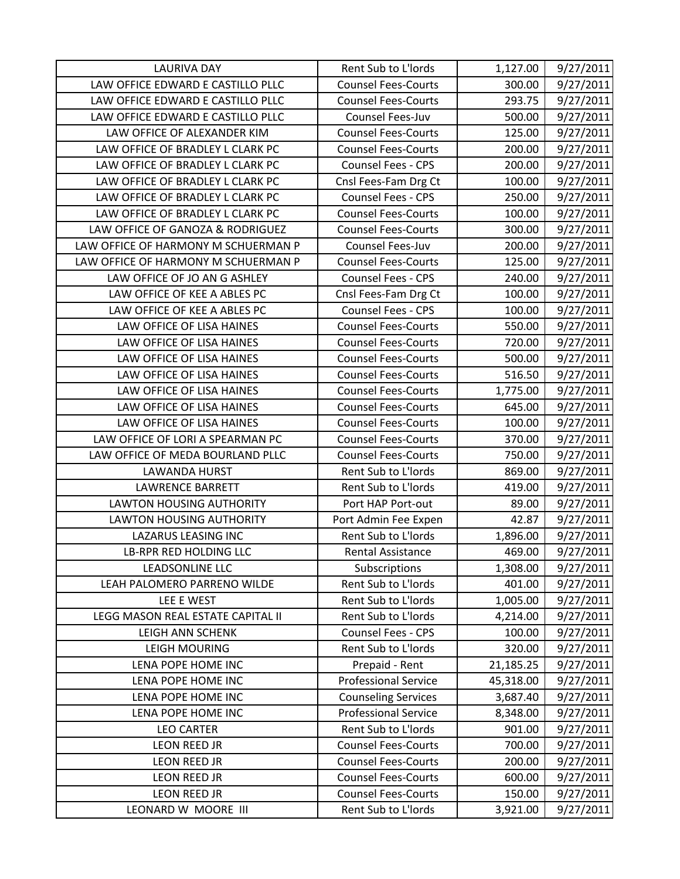| LAURIVA DAY | Rent Sub to L'lords | 1,127.00 | 9/27/2011 |
|---|---|---|---|
| LAW OFFICE EDWARD E CASTILLO PLLC | Counsel Fees-Courts | 300.00 | 9/27/2011 |
| LAW OFFICE EDWARD E CASTILLO PLLC | Counsel Fees-Courts | 293.75 | 9/27/2011 |
| LAW OFFICE EDWARD E CASTILLO PLLC | Counsel Fees-Juv | 500.00 | 9/27/2011 |
| LAW OFFICE OF ALEXANDER KIM | Counsel Fees-Courts | 125.00 | 9/27/2011 |
| LAW OFFICE OF BRADLEY L CLARK PC | Counsel Fees-Courts | 200.00 | 9/27/2011 |
| LAW OFFICE OF BRADLEY L CLARK PC | Counsel Fees - CPS | 200.00 | 9/27/2011 |
| LAW OFFICE OF BRADLEY L CLARK PC | Cnsl Fees-Fam Drg Ct | 100.00 | 9/27/2011 |
| LAW OFFICE OF BRADLEY L CLARK PC | Counsel Fees - CPS | 250.00 | 9/27/2011 |
| LAW OFFICE OF BRADLEY L CLARK PC | Counsel Fees-Courts | 100.00 | 9/27/2011 |
| LAW OFFICE OF GANOZA & RODRIGUEZ | Counsel Fees-Courts | 300.00 | 9/27/2011 |
| LAW OFFICE OF HARMONY M SCHUERMAN P | Counsel Fees-Juv | 200.00 | 9/27/2011 |
| LAW OFFICE OF HARMONY M SCHUERMAN P | Counsel Fees-Courts | 125.00 | 9/27/2011 |
| LAW OFFICE OF JO AN G ASHLEY | Counsel Fees - CPS | 240.00 | 9/27/2011 |
| LAW OFFICE OF KEE A ABLES PC | Cnsl Fees-Fam Drg Ct | 100.00 | 9/27/2011 |
| LAW OFFICE OF KEE A ABLES PC | Counsel Fees - CPS | 100.00 | 9/27/2011 |
| LAW OFFICE OF LISA HAINES | Counsel Fees-Courts | 550.00 | 9/27/2011 |
| LAW OFFICE OF LISA HAINES | Counsel Fees-Courts | 720.00 | 9/27/2011 |
| LAW OFFICE OF LISA HAINES | Counsel Fees-Courts | 500.00 | 9/27/2011 |
| LAW OFFICE OF LISA HAINES | Counsel Fees-Courts | 516.50 | 9/27/2011 |
| LAW OFFICE OF LISA HAINES | Counsel Fees-Courts | 1,775.00 | 9/27/2011 |
| LAW OFFICE OF LISA HAINES | Counsel Fees-Courts | 645.00 | 9/27/2011 |
| LAW OFFICE OF LISA HAINES | Counsel Fees-Courts | 100.00 | 9/27/2011 |
| LAW OFFICE OF LORI A SPEARMAN PC | Counsel Fees-Courts | 370.00 | 9/27/2011 |
| LAW OFFICE OF MEDA BOURLAND PLLC | Counsel Fees-Courts | 750.00 | 9/27/2011 |
| LAWANDA HURST | Rent Sub to L'lords | 869.00 | 9/27/2011 |
| LAWRENCE BARRETT | Rent Sub to L'lords | 419.00 | 9/27/2011 |
| LAWTON HOUSING AUTHORITY | Port HAP Port-out | 89.00 | 9/27/2011 |
| LAWTON HOUSING AUTHORITY | Port Admin Fee Expen | 42.87 | 9/27/2011 |
| LAZARUS LEASING INC | Rent Sub to L'lords | 1,896.00 | 9/27/2011 |
| LB-RPR RED HOLDING LLC | Rental Assistance | 469.00 | 9/27/2011 |
| LEADSONLINE LLC | Subscriptions | 1,308.00 | 9/27/2011 |
| LEAH PALOMERO PARRENO WILDE | Rent Sub to L'lords | 401.00 | 9/27/2011 |
| LEE E WEST | Rent Sub to L'lords | 1,005.00 | 9/27/2011 |
| LEGG MASON REAL ESTATE CAPITAL II | Rent Sub to L'lords | 4,214.00 | 9/27/2011 |
| LEIGH ANN SCHENK | Counsel Fees - CPS | 100.00 | 9/27/2011 |
| LEIGH MOURING | Rent Sub to L'lords | 320.00 | 9/27/2011 |
| LENA POPE HOME INC | Prepaid - Rent | 21,185.25 | 9/27/2011 |
| LENA POPE HOME INC | Professional Service | 45,318.00 | 9/27/2011 |
| LENA POPE HOME INC | Counseling Services | 3,687.40 | 9/27/2011 |
| LENA POPE HOME INC | Professional Service | 8,348.00 | 9/27/2011 |
| LEO CARTER | Rent Sub to L'lords | 901.00 | 9/27/2011 |
| LEON REED JR | Counsel Fees-Courts | 700.00 | 9/27/2011 |
| LEON REED JR | Counsel Fees-Courts | 200.00 | 9/27/2011 |
| LEON REED JR | Counsel Fees-Courts | 600.00 | 9/27/2011 |
| LEON REED JR | Counsel Fees-Courts | 150.00 | 9/27/2011 |
| LEONARD W MOORE III | Rent Sub to L'lords | 3,921.00 | 9/27/2011 |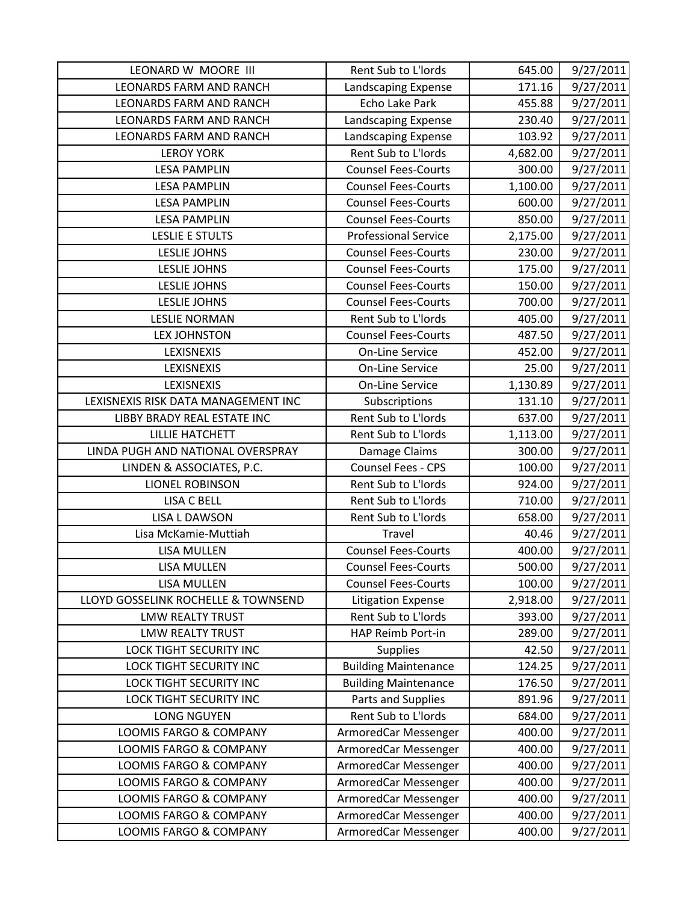| LEONARD W MOORE III | Rent Sub to L'lords | 645.00 | 9/27/2011 |
|---|---|---|---|
| LEONARDS FARM AND RANCH | Landscaping Expense | 171.16 | 9/27/2011 |
| LEONARDS FARM AND RANCH | Echo Lake Park | 455.88 | 9/27/2011 |
| LEONARDS FARM AND RANCH | Landscaping Expense | 230.40 | 9/27/2011 |
| LEONARDS FARM AND RANCH | Landscaping Expense | 103.92 | 9/27/2011 |
| LEROY YORK | Rent Sub to L'lords | 4,682.00 | 9/27/2011 |
| LESA PAMPLIN | Counsel Fees-Courts | 300.00 | 9/27/2011 |
| LESA PAMPLIN | Counsel Fees-Courts | 1,100.00 | 9/27/2011 |
| LESA PAMPLIN | Counsel Fees-Courts | 600.00 | 9/27/2011 |
| LESA PAMPLIN | Counsel Fees-Courts | 850.00 | 9/27/2011 |
| LESLIE E STULTS | Professional Service | 2,175.00 | 9/27/2011 |
| LESLIE JOHNS | Counsel Fees-Courts | 230.00 | 9/27/2011 |
| LESLIE JOHNS | Counsel Fees-Courts | 175.00 | 9/27/2011 |
| LESLIE JOHNS | Counsel Fees-Courts | 150.00 | 9/27/2011 |
| LESLIE JOHNS | Counsel Fees-Courts | 700.00 | 9/27/2011 |
| LESLIE NORMAN | Rent Sub to L'lords | 405.00 | 9/27/2011 |
| LEX JOHNSTON | Counsel Fees-Courts | 487.50 | 9/27/2011 |
| LEXISNEXIS | On-Line Service | 452.00 | 9/27/2011 |
| LEXISNEXIS | On-Line Service | 25.00 | 9/27/2011 |
| LEXISNEXIS | On-Line Service | 1,130.89 | 9/27/2011 |
| LEXISNEXIS RISK DATA MANAGEMENT INC | Subscriptions | 131.10 | 9/27/2011 |
| LIBBY BRADY REAL ESTATE INC | Rent Sub to L'lords | 637.00 | 9/27/2011 |
| LILLIE HATCHETT | Rent Sub to L'lords | 1,113.00 | 9/27/2011 |
| LINDA PUGH AND NATIONAL OVERSPRAY | Damage Claims | 300.00 | 9/27/2011 |
| LINDEN & ASSOCIATES, P.C. | Counsel Fees - CPS | 100.00 | 9/27/2011 |
| LIONEL ROBINSON | Rent Sub to L'lords | 924.00 | 9/27/2011 |
| LISA C BELL | Rent Sub to L'lords | 710.00 | 9/27/2011 |
| LISA L DAWSON | Rent Sub to L'lords | 658.00 | 9/27/2011 |
| Lisa McKamie-Muttiah | Travel | 40.46 | 9/27/2011 |
| LISA MULLEN | Counsel Fees-Courts | 400.00 | 9/27/2011 |
| LISA MULLEN | Counsel Fees-Courts | 500.00 | 9/27/2011 |
| LISA MULLEN | Counsel Fees-Courts | 100.00 | 9/27/2011 |
| LLOYD GOSSELINK ROCHELLE & TOWNSEND | Litigation Expense | 2,918.00 | 9/27/2011 |
| LMW REALTY TRUST | Rent Sub to L'lords | 393.00 | 9/27/2011 |
| LMW REALTY TRUST | HAP Reimb Port-in | 289.00 | 9/27/2011 |
| LOCK TIGHT SECURITY INC | Supplies | 42.50 | 9/27/2011 |
| LOCK TIGHT SECURITY INC | Building Maintenance | 124.25 | 9/27/2011 |
| LOCK TIGHT SECURITY INC | Building Maintenance | 176.50 | 9/27/2011 |
| LOCK TIGHT SECURITY INC | Parts and Supplies | 891.96 | 9/27/2011 |
| LONG NGUYEN | Rent Sub to L'lords | 684.00 | 9/27/2011 |
| LOOMIS FARGO & COMPANY | ArmoredCar Messenger | 400.00 | 9/27/2011 |
| LOOMIS FARGO & COMPANY | ArmoredCar Messenger | 400.00 | 9/27/2011 |
| LOOMIS FARGO & COMPANY | ArmoredCar Messenger | 400.00 | 9/27/2011 |
| LOOMIS FARGO & COMPANY | ArmoredCar Messenger | 400.00 | 9/27/2011 |
| LOOMIS FARGO & COMPANY | ArmoredCar Messenger | 400.00 | 9/27/2011 |
| LOOMIS FARGO & COMPANY | ArmoredCar Messenger | 400.00 | 9/27/2011 |
| LOOMIS FARGO & COMPANY | ArmoredCar Messenger | 400.00 | 9/27/2011 |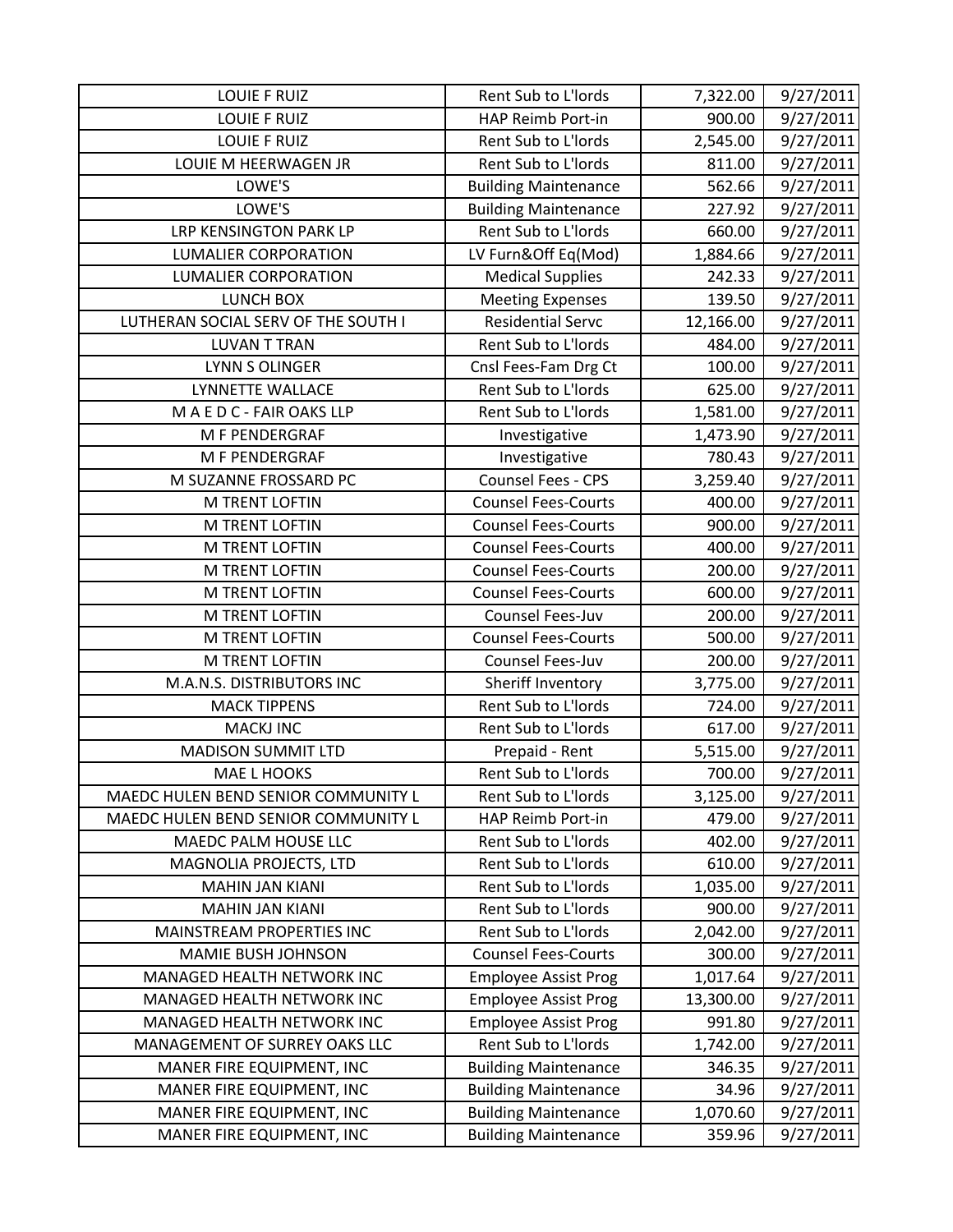| LOUIE F RUIZ | Rent Sub to L'lords | 7,322.00 | 9/27/2011 |
|---|---|---|---|
| LOUIE F RUIZ | HAP Reimb Port-in | 900.00 | 9/27/2011 |
| LOUIE F RUIZ | Rent Sub to L'lords | 2,545.00 | 9/27/2011 |
| LOUIE M HEERWAGEN JR | Rent Sub to L'lords | 811.00 | 9/27/2011 |
| LOWE'S | Building Maintenance | 562.66 | 9/27/2011 |
| LOWE'S | Building Maintenance | 227.92 | 9/27/2011 |
| LRP KENSINGTON PARK LP | Rent Sub to L'lords | 660.00 | 9/27/2011 |
| LUMALIER CORPORATION | LV Furn&Off Eq(Mod) | 1,884.66 | 9/27/2011 |
| LUMALIER CORPORATION | Medical Supplies | 242.33 | 9/27/2011 |
| LUNCH BOX | Meeting Expenses | 139.50 | 9/27/2011 |
| LUTHERAN SOCIAL SERV OF THE SOUTH I | Residential Servc | 12,166.00 | 9/27/2011 |
| LUVAN T TRAN | Rent Sub to L'lords | 484.00 | 9/27/2011 |
| LYNN S OLINGER | Cnsl Fees-Fam Drg Ct | 100.00 | 9/27/2011 |
| LYNNETTE WALLACE | Rent Sub to L'lords | 625.00 | 9/27/2011 |
| M A E D C - FAIR OAKS LLP | Rent Sub to L'lords | 1,581.00 | 9/27/2011 |
| M F PENDERGRAF | Investigative | 1,473.90 | 9/27/2011 |
| M F PENDERGRAF | Investigative | 780.43 | 9/27/2011 |
| M SUZANNE FROSSARD PC | Counsel Fees - CPS | 3,259.40 | 9/27/2011 |
| M TRENT LOFTIN | Counsel Fees-Courts | 400.00 | 9/27/2011 |
| M TRENT LOFTIN | Counsel Fees-Courts | 900.00 | 9/27/2011 |
| M TRENT LOFTIN | Counsel Fees-Courts | 400.00 | 9/27/2011 |
| M TRENT LOFTIN | Counsel Fees-Courts | 200.00 | 9/27/2011 |
| M TRENT LOFTIN | Counsel Fees-Courts | 600.00 | 9/27/2011 |
| M TRENT LOFTIN | Counsel Fees-Juv | 200.00 | 9/27/2011 |
| M TRENT LOFTIN | Counsel Fees-Courts | 500.00 | 9/27/2011 |
| M TRENT LOFTIN | Counsel Fees-Juv | 200.00 | 9/27/2011 |
| M.A.N.S. DISTRIBUTORS INC | Sheriff Inventory | 3,775.00 | 9/27/2011 |
| MACK TIPPENS | Rent Sub to L'lords | 724.00 | 9/27/2011 |
| MACKJ INC | Rent Sub to L'lords | 617.00 | 9/27/2011 |
| MADISON SUMMIT LTD | Prepaid - Rent | 5,515.00 | 9/27/2011 |
| MAE L HOOKS | Rent Sub to L'lords | 700.00 | 9/27/2011 |
| MAEDC HULEN BEND SENIOR COMMUNITY L | Rent Sub to L'lords | 3,125.00 | 9/27/2011 |
| MAEDC HULEN BEND SENIOR COMMUNITY L | HAP Reimb Port-in | 479.00 | 9/27/2011 |
| MAEDC PALM HOUSE LLC | Rent Sub to L'lords | 402.00 | 9/27/2011 |
| MAGNOLIA PROJECTS, LTD | Rent Sub to L'lords | 610.00 | 9/27/2011 |
| MAHIN JAN KIANI | Rent Sub to L'lords | 1,035.00 | 9/27/2011 |
| MAHIN JAN KIANI | Rent Sub to L'lords | 900.00 | 9/27/2011 |
| MAINSTREAM PROPERTIES INC | Rent Sub to L'lords | 2,042.00 | 9/27/2011 |
| MAMIE BUSH JOHNSON | Counsel Fees-Courts | 300.00 | 9/27/2011 |
| MANAGED HEALTH NETWORK INC | Employee Assist Prog | 1,017.64 | 9/27/2011 |
| MANAGED HEALTH NETWORK INC | Employee Assist Prog | 13,300.00 | 9/27/2011 |
| MANAGED HEALTH NETWORK INC | Employee Assist Prog | 991.80 | 9/27/2011 |
| MANAGEMENT OF SURREY OAKS LLC | Rent Sub to L'lords | 1,742.00 | 9/27/2011 |
| MANER FIRE EQUIPMENT, INC | Building Maintenance | 346.35 | 9/27/2011 |
| MANER FIRE EQUIPMENT, INC | Building Maintenance | 34.96 | 9/27/2011 |
| MANER FIRE EQUIPMENT, INC | Building Maintenance | 1,070.60 | 9/27/2011 |
| MANER FIRE EQUIPMENT, INC | Building Maintenance | 359.96 | 9/27/2011 |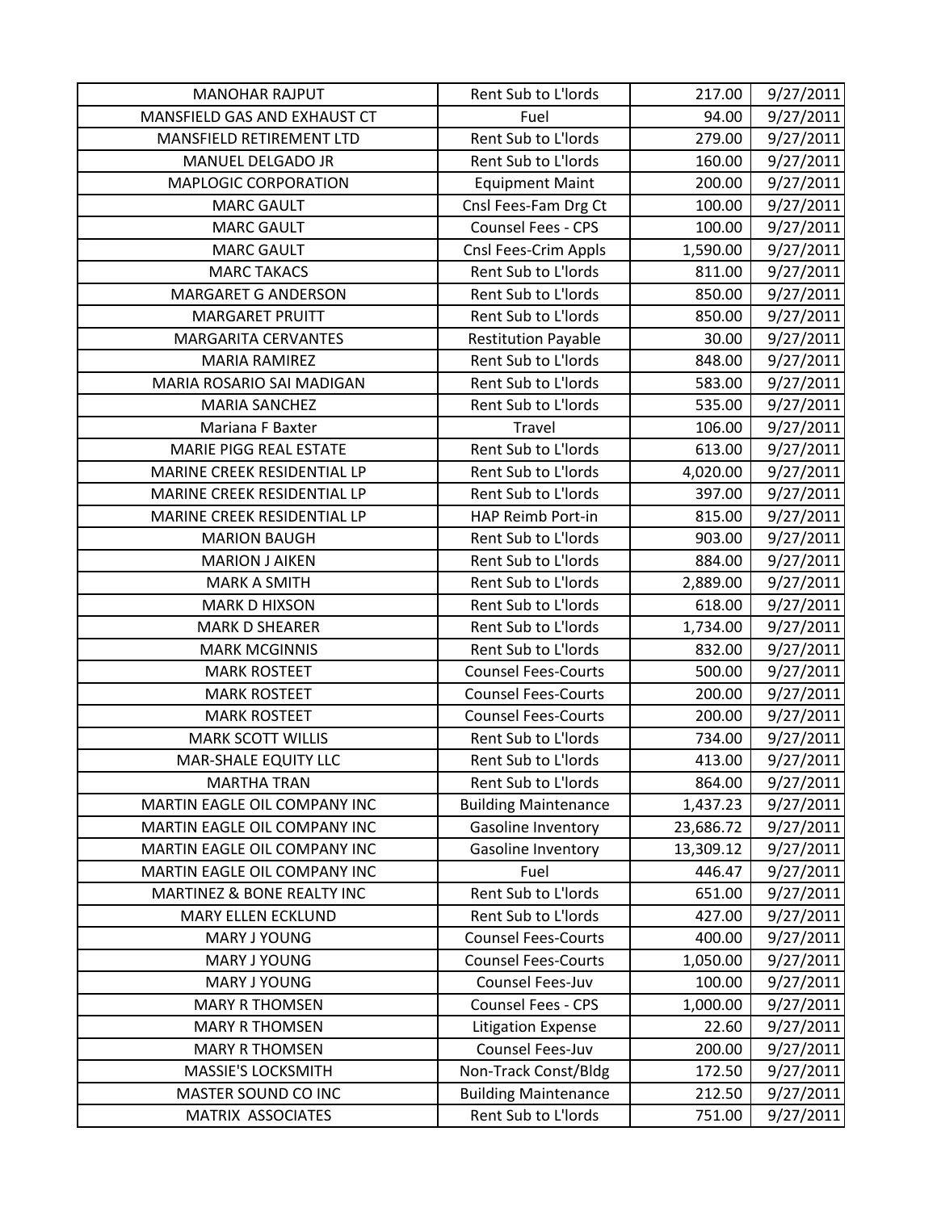| MANOHAR RAJPUT | Rent Sub to L'lords | 217.00 | 9/27/2011 |
|---|---|---|---|
| MANSFIELD GAS AND EXHAUST CT | Fuel | 94.00 | 9/27/2011 |
| MANSFIELD RETIREMENT LTD | Rent Sub to L'lords | 279.00 | 9/27/2011 |
| MANUEL DELGADO JR | Rent Sub to L'lords | 160.00 | 9/27/2011 |
| MAPLOGIC CORPORATION | Equipment Maint | 200.00 | 9/27/2011 |
| MARC GAULT | Cnsl Fees-Fam Drg Ct | 100.00 | 9/27/2011 |
| MARC GAULT | Counsel Fees - CPS | 100.00 | 9/27/2011 |
| MARC GAULT | Cnsl Fees-Crim Appls | 1,590.00 | 9/27/2011 |
| MARC TAKACS | Rent Sub to L'lords | 811.00 | 9/27/2011 |
| MARGARET G ANDERSON | Rent Sub to L'lords | 850.00 | 9/27/2011 |
| MARGARET PRUITT | Rent Sub to L'lords | 850.00 | 9/27/2011 |
| MARGARITA CERVANTES | Restitution Payable | 30.00 | 9/27/2011 |
| MARIA RAMIREZ | Rent Sub to L'lords | 848.00 | 9/27/2011 |
| MARIA ROSARIO SAI MADIGAN | Rent Sub to L'lords | 583.00 | 9/27/2011 |
| MARIA SANCHEZ | Rent Sub to L'lords | 535.00 | 9/27/2011 |
| Mariana F Baxter | Travel | 106.00 | 9/27/2011 |
| MARIE PIGG REAL ESTATE | Rent Sub to L'lords | 613.00 | 9/27/2011 |
| MARINE CREEK RESIDENTIAL LP | Rent Sub to L'lords | 4,020.00 | 9/27/2011 |
| MARINE CREEK RESIDENTIAL LP | Rent Sub to L'lords | 397.00 | 9/27/2011 |
| MARINE CREEK RESIDENTIAL LP | HAP Reimb Port-in | 815.00 | 9/27/2011 |
| MARION BAUGH | Rent Sub to L'lords | 903.00 | 9/27/2011 |
| MARION J AIKEN | Rent Sub to L'lords | 884.00 | 9/27/2011 |
| MARK A SMITH | Rent Sub to L'lords | 2,889.00 | 9/27/2011 |
| MARK D HIXSON | Rent Sub to L'lords | 618.00 | 9/27/2011 |
| MARK D SHEARER | Rent Sub to L'lords | 1,734.00 | 9/27/2011 |
| MARK MCGINNIS | Rent Sub to L'lords | 832.00 | 9/27/2011 |
| MARK ROSTEET | Counsel Fees-Courts | 500.00 | 9/27/2011 |
| MARK ROSTEET | Counsel Fees-Courts | 200.00 | 9/27/2011 |
| MARK ROSTEET | Counsel Fees-Courts | 200.00 | 9/27/2011 |
| MARK SCOTT WILLIS | Rent Sub to L'lords | 734.00 | 9/27/2011 |
| MAR-SHALE EQUITY LLC | Rent Sub to L'lords | 413.00 | 9/27/2011 |
| MARTHA TRAN | Rent Sub to L'lords | 864.00 | 9/27/2011 |
| MARTIN EAGLE OIL COMPANY INC | Building Maintenance | 1,437.23 | 9/27/2011 |
| MARTIN EAGLE OIL COMPANY INC | Gasoline Inventory | 23,686.72 | 9/27/2011 |
| MARTIN EAGLE OIL COMPANY INC | Gasoline Inventory | 13,309.12 | 9/27/2011 |
| MARTIN EAGLE OIL COMPANY INC | Fuel | 446.47 | 9/27/2011 |
| MARTINEZ & BONE REALTY INC | Rent Sub to L'lords | 651.00 | 9/27/2011 |
| MARY ELLEN ECKLUND | Rent Sub to L'lords | 427.00 | 9/27/2011 |
| MARY J YOUNG | Counsel Fees-Courts | 400.00 | 9/27/2011 |
| MARY J YOUNG | Counsel Fees-Courts | 1,050.00 | 9/27/2011 |
| MARY J YOUNG | Counsel Fees-Juv | 100.00 | 9/27/2011 |
| MARY R THOMSEN | Counsel Fees - CPS | 1,000.00 | 9/27/2011 |
| MARY R THOMSEN | Litigation Expense | 22.60 | 9/27/2011 |
| MARY R THOMSEN | Counsel Fees-Juv | 200.00 | 9/27/2011 |
| MASSIE'S LOCKSMITH | Non-Track Const/Bldg | 172.50 | 9/27/2011 |
| MASTER SOUND CO INC | Building Maintenance | 212.50 | 9/27/2011 |
| MATRIX ASSOCIATES | Rent Sub to L'lords | 751.00 | 9/27/2011 |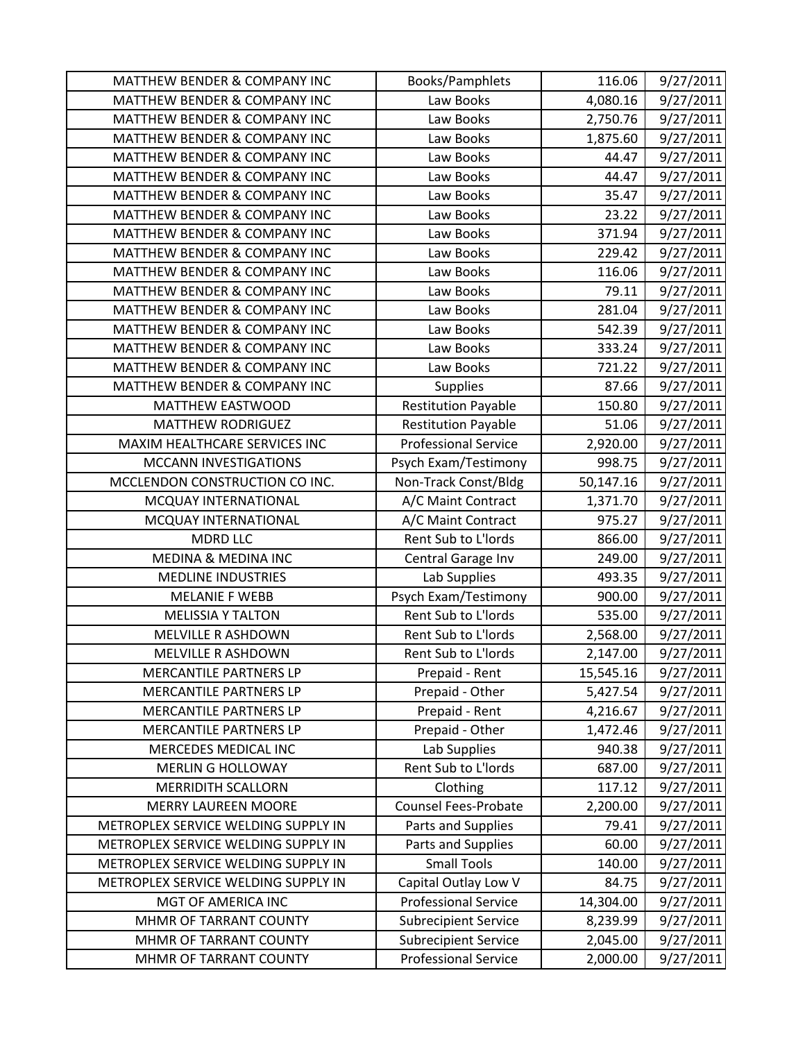| MATTHEW BENDER & COMPANY INC | Books/Pamphlets | 116.06 | 9/27/2011 |
|---|---|---|---|
| MATTHEW BENDER & COMPANY INC | Law Books | 4,080.16 | 9/27/2011 |
| MATTHEW BENDER & COMPANY INC | Law Books | 2,750.76 | 9/27/2011 |
| MATTHEW BENDER & COMPANY INC | Law Books | 1,875.60 | 9/27/2011 |
| MATTHEW BENDER & COMPANY INC | Law Books | 44.47 | 9/27/2011 |
| MATTHEW BENDER & COMPANY INC | Law Books | 44.47 | 9/27/2011 |
| MATTHEW BENDER & COMPANY INC | Law Books | 35.47 | 9/27/2011 |
| MATTHEW BENDER & COMPANY INC | Law Books | 23.22 | 9/27/2011 |
| MATTHEW BENDER & COMPANY INC | Law Books | 371.94 | 9/27/2011 |
| MATTHEW BENDER & COMPANY INC | Law Books | 229.42 | 9/27/2011 |
| MATTHEW BENDER & COMPANY INC | Law Books | 116.06 | 9/27/2011 |
| MATTHEW BENDER & COMPANY INC | Law Books | 79.11 | 9/27/2011 |
| MATTHEW BENDER & COMPANY INC | Law Books | 281.04 | 9/27/2011 |
| MATTHEW BENDER & COMPANY INC | Law Books | 542.39 | 9/27/2011 |
| MATTHEW BENDER & COMPANY INC | Law Books | 333.24 | 9/27/2011 |
| MATTHEW BENDER & COMPANY INC | Law Books | 721.22 | 9/27/2011 |
| MATTHEW BENDER & COMPANY INC | Supplies | 87.66 | 9/27/2011 |
| MATTHEW EASTWOOD | Restitution Payable | 150.80 | 9/27/2011 |
| MATTHEW RODRIGUEZ | Restitution Payable | 51.06 | 9/27/2011 |
| MAXIM HEALTHCARE SERVICES INC | Professional Service | 2,920.00 | 9/27/2011 |
| MCCANN INVESTIGATIONS | Psych Exam/Testimony | 998.75 | 9/27/2011 |
| MCCLENDON CONSTRUCTION CO INC. | Non-Track Const/Bldg | 50,147.16 | 9/27/2011 |
| MCQUAY INTERNATIONAL | A/C Maint Contract | 1,371.70 | 9/27/2011 |
| MCQUAY INTERNATIONAL | A/C Maint Contract | 975.27 | 9/27/2011 |
| MDRD LLC | Rent Sub to L'lords | 866.00 | 9/27/2011 |
| MEDINA & MEDINA INC | Central Garage Inv | 249.00 | 9/27/2011 |
| MEDLINE INDUSTRIES | Lab Supplies | 493.35 | 9/27/2011 |
| MELANIE F WEBB | Psych Exam/Testimony | 900.00 | 9/27/2011 |
| MELISSIA Y TALTON | Rent Sub to L'lords | 535.00 | 9/27/2011 |
| MELVILLE R ASHDOWN | Rent Sub to L'lords | 2,568.00 | 9/27/2011 |
| MELVILLE R ASHDOWN | Rent Sub to L'lords | 2,147.00 | 9/27/2011 |
| MERCANTILE PARTNERS LP | Prepaid - Rent | 15,545.16 | 9/27/2011 |
| MERCANTILE PARTNERS LP | Prepaid - Other | 5,427.54 | 9/27/2011 |
| MERCANTILE PARTNERS LP | Prepaid - Rent | 4,216.67 | 9/27/2011 |
| MERCANTILE PARTNERS LP | Prepaid - Other | 1,472.46 | 9/27/2011 |
| MERCEDES MEDICAL INC | Lab Supplies | 940.38 | 9/27/2011 |
| MERLIN G HOLLOWAY | Rent Sub to L'lords | 687.00 | 9/27/2011 |
| MERRIDITH SCALLORN | Clothing | 117.12 | 9/27/2011 |
| MERRY LAUREEN MOORE | Counsel Fees-Probate | 2,200.00 | 9/27/2011 |
| METROPLEX SERVICE WELDING SUPPLY IN | Parts and Supplies | 79.41 | 9/27/2011 |
| METROPLEX SERVICE WELDING SUPPLY IN | Parts and Supplies | 60.00 | 9/27/2011 |
| METROPLEX SERVICE WELDING SUPPLY IN | Small Tools | 140.00 | 9/27/2011 |
| METROPLEX SERVICE WELDING SUPPLY IN | Capital Outlay Low V | 84.75 | 9/27/2011 |
| MGT OF AMERICA INC | Professional Service | 14,304.00 | 9/27/2011 |
| MHMR OF TARRANT COUNTY | Subrecipient Service | 8,239.99 | 9/27/2011 |
| MHMR OF TARRANT COUNTY | Subrecipient Service | 2,045.00 | 9/27/2011 |
| MHMR OF TARRANT COUNTY | Professional Service | 2,000.00 | 9/27/2011 |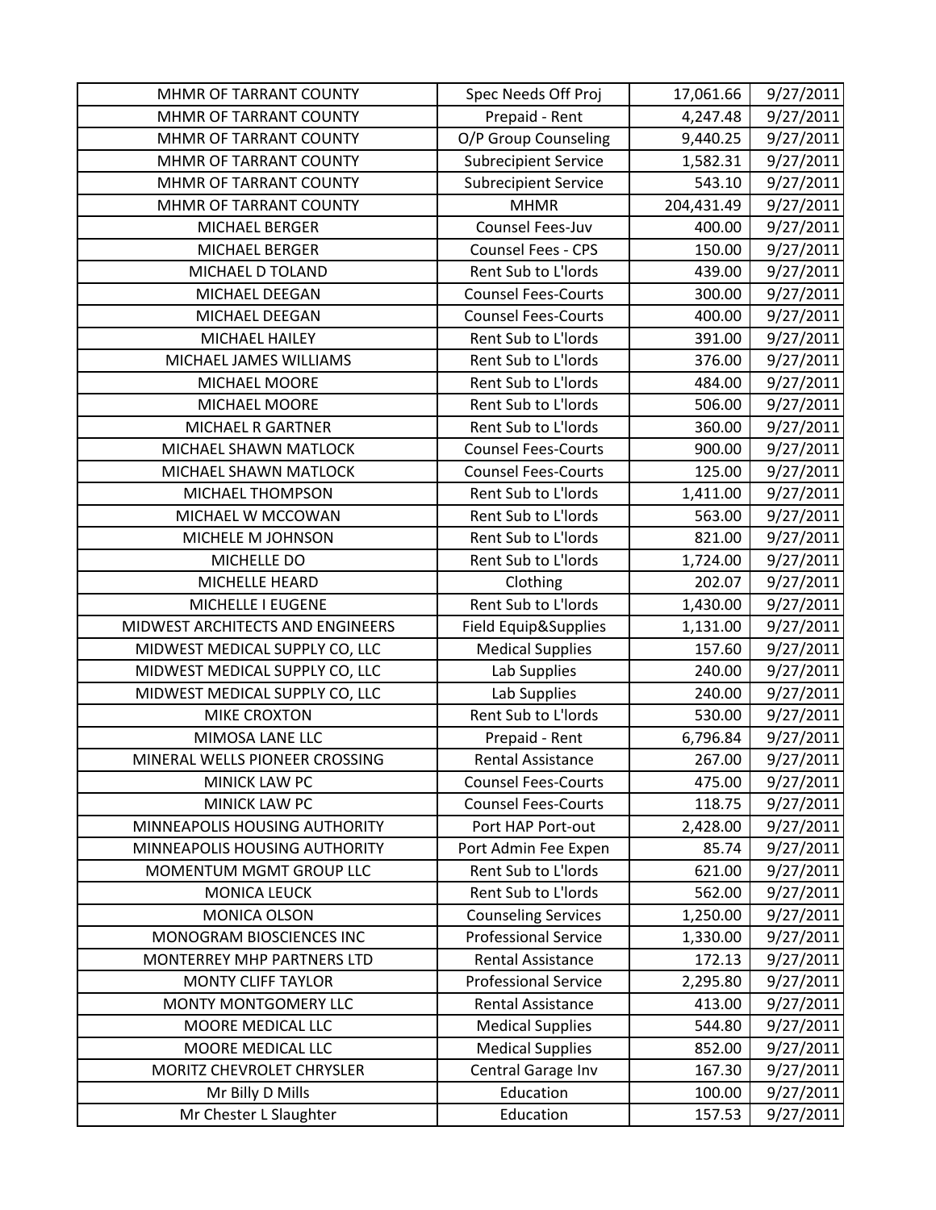| | | | |
|---|---|---|---|
| MHMR OF TARRANT COUNTY | Spec Needs Off Proj | 17,061.66 | 9/27/2011 |
| MHMR OF TARRANT COUNTY | Prepaid - Rent | 4,247.48 | 9/27/2011 |
| MHMR OF TARRANT COUNTY | O/P Group Counseling | 9,440.25 | 9/27/2011 |
| MHMR OF TARRANT COUNTY | Subrecipient Service | 1,582.31 | 9/27/2011 |
| MHMR OF TARRANT COUNTY | Subrecipient Service | 543.10 | 9/27/2011 |
| MHMR OF TARRANT COUNTY | MHMR | 204,431.49 | 9/27/2011 |
| MICHAEL BERGER | Counsel Fees-Juv | 400.00 | 9/27/2011 |
| MICHAEL BERGER | Counsel Fees - CPS | 150.00 | 9/27/2011 |
| MICHAEL D TOLAND | Rent Sub to L'lords | 439.00 | 9/27/2011 |
| MICHAEL DEEGAN | Counsel Fees-Courts | 300.00 | 9/27/2011 |
| MICHAEL DEEGAN | Counsel Fees-Courts | 400.00 | 9/27/2011 |
| MICHAEL HAILEY | Rent Sub to L'lords | 391.00 | 9/27/2011 |
| MICHAEL JAMES WILLIAMS | Rent Sub to L'lords | 376.00 | 9/27/2011 |
| MICHAEL MOORE | Rent Sub to L'lords | 484.00 | 9/27/2011 |
| MICHAEL MOORE | Rent Sub to L'lords | 506.00 | 9/27/2011 |
| MICHAEL R GARTNER | Rent Sub to L'lords | 360.00 | 9/27/2011 |
| MICHAEL SHAWN MATLOCK | Counsel Fees-Courts | 900.00 | 9/27/2011 |
| MICHAEL SHAWN MATLOCK | Counsel Fees-Courts | 125.00 | 9/27/2011 |
| MICHAEL THOMPSON | Rent Sub to L'lords | 1,411.00 | 9/27/2011 |
| MICHAEL W MCCOWAN | Rent Sub to L'lords | 563.00 | 9/27/2011 |
| MICHELE M JOHNSON | Rent Sub to L'lords | 821.00 | 9/27/2011 |
| MICHELLE DO | Rent Sub to L'lords | 1,724.00 | 9/27/2011 |
| MICHELLE HEARD | Clothing | 202.07 | 9/27/2011 |
| MICHELLE I EUGENE | Rent Sub to L'lords | 1,430.00 | 9/27/2011 |
| MIDWEST ARCHITECTS AND ENGINEERS | Field Equip&Supplies | 1,131.00 | 9/27/2011 |
| MIDWEST MEDICAL SUPPLY CO, LLC | Medical Supplies | 157.60 | 9/27/2011 |
| MIDWEST MEDICAL SUPPLY CO, LLC | Lab Supplies | 240.00 | 9/27/2011 |
| MIDWEST MEDICAL SUPPLY CO, LLC | Lab Supplies | 240.00 | 9/27/2011 |
| MIKE CROXTON | Rent Sub to L'lords | 530.00 | 9/27/2011 |
| MIMOSA LANE LLC | Prepaid - Rent | 6,796.84 | 9/27/2011 |
| MINERAL WELLS PIONEER CROSSING | Rental Assistance | 267.00 | 9/27/2011 |
| MINICK LAW PC | Counsel Fees-Courts | 475.00 | 9/27/2011 |
| MINICK LAW PC | Counsel Fees-Courts | 118.75 | 9/27/2011 |
| MINNEAPOLIS HOUSING AUTHORITY | Port HAP Port-out | 2,428.00 | 9/27/2011 |
| MINNEAPOLIS HOUSING AUTHORITY | Port Admin Fee Expen | 85.74 | 9/27/2011 |
| MOMENTUM MGMT GROUP LLC | Rent Sub to L'lords | 621.00 | 9/27/2011 |
| MONICA LEUCK | Rent Sub to L'lords | 562.00 | 9/27/2011 |
| MONICA OLSON | Counseling Services | 1,250.00 | 9/27/2011 |
| MONOGRAM BIOSCIENCES INC | Professional Service | 1,330.00 | 9/27/2011 |
| MONTERREY MHP PARTNERS LTD | Rental Assistance | 172.13 | 9/27/2011 |
| MONTY CLIFF TAYLOR | Professional Service | 2,295.80 | 9/27/2011 |
| MONTY MONTGOMERY LLC | Rental Assistance | 413.00 | 9/27/2011 |
| MOORE MEDICAL LLC | Medical Supplies | 544.80 | 9/27/2011 |
| MOORE MEDICAL LLC | Medical Supplies | 852.00 | 9/27/2011 |
| MORITZ CHEVROLET CHRYSLER | Central Garage Inv | 167.30 | 9/27/2011 |
| Mr Billy D Mills | Education | 100.00 | 9/27/2011 |
| Mr Chester L Slaughter | Education | 157.53 | 9/27/2011 |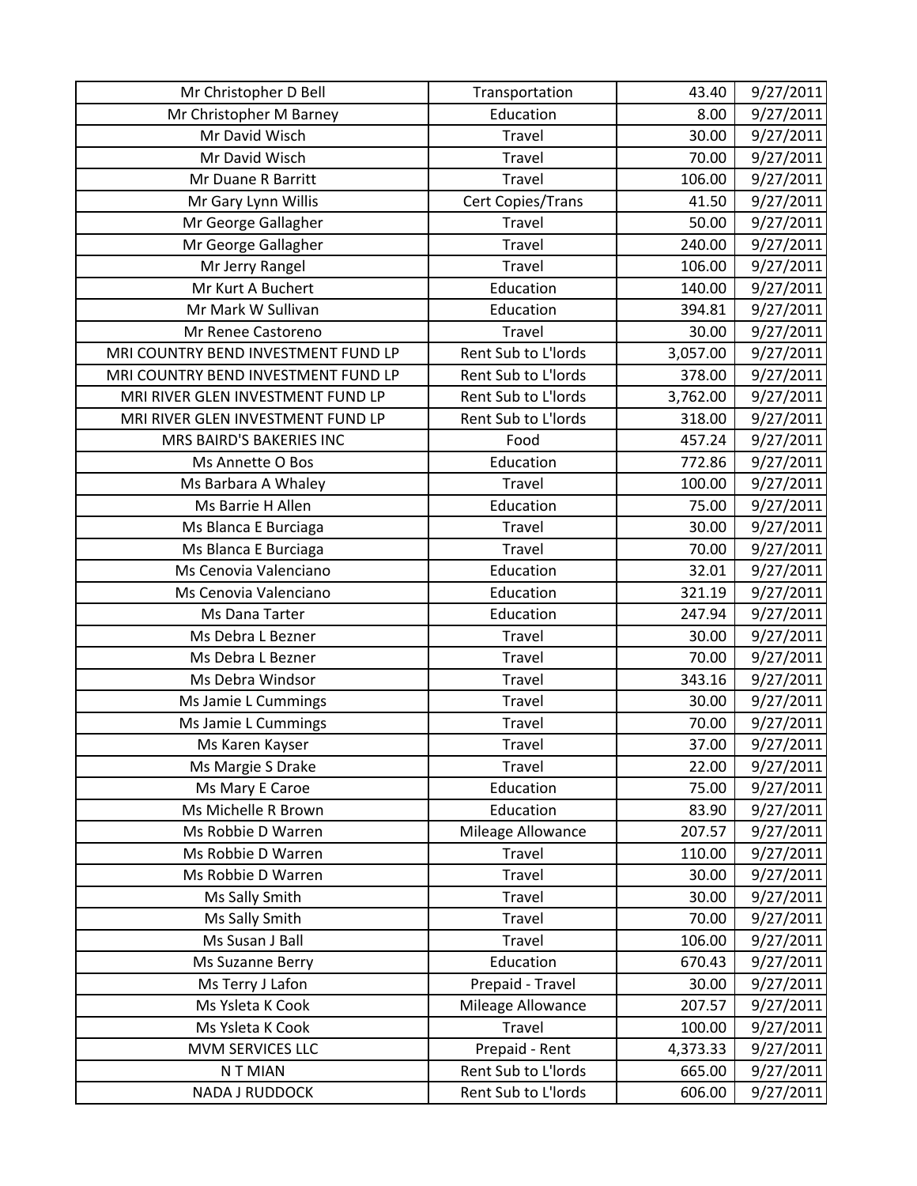| | | | |
|---|---|---|---|
| Mr Christopher D Bell | Transportation | 43.40 | 9/27/2011 |
| Mr Christopher M Barney | Education | 8.00 | 9/27/2011 |
| Mr David Wisch | Travel | 30.00 | 9/27/2011 |
| Mr David Wisch | Travel | 70.00 | 9/27/2011 |
| Mr Duane R Barritt | Travel | 106.00 | 9/27/2011 |
| Mr Gary Lynn Willis | Cert Copies/Trans | 41.50 | 9/27/2011 |
| Mr George Gallagher | Travel | 50.00 | 9/27/2011 |
| Mr George Gallagher | Travel | 240.00 | 9/27/2011 |
| Mr Jerry Rangel | Travel | 106.00 | 9/27/2011 |
| Mr Kurt A Buchert | Education | 140.00 | 9/27/2011 |
| Mr Mark W Sullivan | Education | 394.81 | 9/27/2011 |
| Mr Renee Castoreno | Travel | 30.00 | 9/27/2011 |
| MRI COUNTRY BEND INVESTMENT FUND LP | Rent Sub to L'lords | 3,057.00 | 9/27/2011 |
| MRI COUNTRY BEND INVESTMENT FUND LP | Rent Sub to L'lords | 378.00 | 9/27/2011 |
| MRI RIVER GLEN INVESTMENT FUND LP | Rent Sub to L'lords | 3,762.00 | 9/27/2011 |
| MRI RIVER GLEN INVESTMENT FUND LP | Rent Sub to L'lords | 318.00 | 9/27/2011 |
| MRS BAIRD'S BAKERIES INC | Food | 457.24 | 9/27/2011 |
| Ms Annette O Bos | Education | 772.86 | 9/27/2011 |
| Ms Barbara A Whaley | Travel | 100.00 | 9/27/2011 |
| Ms Barrie H Allen | Education | 75.00 | 9/27/2011 |
| Ms Blanca E Burciaga | Travel | 30.00 | 9/27/2011 |
| Ms Blanca E Burciaga | Travel | 70.00 | 9/27/2011 |
| Ms Cenovia Valenciano | Education | 32.01 | 9/27/2011 |
| Ms Cenovia Valenciano | Education | 321.19 | 9/27/2011 |
| Ms Dana Tarter | Education | 247.94 | 9/27/2011 |
| Ms Debra L Bezner | Travel | 30.00 | 9/27/2011 |
| Ms Debra L Bezner | Travel | 70.00 | 9/27/2011 |
| Ms Debra Windsor | Travel | 343.16 | 9/27/2011 |
| Ms Jamie L Cummings | Travel | 30.00 | 9/27/2011 |
| Ms Jamie L Cummings | Travel | 70.00 | 9/27/2011 |
| Ms Karen Kayser | Travel | 37.00 | 9/27/2011 |
| Ms Margie S Drake | Travel | 22.00 | 9/27/2011 |
| Ms Mary E Caroe | Education | 75.00 | 9/27/2011 |
| Ms Michelle R Brown | Education | 83.90 | 9/27/2011 |
| Ms Robbie D Warren | Mileage Allowance | 207.57 | 9/27/2011 |
| Ms Robbie D Warren | Travel | 110.00 | 9/27/2011 |
| Ms Robbie D Warren | Travel | 30.00 | 9/27/2011 |
| Ms Sally Smith | Travel | 30.00 | 9/27/2011 |
| Ms Sally Smith | Travel | 70.00 | 9/27/2011 |
| Ms Susan J Ball | Travel | 106.00 | 9/27/2011 |
| Ms Suzanne Berry | Education | 670.43 | 9/27/2011 |
| Ms Terry J Lafon | Prepaid - Travel | 30.00 | 9/27/2011 |
| Ms Ysleta K Cook | Mileage Allowance | 207.57 | 9/27/2011 |
| Ms Ysleta K Cook | Travel | 100.00 | 9/27/2011 |
| MVM SERVICES LLC | Prepaid - Rent | 4,373.33 | 9/27/2011 |
| N T MIAN | Rent Sub to L'lords | 665.00 | 9/27/2011 |
| NADA J RUDDOCK | Rent Sub to L'lords | 606.00 | 9/27/2011 |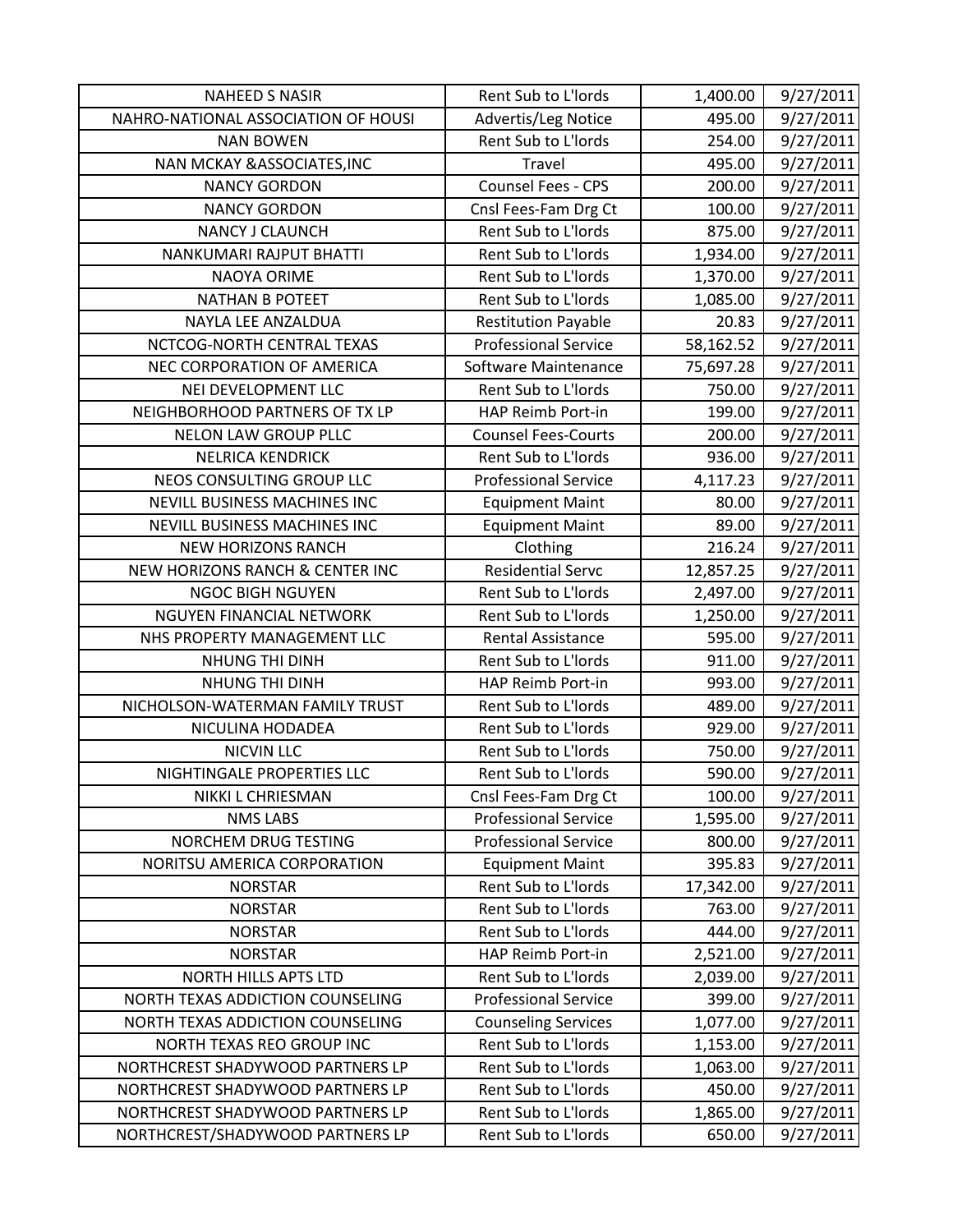| NAHEED S NASIR | Rent Sub to L'lords | 1,400.00 | 9/27/2011 |
|---|---|---|---|
| NAHRO-NATIONAL ASSOCIATION OF HOUSI | Advertis/Leg Notice | 495.00 | 9/27/2011 |
| NAN BOWEN | Rent Sub to L'lords | 254.00 | 9/27/2011 |
| NAN MCKAY &ASSOCIATES,INC | Travel | 495.00 | 9/27/2011 |
| NANCY GORDON | Counsel Fees - CPS | 200.00 | 9/27/2011 |
| NANCY GORDON | Cnsl Fees-Fam Drg Ct | 100.00 | 9/27/2011 |
| NANCY J CLAUNCH | Rent Sub to L'lords | 875.00 | 9/27/2011 |
| NANKUMARI RAJPUT BHATTI | Rent Sub to L'lords | 1,934.00 | 9/27/2011 |
| NAOYA ORIME | Rent Sub to L'lords | 1,370.00 | 9/27/2011 |
| NATHAN B POTEET | Rent Sub to L'lords | 1,085.00 | 9/27/2011 |
| NAYLA LEE ANZALDUA | Restitution Payable | 20.83 | 9/27/2011 |
| NCTCOG-NORTH CENTRAL TEXAS | Professional Service | 58,162.52 | 9/27/2011 |
| NEC CORPORATION OF AMERICA | Software Maintenance | 75,697.28 | 9/27/2011 |
| NEI DEVELOPMENT LLC | Rent Sub to L'lords | 750.00 | 9/27/2011 |
| NEIGHBORHOOD PARTNERS OF TX LP | HAP Reimb Port-in | 199.00 | 9/27/2011 |
| NELON LAW GROUP PLLC | Counsel Fees-Courts | 200.00 | 9/27/2011 |
| NELRICA KENDRICK | Rent Sub to L'lords | 936.00 | 9/27/2011 |
| NEOS CONSULTING GROUP LLC | Professional Service | 4,117.23 | 9/27/2011 |
| NEVILL BUSINESS MACHINES INC | Equipment Maint | 80.00 | 9/27/2011 |
| NEVILL BUSINESS MACHINES INC | Equipment Maint | 89.00 | 9/27/2011 |
| NEW HORIZONS RANCH | Clothing | 216.24 | 9/27/2011 |
| NEW HORIZONS RANCH & CENTER INC | Residential Servc | 12,857.25 | 9/27/2011 |
| NGOC BIGH NGUYEN | Rent Sub to L'lords | 2,497.00 | 9/27/2011 |
| NGUYEN FINANCIAL NETWORK | Rent Sub to L'lords | 1,250.00 | 9/27/2011 |
| NHS PROPERTY MANAGEMENT LLC | Rental Assistance | 595.00 | 9/27/2011 |
| NHUNG THI DINH | Rent Sub to L'lords | 911.00 | 9/27/2011 |
| NHUNG THI DINH | HAP Reimb Port-in | 993.00 | 9/27/2011 |
| NICHOLSON-WATERMAN FAMILY TRUST | Rent Sub to L'lords | 489.00 | 9/27/2011 |
| NICULINA HODADEA | Rent Sub to L'lords | 929.00 | 9/27/2011 |
| NICVIN LLC | Rent Sub to L'lords | 750.00 | 9/27/2011 |
| NIGHTINGALE PROPERTIES LLC | Rent Sub to L'lords | 590.00 | 9/27/2011 |
| NIKKI L CHRIESMAN | Cnsl Fees-Fam Drg Ct | 100.00 | 9/27/2011 |
| NMS LABS | Professional Service | 1,595.00 | 9/27/2011 |
| NORCHEM DRUG TESTING | Professional Service | 800.00 | 9/27/2011 |
| NORITSU AMERICA CORPORATION | Equipment Maint | 395.83 | 9/27/2011 |
| NORSTAR | Rent Sub to L'lords | 17,342.00 | 9/27/2011 |
| NORSTAR | Rent Sub to L'lords | 763.00 | 9/27/2011 |
| NORSTAR | Rent Sub to L'lords | 444.00 | 9/27/2011 |
| NORSTAR | HAP Reimb Port-in | 2,521.00 | 9/27/2011 |
| NORTH HILLS APTS LTD | Rent Sub to L'lords | 2,039.00 | 9/27/2011 |
| NORTH TEXAS ADDICTION COUNSELING | Professional Service | 399.00 | 9/27/2011 |
| NORTH TEXAS ADDICTION COUNSELING | Counseling Services | 1,077.00 | 9/27/2011 |
| NORTH TEXAS REO GROUP INC | Rent Sub to L'lords | 1,153.00 | 9/27/2011 |
| NORTHCREST SHADYWOOD PARTNERS LP | Rent Sub to L'lords | 1,063.00 | 9/27/2011 |
| NORTHCREST SHADYWOOD PARTNERS LP | Rent Sub to L'lords | 450.00 | 9/27/2011 |
| NORTHCREST SHADYWOOD PARTNERS LP | Rent Sub to L'lords | 1,865.00 | 9/27/2011 |
| NORTHCREST/SHADYWOOD PARTNERS LP | Rent Sub to L'lords | 650.00 | 9/27/2011 |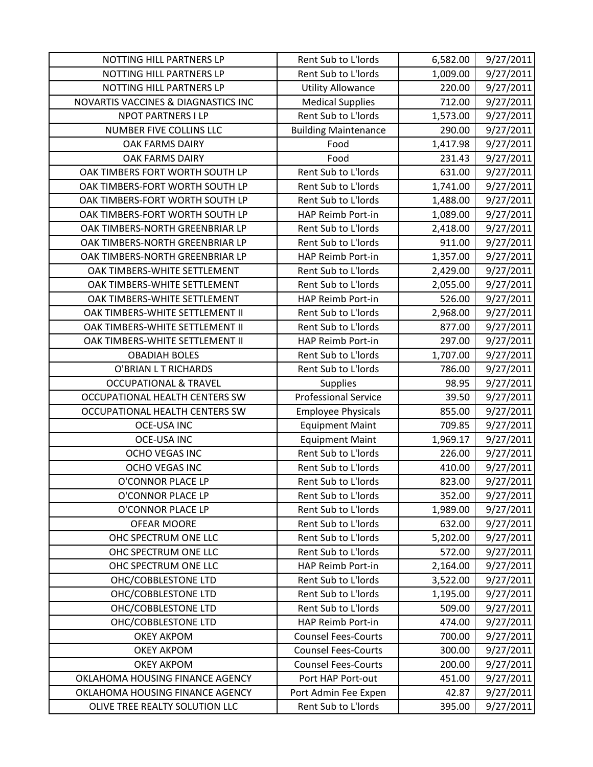| NOTTING HILL PARTNERS LP | Rent Sub to L'lords | 6,582.00 | 9/27/2011 |
|---|---|---|---|
| NOTTING HILL PARTNERS LP | Rent Sub to L'lords | 1,009.00 | 9/27/2011 |
| NOTTING HILL PARTNERS LP | Utility Allowance | 220.00 | 9/27/2011 |
| NOVARTIS VACCINES & DIAGNASTICS INC | Medical Supplies | 712.00 | 9/27/2011 |
| NPOT PARTNERS I LP | Rent Sub to L'lords | 1,573.00 | 9/27/2011 |
| NUMBER FIVE COLLINS LLC | Building Maintenance | 290.00 | 9/27/2011 |
| OAK FARMS DAIRY | Food | 1,417.98 | 9/27/2011 |
| OAK FARMS DAIRY | Food | 231.43 | 9/27/2011 |
| OAK TIMBERS FORT WORTH SOUTH LP | Rent Sub to L'lords | 631.00 | 9/27/2011 |
| OAK TIMBERS-FORT WORTH SOUTH LP | Rent Sub to L'lords | 1,741.00 | 9/27/2011 |
| OAK TIMBERS-FORT WORTH SOUTH LP | Rent Sub to L'lords | 1,488.00 | 9/27/2011 |
| OAK TIMBERS-FORT WORTH SOUTH LP | HAP Reimb Port-in | 1,089.00 | 9/27/2011 |
| OAK TIMBERS-NORTH GREENBRIAR LP | Rent Sub to L'lords | 2,418.00 | 9/27/2011 |
| OAK TIMBERS-NORTH GREENBRIAR LP | Rent Sub to L'lords | 911.00 | 9/27/2011 |
| OAK TIMBERS-NORTH GREENBRIAR LP | HAP Reimb Port-in | 1,357.00 | 9/27/2011 |
| OAK TIMBERS-WHITE SETTLEMENT | Rent Sub to L'lords | 2,429.00 | 9/27/2011 |
| OAK TIMBERS-WHITE SETTLEMENT | Rent Sub to L'lords | 2,055.00 | 9/27/2011 |
| OAK TIMBERS-WHITE SETTLEMENT | HAP Reimb Port-in | 526.00 | 9/27/2011 |
| OAK TIMBERS-WHITE SETTLEMENT II | Rent Sub to L'lords | 2,968.00 | 9/27/2011 |
| OAK TIMBERS-WHITE SETTLEMENT II | Rent Sub to L'lords | 877.00 | 9/27/2011 |
| OAK TIMBERS-WHITE SETTLEMENT II | HAP Reimb Port-in | 297.00 | 9/27/2011 |
| OBADIAH BOLES | Rent Sub to L'lords | 1,707.00 | 9/27/2011 |
| O'BRIAN L T RICHARDS | Rent Sub to L'lords | 786.00 | 9/27/2011 |
| OCCUPATIONAL & TRAVEL | Supplies | 98.95 | 9/27/2011 |
| OCCUPATIONAL HEALTH CENTERS SW | Professional Service | 39.50 | 9/27/2011 |
| OCCUPATIONAL HEALTH CENTERS SW | Employee Physicals | 855.00 | 9/27/2011 |
| OCE-USA INC | Equipment Maint | 709.85 | 9/27/2011 |
| OCE-USA INC | Equipment Maint | 1,969.17 | 9/27/2011 |
| OCHO VEGAS INC | Rent Sub to L'lords | 226.00 | 9/27/2011 |
| OCHO VEGAS INC | Rent Sub to L'lords | 410.00 | 9/27/2011 |
| O'CONNOR PLACE LP | Rent Sub to L'lords | 823.00 | 9/27/2011 |
| O'CONNOR PLACE LP | Rent Sub to L'lords | 352.00 | 9/27/2011 |
| O'CONNOR PLACE LP | Rent Sub to L'lords | 1,989.00 | 9/27/2011 |
| OFEAR MOORE | Rent Sub to L'lords | 632.00 | 9/27/2011 |
| OHC SPECTRUM ONE LLC | Rent Sub to L'lords | 5,202.00 | 9/27/2011 |
| OHC SPECTRUM ONE LLC | Rent Sub to L'lords | 572.00 | 9/27/2011 |
| OHC SPECTRUM ONE LLC | HAP Reimb Port-in | 2,164.00 | 9/27/2011 |
| OHC/COBBLESTONE LTD | Rent Sub to L'lords | 3,522.00 | 9/27/2011 |
| OHC/COBBLESTONE LTD | Rent Sub to L'lords | 1,195.00 | 9/27/2011 |
| OHC/COBBLESTONE LTD | Rent Sub to L'lords | 509.00 | 9/27/2011 |
| OHC/COBBLESTONE LTD | HAP Reimb Port-in | 474.00 | 9/27/2011 |
| OKEY AKPOM | Counsel Fees-Courts | 700.00 | 9/27/2011 |
| OKEY AKPOM | Counsel Fees-Courts | 300.00 | 9/27/2011 |
| OKEY AKPOM | Counsel Fees-Courts | 200.00 | 9/27/2011 |
| OKLAHOMA HOUSING FINANCE AGENCY | Port HAP Port-out | 451.00 | 9/27/2011 |
| OKLAHOMA HOUSING FINANCE AGENCY | Port Admin Fee Expen | 42.87 | 9/27/2011 |
| OLIVE TREE REALTY SOLUTION LLC | Rent Sub to L'lords | 395.00 | 9/27/2011 |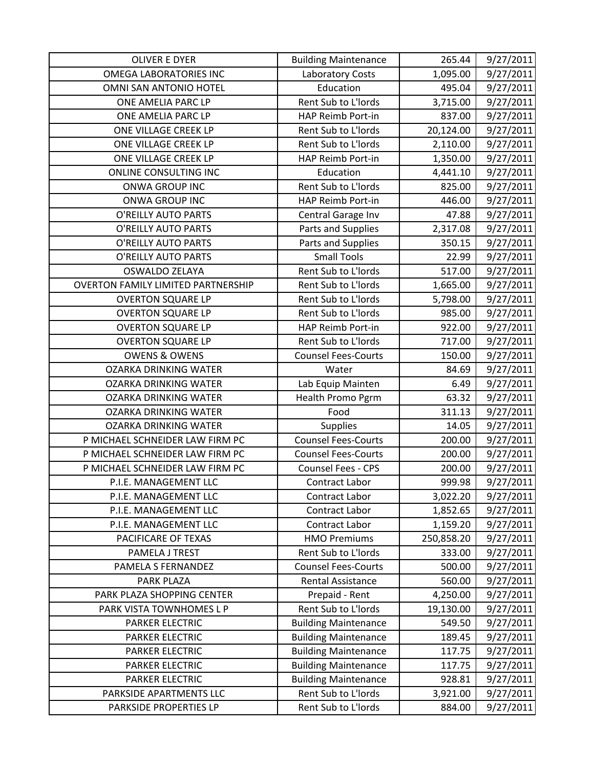| | | | |
|---|---|---|---|
| OLIVER E DYER | Building Maintenance | 265.44 | 9/27/2011 |
| OMEGA LABORATORIES INC | Laboratory Costs | 1,095.00 | 9/27/2011 |
| OMNI SAN ANTONIO HOTEL | Education | 495.04 | 9/27/2011 |
| ONE AMELIA PARC LP | Rent Sub to L'lords | 3,715.00 | 9/27/2011 |
| ONE AMELIA PARC LP | HAP Reimb Port-in | 837.00 | 9/27/2011 |
| ONE VILLAGE CREEK LP | Rent Sub to L'lords | 20,124.00 | 9/27/2011 |
| ONE VILLAGE CREEK LP | Rent Sub to L'lords | 2,110.00 | 9/27/2011 |
| ONE VILLAGE CREEK LP | HAP Reimb Port-in | 1,350.00 | 9/27/2011 |
| ONLINE CONSULTING INC | Education | 4,441.10 | 9/27/2011 |
| ONWA GROUP INC | Rent Sub to L'lords | 825.00 | 9/27/2011 |
| ONWA GROUP INC | HAP Reimb Port-in | 446.00 | 9/27/2011 |
| O'REILLY AUTO PARTS | Central Garage Inv | 47.88 | 9/27/2011 |
| O'REILLY AUTO PARTS | Parts and Supplies | 2,317.08 | 9/27/2011 |
| O'REILLY AUTO PARTS | Parts and Supplies | 350.15 | 9/27/2011 |
| O'REILLY AUTO PARTS | Small Tools | 22.99 | 9/27/2011 |
| OSWALDO ZELAYA | Rent Sub to L'lords | 517.00 | 9/27/2011 |
| OVERTON FAMILY LIMITED PARTNERSHIP | Rent Sub to L'lords | 1,665.00 | 9/27/2011 |
| OVERTON SQUARE LP | Rent Sub to L'lords | 5,798.00 | 9/27/2011 |
| OVERTON SQUARE LP | Rent Sub to L'lords | 985.00 | 9/27/2011 |
| OVERTON SQUARE LP | HAP Reimb Port-in | 922.00 | 9/27/2011 |
| OVERTON SQUARE LP | Rent Sub to L'lords | 717.00 | 9/27/2011 |
| OWENS & OWENS | Counsel Fees-Courts | 150.00 | 9/27/2011 |
| OZARKA DRINKING WATER | Water | 84.69 | 9/27/2011 |
| OZARKA DRINKING WATER | Lab Equip Mainten | 6.49 | 9/27/2011 |
| OZARKA DRINKING WATER | Health Promo Pgrm | 63.32 | 9/27/2011 |
| OZARKA DRINKING WATER | Food | 311.13 | 9/27/2011 |
| OZARKA DRINKING WATER | Supplies | 14.05 | 9/27/2011 |
| P MICHAEL SCHNEIDER LAW FIRM PC | Counsel Fees-Courts | 200.00 | 9/27/2011 |
| P MICHAEL SCHNEIDER LAW FIRM PC | Counsel Fees-Courts | 200.00 | 9/27/2011 |
| P MICHAEL SCHNEIDER LAW FIRM PC | Counsel Fees - CPS | 200.00 | 9/27/2011 |
| P.I.E. MANAGEMENT LLC | Contract Labor | 999.98 | 9/27/2011 |
| P.I.E. MANAGEMENT LLC | Contract Labor | 3,022.20 | 9/27/2011 |
| P.I.E. MANAGEMENT LLC | Contract Labor | 1,852.65 | 9/27/2011 |
| P.I.E. MANAGEMENT LLC | Contract Labor | 1,159.20 | 9/27/2011 |
| PACIFICARE OF TEXAS | HMO Premiums | 250,858.20 | 9/27/2011 |
| PAMELA J TREST | Rent Sub to L'lords | 333.00 | 9/27/2011 |
| PAMELA S FERNANDEZ | Counsel Fees-Courts | 500.00 | 9/27/2011 |
| PARK PLAZA | Rental Assistance | 560.00 | 9/27/2011 |
| PARK PLAZA SHOPPING CENTER | Prepaid - Rent | 4,250.00 | 9/27/2011 |
| PARK VISTA TOWNHOMES L P | Rent Sub to L'lords | 19,130.00 | 9/27/2011 |
| PARKER ELECTRIC | Building Maintenance | 549.50 | 9/27/2011 |
| PARKER ELECTRIC | Building Maintenance | 189.45 | 9/27/2011 |
| PARKER ELECTRIC | Building Maintenance | 117.75 | 9/27/2011 |
| PARKER ELECTRIC | Building Maintenance | 117.75 | 9/27/2011 |
| PARKER ELECTRIC | Building Maintenance | 928.81 | 9/27/2011 |
| PARKSIDE APARTMENTS LLC | Rent Sub to L'lords | 3,921.00 | 9/27/2011 |
| PARKSIDE PROPERTIES LP | Rent Sub to L'lords | 884.00 | 9/27/2011 |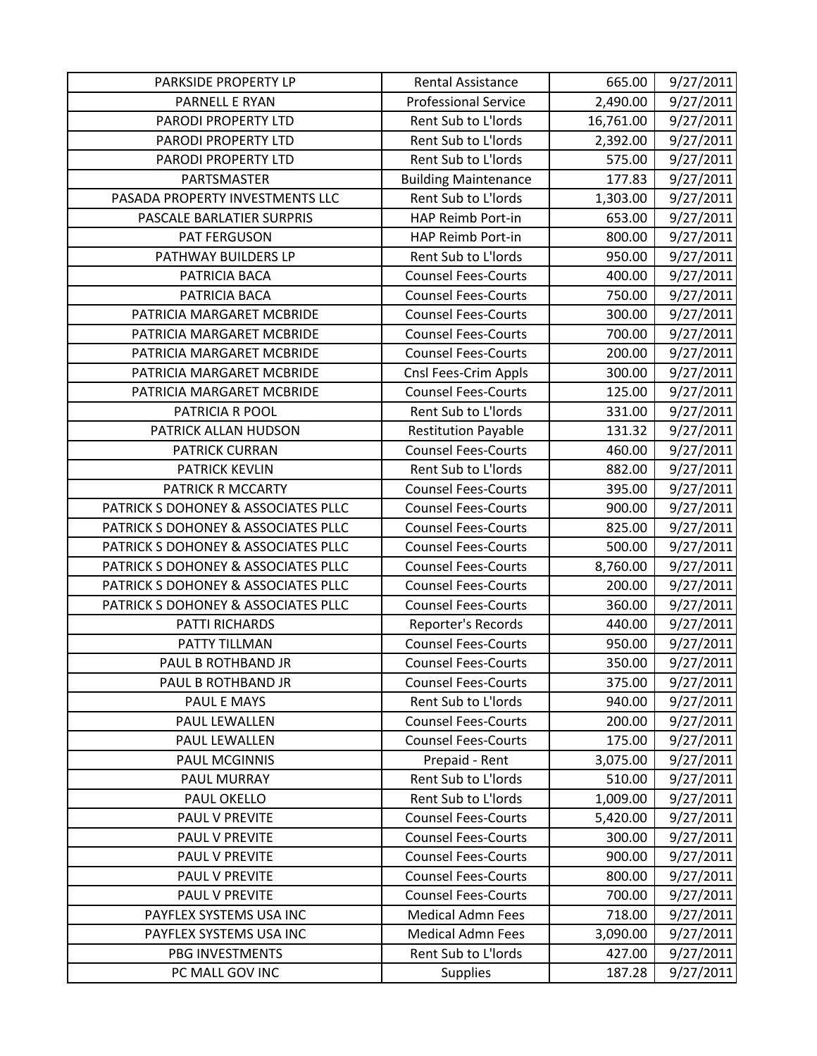| PARKSIDE PROPERTY LP | Rental Assistance | 665.00 | 9/27/2011 |
|---|---|---|---|
| PARNELL E RYAN | Professional Service | 2,490.00 | 9/27/2011 |
| PARODI PROPERTY LTD | Rent Sub to L'lords | 16,761.00 | 9/27/2011 |
| PARODI PROPERTY LTD | Rent Sub to L'lords | 2,392.00 | 9/27/2011 |
| PARODI PROPERTY LTD | Rent Sub to L'lords | 575.00 | 9/27/2011 |
| PARTSMASTER | Building Maintenance | 177.83 | 9/27/2011 |
| PASADA PROPERTY INVESTMENTS LLC | Rent Sub to L'lords | 1,303.00 | 9/27/2011 |
| PASCALE BARLATIER SURPRIS | HAP Reimb Port-in | 653.00 | 9/27/2011 |
| PAT FERGUSON | HAP Reimb Port-in | 800.00 | 9/27/2011 |
| PATHWAY BUILDERS LP | Rent Sub to L'lords | 950.00 | 9/27/2011 |
| PATRICIA BACA | Counsel Fees-Courts | 400.00 | 9/27/2011 |
| PATRICIA BACA | Counsel Fees-Courts | 750.00 | 9/27/2011 |
| PATRICIA MARGARET MCBRIDE | Counsel Fees-Courts | 300.00 | 9/27/2011 |
| PATRICIA MARGARET MCBRIDE | Counsel Fees-Courts | 700.00 | 9/27/2011 |
| PATRICIA MARGARET MCBRIDE | Counsel Fees-Courts | 200.00 | 9/27/2011 |
| PATRICIA MARGARET MCBRIDE | Cnsl Fees-Crim Appls | 300.00 | 9/27/2011 |
| PATRICIA MARGARET MCBRIDE | Counsel Fees-Courts | 125.00 | 9/27/2011 |
| PATRICIA R POOL | Rent Sub to L'lords | 331.00 | 9/27/2011 |
| PATRICK ALLAN HUDSON | Restitution Payable | 131.32 | 9/27/2011 |
| PATRICK CURRAN | Counsel Fees-Courts | 460.00 | 9/27/2011 |
| PATRICK KEVLIN | Rent Sub to L'lords | 882.00 | 9/27/2011 |
| PATRICK R MCCARTY | Counsel Fees-Courts | 395.00 | 9/27/2011 |
| PATRICK S DOHONEY & ASSOCIATES PLLC | Counsel Fees-Courts | 900.00 | 9/27/2011 |
| PATRICK S DOHONEY & ASSOCIATES PLLC | Counsel Fees-Courts | 825.00 | 9/27/2011 |
| PATRICK S DOHONEY & ASSOCIATES PLLC | Counsel Fees-Courts | 500.00 | 9/27/2011 |
| PATRICK S DOHONEY & ASSOCIATES PLLC | Counsel Fees-Courts | 8,760.00 | 9/27/2011 |
| PATRICK S DOHONEY & ASSOCIATES PLLC | Counsel Fees-Courts | 200.00 | 9/27/2011 |
| PATRICK S DOHONEY & ASSOCIATES PLLC | Counsel Fees-Courts | 360.00 | 9/27/2011 |
| PATTI RICHARDS | Reporter's Records | 440.00 | 9/27/2011 |
| PATTY TILLMAN | Counsel Fees-Courts | 950.00 | 9/27/2011 |
| PAUL B ROTHBAND JR | Counsel Fees-Courts | 350.00 | 9/27/2011 |
| PAUL B ROTHBAND JR | Counsel Fees-Courts | 375.00 | 9/27/2011 |
| PAUL E MAYS | Rent Sub to L'lords | 940.00 | 9/27/2011 |
| PAUL LEWALLEN | Counsel Fees-Courts | 200.00 | 9/27/2011 |
| PAUL LEWALLEN | Counsel Fees-Courts | 175.00 | 9/27/2011 |
| PAUL MCGINNIS | Prepaid - Rent | 3,075.00 | 9/27/2011 |
| PAUL MURRAY | Rent Sub to L'lords | 510.00 | 9/27/2011 |
| PAUL OKELLO | Rent Sub to L'lords | 1,009.00 | 9/27/2011 |
| PAUL V PREVITE | Counsel Fees-Courts | 5,420.00 | 9/27/2011 |
| PAUL V PREVITE | Counsel Fees-Courts | 300.00 | 9/27/2011 |
| PAUL V PREVITE | Counsel Fees-Courts | 900.00 | 9/27/2011 |
| PAUL V PREVITE | Counsel Fees-Courts | 800.00 | 9/27/2011 |
| PAUL V PREVITE | Counsel Fees-Courts | 700.00 | 9/27/2011 |
| PAYFLEX SYSTEMS USA INC | Medical Admn Fees | 718.00 | 9/27/2011 |
| PAYFLEX SYSTEMS USA INC | Medical Admn Fees | 3,090.00 | 9/27/2011 |
| PBG INVESTMENTS | Rent Sub to L'lords | 427.00 | 9/27/2011 |
| PC MALL GOV INC | Supplies | 187.28 | 9/27/2011 |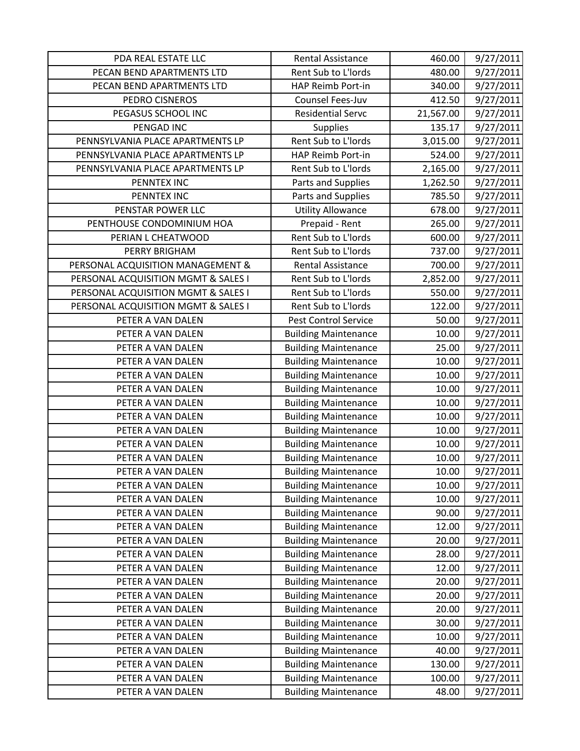| | | | |
|---|---|---|---|
| PDA REAL ESTATE LLC | Rental Assistance | 460.00 | 9/27/2011 |
| PECAN BEND APARTMENTS LTD | Rent Sub to L'lords | 480.00 | 9/27/2011 |
| PECAN BEND APARTMENTS LTD | HAP Reimb Port-in | 340.00 | 9/27/2011 |
| PEDRO CISNEROS | Counsel Fees-Juv | 412.50 | 9/27/2011 |
| PEGASUS SCHOOL INC | Residential Servc | 21,567.00 | 9/27/2011 |
| PENGAD INC | Supplies | 135.17 | 9/27/2011 |
| PENNSYLVANIA PLACE APARTMENTS LP | Rent Sub to L'lords | 3,015.00 | 9/27/2011 |
| PENNSYLVANIA PLACE APARTMENTS LP | HAP Reimb Port-in | 524.00 | 9/27/2011 |
| PENNSYLVANIA PLACE APARTMENTS LP | Rent Sub to L'lords | 2,165.00 | 9/27/2011 |
| PENNTEX INC | Parts and Supplies | 1,262.50 | 9/27/2011 |
| PENNTEX INC | Parts and Supplies | 785.50 | 9/27/2011 |
| PENSTAR POWER LLC | Utility Allowance | 678.00 | 9/27/2011 |
| PENTHOUSE CONDOMINIUM HOA | Prepaid - Rent | 265.00 | 9/27/2011 |
| PERIAN L CHEATWOOD | Rent Sub to L'lords | 600.00 | 9/27/2011 |
| PERRY BRIGHAM | Rent Sub to L'lords | 737.00 | 9/27/2011 |
| PERSONAL ACQUISITION MANAGEMENT & | Rental Assistance | 700.00 | 9/27/2011 |
| PERSONAL ACQUISITION MGMT & SALES I | Rent Sub to L'lords | 2,852.00 | 9/27/2011 |
| PERSONAL ACQUISITION MGMT & SALES I | Rent Sub to L'lords | 550.00 | 9/27/2011 |
| PERSONAL ACQUISITION MGMT & SALES I | Rent Sub to L'lords | 122.00 | 9/27/2011 |
| PETER A VAN DALEN | Pest Control Service | 50.00 | 9/27/2011 |
| PETER A VAN DALEN | Building Maintenance | 10.00 | 9/27/2011 |
| PETER A VAN DALEN | Building Maintenance | 25.00 | 9/27/2011 |
| PETER A VAN DALEN | Building Maintenance | 10.00 | 9/27/2011 |
| PETER A VAN DALEN | Building Maintenance | 10.00 | 9/27/2011 |
| PETER A VAN DALEN | Building Maintenance | 10.00 | 9/27/2011 |
| PETER A VAN DALEN | Building Maintenance | 10.00 | 9/27/2011 |
| PETER A VAN DALEN | Building Maintenance | 10.00 | 9/27/2011 |
| PETER A VAN DALEN | Building Maintenance | 10.00 | 9/27/2011 |
| PETER A VAN DALEN | Building Maintenance | 10.00 | 9/27/2011 |
| PETER A VAN DALEN | Building Maintenance | 10.00 | 9/27/2011 |
| PETER A VAN DALEN | Building Maintenance | 10.00 | 9/27/2011 |
| PETER A VAN DALEN | Building Maintenance | 10.00 | 9/27/2011 |
| PETER A VAN DALEN | Building Maintenance | 10.00 | 9/27/2011 |
| PETER A VAN DALEN | Building Maintenance | 90.00 | 9/27/2011 |
| PETER A VAN DALEN | Building Maintenance | 12.00 | 9/27/2011 |
| PETER A VAN DALEN | Building Maintenance | 20.00 | 9/27/2011 |
| PETER A VAN DALEN | Building Maintenance | 28.00 | 9/27/2011 |
| PETER A VAN DALEN | Building Maintenance | 12.00 | 9/27/2011 |
| PETER A VAN DALEN | Building Maintenance | 20.00 | 9/27/2011 |
| PETER A VAN DALEN | Building Maintenance | 20.00 | 9/27/2011 |
| PETER A VAN DALEN | Building Maintenance | 20.00 | 9/27/2011 |
| PETER A VAN DALEN | Building Maintenance | 30.00 | 9/27/2011 |
| PETER A VAN DALEN | Building Maintenance | 10.00 | 9/27/2011 |
| PETER A VAN DALEN | Building Maintenance | 40.00 | 9/27/2011 |
| PETER A VAN DALEN | Building Maintenance | 130.00 | 9/27/2011 |
| PETER A VAN DALEN | Building Maintenance | 100.00 | 9/27/2011 |
| PETER A VAN DALEN | Building Maintenance | 48.00 | 9/27/2011 |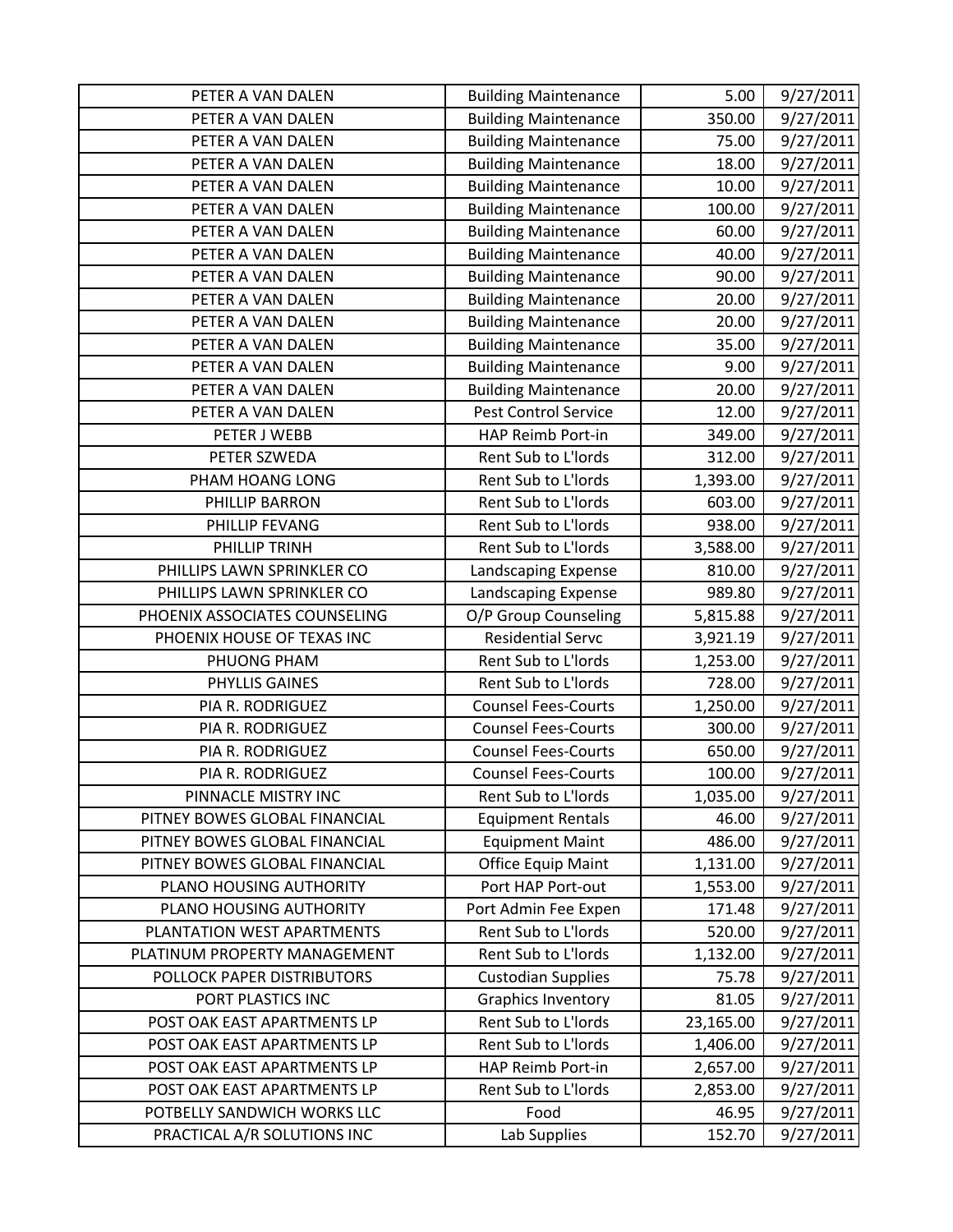| | | | |
|---|---|---|---|
| PETER A VAN DALEN | Building Maintenance | 5.00 | 9/27/2011 |
| PETER A VAN DALEN | Building Maintenance | 350.00 | 9/27/2011 |
| PETER A VAN DALEN | Building Maintenance | 75.00 | 9/27/2011 |
| PETER A VAN DALEN | Building Maintenance | 18.00 | 9/27/2011 |
| PETER A VAN DALEN | Building Maintenance | 10.00 | 9/27/2011 |
| PETER A VAN DALEN | Building Maintenance | 100.00 | 9/27/2011 |
| PETER A VAN DALEN | Building Maintenance | 60.00 | 9/27/2011 |
| PETER A VAN DALEN | Building Maintenance | 40.00 | 9/27/2011 |
| PETER A VAN DALEN | Building Maintenance | 90.00 | 9/27/2011 |
| PETER A VAN DALEN | Building Maintenance | 20.00 | 9/27/2011 |
| PETER A VAN DALEN | Building Maintenance | 20.00 | 9/27/2011 |
| PETER A VAN DALEN | Building Maintenance | 35.00 | 9/27/2011 |
| PETER A VAN DALEN | Building Maintenance | 9.00 | 9/27/2011 |
| PETER A VAN DALEN | Building Maintenance | 20.00 | 9/27/2011 |
| PETER A VAN DALEN | Pest Control Service | 12.00 | 9/27/2011 |
| PETER J WEBB | HAP Reimb Port-in | 349.00 | 9/27/2011 |
| PETER SZWEDA | Rent Sub to L'lords | 312.00 | 9/27/2011 |
| PHAM HOANG LONG | Rent Sub to L'lords | 1,393.00 | 9/27/2011 |
| PHILLIP BARRON | Rent Sub to L'lords | 603.00 | 9/27/2011 |
| PHILLIP FEVANG | Rent Sub to L'lords | 938.00 | 9/27/2011 |
| PHILLIP TRINH | Rent Sub to L'lords | 3,588.00 | 9/27/2011 |
| PHILLIPS LAWN SPRINKLER CO | Landscaping Expense | 810.00 | 9/27/2011 |
| PHILLIPS LAWN SPRINKLER CO | Landscaping Expense | 989.80 | 9/27/2011 |
| PHOENIX ASSOCIATES COUNSELING | O/P Group Counseling | 5,815.88 | 9/27/2011 |
| PHOENIX HOUSE OF TEXAS INC | Residential Servc | 3,921.19 | 9/27/2011 |
| PHUONG PHAM | Rent Sub to L'lords | 1,253.00 | 9/27/2011 |
| PHYLLIS GAINES | Rent Sub to L'lords | 728.00 | 9/27/2011 |
| PIA R. RODRIGUEZ | Counsel Fees-Courts | 1,250.00 | 9/27/2011 |
| PIA R. RODRIGUEZ | Counsel Fees-Courts | 300.00 | 9/27/2011 |
| PIA R. RODRIGUEZ | Counsel Fees-Courts | 650.00 | 9/27/2011 |
| PIA R. RODRIGUEZ | Counsel Fees-Courts | 100.00 | 9/27/2011 |
| PINNACLE MISTRY INC | Rent Sub to L'lords | 1,035.00 | 9/27/2011 |
| PITNEY BOWES GLOBAL FINANCIAL | Equipment Rentals | 46.00 | 9/27/2011 |
| PITNEY BOWES GLOBAL FINANCIAL | Equipment Maint | 486.00 | 9/27/2011 |
| PITNEY BOWES GLOBAL FINANCIAL | Office Equip Maint | 1,131.00 | 9/27/2011 |
| PLANO HOUSING AUTHORITY | Port HAP Port-out | 1,553.00 | 9/27/2011 |
| PLANO HOUSING AUTHORITY | Port Admin Fee Expen | 171.48 | 9/27/2011 |
| PLANTATION WEST APARTMENTS | Rent Sub to L'lords | 520.00 | 9/27/2011 |
| PLATINUM PROPERTY MANAGEMENT | Rent Sub to L'lords | 1,132.00 | 9/27/2011 |
| POLLOCK PAPER DISTRIBUTORS | Custodian Supplies | 75.78 | 9/27/2011 |
| PORT PLASTICS INC | Graphics Inventory | 81.05 | 9/27/2011 |
| POST OAK EAST APARTMENTS LP | Rent Sub to L'lords | 23,165.00 | 9/27/2011 |
| POST OAK EAST APARTMENTS LP | Rent Sub to L'lords | 1,406.00 | 9/27/2011 |
| POST OAK EAST APARTMENTS LP | HAP Reimb Port-in | 2,657.00 | 9/27/2011 |
| POST OAK EAST APARTMENTS LP | Rent Sub to L'lords | 2,853.00 | 9/27/2011 |
| POTBELLY SANDWICH WORKS LLC | Food | 46.95 | 9/27/2011 |
| PRACTICAL A/R SOLUTIONS INC | Lab Supplies | 152.70 | 9/27/2011 |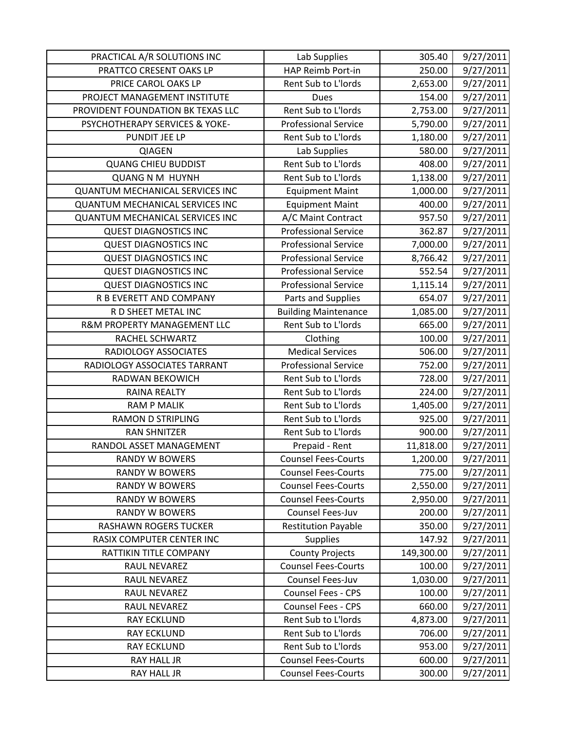| | | | |
|---|---|---|---|
| PRACTICAL A/R SOLUTIONS INC | Lab Supplies | 305.40 | 9/27/2011 |
| PRATTCO CRESENT OAKS LP | HAP Reimb Port-in | 250.00 | 9/27/2011 |
| PRICE CAROL OAKS LP | Rent Sub to L'lords | 2,653.00 | 9/27/2011 |
| PROJECT MANAGEMENT INSTITUTE | Dues | 154.00 | 9/27/2011 |
| PROVIDENT FOUNDATION BK TEXAS LLC | Rent Sub to L'lords | 2,753.00 | 9/27/2011 |
| PSYCHOTHERAPY SERVICES & YOKE- | Professional Service | 5,790.00 | 9/27/2011 |
| PUNDIT JEE LP | Rent Sub to L'lords | 1,180.00 | 9/27/2011 |
| QIAGEN | Lab Supplies | 580.00 | 9/27/2011 |
| QUANG CHIEU BUDDIST | Rent Sub to L'lords | 408.00 | 9/27/2011 |
| QUANG N M HUYNH | Rent Sub to L'lords | 1,138.00 | 9/27/2011 |
| QUANTUM MECHANICAL SERVICES INC | Equipment Maint | 1,000.00 | 9/27/2011 |
| QUANTUM MECHANICAL SERVICES INC | Equipment Maint | 400.00 | 9/27/2011 |
| QUANTUM MECHANICAL SERVICES INC | A/C Maint Contract | 957.50 | 9/27/2011 |
| QUEST DIAGNOSTICS INC | Professional Service | 362.87 | 9/27/2011 |
| QUEST DIAGNOSTICS INC | Professional Service | 7,000.00 | 9/27/2011 |
| QUEST DIAGNOSTICS INC | Professional Service | 8,766.42 | 9/27/2011 |
| QUEST DIAGNOSTICS INC | Professional Service | 552.54 | 9/27/2011 |
| QUEST DIAGNOSTICS INC | Professional Service | 1,115.14 | 9/27/2011 |
| R B EVERETT AND COMPANY | Parts and Supplies | 654.07 | 9/27/2011 |
| R D SHEET METAL INC | Building Maintenance | 1,085.00 | 9/27/2011 |
| R&M PROPERTY MANAGEMENT LLC | Rent Sub to L'lords | 665.00 | 9/27/2011 |
| RACHEL SCHWARTZ | Clothing | 100.00 | 9/27/2011 |
| RADIOLOGY ASSOCIATES | Medical Services | 506.00 | 9/27/2011 |
| RADIOLOGY ASSOCIATES TARRANT | Professional Service | 752.00 | 9/27/2011 |
| RADWAN BEKOWICH | Rent Sub to L'lords | 728.00 | 9/27/2011 |
| RAINA REALTY | Rent Sub to L'lords | 224.00 | 9/27/2011 |
| RAM P MALIK | Rent Sub to L'lords | 1,405.00 | 9/27/2011 |
| RAMON D STRIPLING | Rent Sub to L'lords | 925.00 | 9/27/2011 |
| RAN SHNITZER | Rent Sub to L'lords | 900.00 | 9/27/2011 |
| RANDOL ASSET MANAGEMENT | Prepaid - Rent | 11,818.00 | 9/27/2011 |
| RANDY W BOWERS | Counsel Fees-Courts | 1,200.00 | 9/27/2011 |
| RANDY W BOWERS | Counsel Fees-Courts | 775.00 | 9/27/2011 |
| RANDY W BOWERS | Counsel Fees-Courts | 2,550.00 | 9/27/2011 |
| RANDY W BOWERS | Counsel Fees-Courts | 2,950.00 | 9/27/2011 |
| RANDY W BOWERS | Counsel Fees-Juv | 200.00 | 9/27/2011 |
| RASHAWN ROGERS TUCKER | Restitution Payable | 350.00 | 9/27/2011 |
| RASIX COMPUTER CENTER INC | Supplies | 147.92 | 9/27/2011 |
| RATTIKIN TITLE COMPANY | County Projects | 149,300.00 | 9/27/2011 |
| RAUL NEVAREZ | Counsel Fees-Courts | 100.00 | 9/27/2011 |
| RAUL NEVAREZ | Counsel Fees-Juv | 1,030.00 | 9/27/2011 |
| RAUL NEVAREZ | Counsel Fees - CPS | 100.00 | 9/27/2011 |
| RAUL NEVAREZ | Counsel Fees - CPS | 660.00 | 9/27/2011 |
| RAY ECKLUND | Rent Sub to L'lords | 4,873.00 | 9/27/2011 |
| RAY ECKLUND | Rent Sub to L'lords | 706.00 | 9/27/2011 |
| RAY ECKLUND | Rent Sub to L'lords | 953.00 | 9/27/2011 |
| RAY HALL JR | Counsel Fees-Courts | 600.00 | 9/27/2011 |
| RAY HALL JR | Counsel Fees-Courts | 300.00 | 9/27/2011 |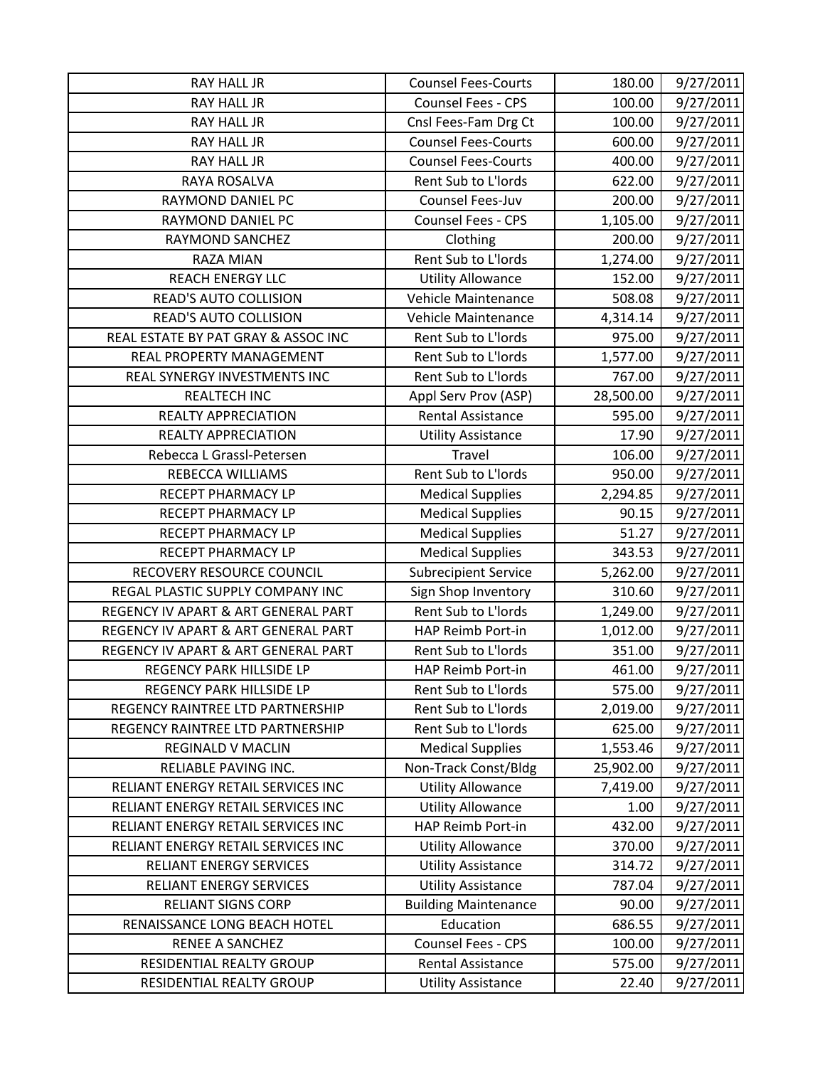| RAY HALL JR | Counsel Fees-Courts | 180.00 | 9/27/2011 |
|---|---|---|---|
| RAY HALL JR | Counsel Fees - CPS | 100.00 | 9/27/2011 |
| RAY HALL JR | Cnsl Fees-Fam Drg Ct | 100.00 | 9/27/2011 |
| RAY HALL JR | Counsel Fees-Courts | 600.00 | 9/27/2011 |
| RAY HALL JR | Counsel Fees-Courts | 400.00 | 9/27/2011 |
| RAYA ROSALVA | Rent Sub to L'lords | 622.00 | 9/27/2011 |
| RAYMOND DANIEL PC | Counsel Fees-Juv | 200.00 | 9/27/2011 |
| RAYMOND DANIEL PC | Counsel Fees - CPS | 1,105.00 | 9/27/2011 |
| RAYMOND SANCHEZ | Clothing | 200.00 | 9/27/2011 |
| RAZA MIAN | Rent Sub to L'lords | 1,274.00 | 9/27/2011 |
| REACH ENERGY LLC | Utility Allowance | 152.00 | 9/27/2011 |
| READ'S AUTO COLLISION | Vehicle Maintenance | 508.08 | 9/27/2011 |
| READ'S AUTO COLLISION | Vehicle Maintenance | 4,314.14 | 9/27/2011 |
| REAL ESTATE BY PAT GRAY & ASSOC INC | Rent Sub to L'lords | 975.00 | 9/27/2011 |
| REAL PROPERTY MANAGEMENT | Rent Sub to L'lords | 1,577.00 | 9/27/2011 |
| REAL SYNERGY INVESTMENTS INC | Rent Sub to L'lords | 767.00 | 9/27/2011 |
| REALTECH INC | Appl Serv Prov (ASP) | 28,500.00 | 9/27/2011 |
| REALTY APPRECIATION | Rental Assistance | 595.00 | 9/27/2011 |
| REALTY APPRECIATION | Utility Assistance | 17.90 | 9/27/2011 |
| Rebecca L Grassl-Petersen | Travel | 106.00 | 9/27/2011 |
| REBECCA WILLIAMS | Rent Sub to L'lords | 950.00 | 9/27/2011 |
| RECEPT PHARMACY LP | Medical Supplies | 2,294.85 | 9/27/2011 |
| RECEPT PHARMACY LP | Medical Supplies | 90.15 | 9/27/2011 |
| RECEPT PHARMACY LP | Medical Supplies | 51.27 | 9/27/2011 |
| RECEPT PHARMACY LP | Medical Supplies | 343.53 | 9/27/2011 |
| RECOVERY RESOURCE COUNCIL | Subrecipient Service | 5,262.00 | 9/27/2011 |
| REGAL PLASTIC SUPPLY COMPANY INC | Sign Shop Inventory | 310.60 | 9/27/2011 |
| REGENCY IV APART & ART GENERAL PART | Rent Sub to L'lords | 1,249.00 | 9/27/2011 |
| REGENCY IV APART & ART GENERAL PART | HAP Reimb Port-in | 1,012.00 | 9/27/2011 |
| REGENCY IV APART & ART GENERAL PART | Rent Sub to L'lords | 351.00 | 9/27/2011 |
| REGENCY PARK HILLSIDE LP | HAP Reimb Port-in | 461.00 | 9/27/2011 |
| REGENCY PARK HILLSIDE LP | Rent Sub to L'lords | 575.00 | 9/27/2011 |
| REGENCY RAINTREE LTD PARTNERSHIP | Rent Sub to L'lords | 2,019.00 | 9/27/2011 |
| REGENCY RAINTREE LTD PARTNERSHIP | Rent Sub to L'lords | 625.00 | 9/27/2011 |
| REGINALD V MACLIN | Medical Supplies | 1,553.46 | 9/27/2011 |
| RELIABLE PAVING INC. | Non-Track Const/Bldg | 25,902.00 | 9/27/2011 |
| RELIANT ENERGY RETAIL SERVICES INC | Utility Allowance | 7,419.00 | 9/27/2011 |
| RELIANT ENERGY RETAIL SERVICES INC | Utility Allowance | 1.00 | 9/27/2011 |
| RELIANT ENERGY RETAIL SERVICES INC | HAP Reimb Port-in | 432.00 | 9/27/2011 |
| RELIANT ENERGY RETAIL SERVICES INC | Utility Allowance | 370.00 | 9/27/2011 |
| RELIANT ENERGY SERVICES | Utility Assistance | 314.72 | 9/27/2011 |
| RELIANT ENERGY SERVICES | Utility Assistance | 787.04 | 9/27/2011 |
| RELIANT SIGNS CORP | Building Maintenance | 90.00 | 9/27/2011 |
| RENAISSANCE LONG BEACH HOTEL | Education | 686.55 | 9/27/2011 |
| RENEE A SANCHEZ | Counsel Fees - CPS | 100.00 | 9/27/2011 |
| RESIDENTIAL REALTY GROUP | Rental Assistance | 575.00 | 9/27/2011 |
| RESIDENTIAL REALTY GROUP | Utility Assistance | 22.40 | 9/27/2011 |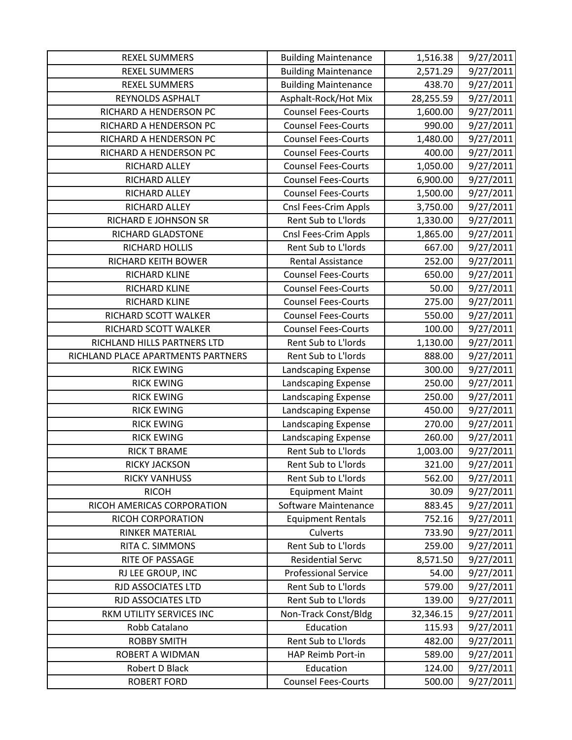| | | | |
|---|---|---|---|
| REXEL SUMMERS | Building Maintenance | 1,516.38 | 9/27/2011 |
| REXEL SUMMERS | Building Maintenance | 2,571.29 | 9/27/2011 |
| REXEL SUMMERS | Building Maintenance | 438.70 | 9/27/2011 |
| REYNOLDS ASPHALT | Asphalt-Rock/Hot Mix | 28,255.59 | 9/27/2011 |
| RICHARD A HENDERSON PC | Counsel Fees-Courts | 1,600.00 | 9/27/2011 |
| RICHARD A HENDERSON PC | Counsel Fees-Courts | 990.00 | 9/27/2011 |
| RICHARD A HENDERSON PC | Counsel Fees-Courts | 1,480.00 | 9/27/2011 |
| RICHARD A HENDERSON PC | Counsel Fees-Courts | 400.00 | 9/27/2011 |
| RICHARD ALLEY | Counsel Fees-Courts | 1,050.00 | 9/27/2011 |
| RICHARD ALLEY | Counsel Fees-Courts | 6,900.00 | 9/27/2011 |
| RICHARD ALLEY | Counsel Fees-Courts | 1,500.00 | 9/27/2011 |
| RICHARD ALLEY | Cnsl Fees-Crim Appls | 3,750.00 | 9/27/2011 |
| RICHARD E JOHNSON SR | Rent Sub to L'lords | 1,330.00 | 9/27/2011 |
| RICHARD GLADSTONE | Cnsl Fees-Crim Appls | 1,865.00 | 9/27/2011 |
| RICHARD HOLLIS | Rent Sub to L'lords | 667.00 | 9/27/2011 |
| RICHARD KEITH BOWER | Rental Assistance | 252.00 | 9/27/2011 |
| RICHARD KLINE | Counsel Fees-Courts | 650.00 | 9/27/2011 |
| RICHARD KLINE | Counsel Fees-Courts | 50.00 | 9/27/2011 |
| RICHARD KLINE | Counsel Fees-Courts | 275.00 | 9/27/2011 |
| RICHARD SCOTT WALKER | Counsel Fees-Courts | 550.00 | 9/27/2011 |
| RICHARD SCOTT WALKER | Counsel Fees-Courts | 100.00 | 9/27/2011 |
| RICHLAND HILLS PARTNERS LTD | Rent Sub to L'lords | 1,130.00 | 9/27/2011 |
| RICHLAND PLACE APARTMENTS PARTNERS | Rent Sub to L'lords | 888.00 | 9/27/2011 |
| RICK EWING | Landscaping Expense | 300.00 | 9/27/2011 |
| RICK EWING | Landscaping Expense | 250.00 | 9/27/2011 |
| RICK EWING | Landscaping Expense | 250.00 | 9/27/2011 |
| RICK EWING | Landscaping Expense | 450.00 | 9/27/2011 |
| RICK EWING | Landscaping Expense | 270.00 | 9/27/2011 |
| RICK EWING | Landscaping Expense | 260.00 | 9/27/2011 |
| RICK T BRAME | Rent Sub to L'lords | 1,003.00 | 9/27/2011 |
| RICKY JACKSON | Rent Sub to L'lords | 321.00 | 9/27/2011 |
| RICKY VANHUSS | Rent Sub to L'lords | 562.00 | 9/27/2011 |
| RICOH | Equipment Maint | 30.09 | 9/27/2011 |
| RICOH AMERICAS CORPORATION | Software Maintenance | 883.45 | 9/27/2011 |
| RICOH CORPORATION | Equipment Rentals | 752.16 | 9/27/2011 |
| RINKER MATERIAL | Culverts | 733.90 | 9/27/2011 |
| RITA C. SIMMONS | Rent Sub to L'lords | 259.00 | 9/27/2011 |
| RITE OF PASSAGE | Residential Servc | 8,571.50 | 9/27/2011 |
| RJ LEE GROUP, INC | Professional Service | 54.00 | 9/27/2011 |
| RJD ASSOCIATES LTD | Rent Sub to L'lords | 579.00 | 9/27/2011 |
| RJD ASSOCIATES LTD | Rent Sub to L'lords | 139.00 | 9/27/2011 |
| RKM UTILITY SERVICES INC | Non-Track Const/Bldg | 32,346.15 | 9/27/2011 |
| Robb Catalano | Education | 115.93 | 9/27/2011 |
| ROBBY SMITH | Rent Sub to L'lords | 482.00 | 9/27/2011 |
| ROBERT A WIDMAN | HAP Reimb Port-in | 589.00 | 9/27/2011 |
| Robert D Black | Education | 124.00 | 9/27/2011 |
| ROBERT FORD | Counsel Fees-Courts | 500.00 | 9/27/2011 |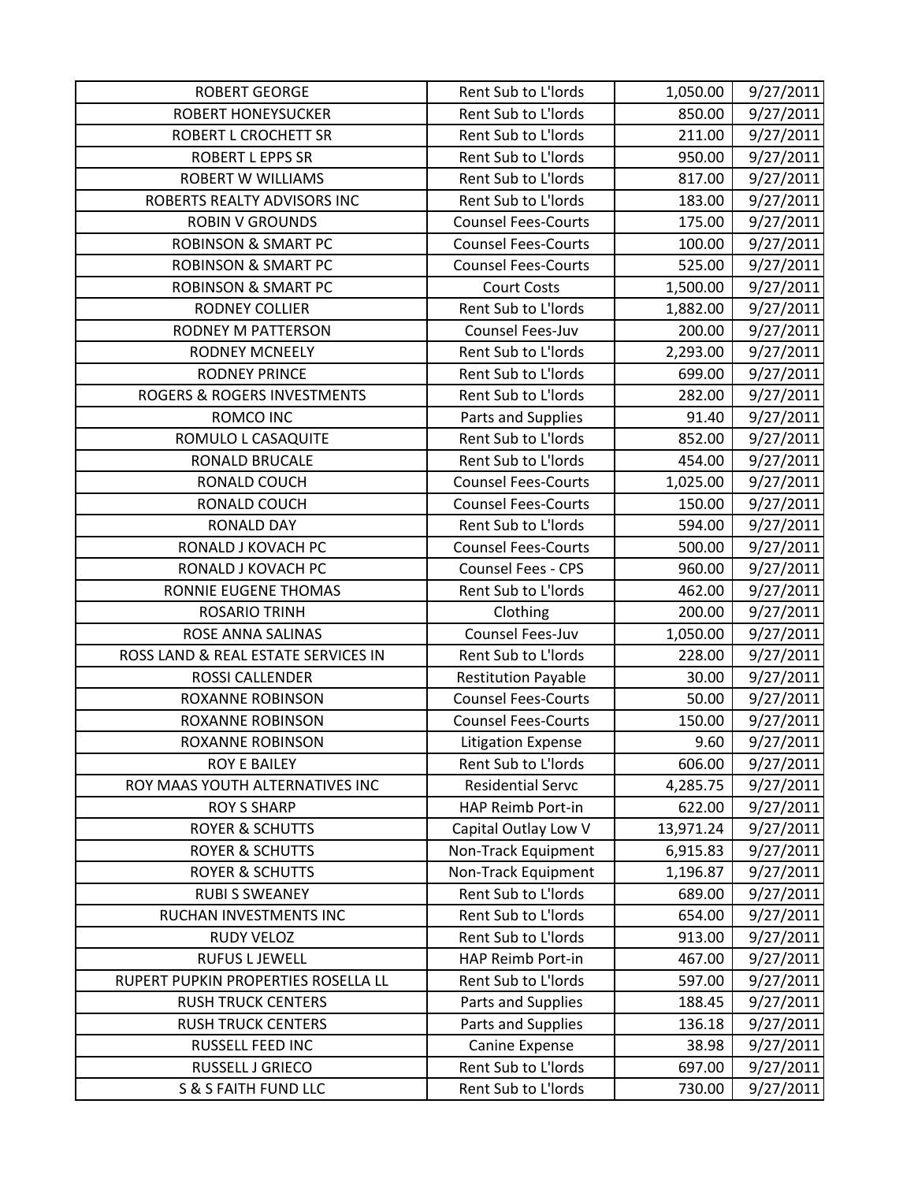| ROBERT GEORGE | Rent Sub to L'lords | 1,050.00 | 9/27/2011 |
|---|---|---|---|
| ROBERT HONEYSUCKER | Rent Sub to L'lords | 850.00 | 9/27/2011 |
| ROBERT L CROCHETT SR | Rent Sub to L'lords | 211.00 | 9/27/2011 |
| ROBERT L EPPS SR | Rent Sub to L'lords | 950.00 | 9/27/2011 |
| ROBERT W WILLIAMS | Rent Sub to L'lords | 817.00 | 9/27/2011 |
| ROBERTS REALTY ADVISORS INC | Rent Sub to L'lords | 183.00 | 9/27/2011 |
| ROBIN V GROUNDS | Counsel Fees-Courts | 175.00 | 9/27/2011 |
| ROBINSON & SMART PC | Counsel Fees-Courts | 100.00 | 9/27/2011 |
| ROBINSON & SMART PC | Counsel Fees-Courts | 525.00 | 9/27/2011 |
| ROBINSON & SMART PC | Court Costs | 1,500.00 | 9/27/2011 |
| RODNEY COLLIER | Rent Sub to L'lords | 1,882.00 | 9/27/2011 |
| RODNEY M PATTERSON | Counsel Fees-Juv | 200.00 | 9/27/2011 |
| RODNEY MCNEELY | Rent Sub to L'lords | 2,293.00 | 9/27/2011 |
| RODNEY PRINCE | Rent Sub to L'lords | 699.00 | 9/27/2011 |
| ROGERS & ROGERS INVESTMENTS | Rent Sub to L'lords | 282.00 | 9/27/2011 |
| ROMCO INC | Parts and Supplies | 91.40 | 9/27/2011 |
| ROMULO L CASAQUITE | Rent Sub to L'lords | 852.00 | 9/27/2011 |
| RONALD BRUCALE | Rent Sub to L'lords | 454.00 | 9/27/2011 |
| RONALD COUCH | Counsel Fees-Courts | 1,025.00 | 9/27/2011 |
| RONALD COUCH | Counsel Fees-Courts | 150.00 | 9/27/2011 |
| RONALD DAY | Rent Sub to L'lords | 594.00 | 9/27/2011 |
| RONALD J KOVACH PC | Counsel Fees-Courts | 500.00 | 9/27/2011 |
| RONALD J KOVACH PC | Counsel Fees - CPS | 960.00 | 9/27/2011 |
| RONNIE EUGENE THOMAS | Rent Sub to L'lords | 462.00 | 9/27/2011 |
| ROSARIO TRINH | Clothing | 200.00 | 9/27/2011 |
| ROSE ANNA SALINAS | Counsel Fees-Juv | 1,050.00 | 9/27/2011 |
| ROSS LAND & REAL ESTATE SERVICES IN | Rent Sub to L'lords | 228.00 | 9/27/2011 |
| ROSSI CALLENDER | Restitution Payable | 30.00 | 9/27/2011 |
| ROXANNE ROBINSON | Counsel Fees-Courts | 50.00 | 9/27/2011 |
| ROXANNE ROBINSON | Counsel Fees-Courts | 150.00 | 9/27/2011 |
| ROXANNE ROBINSON | Litigation Expense | 9.60 | 9/27/2011 |
| ROY E BAILEY | Rent Sub to L'lords | 606.00 | 9/27/2011 |
| ROY MAAS YOUTH ALTERNATIVES INC | Residential Servc | 4,285.75 | 9/27/2011 |
| ROY S SHARP | HAP Reimb Port-in | 622.00 | 9/27/2011 |
| ROYER & SCHUTTS | Capital Outlay Low V | 13,971.24 | 9/27/2011 |
| ROYER & SCHUTTS | Non-Track Equipment | 6,915.83 | 9/27/2011 |
| ROYER & SCHUTTS | Non-Track Equipment | 1,196.87 | 9/27/2011 |
| RUBI S SWEANEY | Rent Sub to L'lords | 689.00 | 9/27/2011 |
| RUCHAN INVESTMENTS INC | Rent Sub to L'lords | 654.00 | 9/27/2011 |
| RUDY VELOZ | Rent Sub to L'lords | 913.00 | 9/27/2011 |
| RUFUS L JEWELL | HAP Reimb Port-in | 467.00 | 9/27/2011 |
| RUPERT PUPKIN PROPERTIES ROSELLA LL | Rent Sub to L'lords | 597.00 | 9/27/2011 |
| RUSH TRUCK CENTERS | Parts and Supplies | 188.45 | 9/27/2011 |
| RUSH TRUCK CENTERS | Parts and Supplies | 136.18 | 9/27/2011 |
| RUSSELL FEED INC | Canine Expense | 38.98 | 9/27/2011 |
| RUSSELL J GRIECO | Rent Sub to L'lords | 697.00 | 9/27/2011 |
| S & S FAITH FUND LLC | Rent Sub to L'lords | 730.00 | 9/27/2011 |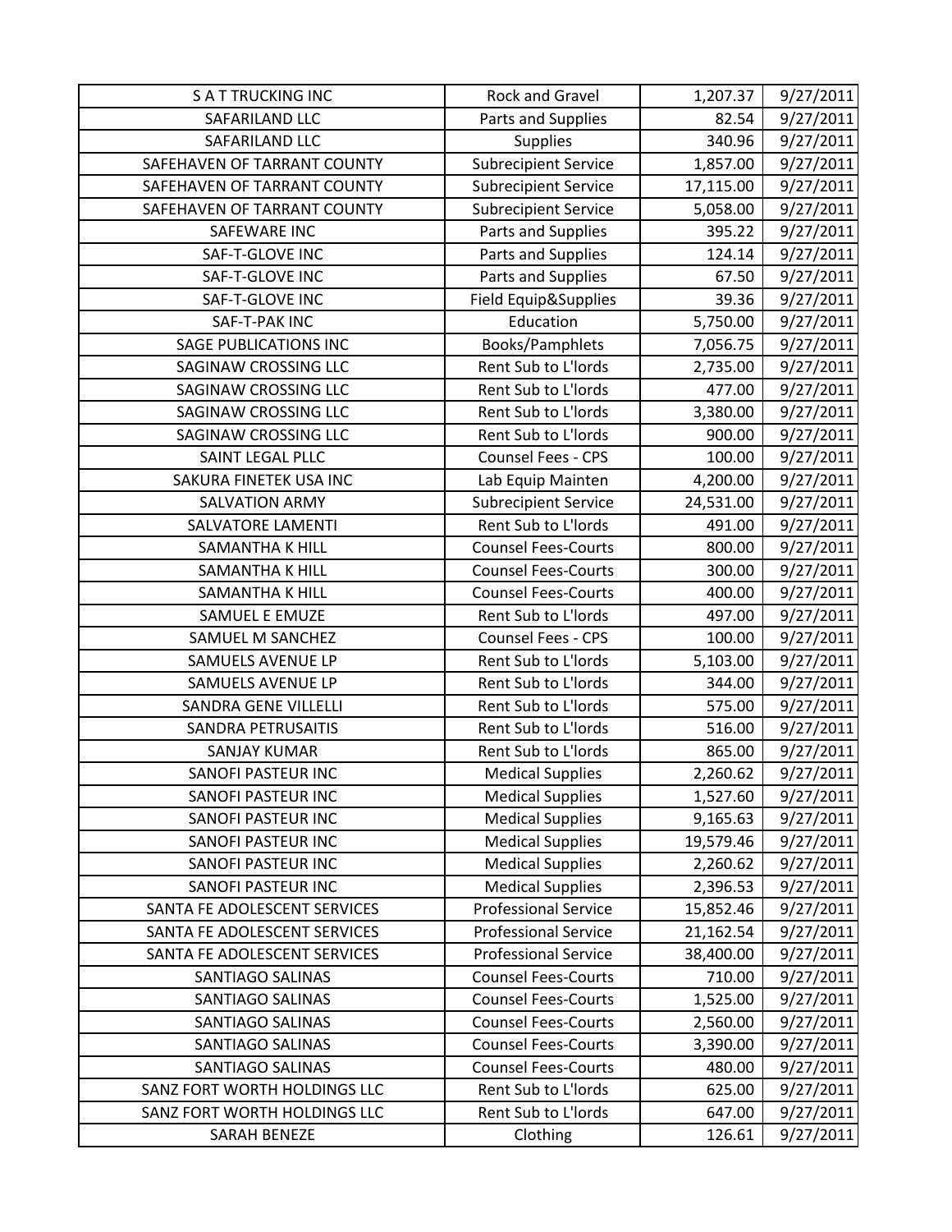| | | | |
|---|---|---|---|
| S A T TRUCKING INC | Rock and Gravel | 1,207.37 | 9/27/2011 |
| SAFARILAND LLC | Parts and Supplies | 82.54 | 9/27/2011 |
| SAFARILAND LLC | Supplies | 340.96 | 9/27/2011 |
| SAFEHAVEN OF TARRANT COUNTY | Subrecipient Service | 1,857.00 | 9/27/2011 |
| SAFEHAVEN OF TARRANT COUNTY | Subrecipient Service | 17,115.00 | 9/27/2011 |
| SAFEHAVEN OF TARRANT COUNTY | Subrecipient Service | 5,058.00 | 9/27/2011 |
| SAFEWARE INC | Parts and Supplies | 395.22 | 9/27/2011 |
| SAF-T-GLOVE INC | Parts and Supplies | 124.14 | 9/27/2011 |
| SAF-T-GLOVE INC | Parts and Supplies | 67.50 | 9/27/2011 |
| SAF-T-GLOVE INC | Field Equip&Supplies | 39.36 | 9/27/2011 |
| SAF-T-PAK INC | Education | 5,750.00 | 9/27/2011 |
| SAGE PUBLICATIONS INC | Books/Pamphlets | 7,056.75 | 9/27/2011 |
| SAGINAW CROSSING LLC | Rent Sub to L'lords | 2,735.00 | 9/27/2011 |
| SAGINAW CROSSING LLC | Rent Sub to L'lords | 477.00 | 9/27/2011 |
| SAGINAW CROSSING LLC | Rent Sub to L'lords | 3,380.00 | 9/27/2011 |
| SAGINAW CROSSING LLC | Rent Sub to L'lords | 900.00 | 9/27/2011 |
| SAINT LEGAL PLLC | Counsel Fees - CPS | 100.00 | 9/27/2011 |
| SAKURA FINETEK USA INC | Lab Equip Mainten | 4,200.00 | 9/27/2011 |
| SALVATION ARMY | Subrecipient Service | 24,531.00 | 9/27/2011 |
| SALVATORE LAMENTI | Rent Sub to L'lords | 491.00 | 9/27/2011 |
| SAMANTHA K HILL | Counsel Fees-Courts | 800.00 | 9/27/2011 |
| SAMANTHA K HILL | Counsel Fees-Courts | 300.00 | 9/27/2011 |
| SAMANTHA K HILL | Counsel Fees-Courts | 400.00 | 9/27/2011 |
| SAMUEL E EMUZE | Rent Sub to L'lords | 497.00 | 9/27/2011 |
| SAMUEL M SANCHEZ | Counsel Fees - CPS | 100.00 | 9/27/2011 |
| SAMUELS AVENUE LP | Rent Sub to L'lords | 5,103.00 | 9/27/2011 |
| SAMUELS AVENUE LP | Rent Sub to L'lords | 344.00 | 9/27/2011 |
| SANDRA GENE VILLELLI | Rent Sub to L'lords | 575.00 | 9/27/2011 |
| SANDRA PETRUSAITIS | Rent Sub to L'lords | 516.00 | 9/27/2011 |
| SANJAY KUMAR | Rent Sub to L'lords | 865.00 | 9/27/2011 |
| SANOFI PASTEUR INC | Medical Supplies | 2,260.62 | 9/27/2011 |
| SANOFI PASTEUR INC | Medical Supplies | 1,527.60 | 9/27/2011 |
| SANOFI PASTEUR INC | Medical Supplies | 9,165.63 | 9/27/2011 |
| SANOFI PASTEUR INC | Medical Supplies | 19,579.46 | 9/27/2011 |
| SANOFI PASTEUR INC | Medical Supplies | 2,260.62 | 9/27/2011 |
| SANOFI PASTEUR INC | Medical Supplies | 2,396.53 | 9/27/2011 |
| SANTA FE ADOLESCENT SERVICES | Professional Service | 15,852.46 | 9/27/2011 |
| SANTA FE ADOLESCENT SERVICES | Professional Service | 21,162.54 | 9/27/2011 |
| SANTA FE ADOLESCENT SERVICES | Professional Service | 38,400.00 | 9/27/2011 |
| SANTIAGO SALINAS | Counsel Fees-Courts | 710.00 | 9/27/2011 |
| SANTIAGO SALINAS | Counsel Fees-Courts | 1,525.00 | 9/27/2011 |
| SANTIAGO SALINAS | Counsel Fees-Courts | 2,560.00 | 9/27/2011 |
| SANTIAGO SALINAS | Counsel Fees-Courts | 3,390.00 | 9/27/2011 |
| SANTIAGO SALINAS | Counsel Fees-Courts | 480.00 | 9/27/2011 |
| SANZ FORT WORTH HOLDINGS LLC | Rent Sub to L'lords | 625.00 | 9/27/2011 |
| SANZ FORT WORTH HOLDINGS LLC | Rent Sub to L'lords | 647.00 | 9/27/2011 |
| SARAH BENEZE | Clothing | 126.61 | 9/27/2011 |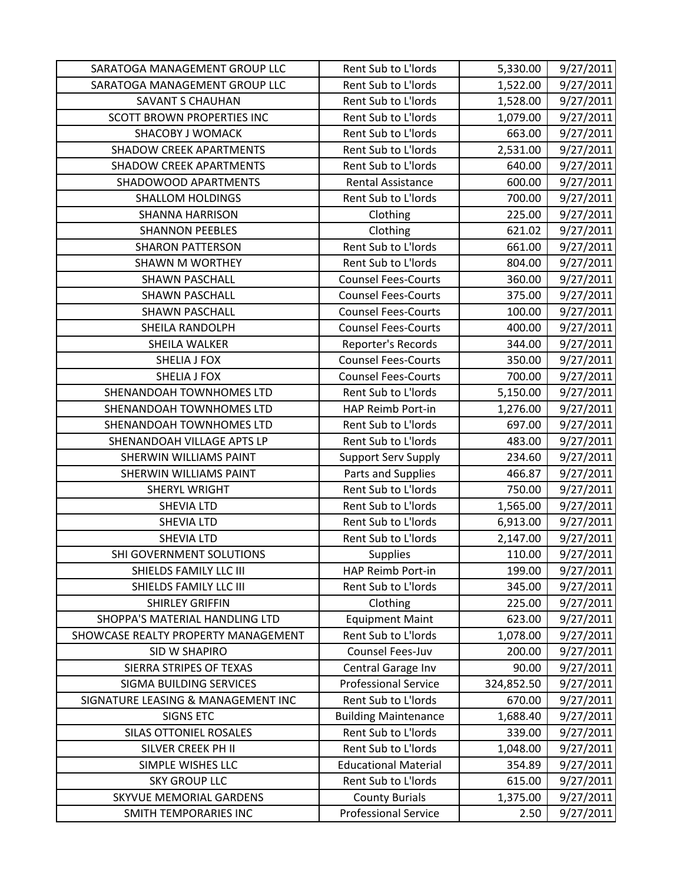| SARATOGA MANAGEMENT GROUP LLC | Rent Sub to L'lords | 5,330.00 | 9/27/2011 |
|---|---|---|---|
| SARATOGA MANAGEMENT GROUP LLC | Rent Sub to L'lords | 1,522.00 | 9/27/2011 |
| SAVANT S CHAUHAN | Rent Sub to L'lords | 1,528.00 | 9/27/2011 |
| SCOTT BROWN PROPERTIES INC | Rent Sub to L'lords | 1,079.00 | 9/27/2011 |
| SHACOBY J WOMACK | Rent Sub to L'lords | 663.00 | 9/27/2011 |
| SHADOW CREEK APARTMENTS | Rent Sub to L'lords | 2,531.00 | 9/27/2011 |
| SHADOW CREEK APARTMENTS | Rent Sub to L'lords | 640.00 | 9/27/2011 |
| SHADOWOOD APARTMENTS | Rental Assistance | 600.00 | 9/27/2011 |
| SHALLOM HOLDINGS | Rent Sub to L'lords | 700.00 | 9/27/2011 |
| SHANNA HARRISON | Clothing | 225.00 | 9/27/2011 |
| SHANNON PEEBLES | Clothing | 621.02 | 9/27/2011 |
| SHARON PATTERSON | Rent Sub to L'lords | 661.00 | 9/27/2011 |
| SHAWN M WORTHEY | Rent Sub to L'lords | 804.00 | 9/27/2011 |
| SHAWN PASCHALL | Counsel Fees-Courts | 360.00 | 9/27/2011 |
| SHAWN PASCHALL | Counsel Fees-Courts | 375.00 | 9/27/2011 |
| SHAWN PASCHALL | Counsel Fees-Courts | 100.00 | 9/27/2011 |
| SHEILA RANDOLPH | Counsel Fees-Courts | 400.00 | 9/27/2011 |
| SHEILA WALKER | Reporter's Records | 344.00 | 9/27/2011 |
| SHELIA J FOX | Counsel Fees-Courts | 350.00 | 9/27/2011 |
| SHELIA J FOX | Counsel Fees-Courts | 700.00 | 9/27/2011 |
| SHENANDOAH TOWNHOMES LTD | Rent Sub to L'lords | 5,150.00 | 9/27/2011 |
| SHENANDOAH TOWNHOMES LTD | HAP Reimb Port-in | 1,276.00 | 9/27/2011 |
| SHENANDOAH TOWNHOMES LTD | Rent Sub to L'lords | 697.00 | 9/27/2011 |
| SHENANDOAH VILLAGE APTS LP | Rent Sub to L'lords | 483.00 | 9/27/2011 |
| SHERWIN WILLIAMS PAINT | Support Serv Supply | 234.60 | 9/27/2011 |
| SHERWIN WILLIAMS PAINT | Parts and Supplies | 466.87 | 9/27/2011 |
| SHERYL WRIGHT | Rent Sub to L'lords | 750.00 | 9/27/2011 |
| SHEVIA LTD | Rent Sub to L'lords | 1,565.00 | 9/27/2011 |
| SHEVIA LTD | Rent Sub to L'lords | 6,913.00 | 9/27/2011 |
| SHEVIA LTD | Rent Sub to L'lords | 2,147.00 | 9/27/2011 |
| SHI GOVERNMENT SOLUTIONS | Supplies | 110.00 | 9/27/2011 |
| SHIELDS FAMILY LLC III | HAP Reimb Port-in | 199.00 | 9/27/2011 |
| SHIELDS FAMILY LLC III | Rent Sub to L'lords | 345.00 | 9/27/2011 |
| SHIRLEY GRIFFIN | Clothing | 225.00 | 9/27/2011 |
| SHOPPA'S MATERIAL HANDLING LTD | Equipment Maint | 623.00 | 9/27/2011 |
| SHOWCASE REALTY PROPERTY MANAGEMENT | Rent Sub to L'lords | 1,078.00 | 9/27/2011 |
| SID W SHAPIRO | Counsel Fees-Juv | 200.00 | 9/27/2011 |
| SIERRA STRIPES OF TEXAS | Central Garage Inv | 90.00 | 9/27/2011 |
| SIGMA BUILDING SERVICES | Professional Service | 324,852.50 | 9/27/2011 |
| SIGNATURE LEASING & MANAGEMENT INC | Rent Sub to L'lords | 670.00 | 9/27/2011 |
| SIGNS ETC | Building Maintenance | 1,688.40 | 9/27/2011 |
| SILAS OTTONIEL ROSALES | Rent Sub to L'lords | 339.00 | 9/27/2011 |
| SILVER CREEK PH II | Rent Sub to L'lords | 1,048.00 | 9/27/2011 |
| SIMPLE WISHES LLC | Educational Material | 354.89 | 9/27/2011 |
| SKY GROUP LLC | Rent Sub to L'lords | 615.00 | 9/27/2011 |
| SKYVUE MEMORIAL GARDENS | County Burials | 1,375.00 | 9/27/2011 |
| SMITH TEMPORARIES INC | Professional Service | 2.50 | 9/27/2011 |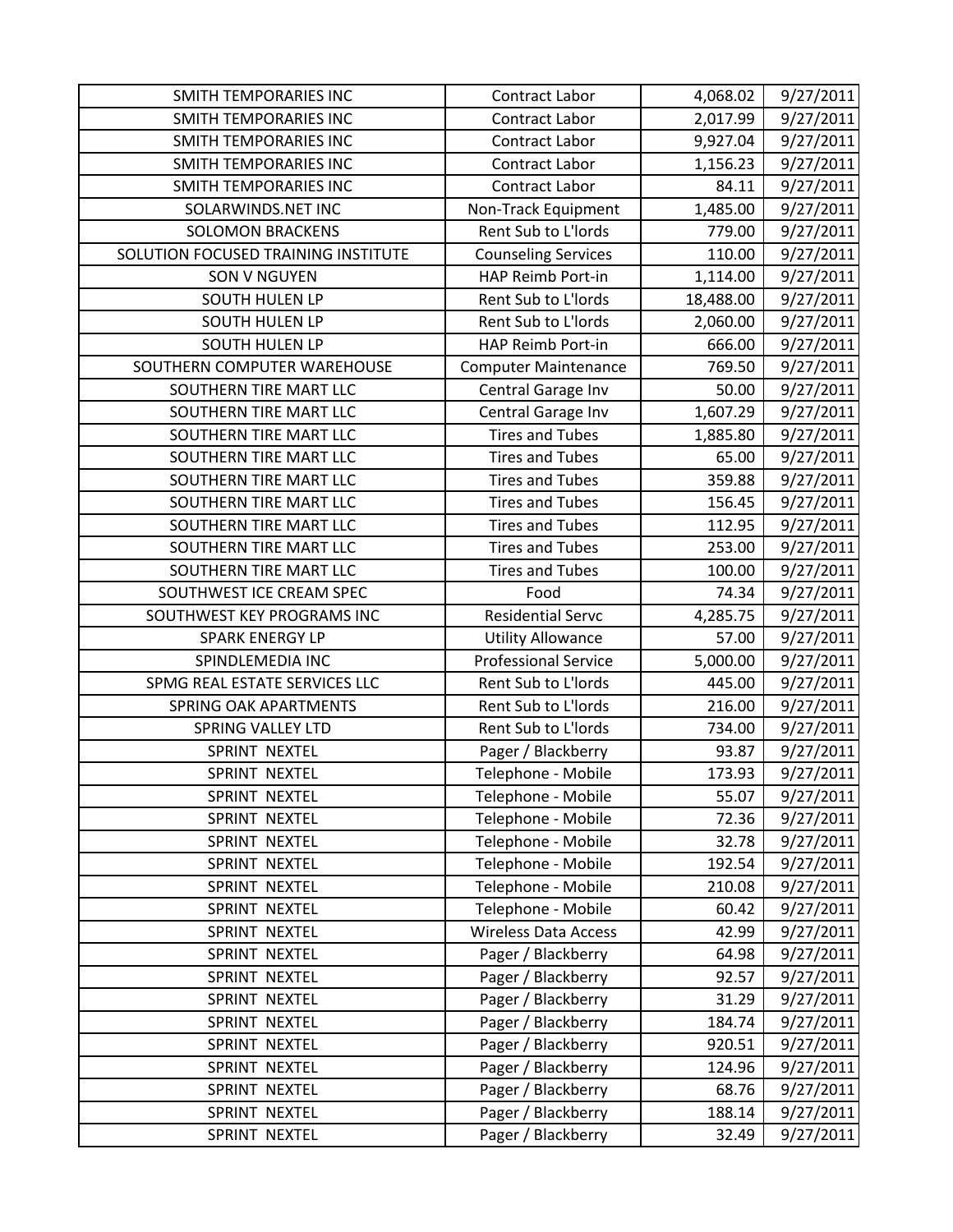| | | | |
|---|---|---|---|
| SMITH TEMPORARIES INC | Contract Labor | 4,068.02 | 9/27/2011 |
| SMITH TEMPORARIES INC | Contract Labor | 2,017.99 | 9/27/2011 |
| SMITH TEMPORARIES INC | Contract Labor | 9,927.04 | 9/27/2011 |
| SMITH TEMPORARIES INC | Contract Labor | 1,156.23 | 9/27/2011 |
| SMITH TEMPORARIES INC | Contract Labor | 84.11 | 9/27/2011 |
| SOLARWINDS.NET INC | Non-Track Equipment | 1,485.00 | 9/27/2011 |
| SOLOMON BRACKENS | Rent Sub to L'lords | 779.00 | 9/27/2011 |
| SOLUTION FOCUSED TRAINING INSTITUTE | Counseling Services | 110.00 | 9/27/2011 |
| SON V NGUYEN | HAP Reimb Port-in | 1,114.00 | 9/27/2011 |
| SOUTH HULEN LP | Rent Sub to L'lords | 18,488.00 | 9/27/2011 |
| SOUTH HULEN LP | Rent Sub to L'lords | 2,060.00 | 9/27/2011 |
| SOUTH HULEN LP | HAP Reimb Port-in | 666.00 | 9/27/2011 |
| SOUTHERN COMPUTER WAREHOUSE | Computer Maintenance | 769.50 | 9/27/2011 |
| SOUTHERN TIRE MART LLC | Central Garage Inv | 50.00 | 9/27/2011 |
| SOUTHERN TIRE MART LLC | Central Garage Inv | 1,607.29 | 9/27/2011 |
| SOUTHERN TIRE MART LLC | Tires and Tubes | 1,885.80 | 9/27/2011 |
| SOUTHERN TIRE MART LLC | Tires and Tubes | 65.00 | 9/27/2011 |
| SOUTHERN TIRE MART LLC | Tires and Tubes | 359.88 | 9/27/2011 |
| SOUTHERN TIRE MART LLC | Tires and Tubes | 156.45 | 9/27/2011 |
| SOUTHERN TIRE MART LLC | Tires and Tubes | 112.95 | 9/27/2011 |
| SOUTHERN TIRE MART LLC | Tires and Tubes | 253.00 | 9/27/2011 |
| SOUTHERN TIRE MART LLC | Tires and Tubes | 100.00 | 9/27/2011 |
| SOUTHWEST ICE CREAM SPEC | Food | 74.34 | 9/27/2011 |
| SOUTHWEST KEY PROGRAMS INC | Residential Servc | 4,285.75 | 9/27/2011 |
| SPARK ENERGY LP | Utility Allowance | 57.00 | 9/27/2011 |
| SPINDLEMEDIA INC | Professional Service | 5,000.00 | 9/27/2011 |
| SPMG REAL ESTATE SERVICES LLC | Rent Sub to L'lords | 445.00 | 9/27/2011 |
| SPRING OAK APARTMENTS | Rent Sub to L'lords | 216.00 | 9/27/2011 |
| SPRING VALLEY LTD | Rent Sub to L'lords | 734.00 | 9/27/2011 |
| SPRINT NEXTEL | Pager / Blackberry | 93.87 | 9/27/2011 |
| SPRINT NEXTEL | Telephone - Mobile | 173.93 | 9/27/2011 |
| SPRINT NEXTEL | Telephone - Mobile | 55.07 | 9/27/2011 |
| SPRINT NEXTEL | Telephone - Mobile | 72.36 | 9/27/2011 |
| SPRINT NEXTEL | Telephone - Mobile | 32.78 | 9/27/2011 |
| SPRINT NEXTEL | Telephone - Mobile | 192.54 | 9/27/2011 |
| SPRINT NEXTEL | Telephone - Mobile | 210.08 | 9/27/2011 |
| SPRINT NEXTEL | Telephone - Mobile | 60.42 | 9/27/2011 |
| SPRINT NEXTEL | Wireless Data Access | 42.99 | 9/27/2011 |
| SPRINT NEXTEL | Pager / Blackberry | 64.98 | 9/27/2011 |
| SPRINT NEXTEL | Pager / Blackberry | 92.57 | 9/27/2011 |
| SPRINT NEXTEL | Pager / Blackberry | 31.29 | 9/27/2011 |
| SPRINT NEXTEL | Pager / Blackberry | 184.74 | 9/27/2011 |
| SPRINT NEXTEL | Pager / Blackberry | 920.51 | 9/27/2011 |
| SPRINT NEXTEL | Pager / Blackberry | 124.96 | 9/27/2011 |
| SPRINT NEXTEL | Pager / Blackberry | 68.76 | 9/27/2011 |
| SPRINT NEXTEL | Pager / Blackberry | 188.14 | 9/27/2011 |
| SPRINT NEXTEL | Pager / Blackberry | 32.49 | 9/27/2011 |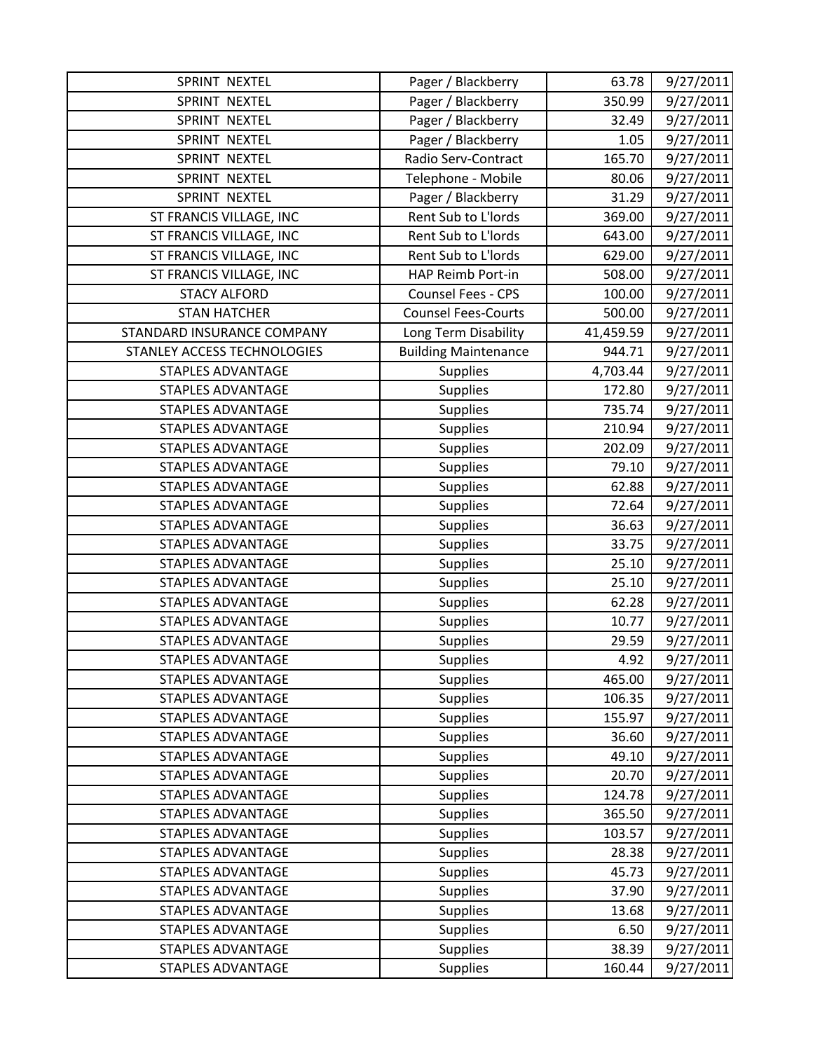| SPRINT NEXTEL | Pager / Blackberry | 63.78 | 9/27/2011 |
|---|---|---|---|
| SPRINT NEXTEL | Pager / Blackberry | 350.99 | 9/27/2011 |
| SPRINT NEXTEL | Pager / Blackberry | 32.49 | 9/27/2011 |
| SPRINT NEXTEL | Pager / Blackberry | 1.05 | 9/27/2011 |
| SPRINT NEXTEL | Radio Serv-Contract | 165.70 | 9/27/2011 |
| SPRINT NEXTEL | Telephone - Mobile | 80.06 | 9/27/2011 |
| SPRINT NEXTEL | Pager / Blackberry | 31.29 | 9/27/2011 |
| ST FRANCIS VILLAGE, INC | Rent Sub to L'lords | 369.00 | 9/27/2011 |
| ST FRANCIS VILLAGE, INC | Rent Sub to L'lords | 643.00 | 9/27/2011 |
| ST FRANCIS VILLAGE, INC | Rent Sub to L'lords | 629.00 | 9/27/2011 |
| ST FRANCIS VILLAGE, INC | HAP Reimb Port-in | 508.00 | 9/27/2011 |
| STACY ALFORD | Counsel Fees - CPS | 100.00 | 9/27/2011 |
| STAN HATCHER | Counsel Fees-Courts | 500.00 | 9/27/2011 |
| STANDARD INSURANCE COMPANY | Long Term Disability | 41,459.59 | 9/27/2011 |
| STANLEY ACCESS TECHNOLOGIES | Building Maintenance | 944.71 | 9/27/2011 |
| STAPLES ADVANTAGE | Supplies | 4,703.44 | 9/27/2011 |
| STAPLES ADVANTAGE | Supplies | 172.80 | 9/27/2011 |
| STAPLES ADVANTAGE | Supplies | 735.74 | 9/27/2011 |
| STAPLES ADVANTAGE | Supplies | 210.94 | 9/27/2011 |
| STAPLES ADVANTAGE | Supplies | 202.09 | 9/27/2011 |
| STAPLES ADVANTAGE | Supplies | 79.10 | 9/27/2011 |
| STAPLES ADVANTAGE | Supplies | 62.88 | 9/27/2011 |
| STAPLES ADVANTAGE | Supplies | 72.64 | 9/27/2011 |
| STAPLES ADVANTAGE | Supplies | 36.63 | 9/27/2011 |
| STAPLES ADVANTAGE | Supplies | 33.75 | 9/27/2011 |
| STAPLES ADVANTAGE | Supplies | 25.10 | 9/27/2011 |
| STAPLES ADVANTAGE | Supplies | 25.10 | 9/27/2011 |
| STAPLES ADVANTAGE | Supplies | 62.28 | 9/27/2011 |
| STAPLES ADVANTAGE | Supplies | 10.77 | 9/27/2011 |
| STAPLES ADVANTAGE | Supplies | 29.59 | 9/27/2011 |
| STAPLES ADVANTAGE | Supplies | 4.92 | 9/27/2011 |
| STAPLES ADVANTAGE | Supplies | 465.00 | 9/27/2011 |
| STAPLES ADVANTAGE | Supplies | 106.35 | 9/27/2011 |
| STAPLES ADVANTAGE | Supplies | 155.97 | 9/27/2011 |
| STAPLES ADVANTAGE | Supplies | 36.60 | 9/27/2011 |
| STAPLES ADVANTAGE | Supplies | 49.10 | 9/27/2011 |
| STAPLES ADVANTAGE | Supplies | 20.70 | 9/27/2011 |
| STAPLES ADVANTAGE | Supplies | 124.78 | 9/27/2011 |
| STAPLES ADVANTAGE | Supplies | 365.50 | 9/27/2011 |
| STAPLES ADVANTAGE | Supplies | 103.57 | 9/27/2011 |
| STAPLES ADVANTAGE | Supplies | 28.38 | 9/27/2011 |
| STAPLES ADVANTAGE | Supplies | 45.73 | 9/27/2011 |
| STAPLES ADVANTAGE | Supplies | 37.90 | 9/27/2011 |
| STAPLES ADVANTAGE | Supplies | 13.68 | 9/27/2011 |
| STAPLES ADVANTAGE | Supplies | 6.50 | 9/27/2011 |
| STAPLES ADVANTAGE | Supplies | 38.39 | 9/27/2011 |
| STAPLES ADVANTAGE | Supplies | 160.44 | 9/27/2011 |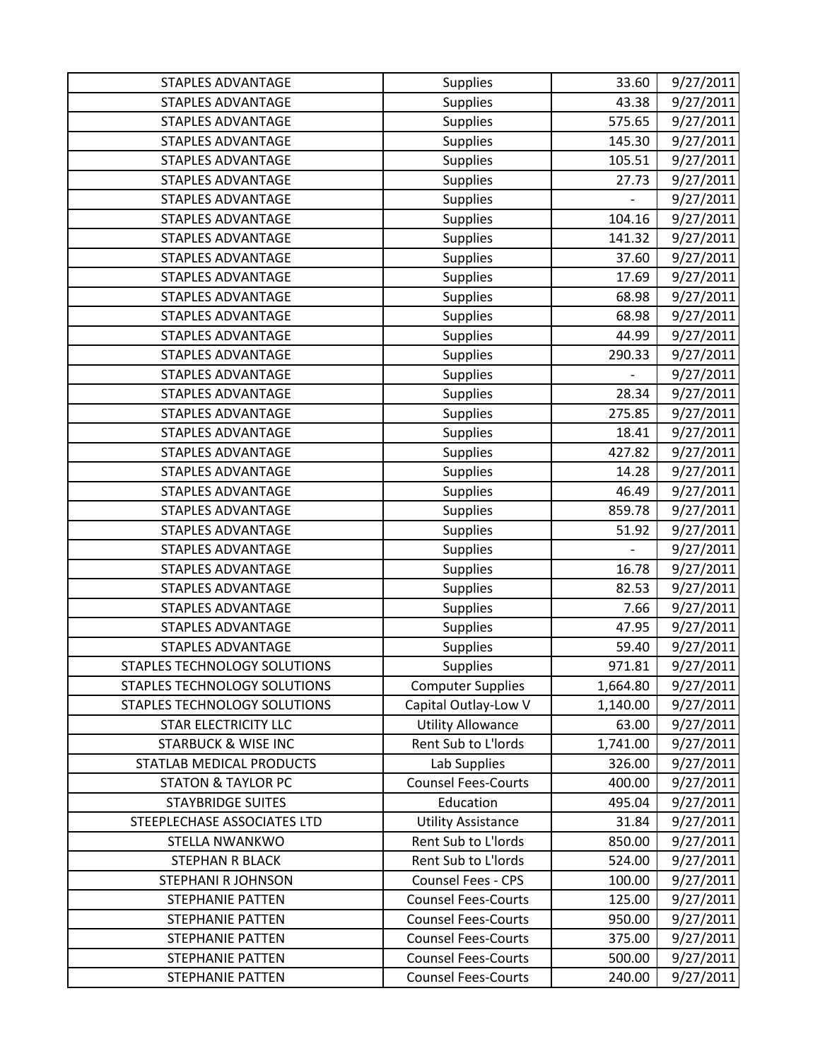| | | | |
|---|---|---|---|
| STAPLES ADVANTAGE | Supplies | 33.60 | 9/27/2011 |
| STAPLES ADVANTAGE | Supplies | 43.38 | 9/27/2011 |
| STAPLES ADVANTAGE | Supplies | 575.65 | 9/27/2011 |
| STAPLES ADVANTAGE | Supplies | 145.30 | 9/27/2011 |
| STAPLES ADVANTAGE | Supplies | 105.51 | 9/27/2011 |
| STAPLES ADVANTAGE | Supplies | 27.73 | 9/27/2011 |
| STAPLES ADVANTAGE | Supplies | - | 9/27/2011 |
| STAPLES ADVANTAGE | Supplies | 104.16 | 9/27/2011 |
| STAPLES ADVANTAGE | Supplies | 141.32 | 9/27/2011 |
| STAPLES ADVANTAGE | Supplies | 37.60 | 9/27/2011 |
| STAPLES ADVANTAGE | Supplies | 17.69 | 9/27/2011 |
| STAPLES ADVANTAGE | Supplies | 68.98 | 9/27/2011 |
| STAPLES ADVANTAGE | Supplies | 68.98 | 9/27/2011 |
| STAPLES ADVANTAGE | Supplies | 44.99 | 9/27/2011 |
| STAPLES ADVANTAGE | Supplies | 290.33 | 9/27/2011 |
| STAPLES ADVANTAGE | Supplies | - | 9/27/2011 |
| STAPLES ADVANTAGE | Supplies | 28.34 | 9/27/2011 |
| STAPLES ADVANTAGE | Supplies | 275.85 | 9/27/2011 |
| STAPLES ADVANTAGE | Supplies | 18.41 | 9/27/2011 |
| STAPLES ADVANTAGE | Supplies | 427.82 | 9/27/2011 |
| STAPLES ADVANTAGE | Supplies | 14.28 | 9/27/2011 |
| STAPLES ADVANTAGE | Supplies | 46.49 | 9/27/2011 |
| STAPLES ADVANTAGE | Supplies | 859.78 | 9/27/2011 |
| STAPLES ADVANTAGE | Supplies | 51.92 | 9/27/2011 |
| STAPLES ADVANTAGE | Supplies | - | 9/27/2011 |
| STAPLES ADVANTAGE | Supplies | 16.78 | 9/27/2011 |
| STAPLES ADVANTAGE | Supplies | 82.53 | 9/27/2011 |
| STAPLES ADVANTAGE | Supplies | 7.66 | 9/27/2011 |
| STAPLES ADVANTAGE | Supplies | 47.95 | 9/27/2011 |
| STAPLES ADVANTAGE | Supplies | 59.40 | 9/27/2011 |
| STAPLES TECHNOLOGY SOLUTIONS | Supplies | 971.81 | 9/27/2011 |
| STAPLES TECHNOLOGY SOLUTIONS | Computer Supplies | 1,664.80 | 9/27/2011 |
| STAPLES TECHNOLOGY SOLUTIONS | Capital Outlay-Low V | 1,140.00 | 9/27/2011 |
| STAR ELECTRICITY LLC | Utility Allowance | 63.00 | 9/27/2011 |
| STARBUCK & WISE INC | Rent Sub to L'lords | 1,741.00 | 9/27/2011 |
| STATLAB MEDICAL PRODUCTS | Lab Supplies | 326.00 | 9/27/2011 |
| STATON & TAYLOR PC | Counsel Fees-Courts | 400.00 | 9/27/2011 |
| STAYBRIDGE SUITES | Education | 495.04 | 9/27/2011 |
| STEEPLECHASE ASSOCIATES LTD | Utility Assistance | 31.84 | 9/27/2011 |
| STELLA NWANKWO | Rent Sub to L'lords | 850.00 | 9/27/2011 |
| STEPHAN R BLACK | Rent Sub to L'lords | 524.00 | 9/27/2011 |
| STEPHANI R JOHNSON | Counsel Fees - CPS | 100.00 | 9/27/2011 |
| STEPHANIE PATTEN | Counsel Fees-Courts | 125.00 | 9/27/2011 |
| STEPHANIE PATTEN | Counsel Fees-Courts | 950.00 | 9/27/2011 |
| STEPHANIE PATTEN | Counsel Fees-Courts | 375.00 | 9/27/2011 |
| STEPHANIE PATTEN | Counsel Fees-Courts | 500.00 | 9/27/2011 |
| STEPHANIE PATTEN | Counsel Fees-Courts | 240.00 | 9/27/2011 |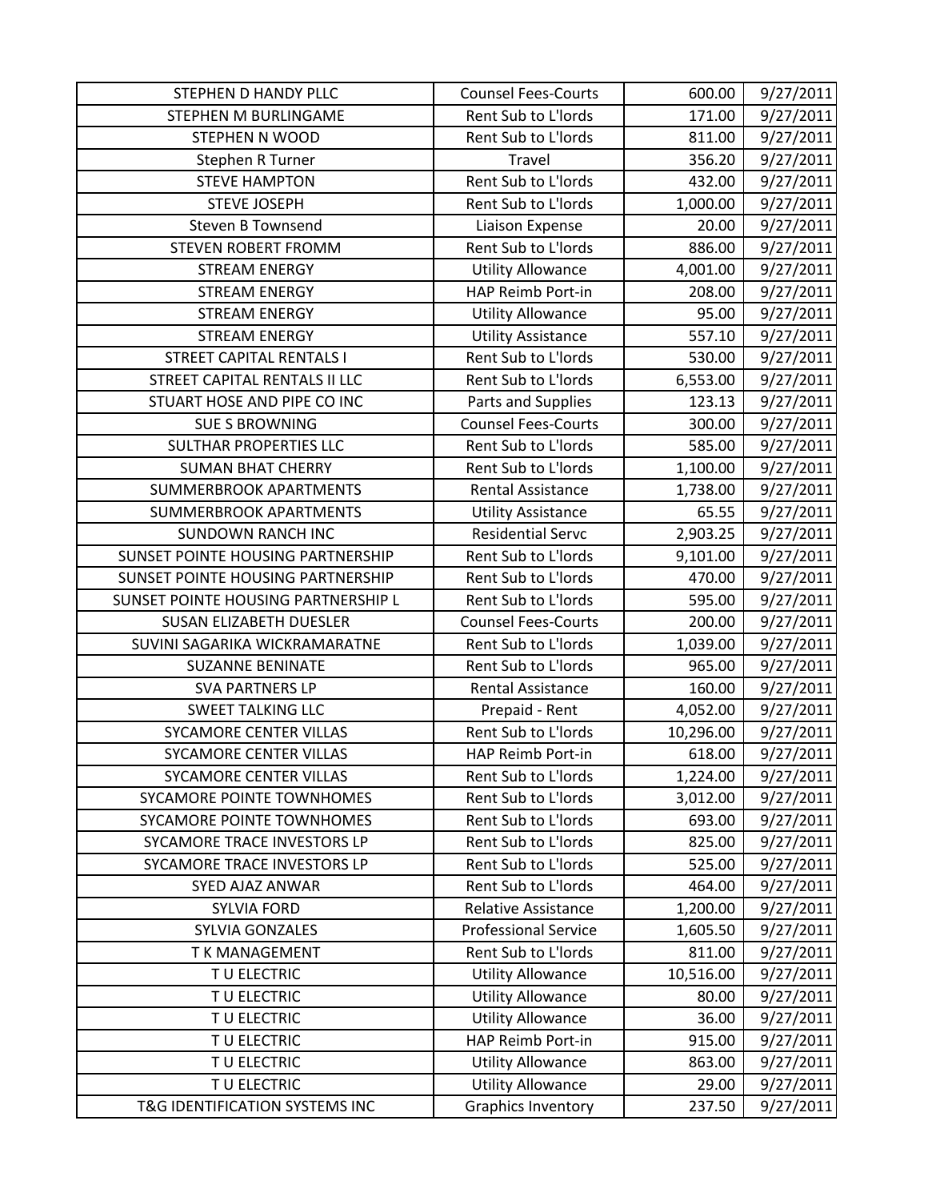| | | | |
|---|---|---|---|
| STEPHEN D HANDY PLLC | Counsel Fees-Courts | 600.00 | 9/27/2011 |
| STEPHEN M BURLINGAME | Rent Sub to L'lords | 171.00 | 9/27/2011 |
| STEPHEN N WOOD | Rent Sub to L'lords | 811.00 | 9/27/2011 |
| Stephen R Turner | Travel | 356.20 | 9/27/2011 |
| STEVE HAMPTON | Rent Sub to L'lords | 432.00 | 9/27/2011 |
| STEVE JOSEPH | Rent Sub to L'lords | 1,000.00 | 9/27/2011 |
| Steven B Townsend | Liaison Expense | 20.00 | 9/27/2011 |
| STEVEN ROBERT FROMM | Rent Sub to L'lords | 886.00 | 9/27/2011 |
| STREAM ENERGY | Utility Allowance | 4,001.00 | 9/27/2011 |
| STREAM ENERGY | HAP Reimb Port-in | 208.00 | 9/27/2011 |
| STREAM ENERGY | Utility Allowance | 95.00 | 9/27/2011 |
| STREAM ENERGY | Utility Assistance | 557.10 | 9/27/2011 |
| STREET CAPITAL RENTALS I | Rent Sub to L'lords | 530.00 | 9/27/2011 |
| STREET CAPITAL RENTALS II LLC | Rent Sub to L'lords | 6,553.00 | 9/27/2011 |
| STUART HOSE AND PIPE CO INC | Parts and Supplies | 123.13 | 9/27/2011 |
| SUE S BROWNING | Counsel Fees-Courts | 300.00 | 9/27/2011 |
| SULTHAR PROPERTIES LLC | Rent Sub to L'lords | 585.00 | 9/27/2011 |
| SUMAN BHAT CHERRY | Rent Sub to L'lords | 1,100.00 | 9/27/2011 |
| SUMMERBROOK APARTMENTS | Rental Assistance | 1,738.00 | 9/27/2011 |
| SUMMERBROOK APARTMENTS | Utility Assistance | 65.55 | 9/27/2011 |
| SUNDOWN RANCH INC | Residential Servc | 2,903.25 | 9/27/2011 |
| SUNSET POINTE HOUSING PARTNERSHIP | Rent Sub to L'lords | 9,101.00 | 9/27/2011 |
| SUNSET POINTE HOUSING PARTNERSHIP | Rent Sub to L'lords | 470.00 | 9/27/2011 |
| SUNSET POINTE HOUSING PARTNERSHIP L | Rent Sub to L'lords | 595.00 | 9/27/2011 |
| SUSAN ELIZABETH DUESLER | Counsel Fees-Courts | 200.00 | 9/27/2011 |
| SUVINI SAGARIKA WICKRAMARATNE | Rent Sub to L'lords | 1,039.00 | 9/27/2011 |
| SUZANNE BENINATE | Rent Sub to L'lords | 965.00 | 9/27/2011 |
| SVA PARTNERS LP | Rental Assistance | 160.00 | 9/27/2011 |
| SWEET TALKING LLC | Prepaid - Rent | 4,052.00 | 9/27/2011 |
| SYCAMORE CENTER VILLAS | Rent Sub to L'lords | 10,296.00 | 9/27/2011 |
| SYCAMORE CENTER VILLAS | HAP Reimb Port-in | 618.00 | 9/27/2011 |
| SYCAMORE CENTER VILLAS | Rent Sub to L'lords | 1,224.00 | 9/27/2011 |
| SYCAMORE POINTE TOWNHOMES | Rent Sub to L'lords | 3,012.00 | 9/27/2011 |
| SYCAMORE POINTE TOWNHOMES | Rent Sub to L'lords | 693.00 | 9/27/2011 |
| SYCAMORE TRACE INVESTORS LP | Rent Sub to L'lords | 825.00 | 9/27/2011 |
| SYCAMORE TRACE INVESTORS LP | Rent Sub to L'lords | 525.00 | 9/27/2011 |
| SYED AJAZ ANWAR | Rent Sub to L'lords | 464.00 | 9/27/2011 |
| SYLVIA FORD | Relative Assistance | 1,200.00 | 9/27/2011 |
| SYLVIA GONZALES | Professional Service | 1,605.50 | 9/27/2011 |
| T K MANAGEMENT | Rent Sub to L'lords | 811.00 | 9/27/2011 |
| T U ELECTRIC | Utility Allowance | 10,516.00 | 9/27/2011 |
| T U ELECTRIC | Utility Allowance | 80.00 | 9/27/2011 |
| T U ELECTRIC | Utility Allowance | 36.00 | 9/27/2011 |
| T U ELECTRIC | HAP Reimb Port-in | 915.00 | 9/27/2011 |
| T U ELECTRIC | Utility Allowance | 863.00 | 9/27/2011 |
| T U ELECTRIC | Utility Allowance | 29.00 | 9/27/2011 |
| T&G IDENTIFICATION SYSTEMS INC | Graphics Inventory | 237.50 | 9/27/2011 |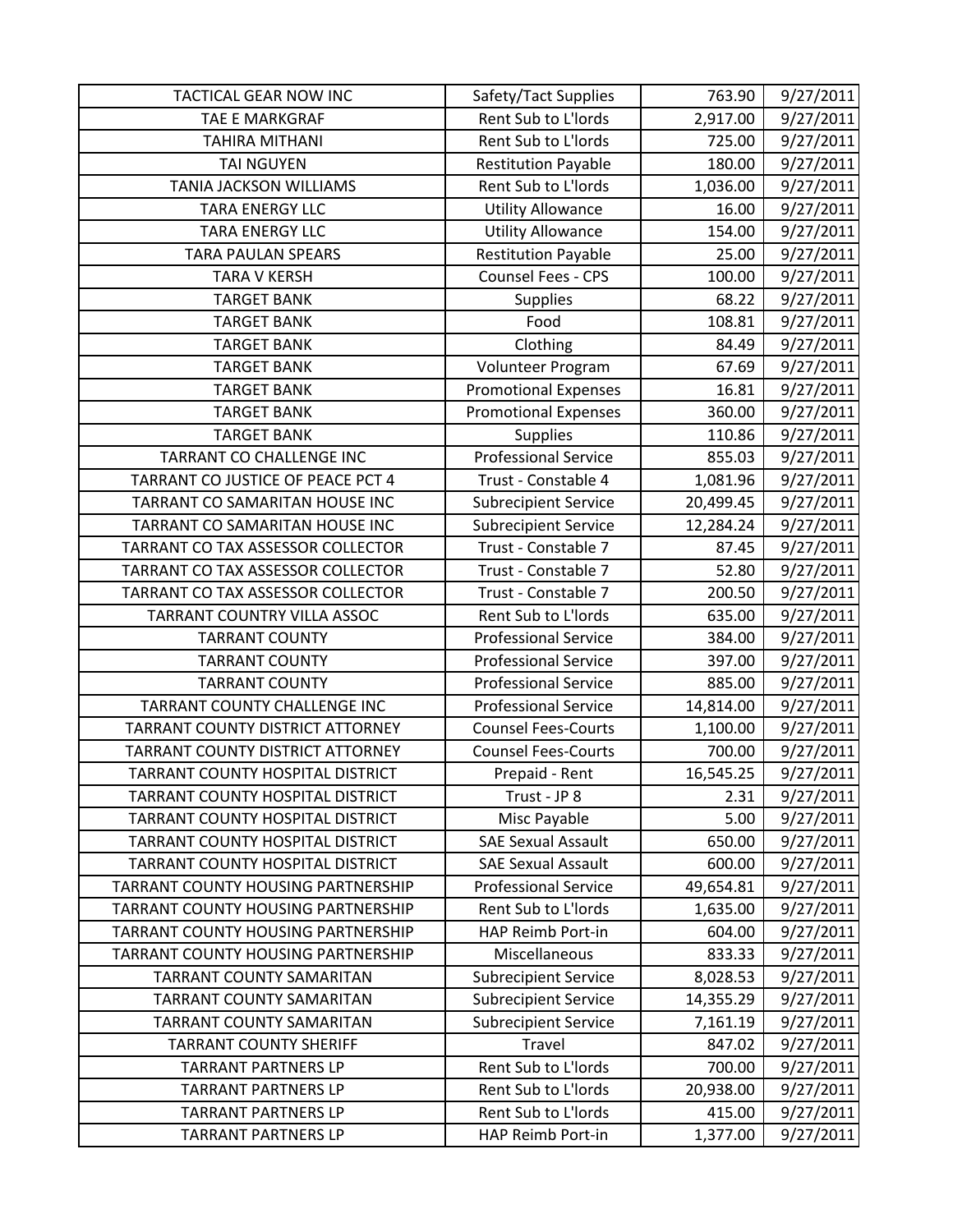| TACTICAL GEAR NOW INC | Safety/Tact Supplies | 763.90 | 9/27/2011 |
|---|---|---|---|
| TAE E MARKGRAF | Rent Sub to L'lords | 2,917.00 | 9/27/2011 |
| TAHIRA MITHANI | Rent Sub to L'lords | 725.00 | 9/27/2011 |
| TAI NGUYEN | Restitution Payable | 180.00 | 9/27/2011 |
| TANIA JACKSON WILLIAMS | Rent Sub to L'lords | 1,036.00 | 9/27/2011 |
| TARA ENERGY LLC | Utility Allowance | 16.00 | 9/27/2011 |
| TARA ENERGY LLC | Utility Allowance | 154.00 | 9/27/2011 |
| TARA PAULAN SPEARS | Restitution Payable | 25.00 | 9/27/2011 |
| TARA V KERSH | Counsel Fees - CPS | 100.00 | 9/27/2011 |
| TARGET BANK | Supplies | 68.22 | 9/27/2011 |
| TARGET BANK | Food | 108.81 | 9/27/2011 |
| TARGET BANK | Clothing | 84.49 | 9/27/2011 |
| TARGET BANK | Volunteer Program | 67.69 | 9/27/2011 |
| TARGET BANK | Promotional Expenses | 16.81 | 9/27/2011 |
| TARGET BANK | Promotional Expenses | 360.00 | 9/27/2011 |
| TARGET BANK | Supplies | 110.86 | 9/27/2011 |
| TARRANT CO CHALLENGE INC | Professional Service | 855.03 | 9/27/2011 |
| TARRANT CO JUSTICE OF PEACE PCT 4 | Trust - Constable 4 | 1,081.96 | 9/27/2011 |
| TARRANT CO SAMARITAN HOUSE INC | Subrecipient Service | 20,499.45 | 9/27/2011 |
| TARRANT CO SAMARITAN HOUSE INC | Subrecipient Service | 12,284.24 | 9/27/2011 |
| TARRANT CO TAX ASSESSOR COLLECTOR | Trust - Constable 7 | 87.45 | 9/27/2011 |
| TARRANT CO TAX ASSESSOR COLLECTOR | Trust - Constable 7 | 52.80 | 9/27/2011 |
| TARRANT CO TAX ASSESSOR COLLECTOR | Trust - Constable 7 | 200.50 | 9/27/2011 |
| TARRANT COUNTRY VILLA ASSOC | Rent Sub to L'lords | 635.00 | 9/27/2011 |
| TARRANT COUNTY | Professional Service | 384.00 | 9/27/2011 |
| TARRANT COUNTY | Professional Service | 397.00 | 9/27/2011 |
| TARRANT COUNTY | Professional Service | 885.00 | 9/27/2011 |
| TARRANT COUNTY CHALLENGE INC | Professional Service | 14,814.00 | 9/27/2011 |
| TARRANT COUNTY DISTRICT ATTORNEY | Counsel Fees-Courts | 1,100.00 | 9/27/2011 |
| TARRANT COUNTY DISTRICT ATTORNEY | Counsel Fees-Courts | 700.00 | 9/27/2011 |
| TARRANT COUNTY HOSPITAL DISTRICT | Prepaid - Rent | 16,545.25 | 9/27/2011 |
| TARRANT COUNTY HOSPITAL DISTRICT | Trust - JP 8 | 2.31 | 9/27/2011 |
| TARRANT COUNTY HOSPITAL DISTRICT | Misc Payable | 5.00 | 9/27/2011 |
| TARRANT COUNTY HOSPITAL DISTRICT | SAE Sexual Assault | 650.00 | 9/27/2011 |
| TARRANT COUNTY HOSPITAL DISTRICT | SAE Sexual Assault | 600.00 | 9/27/2011 |
| TARRANT COUNTY HOUSING PARTNERSHIP | Professional Service | 49,654.81 | 9/27/2011 |
| TARRANT COUNTY HOUSING PARTNERSHIP | Rent Sub to L'lords | 1,635.00 | 9/27/2011 |
| TARRANT COUNTY HOUSING PARTNERSHIP | HAP Reimb Port-in | 604.00 | 9/27/2011 |
| TARRANT COUNTY HOUSING PARTNERSHIP | Miscellaneous | 833.33 | 9/27/2011 |
| TARRANT COUNTY SAMARITAN | Subrecipient Service | 8,028.53 | 9/27/2011 |
| TARRANT COUNTY SAMARITAN | Subrecipient Service | 14,355.29 | 9/27/2011 |
| TARRANT COUNTY SAMARITAN | Subrecipient Service | 7,161.19 | 9/27/2011 |
| TARRANT COUNTY SHERIFF | Travel | 847.02 | 9/27/2011 |
| TARRANT PARTNERS LP | Rent Sub to L'lords | 700.00 | 9/27/2011 |
| TARRANT PARTNERS LP | Rent Sub to L'lords | 20,938.00 | 9/27/2011 |
| TARRANT PARTNERS LP | Rent Sub to L'lords | 415.00 | 9/27/2011 |
| TARRANT PARTNERS LP | HAP Reimb Port-in | 1,377.00 | 9/27/2011 |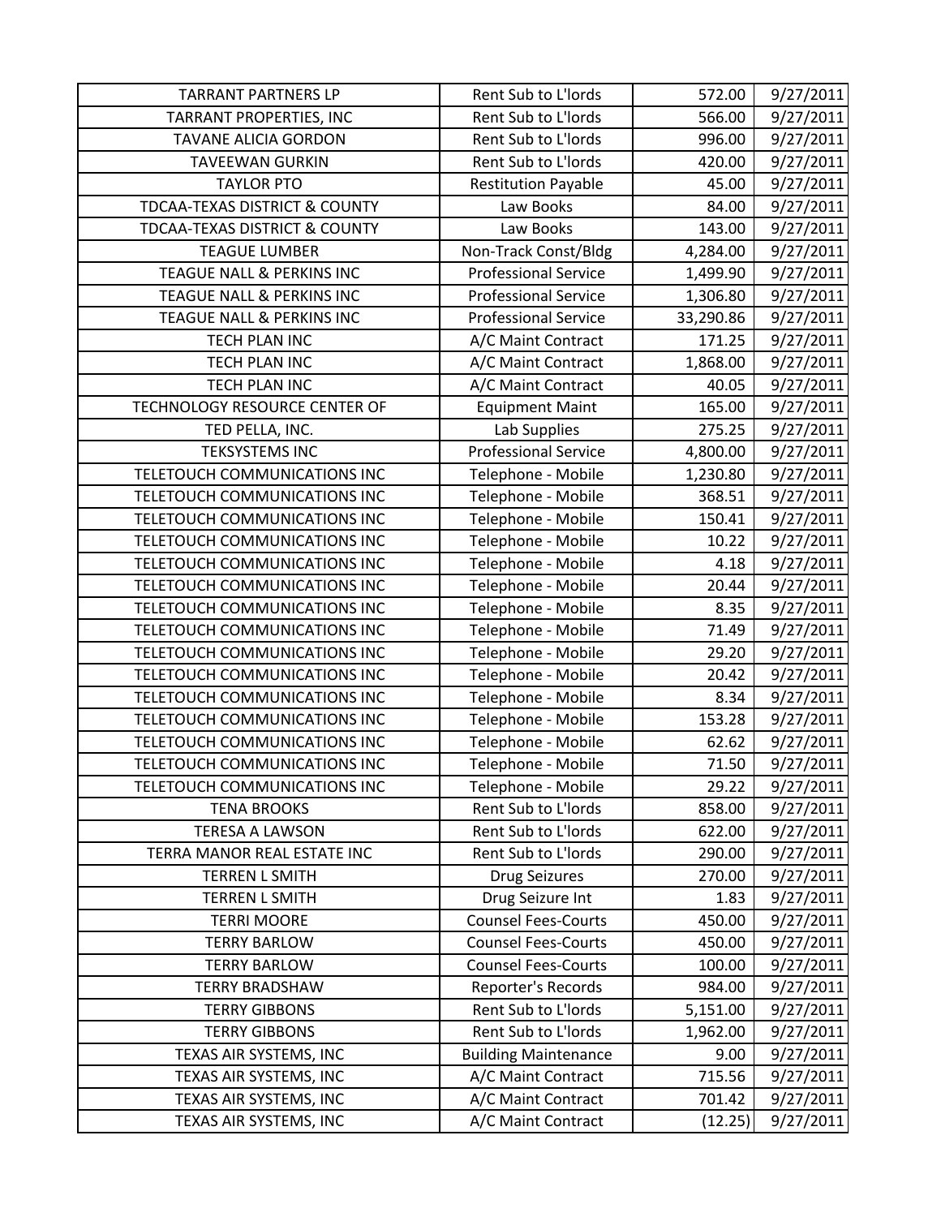| TARRANT PARTNERS LP | Rent Sub to L'lords | 572.00 | 9/27/2011 |
|---|---|---|---|
| TARRANT PROPERTIES, INC | Rent Sub to L'lords | 566.00 | 9/27/2011 |
| TAVANE ALICIA GORDON | Rent Sub to L'lords | 996.00 | 9/27/2011 |
| TAVEEWAN GURKIN | Rent Sub to L'lords | 420.00 | 9/27/2011 |
| TAYLOR PTO | Restitution Payable | 45.00 | 9/27/2011 |
| TDCAA-TEXAS DISTRICT & COUNTY | Law Books | 84.00 | 9/27/2011 |
| TDCAA-TEXAS DISTRICT & COUNTY | Law Books | 143.00 | 9/27/2011 |
| TEAGUE LUMBER | Non-Track Const/Bldg | 4,284.00 | 9/27/2011 |
| TEAGUE NALL & PERKINS INC | Professional Service | 1,499.90 | 9/27/2011 |
| TEAGUE NALL & PERKINS INC | Professional Service | 1,306.80 | 9/27/2011 |
| TEAGUE NALL & PERKINS INC | Professional Service | 33,290.86 | 9/27/2011 |
| TECH PLAN INC | A/C Maint Contract | 171.25 | 9/27/2011 |
| TECH PLAN INC | A/C Maint Contract | 1,868.00 | 9/27/2011 |
| TECH PLAN INC | A/C Maint Contract | 40.05 | 9/27/2011 |
| TECHNOLOGY RESOURCE CENTER OF | Equipment Maint | 165.00 | 9/27/2011 |
| TED PELLA, INC. | Lab Supplies | 275.25 | 9/27/2011 |
| TEKSYSTEMS INC | Professional Service | 4,800.00 | 9/27/2011 |
| TELETOUCH COMMUNICATIONS INC | Telephone - Mobile | 1,230.80 | 9/27/2011 |
| TELETOUCH COMMUNICATIONS INC | Telephone - Mobile | 368.51 | 9/27/2011 |
| TELETOUCH COMMUNICATIONS INC | Telephone - Mobile | 150.41 | 9/27/2011 |
| TELETOUCH COMMUNICATIONS INC | Telephone - Mobile | 10.22 | 9/27/2011 |
| TELETOUCH COMMUNICATIONS INC | Telephone - Mobile | 4.18 | 9/27/2011 |
| TELETOUCH COMMUNICATIONS INC | Telephone - Mobile | 20.44 | 9/27/2011 |
| TELETOUCH COMMUNICATIONS INC | Telephone - Mobile | 8.35 | 9/27/2011 |
| TELETOUCH COMMUNICATIONS INC | Telephone - Mobile | 71.49 | 9/27/2011 |
| TELETOUCH COMMUNICATIONS INC | Telephone - Mobile | 29.20 | 9/27/2011 |
| TELETOUCH COMMUNICATIONS INC | Telephone - Mobile | 20.42 | 9/27/2011 |
| TELETOUCH COMMUNICATIONS INC | Telephone - Mobile | 8.34 | 9/27/2011 |
| TELETOUCH COMMUNICATIONS INC | Telephone - Mobile | 153.28 | 9/27/2011 |
| TELETOUCH COMMUNICATIONS INC | Telephone - Mobile | 62.62 | 9/27/2011 |
| TELETOUCH COMMUNICATIONS INC | Telephone - Mobile | 71.50 | 9/27/2011 |
| TELETOUCH COMMUNICATIONS INC | Telephone - Mobile | 29.22 | 9/27/2011 |
| TENA BROOKS | Rent Sub to L'lords | 858.00 | 9/27/2011 |
| TERESA A LAWSON | Rent Sub to L'lords | 622.00 | 9/27/2011 |
| TERRA MANOR REAL ESTATE INC | Rent Sub to L'lords | 290.00 | 9/27/2011 |
| TERREN L SMITH | Drug Seizures | 270.00 | 9/27/2011 |
| TERREN L SMITH | Drug Seizure Int | 1.83 | 9/27/2011 |
| TERRI MOORE | Counsel Fees-Courts | 450.00 | 9/27/2011 |
| TERRY BARLOW | Counsel Fees-Courts | 450.00 | 9/27/2011 |
| TERRY BARLOW | Counsel Fees-Courts | 100.00 | 9/27/2011 |
| TERRY BRADSHAW | Reporter's Records | 984.00 | 9/27/2011 |
| TERRY GIBBONS | Rent Sub to L'lords | 5,151.00 | 9/27/2011 |
| TERRY GIBBONS | Rent Sub to L'lords | 1,962.00 | 9/27/2011 |
| TEXAS AIR SYSTEMS, INC | Building Maintenance | 9.00 | 9/27/2011 |
| TEXAS AIR SYSTEMS, INC | A/C Maint Contract | 715.56 | 9/27/2011 |
| TEXAS AIR SYSTEMS, INC | A/C Maint Contract | 701.42 | 9/27/2011 |
| TEXAS AIR SYSTEMS, INC | A/C Maint Contract | (12.25) | 9/27/2011 |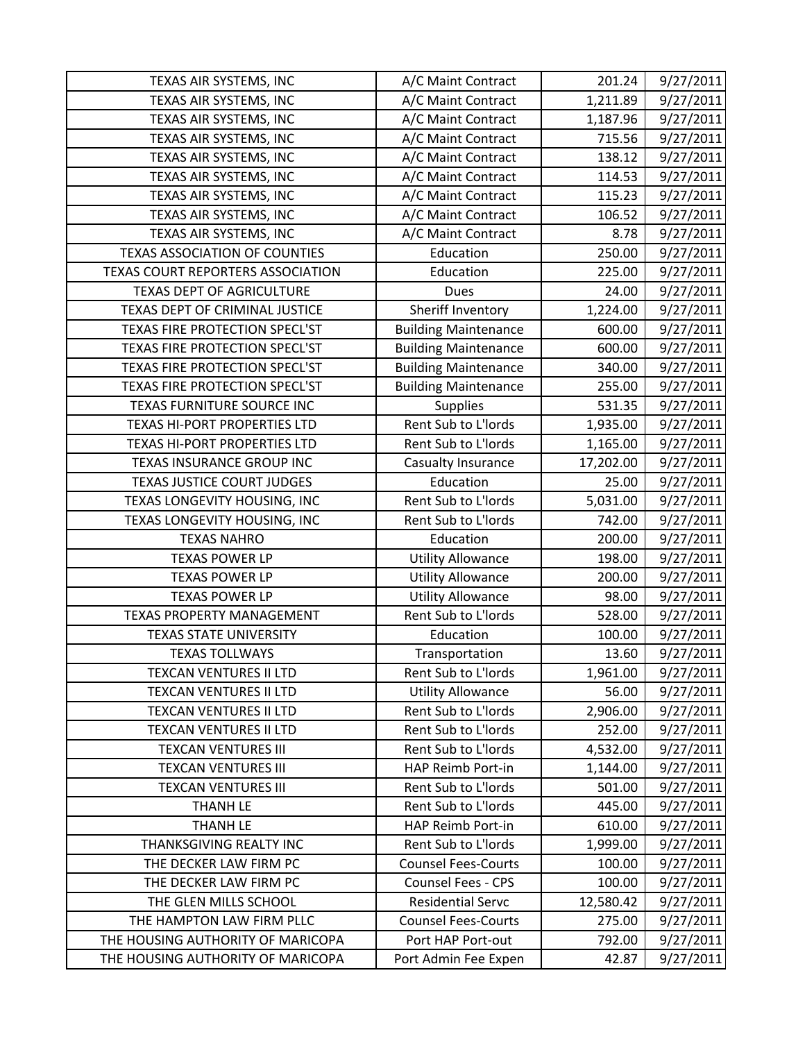| | | | |
|---|---|---|---|
| TEXAS AIR SYSTEMS, INC | A/C Maint Contract | 201.24 | 9/27/2011 |
| TEXAS AIR SYSTEMS, INC | A/C Maint Contract | 1,211.89 | 9/27/2011 |
| TEXAS AIR SYSTEMS, INC | A/C Maint Contract | 1,187.96 | 9/27/2011 |
| TEXAS AIR SYSTEMS, INC | A/C Maint Contract | 715.56 | 9/27/2011 |
| TEXAS AIR SYSTEMS, INC | A/C Maint Contract | 138.12 | 9/27/2011 |
| TEXAS AIR SYSTEMS, INC | A/C Maint Contract | 114.53 | 9/27/2011 |
| TEXAS AIR SYSTEMS, INC | A/C Maint Contract | 115.23 | 9/27/2011 |
| TEXAS AIR SYSTEMS, INC | A/C Maint Contract | 106.52 | 9/27/2011 |
| TEXAS AIR SYSTEMS, INC | A/C Maint Contract | 8.78 | 9/27/2011 |
| TEXAS ASSOCIATION OF COUNTIES | Education | 250.00 | 9/27/2011 |
| TEXAS COURT REPORTERS ASSOCIATION | Education | 225.00 | 9/27/2011 |
| TEXAS DEPT OF AGRICULTURE | Dues | 24.00 | 9/27/2011 |
| TEXAS DEPT OF CRIMINAL JUSTICE | Sheriff Inventory | 1,224.00 | 9/27/2011 |
| TEXAS FIRE PROTECTION SPECL'ST | Building Maintenance | 600.00 | 9/27/2011 |
| TEXAS FIRE PROTECTION SPECL'ST | Building Maintenance | 600.00 | 9/27/2011 |
| TEXAS FIRE PROTECTION SPECL'ST | Building Maintenance | 340.00 | 9/27/2011 |
| TEXAS FIRE PROTECTION SPECL'ST | Building Maintenance | 255.00 | 9/27/2011 |
| TEXAS FURNITURE SOURCE INC | Supplies | 531.35 | 9/27/2011 |
| TEXAS HI-PORT PROPERTIES LTD | Rent Sub to L'lords | 1,935.00 | 9/27/2011 |
| TEXAS HI-PORT PROPERTIES LTD | Rent Sub to L'lords | 1,165.00 | 9/27/2011 |
| TEXAS INSURANCE GROUP INC | Casualty Insurance | 17,202.00 | 9/27/2011 |
| TEXAS JUSTICE COURT JUDGES | Education | 25.00 | 9/27/2011 |
| TEXAS LONGEVITY HOUSING, INC | Rent Sub to L'lords | 5,031.00 | 9/27/2011 |
| TEXAS LONGEVITY HOUSING, INC | Rent Sub to L'lords | 742.00 | 9/27/2011 |
| TEXAS NAHRO | Education | 200.00 | 9/27/2011 |
| TEXAS POWER LP | Utility Allowance | 198.00 | 9/27/2011 |
| TEXAS POWER LP | Utility Allowance | 200.00 | 9/27/2011 |
| TEXAS POWER LP | Utility Allowance | 98.00 | 9/27/2011 |
| TEXAS PROPERTY MANAGEMENT | Rent Sub to L'lords | 528.00 | 9/27/2011 |
| TEXAS STATE UNIVERSITY | Education | 100.00 | 9/27/2011 |
| TEXAS TOLLWAYS | Transportation | 13.60 | 9/27/2011 |
| TEXCAN VENTURES II LTD | Rent Sub to L'lords | 1,961.00 | 9/27/2011 |
| TEXCAN VENTURES II LTD | Utility Allowance | 56.00 | 9/27/2011 |
| TEXCAN VENTURES II LTD | Rent Sub to L'lords | 2,906.00 | 9/27/2011 |
| TEXCAN VENTURES II LTD | Rent Sub to L'lords | 252.00 | 9/27/2011 |
| TEXCAN VENTURES III | Rent Sub to L'lords | 4,532.00 | 9/27/2011 |
| TEXCAN VENTURES III | HAP Reimb Port-in | 1,144.00 | 9/27/2011 |
| TEXCAN VENTURES III | Rent Sub to L'lords | 501.00 | 9/27/2011 |
| THANH LE | Rent Sub to L'lords | 445.00 | 9/27/2011 |
| THANH LE | HAP Reimb Port-in | 610.00 | 9/27/2011 |
| THANKSGIVING REALTY INC | Rent Sub to L'lords | 1,999.00 | 9/27/2011 |
| THE DECKER LAW FIRM PC | Counsel Fees-Courts | 100.00 | 9/27/2011 |
| THE DECKER LAW FIRM PC | Counsel Fees - CPS | 100.00 | 9/27/2011 |
| THE GLEN MILLS SCHOOL | Residential Servc | 12,580.42 | 9/27/2011 |
| THE HAMPTON LAW FIRM PLLC | Counsel Fees-Courts | 275.00 | 9/27/2011 |
| THE HOUSING AUTHORITY OF MARICOPA | Port HAP Port-out | 792.00 | 9/27/2011 |
| THE HOUSING AUTHORITY OF MARICOPA | Port Admin Fee Expen | 42.87 | 9/27/2011 |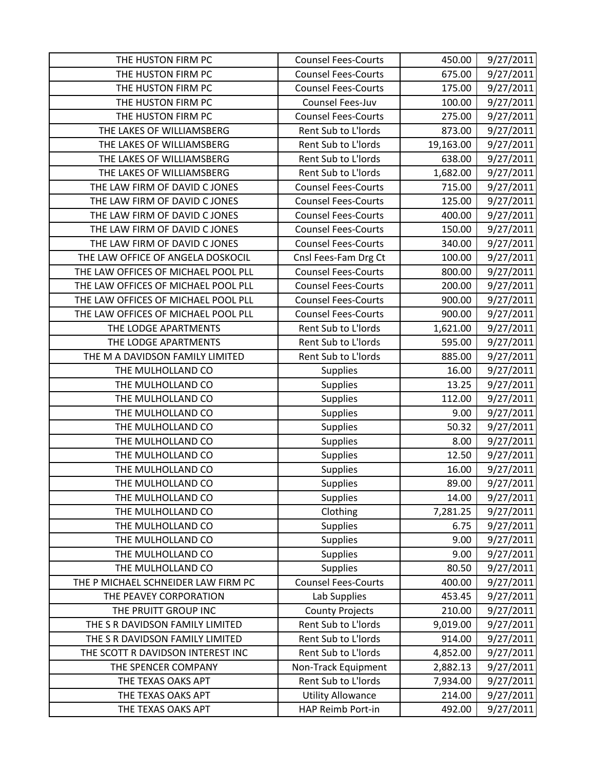| THE HUSTON FIRM PC | Counsel Fees-Courts | 450.00 | 9/27/2011 |
|---|---|---|---|
| THE HUSTON FIRM PC | Counsel Fees-Courts | 675.00 | 9/27/2011 |
| THE HUSTON FIRM PC | Counsel Fees-Courts | 175.00 | 9/27/2011 |
| THE HUSTON FIRM PC | Counsel Fees-Juv | 100.00 | 9/27/2011 |
| THE HUSTON FIRM PC | Counsel Fees-Courts | 275.00 | 9/27/2011 |
| THE LAKES OF WILLIAMSBERG | Rent Sub to L'lords | 873.00 | 9/27/2011 |
| THE LAKES OF WILLIAMSBERG | Rent Sub to L'lords | 19,163.00 | 9/27/2011 |
| THE LAKES OF WILLIAMSBERG | Rent Sub to L'lords | 638.00 | 9/27/2011 |
| THE LAKES OF WILLIAMSBERG | Rent Sub to L'lords | 1,682.00 | 9/27/2011 |
| THE LAW FIRM OF DAVID C JONES | Counsel Fees-Courts | 715.00 | 9/27/2011 |
| THE LAW FIRM OF DAVID C JONES | Counsel Fees-Courts | 125.00 | 9/27/2011 |
| THE LAW FIRM OF DAVID C JONES | Counsel Fees-Courts | 400.00 | 9/27/2011 |
| THE LAW FIRM OF DAVID C JONES | Counsel Fees-Courts | 150.00 | 9/27/2011 |
| THE LAW FIRM OF DAVID C JONES | Counsel Fees-Courts | 340.00 | 9/27/2011 |
| THE LAW OFFICE OF ANGELA DOSKOCIL | Cnsl Fees-Fam Drg Ct | 100.00 | 9/27/2011 |
| THE LAW OFFICES OF MICHAEL POOL PLL | Counsel Fees-Courts | 800.00 | 9/27/2011 |
| THE LAW OFFICES OF MICHAEL POOL PLL | Counsel Fees-Courts | 200.00 | 9/27/2011 |
| THE LAW OFFICES OF MICHAEL POOL PLL | Counsel Fees-Courts | 900.00 | 9/27/2011 |
| THE LAW OFFICES OF MICHAEL POOL PLL | Counsel Fees-Courts | 900.00 | 9/27/2011 |
| THE LODGE APARTMENTS | Rent Sub to L'lords | 1,621.00 | 9/27/2011 |
| THE LODGE APARTMENTS | Rent Sub to L'lords | 595.00 | 9/27/2011 |
| THE M A DAVIDSON FAMILY LIMITED | Rent Sub to L'lords | 885.00 | 9/27/2011 |
| THE MULHOLLAND CO | Supplies | 16.00 | 9/27/2011 |
| THE MULHOLLAND CO | Supplies | 13.25 | 9/27/2011 |
| THE MULHOLLAND CO | Supplies | 112.00 | 9/27/2011 |
| THE MULHOLLAND CO | Supplies | 9.00 | 9/27/2011 |
| THE MULHOLLAND CO | Supplies | 50.32 | 9/27/2011 |
| THE MULHOLLAND CO | Supplies | 8.00 | 9/27/2011 |
| THE MULHOLLAND CO | Supplies | 12.50 | 9/27/2011 |
| THE MULHOLLAND CO | Supplies | 16.00 | 9/27/2011 |
| THE MULHOLLAND CO | Supplies | 89.00 | 9/27/2011 |
| THE MULHOLLAND CO | Supplies | 14.00 | 9/27/2011 |
| THE MULHOLLAND CO | Clothing | 7,281.25 | 9/27/2011 |
| THE MULHOLLAND CO | Supplies | 6.75 | 9/27/2011 |
| THE MULHOLLAND CO | Supplies | 9.00 | 9/27/2011 |
| THE MULHOLLAND CO | Supplies | 9.00 | 9/27/2011 |
| THE MULHOLLAND CO | Supplies | 80.50 | 9/27/2011 |
| THE P MICHAEL SCHNEIDER LAW FIRM PC | Counsel Fees-Courts | 400.00 | 9/27/2011 |
| THE PEAVEY CORPORATION | Lab Supplies | 453.45 | 9/27/2011 |
| THE PRUITT GROUP INC | County Projects | 210.00 | 9/27/2011 |
| THE S R DAVIDSON FAMILY LIMITED | Rent Sub to L'lords | 9,019.00 | 9/27/2011 |
| THE S R DAVIDSON FAMILY LIMITED | Rent Sub to L'lords | 914.00 | 9/27/2011 |
| THE SCOTT R DAVIDSON INTEREST INC | Rent Sub to L'lords | 4,852.00 | 9/27/2011 |
| THE SPENCER COMPANY | Non-Track Equipment | 2,882.13 | 9/27/2011 |
| THE TEXAS OAKS APT | Rent Sub to L'lords | 7,934.00 | 9/27/2011 |
| THE TEXAS OAKS APT | Utility Allowance | 214.00 | 9/27/2011 |
| THE TEXAS OAKS APT | HAP Reimb Port-in | 492.00 | 9/27/2011 |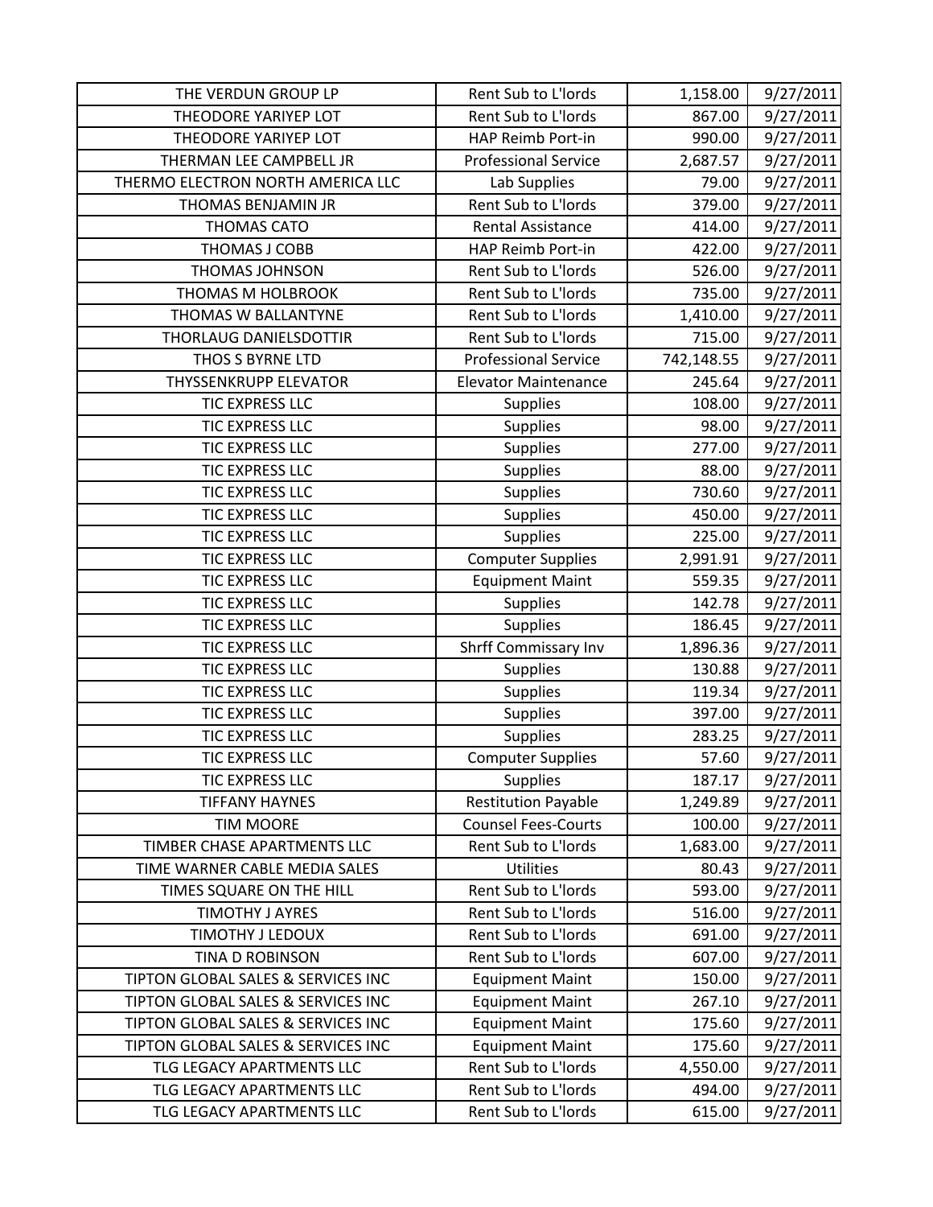| THE VERDUN GROUP LP | Rent Sub to L'lords | 1,158.00 | 9/27/2011 |
|---|---|---|---|
| THEODORE YARIYEP LOT | Rent Sub to L'lords | 867.00 | 9/27/2011 |
| THEODORE YARIYEP LOT | HAP Reimb Port-in | 990.00 | 9/27/2011 |
| THERMAN LEE CAMPBELL JR | Professional Service | 2,687.57 | 9/27/2011 |
| THERMO ELECTRON NORTH AMERICA LLC | Lab Supplies | 79.00 | 9/27/2011 |
| THOMAS BENJAMIN JR | Rent Sub to L'lords | 379.00 | 9/27/2011 |
| THOMAS CATO | Rental Assistance | 414.00 | 9/27/2011 |
| THOMAS J COBB | HAP Reimb Port-in | 422.00 | 9/27/2011 |
| THOMAS JOHNSON | Rent Sub to L'lords | 526.00 | 9/27/2011 |
| THOMAS M HOLBROOK | Rent Sub to L'lords | 735.00 | 9/27/2011 |
| THOMAS W BALLANTYNE | Rent Sub to L'lords | 1,410.00 | 9/27/2011 |
| THORLAUG DANIELSDOTTIR | Rent Sub to L'lords | 715.00 | 9/27/2011 |
| THOS S BYRNE LTD | Professional Service | 742,148.55 | 9/27/2011 |
| THYSSENKRUPP ELEVATOR | Elevator Maintenance | 245.64 | 9/27/2011 |
| TIC EXPRESS LLC | Supplies | 108.00 | 9/27/2011 |
| TIC EXPRESS LLC | Supplies | 98.00 | 9/27/2011 |
| TIC EXPRESS LLC | Supplies | 277.00 | 9/27/2011 |
| TIC EXPRESS LLC | Supplies | 88.00 | 9/27/2011 |
| TIC EXPRESS LLC | Supplies | 730.60 | 9/27/2011 |
| TIC EXPRESS LLC | Supplies | 450.00 | 9/27/2011 |
| TIC EXPRESS LLC | Supplies | 225.00 | 9/27/2011 |
| TIC EXPRESS LLC | Computer Supplies | 2,991.91 | 9/27/2011 |
| TIC EXPRESS LLC | Equipment Maint | 559.35 | 9/27/2011 |
| TIC EXPRESS LLC | Supplies | 142.78 | 9/27/2011 |
| TIC EXPRESS LLC | Supplies | 186.45 | 9/27/2011 |
| TIC EXPRESS LLC | Shrff Commissary Inv | 1,896.36 | 9/27/2011 |
| TIC EXPRESS LLC | Supplies | 130.88 | 9/27/2011 |
| TIC EXPRESS LLC | Supplies | 119.34 | 9/27/2011 |
| TIC EXPRESS LLC | Supplies | 397.00 | 9/27/2011 |
| TIC EXPRESS LLC | Supplies | 283.25 | 9/27/2011 |
| TIC EXPRESS LLC | Computer Supplies | 57.60 | 9/27/2011 |
| TIC EXPRESS LLC | Supplies | 187.17 | 9/27/2011 |
| TIFFANY HAYNES | Restitution Payable | 1,249.89 | 9/27/2011 |
| TIM MOORE | Counsel Fees-Courts | 100.00 | 9/27/2011 |
| TIMBER CHASE APARTMENTS LLC | Rent Sub to L'lords | 1,683.00 | 9/27/2011 |
| TIME WARNER CABLE MEDIA SALES | Utilities | 80.43 | 9/27/2011 |
| TIMES SQUARE ON THE HILL | Rent Sub to L'lords | 593.00 | 9/27/2011 |
| TIMOTHY J AYRES | Rent Sub to L'lords | 516.00 | 9/27/2011 |
| TIMOTHY J LEDOUX | Rent Sub to L'lords | 691.00 | 9/27/2011 |
| TINA D ROBINSON | Rent Sub to L'lords | 607.00 | 9/27/2011 |
| TIPTON GLOBAL SALES & SERVICES INC | Equipment Maint | 150.00 | 9/27/2011 |
| TIPTON GLOBAL SALES & SERVICES INC | Equipment Maint | 267.10 | 9/27/2011 |
| TIPTON GLOBAL SALES & SERVICES INC | Equipment Maint | 175.60 | 9/27/2011 |
| TIPTON GLOBAL SALES & SERVICES INC | Equipment Maint | 175.60 | 9/27/2011 |
| TLG LEGACY APARTMENTS LLC | Rent Sub to L'lords | 4,550.00 | 9/27/2011 |
| TLG LEGACY APARTMENTS LLC | Rent Sub to L'lords | 494.00 | 9/27/2011 |
| TLG LEGACY APARTMENTS LLC | Rent Sub to L'lords | 615.00 | 9/27/2011 |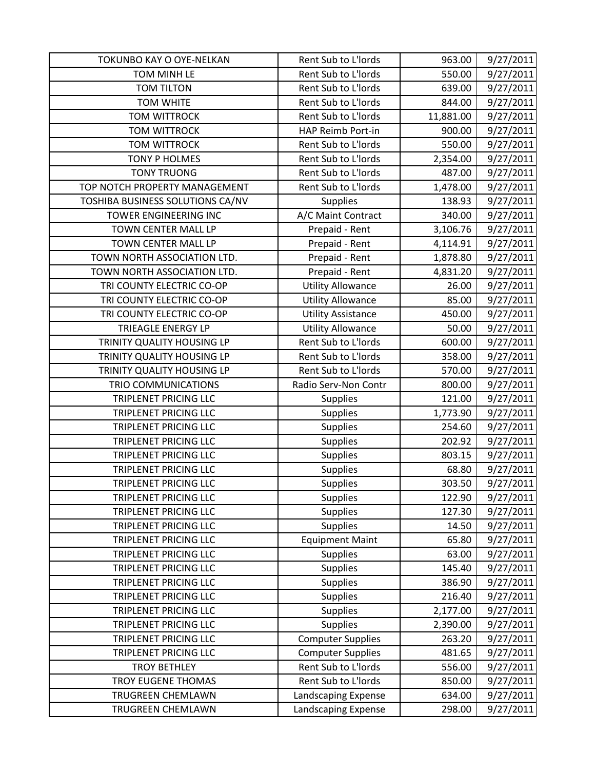| TOKUNBO KAY O OYE-NELKAN | Rent Sub to L'lords | 963.00 | 9/27/2011 |
|---|---|---|---|
| TOM MINH LE | Rent Sub to L'lords | 550.00 | 9/27/2011 |
| TOM TILTON | Rent Sub to L'lords | 639.00 | 9/27/2011 |
| TOM WHITE | Rent Sub to L'lords | 844.00 | 9/27/2011 |
| TOM WITTROCK | Rent Sub to L'lords | 11,881.00 | 9/27/2011 |
| TOM WITTROCK | HAP Reimb Port-in | 900.00 | 9/27/2011 |
| TOM WITTROCK | Rent Sub to L'lords | 550.00 | 9/27/2011 |
| TONY P HOLMES | Rent Sub to L'lords | 2,354.00 | 9/27/2011 |
| TONY TRUONG | Rent Sub to L'lords | 487.00 | 9/27/2011 |
| TOP NOTCH PROPERTY MANAGEMENT | Rent Sub to L'lords | 1,478.00 | 9/27/2011 |
| TOSHIBA BUSINESS SOLUTIONS CA/NV | Supplies | 138.93 | 9/27/2011 |
| TOWER ENGINEERING INC | A/C Maint Contract | 340.00 | 9/27/2011 |
| TOWN CENTER MALL LP | Prepaid - Rent | 3,106.76 | 9/27/2011 |
| TOWN CENTER MALL LP | Prepaid - Rent | 4,114.91 | 9/27/2011 |
| TOWN NORTH ASSOCIATION LTD. | Prepaid - Rent | 1,878.80 | 9/27/2011 |
| TOWN NORTH ASSOCIATION LTD. | Prepaid - Rent | 4,831.20 | 9/27/2011 |
| TRI COUNTY ELECTRIC CO-OP | Utility Allowance | 26.00 | 9/27/2011 |
| TRI COUNTY ELECTRIC CO-OP | Utility Allowance | 85.00 | 9/27/2011 |
| TRI COUNTY ELECTRIC CO-OP | Utility Assistance | 450.00 | 9/27/2011 |
| TRIEAGLE ENERGY LP | Utility Allowance | 50.00 | 9/27/2011 |
| TRINITY QUALITY HOUSING LP | Rent Sub to L'lords | 600.00 | 9/27/2011 |
| TRINITY QUALITY HOUSING LP | Rent Sub to L'lords | 358.00 | 9/27/2011 |
| TRINITY QUALITY HOUSING LP | Rent Sub to L'lords | 570.00 | 9/27/2011 |
| TRIO COMMUNICATIONS | Radio Serv-Non Contr | 800.00 | 9/27/2011 |
| TRIPLENET PRICING LLC | Supplies | 121.00 | 9/27/2011 |
| TRIPLENET PRICING LLC | Supplies | 1,773.90 | 9/27/2011 |
| TRIPLENET PRICING LLC | Supplies | 254.60 | 9/27/2011 |
| TRIPLENET PRICING LLC | Supplies | 202.92 | 9/27/2011 |
| TRIPLENET PRICING LLC | Supplies | 803.15 | 9/27/2011 |
| TRIPLENET PRICING LLC | Supplies | 68.80 | 9/27/2011 |
| TRIPLENET PRICING LLC | Supplies | 303.50 | 9/27/2011 |
| TRIPLENET PRICING LLC | Supplies | 122.90 | 9/27/2011 |
| TRIPLENET PRICING LLC | Supplies | 127.30 | 9/27/2011 |
| TRIPLENET PRICING LLC | Supplies | 14.50 | 9/27/2011 |
| TRIPLENET PRICING LLC | Equipment Maint | 65.80 | 9/27/2011 |
| TRIPLENET PRICING LLC | Supplies | 63.00 | 9/27/2011 |
| TRIPLENET PRICING LLC | Supplies | 145.40 | 9/27/2011 |
| TRIPLENET PRICING LLC | Supplies | 386.90 | 9/27/2011 |
| TRIPLENET PRICING LLC | Supplies | 216.40 | 9/27/2011 |
| TRIPLENET PRICING LLC | Supplies | 2,177.00 | 9/27/2011 |
| TRIPLENET PRICING LLC | Supplies | 2,390.00 | 9/27/2011 |
| TRIPLENET PRICING LLC | Computer Supplies | 263.20 | 9/27/2011 |
| TRIPLENET PRICING LLC | Computer Supplies | 481.65 | 9/27/2011 |
| TROY BETHLEY | Rent Sub to L'lords | 556.00 | 9/27/2011 |
| TROY EUGENE THOMAS | Rent Sub to L'lords | 850.00 | 9/27/2011 |
| TRUGREEN CHEMLAWN | Landscaping Expense | 634.00 | 9/27/2011 |
| TRUGREEN CHEMLAWN | Landscaping Expense | 298.00 | 9/27/2011 |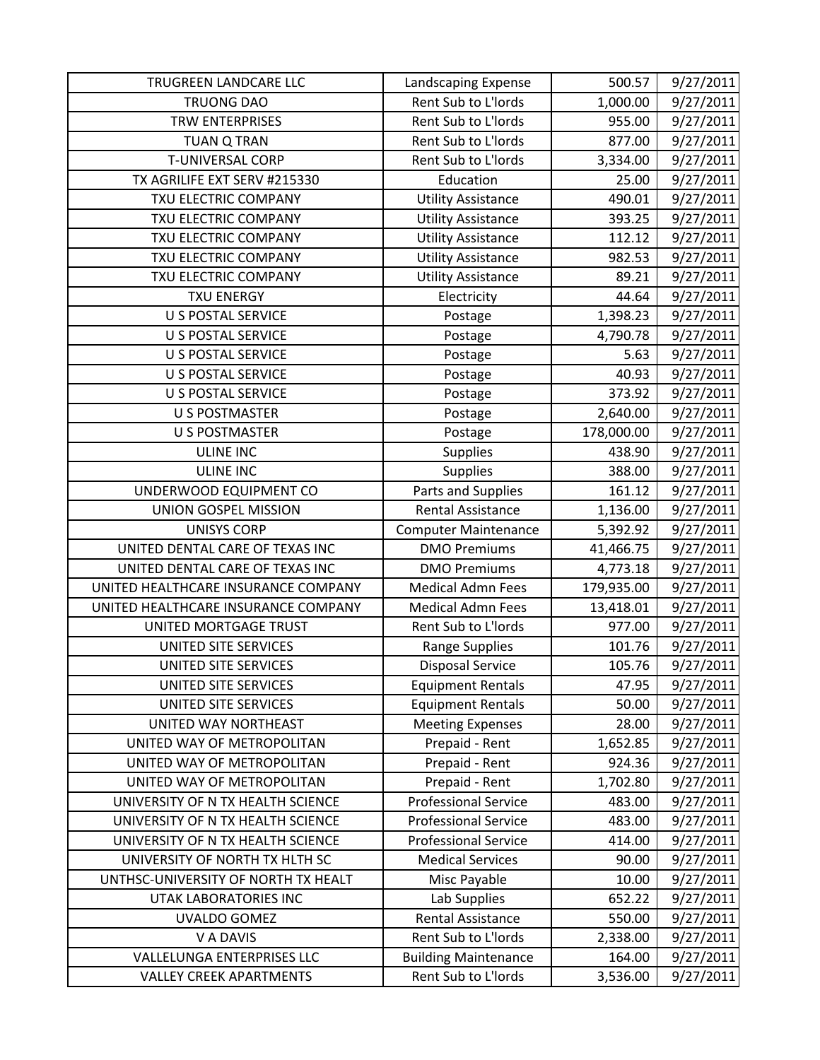| | | | |
|---|---|---|---|
| TRUGREEN LANDCARE LLC | Landscaping Expense | 500.57 | 9/27/2011 |
| TRUONG DAO | Rent Sub to L'lords | 1,000.00 | 9/27/2011 |
| TRW ENTERPRISES | Rent Sub to L'lords | 955.00 | 9/27/2011 |
| TUAN Q TRAN | Rent Sub to L'lords | 877.00 | 9/27/2011 |
| T-UNIVERSAL CORP | Rent Sub to L'lords | 3,334.00 | 9/27/2011 |
| TX AGRILIFE EXT SERV #215330 | Education | 25.00 | 9/27/2011 |
| TXU ELECTRIC COMPANY | Utility Assistance | 490.01 | 9/27/2011 |
| TXU ELECTRIC COMPANY | Utility Assistance | 393.25 | 9/27/2011 |
| TXU ELECTRIC COMPANY | Utility Assistance | 112.12 | 9/27/2011 |
| TXU ELECTRIC COMPANY | Utility Assistance | 982.53 | 9/27/2011 |
| TXU ELECTRIC COMPANY | Utility Assistance | 89.21 | 9/27/2011 |
| TXU ENERGY | Electricity | 44.64 | 9/27/2011 |
| U S POSTAL SERVICE | Postage | 1,398.23 | 9/27/2011 |
| U S POSTAL SERVICE | Postage | 4,790.78 | 9/27/2011 |
| U S POSTAL SERVICE | Postage | 5.63 | 9/27/2011 |
| U S POSTAL SERVICE | Postage | 40.93 | 9/27/2011 |
| U S POSTAL SERVICE | Postage | 373.92 | 9/27/2011 |
| U S POSTMASTER | Postage | 2,640.00 | 9/27/2011 |
| U S POSTMASTER | Postage | 178,000.00 | 9/27/2011 |
| ULINE INC | Supplies | 438.90 | 9/27/2011 |
| ULINE INC | Supplies | 388.00 | 9/27/2011 |
| UNDERWOOD EQUIPMENT CO | Parts and Supplies | 161.12 | 9/27/2011 |
| UNION GOSPEL MISSION | Rental Assistance | 1,136.00 | 9/27/2011 |
| UNISYS CORP | Computer Maintenance | 5,392.92 | 9/27/2011 |
| UNITED DENTAL CARE OF TEXAS INC | DMO Premiums | 41,466.75 | 9/27/2011 |
| UNITED DENTAL CARE OF TEXAS INC | DMO Premiums | 4,773.18 | 9/27/2011 |
| UNITED HEALTHCARE INSURANCE COMPANY | Medical Admn Fees | 179,935.00 | 9/27/2011 |
| UNITED HEALTHCARE INSURANCE COMPANY | Medical Admn Fees | 13,418.01 | 9/27/2011 |
| UNITED MORTGAGE TRUST | Rent Sub to L'lords | 977.00 | 9/27/2011 |
| UNITED SITE SERVICES | Range Supplies | 101.76 | 9/27/2011 |
| UNITED SITE SERVICES | Disposal Service | 105.76 | 9/27/2011 |
| UNITED SITE SERVICES | Equipment Rentals | 47.95 | 9/27/2011 |
| UNITED SITE SERVICES | Equipment Rentals | 50.00 | 9/27/2011 |
| UNITED WAY NORTHEAST | Meeting Expenses | 28.00 | 9/27/2011 |
| UNITED WAY OF METROPOLITAN | Prepaid - Rent | 1,652.85 | 9/27/2011 |
| UNITED WAY OF METROPOLITAN | Prepaid - Rent | 924.36 | 9/27/2011 |
| UNITED WAY OF METROPOLITAN | Prepaid - Rent | 1,702.80 | 9/27/2011 |
| UNIVERSITY OF N TX HEALTH SCIENCE | Professional Service | 483.00 | 9/27/2011 |
| UNIVERSITY OF N TX HEALTH SCIENCE | Professional Service | 483.00 | 9/27/2011 |
| UNIVERSITY OF N TX HEALTH SCIENCE | Professional Service | 414.00 | 9/27/2011 |
| UNIVERSITY OF NORTH TX HLTH SC | Medical Services | 90.00 | 9/27/2011 |
| UNTHSC-UNIVERSITY OF NORTH TX HEALT | Misc Payable | 10.00 | 9/27/2011 |
| UTAK LABORATORIES INC | Lab Supplies | 652.22 | 9/27/2011 |
| UVALDO GOMEZ | Rental Assistance | 550.00 | 9/27/2011 |
| V A DAVIS | Rent Sub to L'lords | 2,338.00 | 9/27/2011 |
| VALLELUNGA ENTERPRISES LLC | Building Maintenance | 164.00 | 9/27/2011 |
| VALLEY CREEK APARTMENTS | Rent Sub to L'lords | 3,536.00 | 9/27/2011 |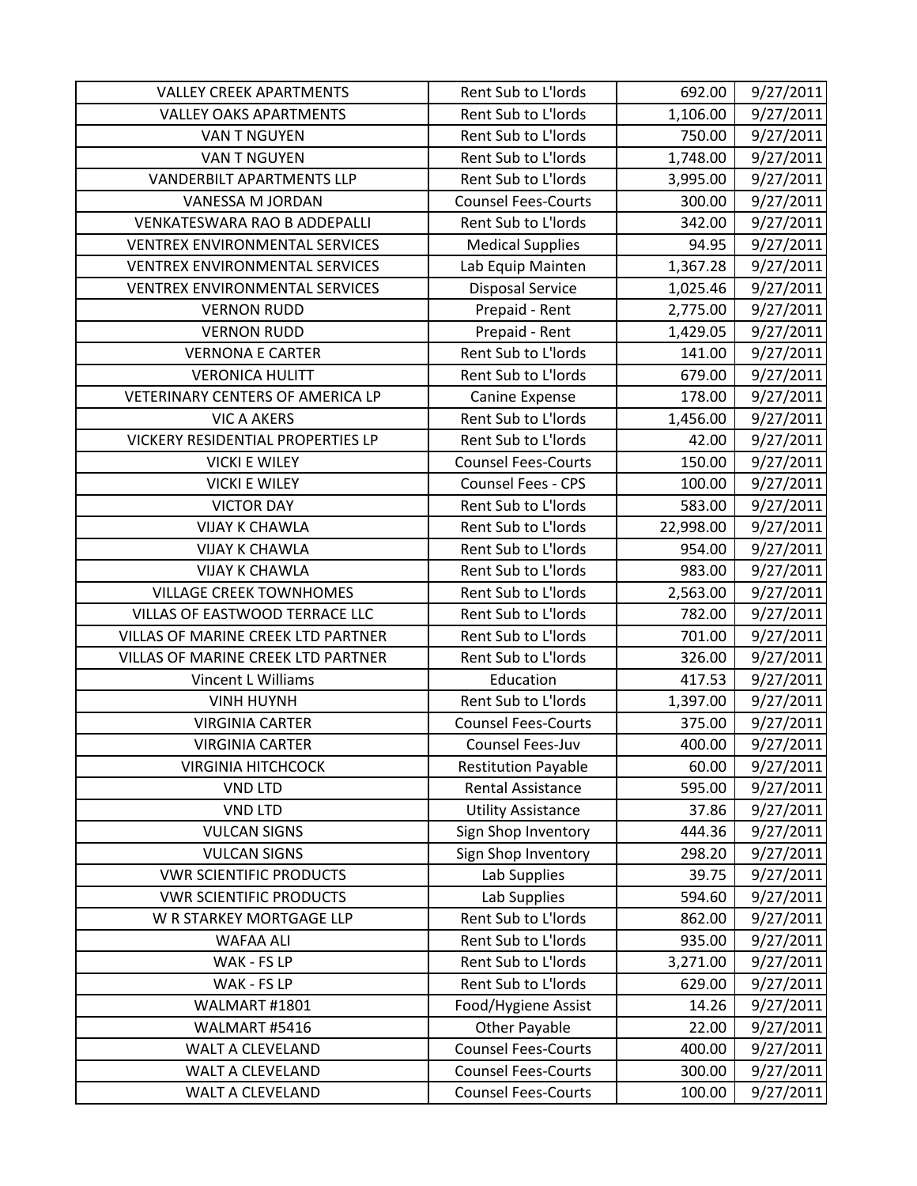| | | | |
|---|---|---|---|
| VALLEY CREEK APARTMENTS | Rent Sub to L'lords | 692.00 | 9/27/2011 |
| VALLEY OAKS APARTMENTS | Rent Sub to L'lords | 1,106.00 | 9/27/2011 |
| VAN T NGUYEN | Rent Sub to L'lords | 750.00 | 9/27/2011 |
| VAN T NGUYEN | Rent Sub to L'lords | 1,748.00 | 9/27/2011 |
| VANDERBILT APARTMENTS LLP | Rent Sub to L'lords | 3,995.00 | 9/27/2011 |
| VANESSA M JORDAN | Counsel Fees-Courts | 300.00 | 9/27/2011 |
| VENKATESWARA RAO B ADDEPALLI | Rent Sub to L'lords | 342.00 | 9/27/2011 |
| VENTREX ENVIRONMENTAL SERVICES | Medical Supplies | 94.95 | 9/27/2011 |
| VENTREX ENVIRONMENTAL SERVICES | Lab Equip Mainten | 1,367.28 | 9/27/2011 |
| VENTREX ENVIRONMENTAL SERVICES | Disposal Service | 1,025.46 | 9/27/2011 |
| VERNON RUDD | Prepaid - Rent | 2,775.00 | 9/27/2011 |
| VERNON RUDD | Prepaid - Rent | 1,429.05 | 9/27/2011 |
| VERNONA E CARTER | Rent Sub to L'lords | 141.00 | 9/27/2011 |
| VERONICA HULITT | Rent Sub to L'lords | 679.00 | 9/27/2011 |
| VETERINARY CENTERS OF AMERICA LP | Canine Expense | 178.00 | 9/27/2011 |
| VIC A AKERS | Rent Sub to L'lords | 1,456.00 | 9/27/2011 |
| VICKERY RESIDENTIAL PROPERTIES LP | Rent Sub to L'lords | 42.00 | 9/27/2011 |
| VICKI E WILEY | Counsel Fees-Courts | 150.00 | 9/27/2011 |
| VICKI E WILEY | Counsel Fees - CPS | 100.00 | 9/27/2011 |
| VICTOR DAY | Rent Sub to L'lords | 583.00 | 9/27/2011 |
| VIJAY K CHAWLA | Rent Sub to L'lords | 22,998.00 | 9/27/2011 |
| VIJAY K CHAWLA | Rent Sub to L'lords | 954.00 | 9/27/2011 |
| VIJAY K CHAWLA | Rent Sub to L'lords | 983.00 | 9/27/2011 |
| VILLAGE CREEK TOWNHOMES | Rent Sub to L'lords | 2,563.00 | 9/27/2011 |
| VILLAS OF EASTWOOD TERRACE LLC | Rent Sub to L'lords | 782.00 | 9/27/2011 |
| VILLAS OF MARINE CREEK LTD PARTNER | Rent Sub to L'lords | 701.00 | 9/27/2011 |
| VILLAS OF MARINE CREEK LTD PARTNER | Rent Sub to L'lords | 326.00 | 9/27/2011 |
| Vincent L Williams | Education | 417.53 | 9/27/2011 |
| VINH HUYNH | Rent Sub to L'lords | 1,397.00 | 9/27/2011 |
| VIRGINIA CARTER | Counsel Fees-Courts | 375.00 | 9/27/2011 |
| VIRGINIA CARTER | Counsel Fees-Juv | 400.00 | 9/27/2011 |
| VIRGINIA HITCHCOCK | Restitution Payable | 60.00 | 9/27/2011 |
| VND LTD | Rental Assistance | 595.00 | 9/27/2011 |
| VND LTD | Utility Assistance | 37.86 | 9/27/2011 |
| VULCAN SIGNS | Sign Shop Inventory | 444.36 | 9/27/2011 |
| VULCAN SIGNS | Sign Shop Inventory | 298.20 | 9/27/2011 |
| VWR SCIENTIFIC PRODUCTS | Lab Supplies | 39.75 | 9/27/2011 |
| VWR SCIENTIFIC PRODUCTS | Lab Supplies | 594.60 | 9/27/2011 |
| W R STARKEY MORTGAGE LLP | Rent Sub to L'lords | 862.00 | 9/27/2011 |
| WAFAA ALI | Rent Sub to L'lords | 935.00 | 9/27/2011 |
| WAK - FS LP | Rent Sub to L'lords | 3,271.00 | 9/27/2011 |
| WAK - FS LP | Rent Sub to L'lords | 629.00 | 9/27/2011 |
| WALMART #1801 | Food/Hygiene Assist | 14.26 | 9/27/2011 |
| WALMART #5416 | Other Payable | 22.00 | 9/27/2011 |
| WALT A CLEVELAND | Counsel Fees-Courts | 400.00 | 9/27/2011 |
| WALT A CLEVELAND | Counsel Fees-Courts | 300.00 | 9/27/2011 |
| WALT A CLEVELAND | Counsel Fees-Courts | 100.00 | 9/27/2011 |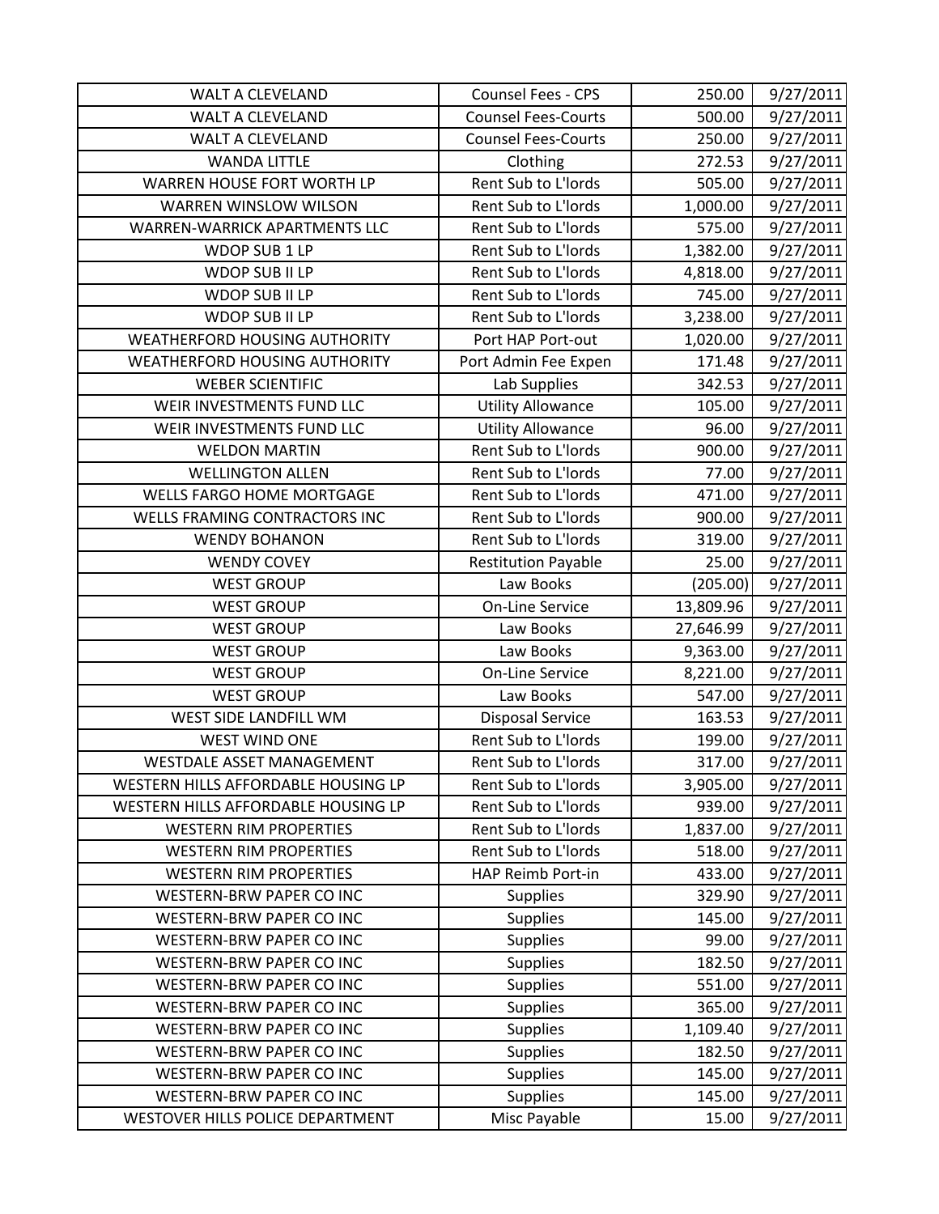| WALT A CLEVELAND | Counsel Fees - CPS | 250.00 | 9/27/2011 |
|---|---|---|---|
| WALT A CLEVELAND | Counsel Fees-Courts | 500.00 | 9/27/2011 |
| WALT A CLEVELAND | Counsel Fees-Courts | 250.00 | 9/27/2011 |
| WANDA LITTLE | Clothing | 272.53 | 9/27/2011 |
| WARREN HOUSE FORT WORTH LP | Rent Sub to L'lords | 505.00 | 9/27/2011 |
| WARREN WINSLOW WILSON | Rent Sub to L'lords | 1,000.00 | 9/27/2011 |
| WARREN-WARRICK APARTMENTS LLC | Rent Sub to L'lords | 575.00 | 9/27/2011 |
| WDOP SUB 1 LP | Rent Sub to L'lords | 1,382.00 | 9/27/2011 |
| WDOP SUB II LP | Rent Sub to L'lords | 4,818.00 | 9/27/2011 |
| WDOP SUB II LP | Rent Sub to L'lords | 745.00 | 9/27/2011 |
| WDOP SUB II LP | Rent Sub to L'lords | 3,238.00 | 9/27/2011 |
| WEATHERFORD HOUSING AUTHORITY | Port HAP Port-out | 1,020.00 | 9/27/2011 |
| WEATHERFORD HOUSING AUTHORITY | Port Admin Fee Expen | 171.48 | 9/27/2011 |
| WEBER SCIENTIFIC | Lab Supplies | 342.53 | 9/27/2011 |
| WEIR INVESTMENTS FUND LLC | Utility Allowance | 105.00 | 9/27/2011 |
| WEIR INVESTMENTS FUND LLC | Utility Allowance | 96.00 | 9/27/2011 |
| WELDON MARTIN | Rent Sub to L'lords | 900.00 | 9/27/2011 |
| WELLINGTON ALLEN | Rent Sub to L'lords | 77.00 | 9/27/2011 |
| WELLS FARGO HOME MORTGAGE | Rent Sub to L'lords | 471.00 | 9/27/2011 |
| WELLS FRAMING CONTRACTORS INC | Rent Sub to L'lords | 900.00 | 9/27/2011 |
| WENDY BOHANON | Rent Sub to L'lords | 319.00 | 9/27/2011 |
| WENDY COVEY | Restitution Payable | 25.00 | 9/27/2011 |
| WEST GROUP | Law Books | (205.00) | 9/27/2011 |
| WEST GROUP | On-Line Service | 13,809.96 | 9/27/2011 |
| WEST GROUP | Law Books | 27,646.99 | 9/27/2011 |
| WEST GROUP | Law Books | 9,363.00 | 9/27/2011 |
| WEST GROUP | On-Line Service | 8,221.00 | 9/27/2011 |
| WEST GROUP | Law Books | 547.00 | 9/27/2011 |
| WEST SIDE LANDFILL WM | Disposal Service | 163.53 | 9/27/2011 |
| WEST WIND ONE | Rent Sub to L'lords | 199.00 | 9/27/2011 |
| WESTDALE ASSET MANAGEMENT | Rent Sub to L'lords | 317.00 | 9/27/2011 |
| WESTERN HILLS AFFORDABLE HOUSING LP | Rent Sub to L'lords | 3,905.00 | 9/27/2011 |
| WESTERN HILLS AFFORDABLE HOUSING LP | Rent Sub to L'lords | 939.00 | 9/27/2011 |
| WESTERN RIM PROPERTIES | Rent Sub to L'lords | 1,837.00 | 9/27/2011 |
| WESTERN RIM PROPERTIES | Rent Sub to L'lords | 518.00 | 9/27/2011 |
| WESTERN RIM PROPERTIES | HAP Reimb Port-in | 433.00 | 9/27/2011 |
| WESTERN-BRW PAPER CO INC | Supplies | 329.90 | 9/27/2011 |
| WESTERN-BRW PAPER CO INC | Supplies | 145.00 | 9/27/2011 |
| WESTERN-BRW PAPER CO INC | Supplies | 99.00 | 9/27/2011 |
| WESTERN-BRW PAPER CO INC | Supplies | 182.50 | 9/27/2011 |
| WESTERN-BRW PAPER CO INC | Supplies | 551.00 | 9/27/2011 |
| WESTERN-BRW PAPER CO INC | Supplies | 365.00 | 9/27/2011 |
| WESTERN-BRW PAPER CO INC | Supplies | 1,109.40 | 9/27/2011 |
| WESTERN-BRW PAPER CO INC | Supplies | 182.50 | 9/27/2011 |
| WESTERN-BRW PAPER CO INC | Supplies | 145.00 | 9/27/2011 |
| WESTERN-BRW PAPER CO INC | Supplies | 145.00 | 9/27/2011 |
| WESTOVER HILLS POLICE DEPARTMENT | Misc Payable | 15.00 | 9/27/2011 |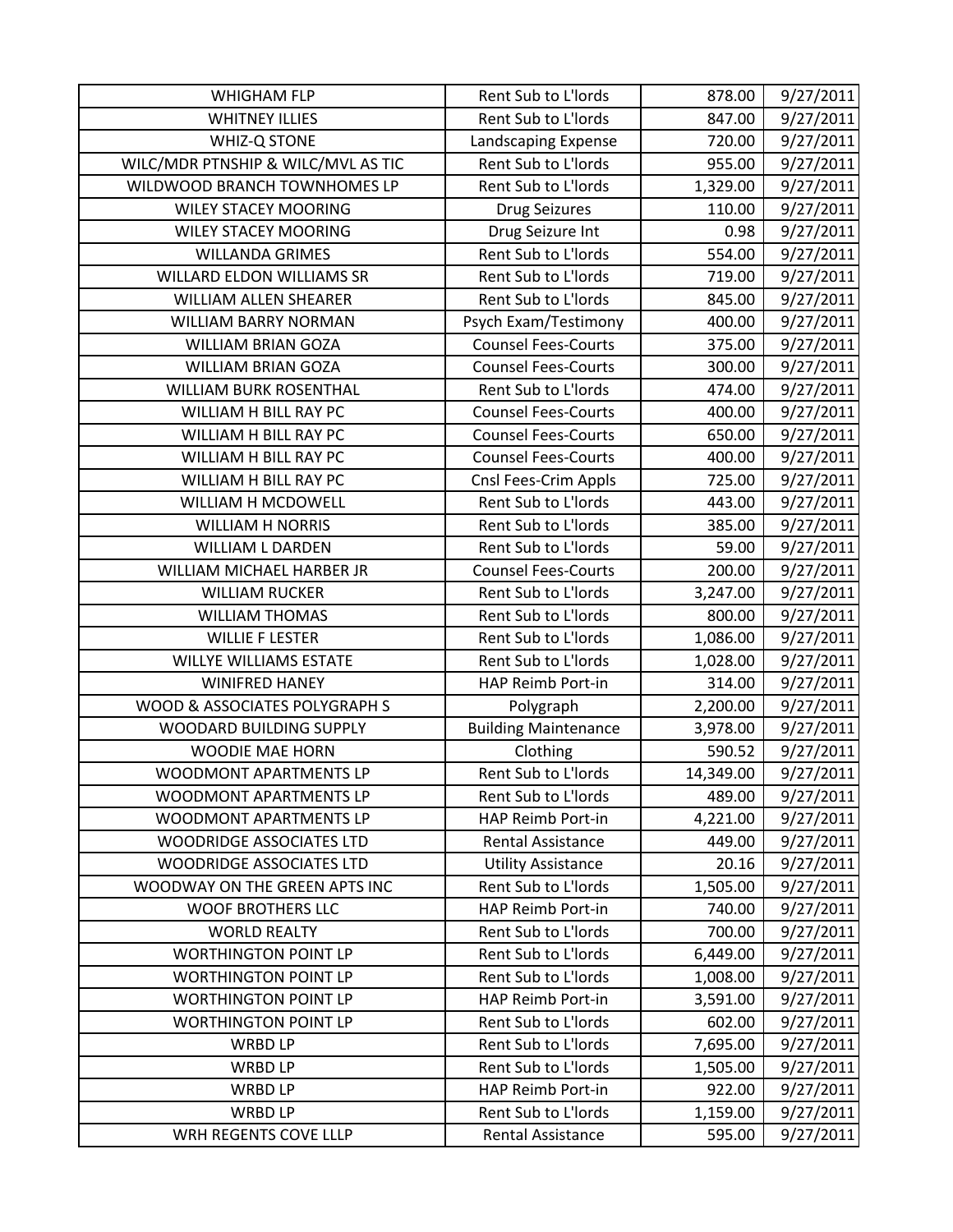| WHIGHAM FLP | Rent Sub to L'lords | 878.00 | 9/27/2011 |
|---|---|---|---|
| WHITNEY ILLIES | Rent Sub to L'lords | 847.00 | 9/27/2011 |
| WHIZ-Q STONE | Landscaping Expense | 720.00 | 9/27/2011 |
| WILC/MDR PTNSHIP & WILC/MVL AS TIC | Rent Sub to L'lords | 955.00 | 9/27/2011 |
| WILDWOOD BRANCH TOWNHOMES LP | Rent Sub to L'lords | 1,329.00 | 9/27/2011 |
| WILEY STACEY MOORING | Drug Seizures | 110.00 | 9/27/2011 |
| WILEY STACEY MOORING | Drug Seizure Int | 0.98 | 9/27/2011 |
| WILLANDA GRIMES | Rent Sub to L'lords | 554.00 | 9/27/2011 |
| WILLARD ELDON WILLIAMS SR | Rent Sub to L'lords | 719.00 | 9/27/2011 |
| WILLIAM ALLEN SHEARER | Rent Sub to L'lords | 845.00 | 9/27/2011 |
| WILLIAM BARRY NORMAN | Psych Exam/Testimony | 400.00 | 9/27/2011 |
| WILLIAM BRIAN GOZA | Counsel Fees-Courts | 375.00 | 9/27/2011 |
| WILLIAM BRIAN GOZA | Counsel Fees-Courts | 300.00 | 9/27/2011 |
| WILLIAM BURK ROSENTHAL | Rent Sub to L'lords | 474.00 | 9/27/2011 |
| WILLIAM H BILL RAY PC | Counsel Fees-Courts | 400.00 | 9/27/2011 |
| WILLIAM H BILL RAY PC | Counsel Fees-Courts | 650.00 | 9/27/2011 |
| WILLIAM H BILL RAY PC | Counsel Fees-Courts | 400.00 | 9/27/2011 |
| WILLIAM H BILL RAY PC | Cnsl Fees-Crim Appls | 725.00 | 9/27/2011 |
| WILLIAM H MCDOWELL | Rent Sub to L'lords | 443.00 | 9/27/2011 |
| WILLIAM H NORRIS | Rent Sub to L'lords | 385.00 | 9/27/2011 |
| WILLIAM L DARDEN | Rent Sub to L'lords | 59.00 | 9/27/2011 |
| WILLIAM MICHAEL HARBER JR | Counsel Fees-Courts | 200.00 | 9/27/2011 |
| WILLIAM RUCKER | Rent Sub to L'lords | 3,247.00 | 9/27/2011 |
| WILLIAM THOMAS | Rent Sub to L'lords | 800.00 | 9/27/2011 |
| WILLIE F LESTER | Rent Sub to L'lords | 1,086.00 | 9/27/2011 |
| WILLYE WILLIAMS ESTATE | Rent Sub to L'lords | 1,028.00 | 9/27/2011 |
| WINIFRED HANEY | HAP Reimb Port-in | 314.00 | 9/27/2011 |
| WOOD & ASSOCIATES POLYGRAPH S | Polygraph | 2,200.00 | 9/27/2011 |
| WOODARD BUILDING SUPPLY | Building Maintenance | 3,978.00 | 9/27/2011 |
| WOODIE MAE HORN | Clothing | 590.52 | 9/27/2011 |
| WOODMONT APARTMENTS LP | Rent Sub to L'lords | 14,349.00 | 9/27/2011 |
| WOODMONT APARTMENTS LP | Rent Sub to L'lords | 489.00 | 9/27/2011 |
| WOODMONT APARTMENTS LP | HAP Reimb Port-in | 4,221.00 | 9/27/2011 |
| WOODRIDGE ASSOCIATES LTD | Rental Assistance | 449.00 | 9/27/2011 |
| WOODRIDGE ASSOCIATES LTD | Utility Assistance | 20.16 | 9/27/2011 |
| WOODWAY ON THE GREEN APTS INC | Rent Sub to L'lords | 1,505.00 | 9/27/2011 |
| WOOF BROTHERS LLC | HAP Reimb Port-in | 740.00 | 9/27/2011 |
| WORLD REALTY | Rent Sub to L'lords | 700.00 | 9/27/2011 |
| WORTHINGTON POINT LP | Rent Sub to L'lords | 6,449.00 | 9/27/2011 |
| WORTHINGTON POINT LP | Rent Sub to L'lords | 1,008.00 | 9/27/2011 |
| WORTHINGTON POINT LP | HAP Reimb Port-in | 3,591.00 | 9/27/2011 |
| WORTHINGTON POINT LP | Rent Sub to L'lords | 602.00 | 9/27/2011 |
| WRBD LP | Rent Sub to L'lords | 7,695.00 | 9/27/2011 |
| WRBD LP | Rent Sub to L'lords | 1,505.00 | 9/27/2011 |
| WRBD LP | HAP Reimb Port-in | 922.00 | 9/27/2011 |
| WRBD LP | Rent Sub to L'lords | 1,159.00 | 9/27/2011 |
| WRH REGENTS COVE LLLP | Rental Assistance | 595.00 | 9/27/2011 |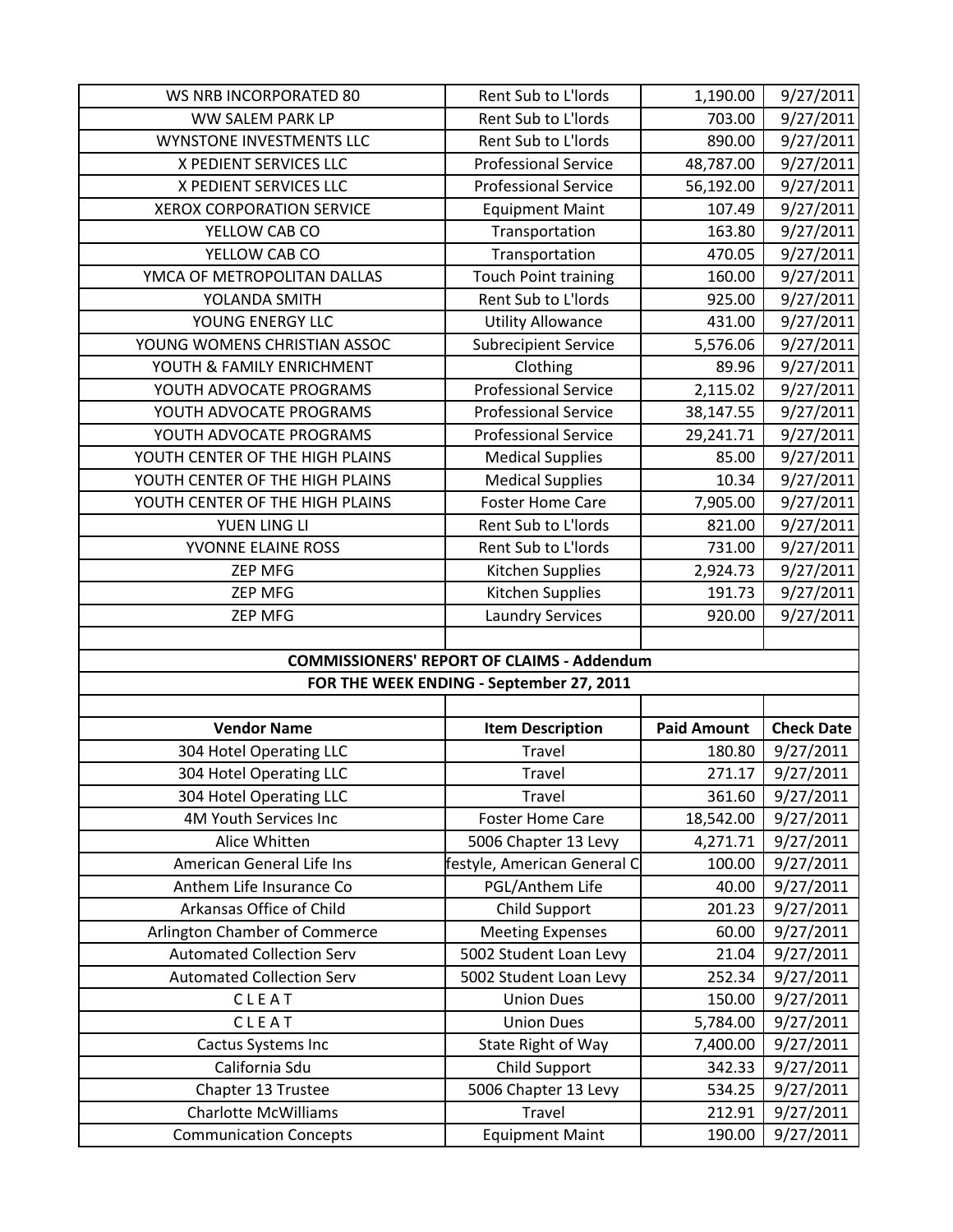| | | | |
|---|---|---|---|
| WS NRB INCORPORATED 80 | Rent Sub to L'lords | 1,190.00 | 9/27/2011 |
| WW SALEM PARK LP | Rent Sub to L'lords | 703.00 | 9/27/2011 |
| WYNSTONE INVESTMENTS LLC | Rent Sub to L'lords | 890.00 | 9/27/2011 |
| X PEDIENT SERVICES LLC | Professional Service | 48,787.00 | 9/27/2011 |
| X PEDIENT SERVICES LLC | Professional Service | 56,192.00 | 9/27/2011 |
| XEROX CORPORATION SERVICE | Equipment Maint | 107.49 | 9/27/2011 |
| YELLOW CAB CO | Transportation | 163.80 | 9/27/2011 |
| YELLOW CAB CO | Transportation | 470.05 | 9/27/2011 |
| YMCA OF METROPOLITAN DALLAS | Touch Point training | 160.00 | 9/27/2011 |
| YOLANDA SMITH | Rent Sub to L'lords | 925.00 | 9/27/2011 |
| YOUNG ENERGY LLC | Utility Allowance | 431.00 | 9/27/2011 |
| YOUNG WOMENS CHRISTIAN ASSOC | Subrecipient Service | 5,576.06 | 9/27/2011 |
| YOUTH & FAMILY ENRICHMENT | Clothing | 89.96 | 9/27/2011 |
| YOUTH ADVOCATE PROGRAMS | Professional Service | 2,115.02 | 9/27/2011 |
| YOUTH ADVOCATE PROGRAMS | Professional Service | 38,147.55 | 9/27/2011 |
| YOUTH ADVOCATE PROGRAMS | Professional Service | 29,241.71 | 9/27/2011 |
| YOUTH CENTER OF THE HIGH PLAINS | Medical Supplies | 85.00 | 9/27/2011 |
| YOUTH CENTER OF THE HIGH PLAINS | Medical Supplies | 10.34 | 9/27/2011 |
| YOUTH CENTER OF THE HIGH PLAINS | Foster Home Care | 7,905.00 | 9/27/2011 |
| YUEN LING LI | Rent Sub to L'lords | 821.00 | 9/27/2011 |
| YVONNE ELAINE ROSS | Rent Sub to L'lords | 731.00 | 9/27/2011 |
| ZEP MFG | Kitchen Supplies | 2,924.73 | 9/27/2011 |
| ZEP MFG | Kitchen Supplies | 191.73 | 9/27/2011 |
| ZEP MFG | Laundry Services | 920.00 | 9/27/2011 |

**COMMISSIONERS' REPORT OF CLAIMS - Addendum**

**FOR THE WEEK ENDING - September 27, 2011**

| Vendor Name | Item Description | Paid Amount | Check Date |
|---|---|---|---|
| 304 Hotel Operating LLC | Travel | 180.80 | 9/27/2011 |
| 304 Hotel Operating LLC | Travel | 271.17 | 9/27/2011 |
| 304 Hotel Operating LLC | Travel | 361.60 | 9/27/2011 |
| 4M Youth Services Inc | Foster Home Care | 18,542.00 | 9/27/2011 |
| Alice Whitten | 5006 Chapter 13 Levy | 4,271.71 | 9/27/2011 |
| American General Life Ins | festyle, American General C | 100.00 | 9/27/2011 |
| Anthem Life Insurance Co | PGL/Anthem Life | 40.00 | 9/27/2011 |
| Arkansas Office of Child | Child Support | 201.23 | 9/27/2011 |
| Arlington Chamber of Commerce | Meeting Expenses | 60.00 | 9/27/2011 |
| Automated Collection Serv | 5002 Student Loan Levy | 21.04 | 9/27/2011 |
| Automated Collection Serv | 5002 Student Loan Levy | 252.34 | 9/27/2011 |
| C L E A T | Union Dues | 150.00 | 9/27/2011 |
| C L E A T | Union Dues | 5,784.00 | 9/27/2011 |
| Cactus Systems Inc | State Right of Way | 7,400.00 | 9/27/2011 |
| California Sdu | Child Support | 342.33 | 9/27/2011 |
| Chapter 13 Trustee | 5006 Chapter 13 Levy | 534.25 | 9/27/2011 |
| Charlotte McWilliams | Travel | 212.91 | 9/27/2011 |
| Communication Concepts | Equipment Maint | 190.00 | 9/27/2011 |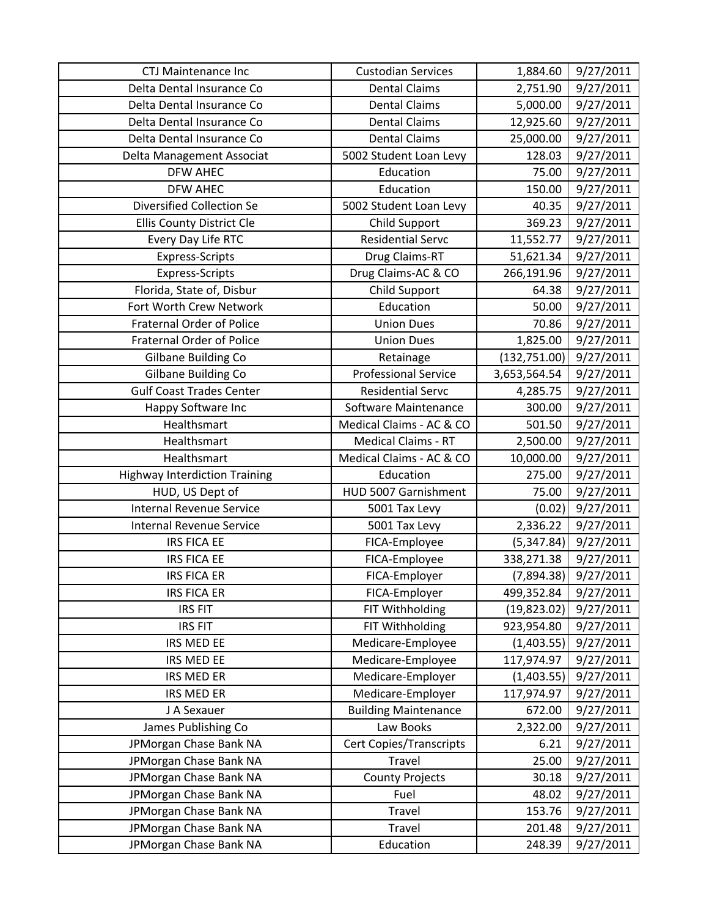| CTJ Maintenance Inc | Custodian Services | 1,884.60 | 9/27/2011 |
|---|---|---|---|
| Delta Dental Insurance Co | Dental Claims | 2,751.90 | 9/27/2011 |
| Delta Dental Insurance Co | Dental Claims | 5,000.00 | 9/27/2011 |
| Delta Dental Insurance Co | Dental Claims | 12,925.60 | 9/27/2011 |
| Delta Dental Insurance Co | Dental Claims | 25,000.00 | 9/27/2011 |
| Delta Management Associat | 5002 Student Loan Levy | 128.03 | 9/27/2011 |
| DFW AHEC | Education | 75.00 | 9/27/2011 |
| DFW AHEC | Education | 150.00 | 9/27/2011 |
| Diversified Collection Se | 5002 Student Loan Levy | 40.35 | 9/27/2011 |
| Ellis County District Cle | Child Support | 369.23 | 9/27/2011 |
| Every Day Life RTC | Residential Servc | 11,552.77 | 9/27/2011 |
| Express-Scripts | Drug Claims-RT | 51,621.34 | 9/27/2011 |
| Express-Scripts | Drug Claims-AC & CO | 266,191.96 | 9/27/2011 |
| Florida, State of, Disbur | Child Support | 64.38 | 9/27/2011 |
| Fort Worth Crew Network | Education | 50.00 | 9/27/2011 |
| Fraternal Order of Police | Union Dues | 70.86 | 9/27/2011 |
| Fraternal Order of Police | Union Dues | 1,825.00 | 9/27/2011 |
| Gilbane Building Co | Retainage | (132,751.00) | 9/27/2011 |
| Gilbane Building Co | Professional Service | 3,653,564.54 | 9/27/2011 |
| Gulf Coast Trades Center | Residential Servc | 4,285.75 | 9/27/2011 |
| Happy Software Inc | Software Maintenance | 300.00 | 9/27/2011 |
| Healthsmart | Medical Claims - AC & CO | 501.50 | 9/27/2011 |
| Healthsmart | Medical Claims - RT | 2,500.00 | 9/27/2011 |
| Healthsmart | Medical Claims - AC & CO | 10,000.00 | 9/27/2011 |
| Highway Interdiction Training | Education | 275.00 | 9/27/2011 |
| HUD, US Dept of | HUD 5007 Garnishment | 75.00 | 9/27/2011 |
| Internal Revenue Service | 5001 Tax Levy | (0.02) | 9/27/2011 |
| Internal Revenue Service | 5001 Tax Levy | 2,336.22 | 9/27/2011 |
| IRS FICA EE | FICA-Employee | (5,347.84) | 9/27/2011 |
| IRS FICA EE | FICA-Employee | 338,271.38 | 9/27/2011 |
| IRS FICA ER | FICA-Employer | (7,894.38) | 9/27/2011 |
| IRS FICA ER | FICA-Employer | 499,352.84 | 9/27/2011 |
| IRS FIT | FIT Withholding | (19,823.02) | 9/27/2011 |
| IRS FIT | FIT Withholding | 923,954.80 | 9/27/2011 |
| IRS MED EE | Medicare-Employee | (1,403.55) | 9/27/2011 |
| IRS MED EE | Medicare-Employee | 117,974.97 | 9/27/2011 |
| IRS MED ER | Medicare-Employer | (1,403.55) | 9/27/2011 |
| IRS MED ER | Medicare-Employer | 117,974.97 | 9/27/2011 |
| J A Sexauer | Building Maintenance | 672.00 | 9/27/2011 |
| James Publishing Co | Law Books | 2,322.00 | 9/27/2011 |
| JPMorgan Chase Bank NA | Cert Copies/Transcripts | 6.21 | 9/27/2011 |
| JPMorgan Chase Bank NA | Travel | 25.00 | 9/27/2011 |
| JPMorgan Chase Bank NA | County Projects | 30.18 | 9/27/2011 |
| JPMorgan Chase Bank NA | Fuel | 48.02 | 9/27/2011 |
| JPMorgan Chase Bank NA | Travel | 153.76 | 9/27/2011 |
| JPMorgan Chase Bank NA | Travel | 201.48 | 9/27/2011 |
| JPMorgan Chase Bank NA | Education | 248.39 | 9/27/2011 |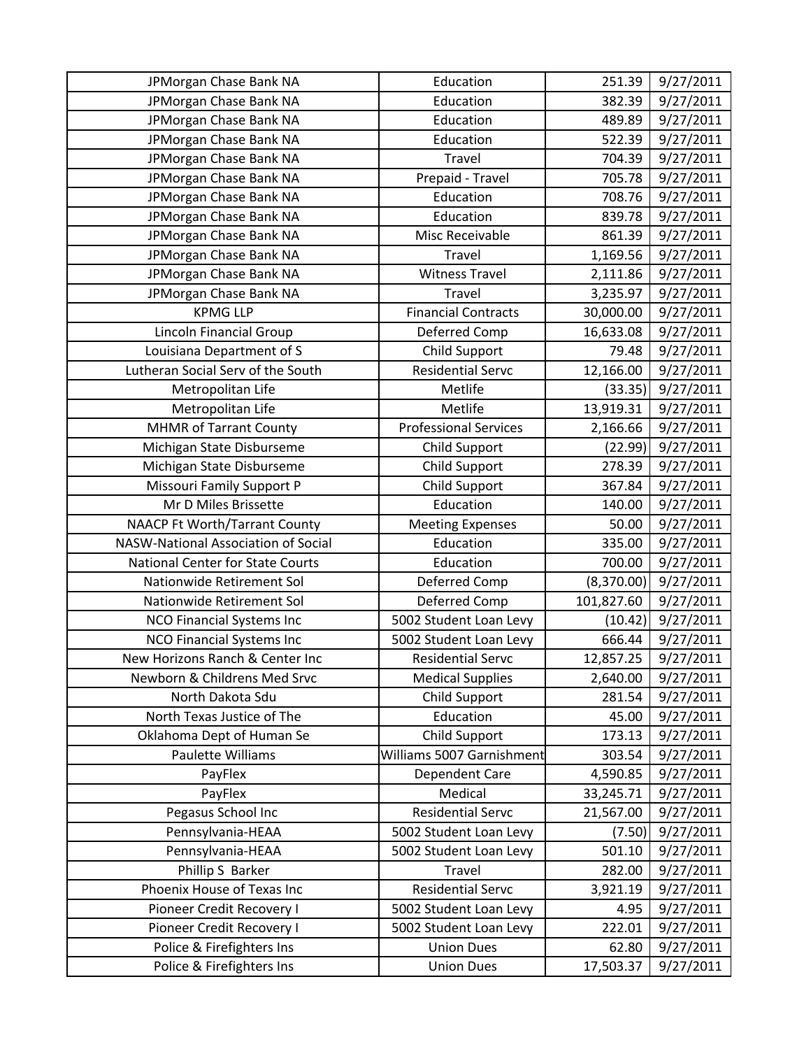| JPMorgan Chase Bank NA | Education | 251.39 | 9/27/2011 |
|---|---|---|---|
| JPMorgan Chase Bank NA | Education | 382.39 | 9/27/2011 |
| JPMorgan Chase Bank NA | Education | 489.89 | 9/27/2011 |
| JPMorgan Chase Bank NA | Education | 522.39 | 9/27/2011 |
| JPMorgan Chase Bank NA | Travel | 704.39 | 9/27/2011 |
| JPMorgan Chase Bank NA | Prepaid - Travel | 705.78 | 9/27/2011 |
| JPMorgan Chase Bank NA | Education | 708.76 | 9/27/2011 |
| JPMorgan Chase Bank NA | Education | 839.78 | 9/27/2011 |
| JPMorgan Chase Bank NA | Misc Receivable | 861.39 | 9/27/2011 |
| JPMorgan Chase Bank NA | Travel | 1,169.56 | 9/27/2011 |
| JPMorgan Chase Bank NA | Witness Travel | 2,111.86 | 9/27/2011 |
| JPMorgan Chase Bank NA | Travel | 3,235.97 | 9/27/2011 |
| KPMG LLP | Financial Contracts | 30,000.00 | 9/27/2011 |
| Lincoln Financial Group | Deferred Comp | 16,633.08 | 9/27/2011 |
| Louisiana Department of S | Child Support | 79.48 | 9/27/2011 |
| Lutheran Social Serv of the South | Residential Servc | 12,166.00 | 9/27/2011 |
| Metropolitan Life | Metlife | (33.35) | 9/27/2011 |
| Metropolitan Life | Metlife | 13,919.31 | 9/27/2011 |
| MHMR of Tarrant County | Professional Services | 2,166.66 | 9/27/2011 |
| Michigan State Disburseme | Child Support | (22.99) | 9/27/2011 |
| Michigan State Disburseme | Child Support | 278.39 | 9/27/2011 |
| Missouri Family Support P | Child Support | 367.84 | 9/27/2011 |
| Mr D Miles Brissette | Education | 140.00 | 9/27/2011 |
| NAACP Ft Worth/Tarrant County | Meeting Expenses | 50.00 | 9/27/2011 |
| NASW-National Association of Social | Education | 335.00 | 9/27/2011 |
| National Center for State Courts | Education | 700.00 | 9/27/2011 |
| Nationwide Retirement Sol | Deferred Comp | (8,370.00) | 9/27/2011 |
| Nationwide Retirement Sol | Deferred Comp | 101,827.60 | 9/27/2011 |
| NCO Financial Systems Inc | 5002 Student Loan Levy | (10.42) | 9/27/2011 |
| NCO Financial Systems Inc | 5002 Student Loan Levy | 666.44 | 9/27/2011 |
| New Horizons Ranch & Center Inc | Residential Servc | 12,857.25 | 9/27/2011 |
| Newborn & Childrens Med Srvc | Medical Supplies | 2,640.00 | 9/27/2011 |
| North Dakota Sdu | Child Support | 281.54 | 9/27/2011 |
| North Texas Justice of The | Education | 45.00 | 9/27/2011 |
| Oklahoma Dept of Human Se | Child Support | 173.13 | 9/27/2011 |
| Paulette Williams | Williams 5007 Garnishment | 303.54 | 9/27/2011 |
| PayFlex | Dependent Care | 4,590.85 | 9/27/2011 |
| PayFlex | Medical | 33,245.71 | 9/27/2011 |
| Pegasus School Inc | Residential Servc | 21,567.00 | 9/27/2011 |
| Pennsylvania-HEAA | 5002 Student Loan Levy | (7.50) | 9/27/2011 |
| Pennsylvania-HEAA | 5002 Student Loan Levy | 501.10 | 9/27/2011 |
| Phillip S Barker | Travel | 282.00 | 9/27/2011 |
| Phoenix House of Texas Inc | Residential Servc | 3,921.19 | 9/27/2011 |
| Pioneer Credit Recovery I | 5002 Student Loan Levy | 4.95 | 9/27/2011 |
| Pioneer Credit Recovery I | 5002 Student Loan Levy | 222.01 | 9/27/2011 |
| Police & Firefighters Ins | Union Dues | 62.80 | 9/27/2011 |
| Police & Firefighters Ins | Union Dues | 17,503.37 | 9/27/2011 |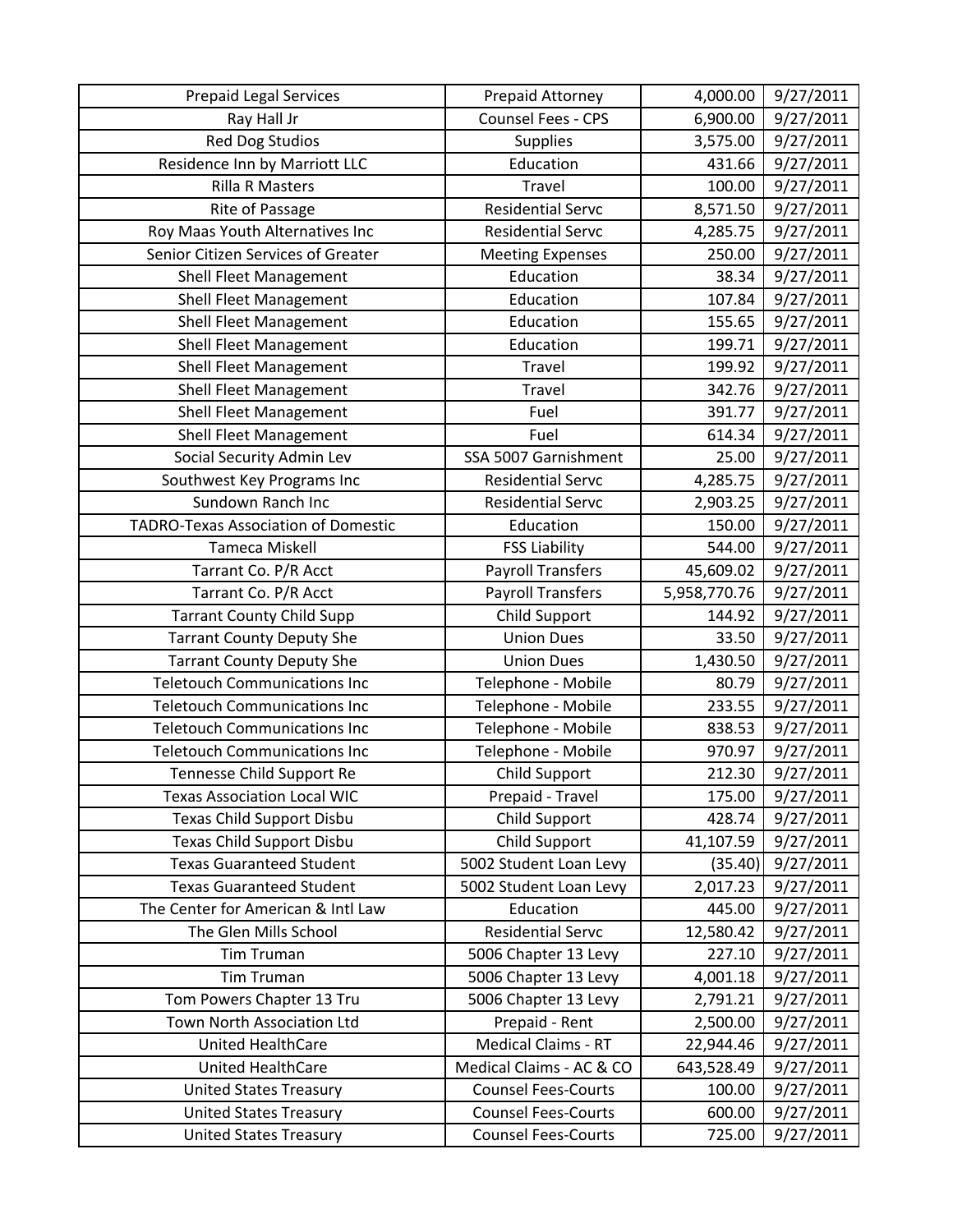| Prepaid Legal Services | Prepaid Attorney | 4,000.00 | 9/27/2011 |
|---|---|---|---|
| Ray Hall Jr | Counsel Fees - CPS | 6,900.00 | 9/27/2011 |
| Red Dog Studios | Supplies | 3,575.00 | 9/27/2011 |
| Residence Inn by Marriott LLC | Education | 431.66 | 9/27/2011 |
| Rilla R Masters | Travel | 100.00 | 9/27/2011 |
| Rite of Passage | Residential Servc | 8,571.50 | 9/27/2011 |
| Roy Maas Youth Alternatives Inc | Residential Servc | 4,285.75 | 9/27/2011 |
| Senior Citizen Services of Greater | Meeting Expenses | 250.00 | 9/27/2011 |
| Shell Fleet Management | Education | 38.34 | 9/27/2011 |
| Shell Fleet Management | Education | 107.84 | 9/27/2011 |
| Shell Fleet Management | Education | 155.65 | 9/27/2011 |
| Shell Fleet Management | Education | 199.71 | 9/27/2011 |
| Shell Fleet Management | Travel | 199.92 | 9/27/2011 |
| Shell Fleet Management | Travel | 342.76 | 9/27/2011 |
| Shell Fleet Management | Fuel | 391.77 | 9/27/2011 |
| Shell Fleet Management | Fuel | 614.34 | 9/27/2011 |
| Social Security Admin Lev | SSA 5007 Garnishment | 25.00 | 9/27/2011 |
| Southwest Key Programs Inc | Residential Servc | 4,285.75 | 9/27/2011 |
| Sundown Ranch Inc | Residential Servc | 2,903.25 | 9/27/2011 |
| TADRO-Texas Association of Domestic | Education | 150.00 | 9/27/2011 |
| Tameca Miskell | FSS Liability | 544.00 | 9/27/2011 |
| Tarrant Co. P/R Acct | Payroll Transfers | 45,609.02 | 9/27/2011 |
| Tarrant Co. P/R Acct | Payroll Transfers | 5,958,770.76 | 9/27/2011 |
| Tarrant County Child Supp | Child Support | 144.92 | 9/27/2011 |
| Tarrant County Deputy She | Union Dues | 33.50 | 9/27/2011 |
| Tarrant County Deputy She | Union Dues | 1,430.50 | 9/27/2011 |
| Teletouch Communications Inc | Telephone - Mobile | 80.79 | 9/27/2011 |
| Teletouch Communications Inc | Telephone - Mobile | 233.55 | 9/27/2011 |
| Teletouch Communications Inc | Telephone - Mobile | 838.53 | 9/27/2011 |
| Teletouch Communications Inc | Telephone - Mobile | 970.97 | 9/27/2011 |
| Tennesse Child Support Re | Child Support | 212.30 | 9/27/2011 |
| Texas Association Local WIC | Prepaid - Travel | 175.00 | 9/27/2011 |
| Texas Child Support Disbu | Child Support | 428.74 | 9/27/2011 |
| Texas Child Support Disbu | Child Support | 41,107.59 | 9/27/2011 |
| Texas Guaranteed Student | 5002 Student Loan Levy | (35.40) | 9/27/2011 |
| Texas Guaranteed Student | 5002 Student Loan Levy | 2,017.23 | 9/27/2011 |
| The Center for American & Intl Law | Education | 445.00 | 9/27/2011 |
| The Glen Mills School | Residential Servc | 12,580.42 | 9/27/2011 |
| Tim Truman | 5006 Chapter 13 Levy | 227.10 | 9/27/2011 |
| Tim Truman | 5006 Chapter 13 Levy | 4,001.18 | 9/27/2011 |
| Tom Powers Chapter 13 Tru | 5006 Chapter 13 Levy | 2,791.21 | 9/27/2011 |
| Town North Association Ltd | Prepaid - Rent | 2,500.00 | 9/27/2011 |
| United HealthCare | Medical Claims - RT | 22,944.46 | 9/27/2011 |
| United HealthCare | Medical Claims - AC & CO | 643,528.49 | 9/27/2011 |
| United States Treasury | Counsel Fees-Courts | 100.00 | 9/27/2011 |
| United States Treasury | Counsel Fees-Courts | 600.00 | 9/27/2011 |
| United States Treasury | Counsel Fees-Courts | 725.00 | 9/27/2011 |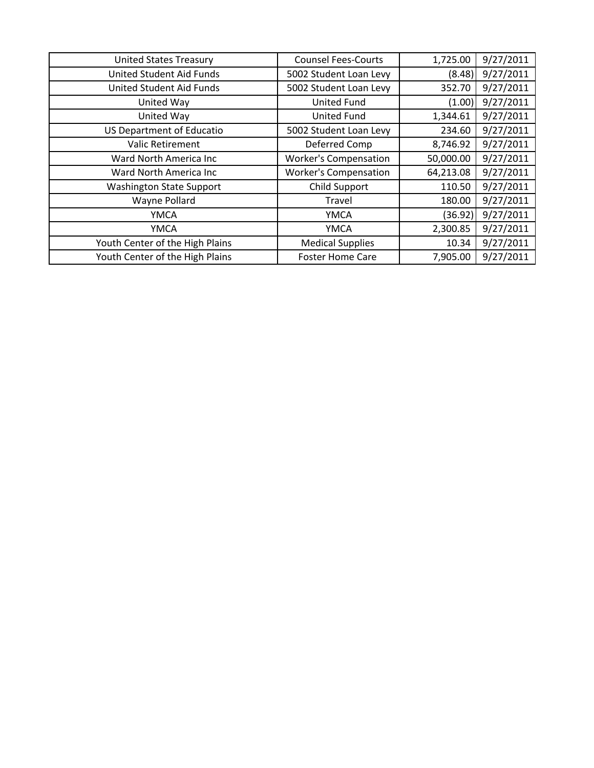| | | | |
|---|---|---|---|
| United States Treasury | Counsel Fees-Courts | 1,725.00 | 9/27/2011 |
| United Student Aid Funds | 5002 Student Loan Levy | (8.48) | 9/27/2011 |
| United Student Aid Funds | 5002 Student Loan Levy | 352.70 | 9/27/2011 |
| United Way | United Fund | (1.00) | 9/27/2011 |
| United Way | United Fund | 1,344.61 | 9/27/2011 |
| US Department of Educatio | 5002 Student Loan Levy | 234.60 | 9/27/2011 |
| Valic Retirement | Deferred Comp | 8,746.92 | 9/27/2011 |
| Ward North America Inc | Worker's Compensation | 50,000.00 | 9/27/2011 |
| Ward North America Inc | Worker's Compensation | 64,213.08 | 9/27/2011 |
| Washington State Support | Child Support | 110.50 | 9/27/2011 |
| Wayne Pollard | Travel | 180.00 | 9/27/2011 |
| YMCA | YMCA | (36.92) | 9/27/2011 |
| YMCA | YMCA | 2,300.85 | 9/27/2011 |
| Youth Center of the High Plains | Medical Supplies | 10.34 | 9/27/2011 |
| Youth Center of the High Plains | Foster Home Care | 7,905.00 | 9/27/2011 |